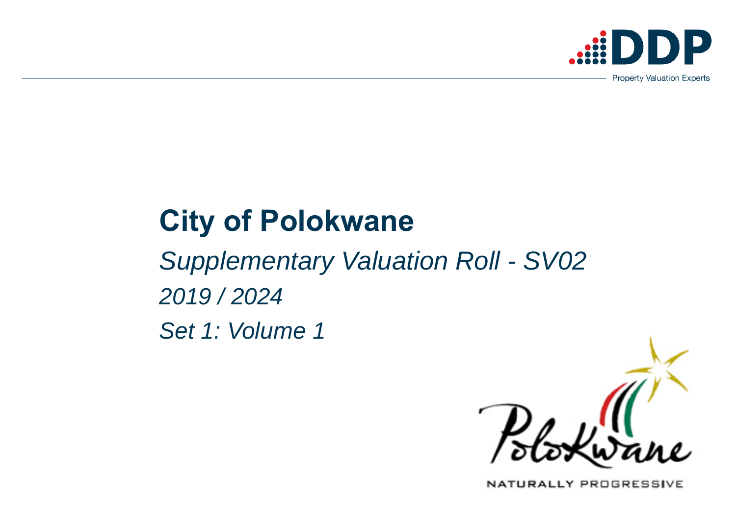DDP

Property Valuation Experts

# City of Polokwane

*Supplementary Valuation Roll - SV02*

*2019 / 2024*

*Set 1: Volume 1*

Polokwane

NATURALLY PROGRESSIVE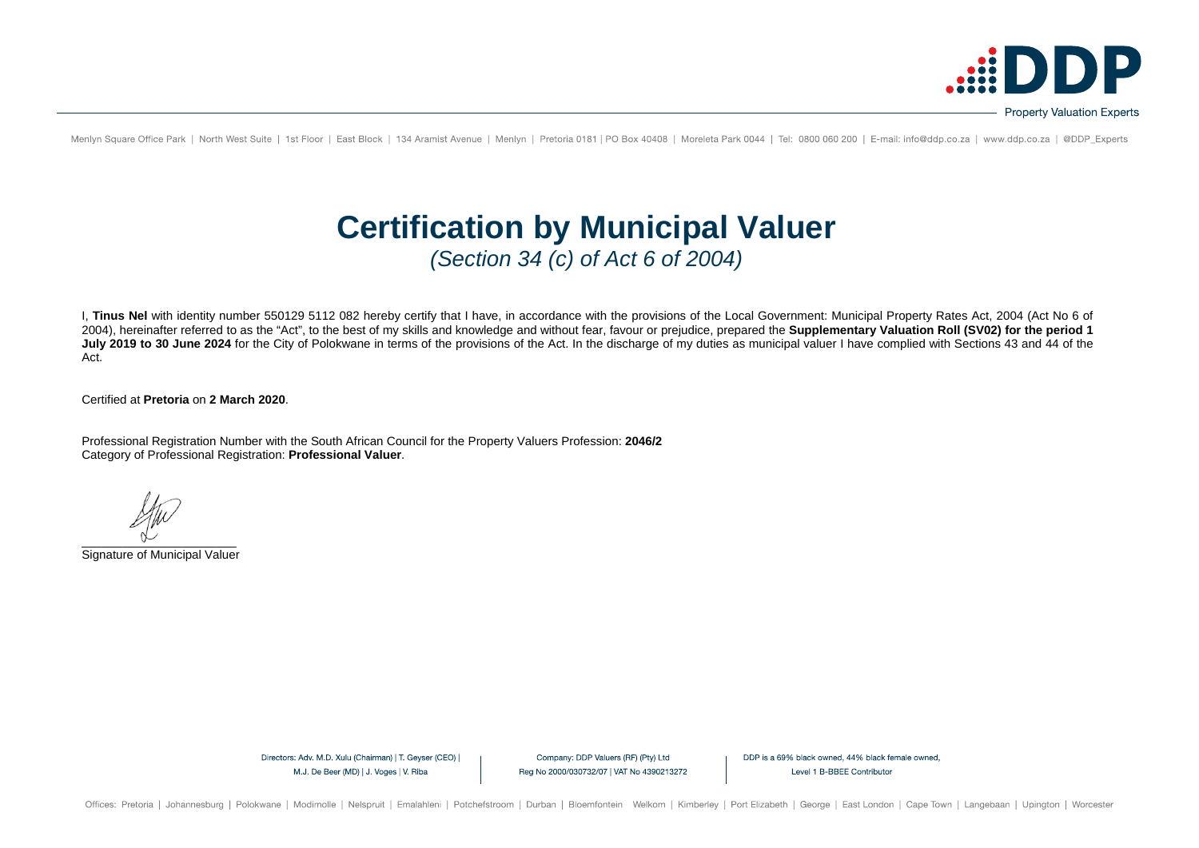# Certification by Municipal Valuer

*(Section 34 (c) of Act 6 of 2004)*

I, **Tinus Nel** with identity number 550129 5112 082 hereby certify that I have, in accordance with the provisions of the Local Government: Municipal Property Rates Act, 2004 (Act No 6 of 2004), hereinafter referred to as the "Act", to the best of my skills and knowledge and without fear, favour or prejudice, prepared the **Supplementary Valuation Roll (SV02) for the period 1 July 2019 to 30 June 2024** for the City of Polokwane in terms of the provisions of the Act. In the discharge of my duties as municipal valuer I have complied with Sections 43 and 44 of the Act.

Certified at **Pretoria** on **2 March 2020**.

Professional Registration Number with the South African Council for the Property Valuers Profession: **2046/2**
Category of Professional Registration: **Professional Valuer**.

Signature of Municipal Valuer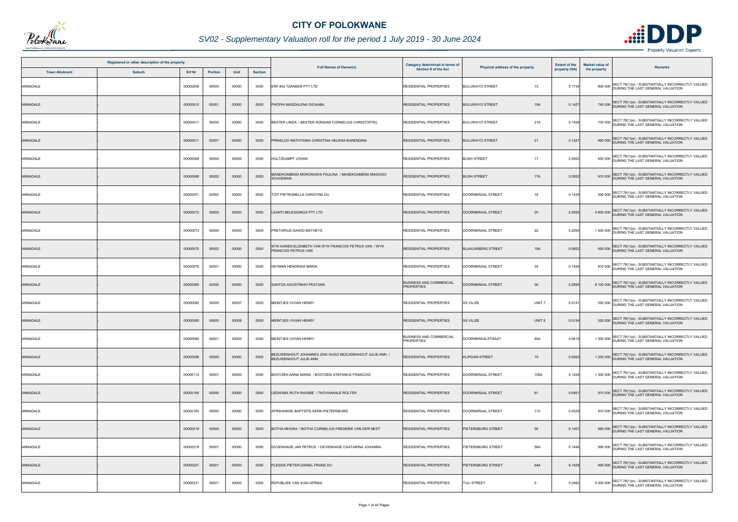# CITY OF POLOKWANE

## SV02 - Supplementary Valuation roll for the period 1 July 2019 - 30 June 2024

| Registered or other description of the property | | | | | | Full Names of Owner(s) | Category determined in terms of Section 8 of the Act | Physical address of the property | | Extent of the property (HA) | Market value of the property | Remarks |
|---|---|---|---|---|---|---|---|---|---|---|---|---|
| Town Allotment | Suburb | Erf Nr | Portion | Unit | Section | | | | | | | |
| ANNADALE | - | 00000008 | 00000 | 00000 | 0000 | ERF 842 TZANEEN PTY LTD | RESIDENTIAL PROPERTIES | BULUWAYO STREET | 15 | 0.1734 | 800 000 | SECT 78(1)(e) - SUBSTANTIALLY INCORRECTLY VALUED DURING THE LAST GENERAL VALUATION |
| ANNADALE | - | 00000010 | 00001 | 00000 | 0000 | PHOPHI MAGDALENA DICHABA | RESIDENTIAL PROPERTIES | BULUWAYO STREET | 19A | 0.1427 | 740 000 | SECT 78(1)(e) - SUBSTANTIALLY INCORRECTLY VALUED DURING THE LAST GENERAL VALUATION |
| ANNADALE | - | 00000011 | 00000 | 00000 | 0000 | BESTER LINDA / BESTER ADRIAAN CORNELIUS CHRISTOFFEL | RESIDENTIAL PROPERTIES | BULUWAYO STREET | 21A | 0.1428 | 730 000 | SECT 78(1)(e) - SUBSTANTIALLY INCORRECTLY VALUED DURING THE LAST GENERAL VALUATION |
| ANNADALE | - | 00000011 | 00001 | 00000 | 0000 | PRINSLOO MATHYSINA CHRISTINA HELENA BARENDINA | RESIDENTIAL PROPERTIES | BULUWAYO STREET | 21 | 0.1427 | 990 000 | SECT 78(1)(e) - SUBSTANTIALLY INCORRECTLY VALUED DURING THE LAST GENERAL VALUATION |
| ANNADALE | - | 00000068 | 00000 | 00000 | 0000 | HOLTZKAMPF JOHAN | RESIDENTIAL PROPERTIES | BUSH STREET | 17 | 0.0952 | 850 000 | SECT 78(1)(e) - SUBSTANTIALLY INCORRECTLY VALUED DURING THE LAST GENERAL VALUATION |
| ANNADALE | - | 00000068 | 00002 | 00000 | 0000 | MASEKOAMENG MORONGWA PAULINA / MASEKOAMENG MAGOGO SCHOEMAN | RESIDENTIAL PROPERTIES | BUSH STREET | 17A | 0.0952 | 910 000 | SECT 78(1)(e) - SUBSTANTIALLY INCORRECTLY VALUED DURING THE LAST GENERAL VALUATION |
| ANNADALE | - | 00000071 | 00000 | 00000 | 0000 | TOIT PIETRONELLA CHRSTINA DU | RESIDENTIAL PROPERTIES | DOORNKRAAL STREET | 18 | 0.1428 | 590 000 | SECT 78(1)(e) - SUBSTANTIALLY INCORRECTLY VALUED DURING THE LAST GENERAL VALUATION |
| ANNADALE | - | 00000072 | 00000 | 00000 | 0000 | LEANTI BELEGGINGS PTY LTD | RESIDENTIAL PROPERTIES | DOORNKRAAL STREET | 20 | 0.2855 | 4 600 000 | SECT 78(1)(e) - SUBSTANTIALLY INCORRECTLY VALUED DURING THE LAST GENERAL VALUATION |
| ANNADALE | - | 00000073 | 00000 | 00000 | 0000 | PRETORIUS DAWID MATHEYS | RESIDENTIAL PROPERTIES | DOORNKRAAL STREET | 22 | 0.2855 | 1 500 000 | SECT 78(1)(e) - SUBSTANTIALLY INCORRECTLY VALUED DURING THE LAST GENERAL VALUATION |
| ANNADALE | - | 00000075 | 00002 | 00000 | 0000 | WYK KAREN ELIZABETH VAN WYK FRANCOIS PETRUS VAN / WYK FRANCOIS PETRUS VAN | RESIDENTIAL PROPERTIES | BLAAUWBERG STREET | 18A | 0.0952 | 650 000 | SECT 78(1)(e) - SUBSTANTIALLY INCORRECTLY VALUED DURING THE LAST GENERAL VALUATION |
| ANNADALE | - | 00000079 | 00001 | 00000 | 0000 | HEYMAN HENDRIKA MARIA | RESIDENTIAL PROPERTIES | DOORNKRAAL STREET | 34 | 0.1428 | 810 000 | SECT 78(1)(e) - SUBSTANTIALLY INCORRECTLY VALUED DURING THE LAST GENERAL VALUATION |
| ANNADALE | - | 00000080 | 00000 | 00000 | 0000 | SANTOS AGOSTINHO PESTANA | BUSINESS AND COMMERCIAL PROPERTIES | DOORNKRAAL STREET | 36 | 0.2855 | 8 100 000 | SECT 78(1)(e) - SUBSTANTIALLY INCORRECTLY VALUED DURING THE LAST GENERAL VALUATION |
| ANNADALE | - | 00000085 | 00000 | 00007 | 0000 | MEINTJES VIVIAN HENRY | RESIDENTIAL PROPERTIES | SS VILIZE | UNIT 7 | 0.0141 | 550 000 | SECT 78(1)(e) - SUBSTANTIALLY INCORRECTLY VALUED DURING THE LAST GENERAL VALUATION |
| ANNADALE | - | 00000085 | 00000 | 00008 | 0000 | MEINTJES VIVIAN HENRY | RESIDENTIAL PROPERTIES | SS VILIZE | UNIT 8 | 0.0134 | 520 000 | SECT 78(1)(e) - SUBSTANTIALLY INCORRECTLY VALUED DURING THE LAST GENERAL VALUATION |
| ANNADALE | - | 00000085 | 00001 | 00000 | 0000 | MEINTJES VIVIAN HENRY | BUSINESS AND COMMERCIAL PROPERTIES | DOORNKRAALSTRAAT | 46A | 0.0819 | 1 000 000 | SECT 78(1)(e) - SUBSTANTIALLY INCORRECTLY VALUED DURING THE LAST GENERAL VALUATION |
| ANNADALE | - | 00000098 | 00000 | 00000 | 0000 | BEZUIDENHOUT JOHANNES IZAK HUGO BEZUIDENHOUT JULIE-ANN / BEZUIDENHOUT JULIE-ANN | RESIDENTIAL PROPERTIES | KLIPDAM STREET | 19 | 0.0952 | 1 200 000 | SECT 78(1)(e) - SUBSTANTIALLY INCORRECTLY VALUED DURING THE LAST GENERAL VALUATION |
| ANNADALE | - | 00000112 | 00001 | 00000 | 0000 | BOOYZEN ANNA MARIA / BOOYZEN STEFANUS FRANCOIS | RESIDENTIAL PROPERTIES | DOORNKRAAL STREET | 100A | 0.1428 | 1 300 000 | SECT 78(1)(e) - SUBSTANTIALLY INCORRECTLY VALUED DURING THE LAST GENERAL VALUATION |
| ANNADALE | - | 00000156 | 00000 | 00000 | 0000 | LEDWABA RUTH RAISIBE / THOVHAKALE ROLTER | RESIDENTIAL PROPERTIES | DOORNKRAAL STREET | 61 | 0.0951 | 910 000 | SECT 78(1)(e) - SUBSTANTIALLY INCORRECTLY VALUED DURING THE LAST GENERAL VALUATION |
| ANNADALE | - | 00000183 | 00000 | 00000 | 0000 | AFRIKAANSE BAPTISTE KERK-PIETERSBURG | RESIDENTIAL PROPERTIES | DOORNKRAAL STREET | 115 | 0.4529 | 810 000 | SECT 78(1)(e) - SUBSTANTIALLY INCORRECTLY VALUED DURING THE LAST GENERAL VALUATION |
| ANNADALE | - | 00000218 | 00000 | 00000 | 0000 | BOTHA MHONA / BOTHA CORNELIUS FREDERIK VAN DER NEST | RESIDENTIAL PROPERTIES | PIETERSBURG STREET | 58 | 0.1407 | 880 000 | SECT 78(1)(e) - SUBSTANTIALLY INCORRECTLY VALUED DURING THE LAST GENERAL VALUATION |
| ANNADALE | - | 00000218 | 00001 | 00000 | 0000 | DUVENHAGE JAN PETRUS / DEVENHAGE CHATARINA JOHANNA | RESIDENTIAL PROPERTIES | PIETERSBURG STREET | 58A | 0.1448 | 990 000 | SECT 78(1)(e) - SUBSTANTIALLY INCORRECTLY VALUED DURING THE LAST GENERAL VALUATION |
| ANNADALE | - | 00000221 | 00001 | 00000 | 0000 | PLESSIS PIETER DANIEL FRANS DU | RESIDENTIAL PROPERTIES | PIETERSBURG STREET | 64A | 0.1428 | 990 000 | SECT 78(1)(e) - SUBSTANTIALLY INCORRECTLY VALUED DURING THE LAST GENERAL VALUATION |
| ANNADALE | - | 00000231 | 00001 | 00000 | 0000 | REPUBLIEK VAN SUID-AFRIKA | RESIDENTIAL PROPERTIES | TULI STREET | 9 | 0.2482 | 5 000 000 | SECT 78(1)(e) - SUBSTANTIALLY INCORRECTLY VALUED DURING THE LAST GENERAL VALUATION |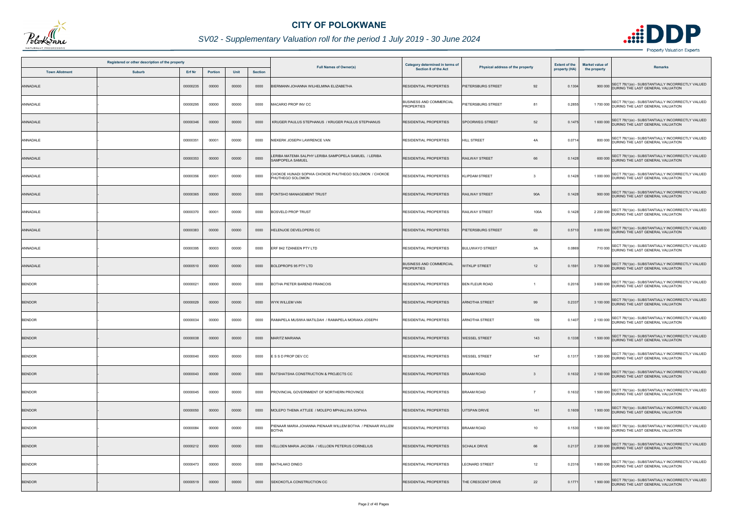# CITY OF POLOKWANE

## SV02 - Supplementary Valuation roll for the period 1 July 2019 - 30 June 2024

| Registered or other description of the property | | | | | | Full Names of Owner(s) | Category determined in terms of Section 8 of the Act | Physical address of the property | | Extent of the property (HA) | Market value of the property | Remarks |
|---|---|---|---|---|---|---|---|---|---|---|---|---|
| Town Allotment | Suburb | Erf Nr | Portion | Unit | Section | | | | | | | |
| ANNADALE | - | 00000235 | 00000 | 00000 | 0000 | BIERMANN JOHANNA WILHELMINA ELIZABETHA | RESIDENTIAL PROPERTIES | PIETERSBURG STREET | 92 | 0.1304 | 900 000 | SECT 78(1)(e) - SUBSTANTIALLY INCORRECTLY VALUED DURING THE LAST GENERAL VALUATION |
| ANNADALE | - | 00000295 | 00000 | 00000 | 0000 | MACARIO PROP INV CC | BUSINESS AND COMMERCIAL PROPERTIES | PIETERSBURG STREET | 81 | 0.2855 | 1 700 000 | SECT 78(1)(e) - SUBSTANTIALLY INCORRECTLY VALUED DURING THE LAST GENERAL VALUATION |
| ANNADALE | - | 00000346 | 00000 | 00000 | 0000 | KRUGER PAULUS STEPHANUS / KRUGER PAULUS STEPHANUS | RESIDENTIAL PROPERTIES | SPOORWEG STREET | 52 | 0.1475 | 1 600 000 | SECT 78(1)(e) - SUBSTANTIALLY INCORRECTLY VALUED DURING THE LAST GENERAL VALUATION |
| ANNADALE | - | 00000351 | 00001 | 00000 | 0000 | NIEKERK JOSEPH LAWRENCE VAN | RESIDENTIAL PROPERTIES | HILL STREET | 4A | 0.0714 | 800 000 | SECT 78(1)(e) - SUBSTANTIALLY INCORRECTLY VALUED DURING THE LAST GENERAL VALUATION |
| ANNADALE | - | 00000353 | 00000 | 00000 | 0000 | LERIBA MATEMA SALPHY LERIBA SAMPOPELA SAMUEL / LERIBA SAMPOPELA SAMUEL | RESIDENTIAL PROPERTIES | RAILWAY STREET | 66 | 0.1428 | 600 000 | SECT 78(1)(e) - SUBSTANTIALLY INCORRECTLY VALUED DURING THE LAST GENERAL VALUATION |
| ANNADALE | - | 00000356 | 00001 | 00000 | 0000 | CHOKOE HUNADI SOPHIA CHOKOE PHUTHEGO SOLOMON / CHOKOE PHUTHEGO SOLOMON | RESIDENTIAL PROPERTIES | KLIPDAM STREET | 3 | 0.1428 | 1 000 000 | SECT 78(1)(e) - SUBSTANTIALLY INCORRECTLY VALUED DURING THE LAST GENERAL VALUATION |
| ANNADALE | - | 00000365 | 00000 | 00000 | 0000 | PONTSHO MANAGEMENT TRUST | RESIDENTIAL PROPERTIES | RAILWAY STREET | 90A | 0.1428 | 900 000 | SECT 78(1)(e) - SUBSTANTIALLY INCORRECTLY VALUED DURING THE LAST GENERAL VALUATION |
| ANNADALE | - | 00000370 | 00001 | 00000 | 0000 | BOSVELD PROP TRUST | RESIDENTIAL PROPERTIES | RAILWAY STREET | 100A | 0.1428 | 2 200 000 | SECT 78(1)(e) - SUBSTANTIALLY INCORRECTLY VALUED DURING THE LAST GENERAL VALUATION |
| ANNADALE | - | 00000383 | 00000 | 00000 | 0000 | HELENJOE DEVELOPERS CC | RESIDENTIAL PROPERTIES | PIETERSBURG STREET | 69 | 0.5710 | 8 000 000 | SECT 78(1)(e) - SUBSTANTIALLY INCORRECTLY VALUED DURING THE LAST GENERAL VALUATION |
| ANNADALE | - | 00000395 | 00003 | 00000 | 0000 | ERF 842 TZANEEN PTY LTD | RESIDENTIAL PROPERTIES | BULUWAYO STREET | 3A | 0.0869 | 710 000 | SECT 78(1)(e) - SUBSTANTIALLY INCORRECTLY VALUED DURING THE LAST GENERAL VALUATION |
| ANNADALE | - | 00000510 | 00000 | 00000 | 0000 | BOLDPROPS 95 PTY LTD | BUSINESS AND COMMERCIAL PROPERTIES | WITKLIP STREET | 12 | 0.1591 | 3 750 000 | SECT 78(1)(e) - SUBSTANTIALLY INCORRECTLY VALUED DURING THE LAST GENERAL VALUATION |
| BENDOR | - | 00000021 | 00000 | 00000 | 0000 | BOTHA PIETER BAREND FRANCOIS | RESIDENTIAL PROPERTIES | BEN FLEUR ROAD | 1 | 0.2016 | 3 600 000 | SECT 78(1)(e) - SUBSTANTIALLY INCORRECTLY VALUED DURING THE LAST GENERAL VALUATION |
| BENDOR | - | 00000029 | 00000 | 00000 | 0000 | WYK WILLEM VAN | RESIDENTIAL PROPERTIES | ARNOTHA STREET | 99 | 0.2337 | 3 100 000 | SECT 78(1)(e) - SUBSTANTIALLY INCORRECTLY VALUED DURING THE LAST GENERAL VALUATION |
| BENDOR | - | 00000034 | 00000 | 00000 | 0000 | RAMAPELA MUSIWA MATILDAH / RAMAPELA MORAKA JOSEPH | RESIDENTIAL PROPERTIES | ARNOTHA STREET | 109 | 0.1407 | 2 100 000 | SECT 78(1)(e) - SUBSTANTIALLY INCORRECTLY VALUED DURING THE LAST GENERAL VALUATION |
| BENDOR | - | 00000038 | 00000 | 00000 | 0000 | MARITZ MARIANA | RESIDENTIAL PROPERTIES | WESSEL STREET | 143 | 0.1338 | 1 500 000 | SECT 78(1)(e) - SUBSTANTIALLY INCORRECTLY VALUED DURING THE LAST GENERAL VALUATION |
| BENDOR | - | 00000040 | 00000 | 00000 | 0000 | E S S D PROP DEV CC | RESIDENTIAL PROPERTIES | WESSEL STREET | 147 | 0.1317 | 1 300 000 | SECT 78(1)(e) - SUBSTANTIALLY INCORRECTLY VALUED DURING THE LAST GENERAL VALUATION |
| BENDOR | - | 00000043 | 00000 | 00000 | 0000 | RATSHATSHA CONSTRUCTION & PROJECTS CC | RESIDENTIAL PROPERTIES | BRAAM ROAD | 3 | 0.1632 | 2 100 000 | SECT 78(1)(e) - SUBSTANTIALLY INCORRECTLY VALUED DURING THE LAST GENERAL VALUATION |
| BENDOR | - | 00000045 | 00000 | 00000 | 0000 | PROVINCIAL GOVERNMENT OF NORTHERN PROVINCE | RESIDENTIAL PROPERTIES | BRAAM ROAD | 7 | 0.1632 | 1 500 000 | SECT 78(1)(e) - SUBSTANTIALLY INCORRECTLY VALUED DURING THE LAST GENERAL VALUATION |
| BENDOR | - | 00000050 | 00000 | 00000 | 0000 | MOLEPO THEMA ATTLEE / MOLEPO MPHALLWA SOPHIA | RESIDENTIAL PROPERTIES | UITSPAN DRIVE | 141 | 0.1609 | 1 900 000 | SECT 78(1)(e) - SUBSTANTIALLY INCORRECTLY VALUED DURING THE LAST GENERAL VALUATION |
| BENDOR | - | 00000084 | 00000 | 00000 | 0000 | PIENAAR MARIA JOHANNA PIENAAR WILLEM BOTHA / PIENAAR WILLEM BOTHA | RESIDENTIAL PROPERTIES | BRAAM ROAD | 10 | 0.1530 | 1 500 000 | SECT 78(1)(e) - SUBSTANTIALLY INCORRECTLY VALUED DURING THE LAST GENERAL VALUATION |
| BENDOR | - | 00000212 | 00000 | 00000 | 0000 | VELLOEN MARIA JACOBA / VELLOEN PETERUS CORNELIUS | RESIDENTIAL PROPERTIES | SCHALK DRIVE | 66 | 0.2137 | 2 300 000 | SECT 78(1)(e) - SUBSTANTIALLY INCORRECTLY VALUED DURING THE LAST GENERAL VALUATION |
| BENDOR | - | 00000473 | 00000 | 00000 | 0000 | MATHLAKO DINEO | RESIDENTIAL PROPERTIES | LEONARD STREET | 12 | 0.2316 | 1 800 000 | SECT 78(1)(e) - SUBSTANTIALLY INCORRECTLY VALUED DURING THE LAST GENERAL VALUATION |
| BENDOR | - | 00000519 | 00000 | 00000 | 0000 | SEKOKOTLA CONSTRUCTION CC | RESIDENTIAL PROPERTIES | THE CRESCENT DRIVE | 22 | 0.1771 | 1 900 000 | SECT 78(1)(e) - SUBSTANTIALLY INCORRECTLY VALUED DURING THE LAST GENERAL VALUATION |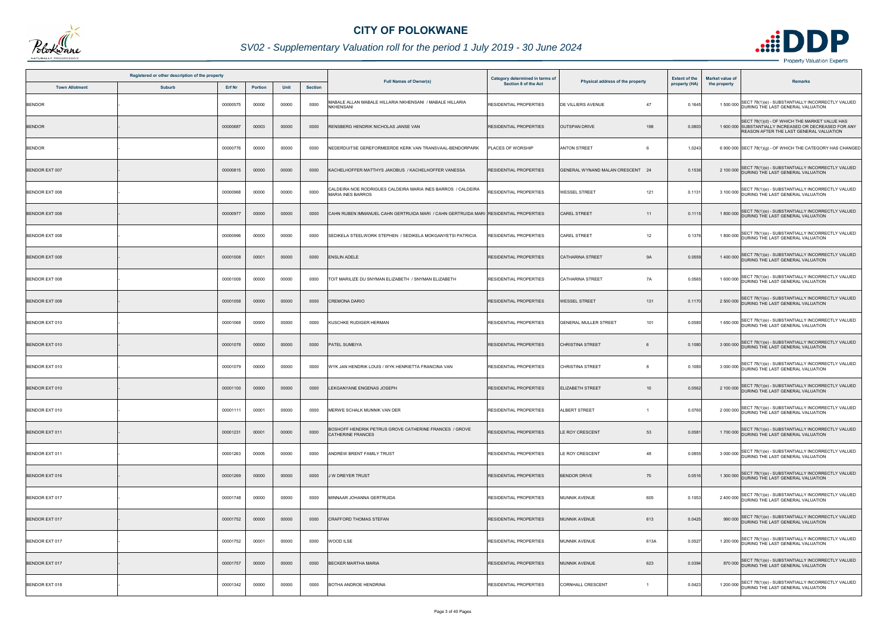# CITY OF POLOKWANE

## SV02 - Supplementary Valuation roll for the period 1 July 2019 - 30 June 2024

| Registered or other description of the property | | | | | | Full Names of Owner(s) | Category determined in terms of Section 8 of the Act | Physical address of the property | | Extent of the property (HA) | Market value of the property | Remarks |
|---|---|---|---|---|---|---|---|---|---|---|---|---|
| Town Allotment | Suburb | Erf Nr | Portion | Unit | Section | | | | | | | |
| BENDOR | - | 00000575 | 00000 | 00000 | 0000 | MABALE ALLAN MABALE HILLARIA NKHENSANI / MABALE HILLARIA NKHENSANI | RESIDENTIAL PROPERTIES | DE VILLIERS AVENUE | 47 | 0.1645 | 1 500 000 | SECT 78(1)(e) - SUBSTANTIALLY INCORRECTLY VALUED DURING THE LAST GENERAL VALUATION |
| BENDOR | - | 00000687 | 00003 | 00000 | 0000 | RENSBERG HENDRIK NICHOLAS JANSE VAN | RESIDENTIAL PROPERTIES | OUTSPAN DRIVE | 198 | 0.0803 | 1 600 000 | SECT 78(1)(d) - OF WHICH THE MARKET VALUE HAS SUBSTANTIALLY INCREASED OR DECREASED FOR ANY REASON AFTER THE LAST GENERAL VALUATION |
| BENDOR | - | 00000776 | 00000 | 00000 | 0000 | NEDERDUITSE GEREFORMEERDE KERK VAN TRANSVAAL-BENDORPARK | PLACES OF WORSHIP | ANTON STREET | 6 | 1.0243 | 6 900 000 | SECT 78(1)(g) - OF WHICH THE CATEGORY HAS CHANGED |
| BENDOR EXT 007 | - | 00000815 | 00000 | 00000 | 0000 | KACHELHOFFER MATTHYS JAKOBUS / KACHELHOFFER VANESSA | RESIDENTIAL PROPERTIES | GENERAL WYNAND MALAN CRESCENT | 24 | 0.1536 | 2 100 000 | SECT 78(1)(e) - SUBSTANTIALLY INCORRECTLY VALUED DURING THE LAST GENERAL VALUATION |
| BENDOR EXT 008 | - | 00000968 | 00000 | 00000 | 0000 | CALDEIRA NOE RODRIGUES CALDEIRA MARIA INES BARROS / CALDEIRA MARIA INES BARROS | RESIDENTIAL PROPERTIES | WESSEL STREET | 121 | 0.1131 | 3 100 000 | SECT 78(1)(e) - SUBSTANTIALLY INCORRECTLY VALUED DURING THE LAST GENERAL VALUATION |
| BENDOR EXT 008 | - | 00000977 | 00000 | 00000 | 0000 | CAHN RUBEN IMMANUEL CAHN GERTRUIDA MARI / CAHN GERTRUIDA MARI | RESIDENTIAL PROPERTIES | CAREL STREET | 11 | 0.1115 | 1 800 000 | SECT 78(1)(e) - SUBSTANTIALLY INCORRECTLY VALUED DURING THE LAST GENERAL VALUATION |
| BENDOR EXT 008 | - | 00000996 | 00000 | 00000 | 0000 | SEDIKELA STEELWORK STEPHEN / SEDIKELA MOKGANYETSI PATRICIA | RESIDENTIAL PROPERTIES | CAREL STREET | 12 | 0.1376 | 1 800 000 | SECT 78(1)(e) - SUBSTANTIALLY INCORRECTLY VALUED DURING THE LAST GENERAL VALUATION |
| BENDOR EXT 008 | - | 00001008 | 00001 | 00000 | 0000 | ENSLIN ADELE | RESIDENTIAL PROPERTIES | CATHARINA STREET | 9A | 0.0559 | 1 400 000 | SECT 78(1)(e) - SUBSTANTIALLY INCORRECTLY VALUED DURING THE LAST GENERAL VALUATION |
| BENDOR EXT 008 | - | 00001009 | 00000 | 00000 | 0000 | TOIT MARILIZE DU SNYMAN ELIZABETH / SNYMAN ELIZABETH | RESIDENTIAL PROPERTIES | CATHARINA STREET | 7A | 0.0565 | 1 600 000 | SECT 78(1)(e) - SUBSTANTIALLY INCORRECTLY VALUED DURING THE LAST GENERAL VALUATION |
| BENDOR EXT 008 | - | 00001058 | 00000 | 00000 | 0000 | CREMONA DARIO | RESIDENTIAL PROPERTIES | WESSEL STREET | 131 | 0.1170 | 2 500 000 | SECT 78(1)(e) - SUBSTANTIALLY INCORRECTLY VALUED DURING THE LAST GENERAL VALUATION |
| BENDOR EXT 010 | - | 00001068 | 00000 | 00000 | 0000 | KUSCHKE RUDIGER HERMAN | RESIDENTIAL PROPERTIES | GENERAL MULLER STREET | 101 | 0.0580 | 1 650 000 | SECT 78(1)(e) - SUBSTANTIALLY INCORRECTLY VALUED DURING THE LAST GENERAL VALUATION |
| BENDOR EXT 010 | - | 00001078 | 00000 | 00000 | 0000 | PATEL SUMEIYA | RESIDENTIAL PROPERTIES | CHRISTINA STREET | 6 | 0.1080 | 3 000 000 | SECT 78(1)(e) - SUBSTANTIALLY INCORRECTLY VALUED DURING THE LAST GENERAL VALUATION |
| BENDOR EXT 010 | - | 00001079 | 00000 | 00000 | 0000 | WYK JAN HENDRIK LOUIS / WYK HENRIETTA FRANCINA VAN | RESIDENTIAL PROPERTIES | CHRISTINA STREET | 8 | 0.1080 | 3 000 000 | SECT 78(1)(e) - SUBSTANTIALLY INCORRECTLY VALUED DURING THE LAST GENERAL VALUATION |
| BENDOR EXT 010 | - | 00001100 | 00000 | 00000 | 0000 | LEKGANYANE ENGENAS JOSEPH | RESIDENTIAL PROPERTIES | ELIZABETH STREET | 10 | 0.0562 | 2 100 000 | SECT 78(1)(e) - SUBSTANTIALLY INCORRECTLY VALUED DURING THE LAST GENERAL VALUATION |
| BENDOR EXT 010 | - | 00001111 | 00001 | 00000 | 0000 | MERWE SCHALK MUNNIK VAN DER | RESIDENTIAL PROPERTIES | ALBERT STREET | 1 | 0.0760 | 2 000 000 | SECT 78(1)(e) - SUBSTANTIALLY INCORRECTLY VALUED DURING THE LAST GENERAL VALUATION |
| BENDOR EXT 011 | - | 00001231 | 00001 | 00000 | 0000 | BOSHOFF HENDRIK PETRUS GROVE CATHERINE FRANCES / GROVE CATHERINE FRANCES | RESIDENTIAL PROPERTIES | LE ROY CRESCENT | 53 | 0.0581 | 1 700 000 | SECT 78(1)(e) - SUBSTANTIALLY INCORRECTLY VALUED DURING THE LAST GENERAL VALUATION |
| BENDOR EXT 011 | - | 00001263 | 00005 | 00000 | 0000 | ANDREW BRENT FAMILY TRUST | RESIDENTIAL PROPERTIES | LE ROY CRESCENT | 48 | 0.0855 | 3 000 000 | SECT 78(1)(e) - SUBSTANTIALLY INCORRECTLY VALUED DURING THE LAST GENERAL VALUATION |
| BENDOR EXT 016 | - | 00001269 | 00000 | 00000 | 0000 | J W DREYER TRUST | RESIDENTIAL PROPERTIES | BENDOR DRIVE | 70 | 0.0516 | 1 300 000 | SECT 78(1)(e) - SUBSTANTIALLY INCORRECTLY VALUED DURING THE LAST GENERAL VALUATION |
| BENDOR EXT 017 | - | 00001748 | 00000 | 00000 | 0000 | MINNAAR JOHANNA GERTRUIDA | RESIDENTIAL PROPERTIES | MUNNIK AVENUE | 605 | 0.1053 | 2 400 000 | SECT 78(1)(e) - SUBSTANTIALLY INCORRECTLY VALUED DURING THE LAST GENERAL VALUATION |
| BENDOR EXT 017 | - | 00001752 | 00000 | 00000 | 0000 | CRAFFORD THOMAS STEFAN | RESIDENTIAL PROPERTIES | MUNNIK AVENUE | 613 | 0.0425 | 990 000 | SECT 78(1)(e) - SUBSTANTIALLY INCORRECTLY VALUED DURING THE LAST GENERAL VALUATION |
| BENDOR EXT 017 | - | 00001752 | 00001 | 00000 | 0000 | WOOD ILSE | RESIDENTIAL PROPERTIES | MUNNIK AVENUE | 613A | 0.0527 | 1 200 000 | SECT 78(1)(e) - SUBSTANTIALLY INCORRECTLY VALUED DURING THE LAST GENERAL VALUATION |
| BENDOR EXT 017 | - | 00001757 | 00000 | 00000 | 0000 | BECKER MARTHA MARIA | RESIDENTIAL PROPERTIES | MUNNIK AVENUE | 623 | 0.0394 | 870 000 | SECT 78(1)(e) - SUBSTANTIALLY INCORRECTLY VALUED DURING THE LAST GENERAL VALUATION |
| BENDOR EXT 018 | - | 00001342 | 00000 | 00000 | 0000 | BOTHA ANDROE HENDRINA | RESIDENTIAL PROPERTIES | CORNHALL CRESCENT | 1 | 0.0423 | 1 200 000 | SECT 78(1)(e) - SUBSTANTIALLY INCORRECTLY VALUED DURING THE LAST GENERAL VALUATION |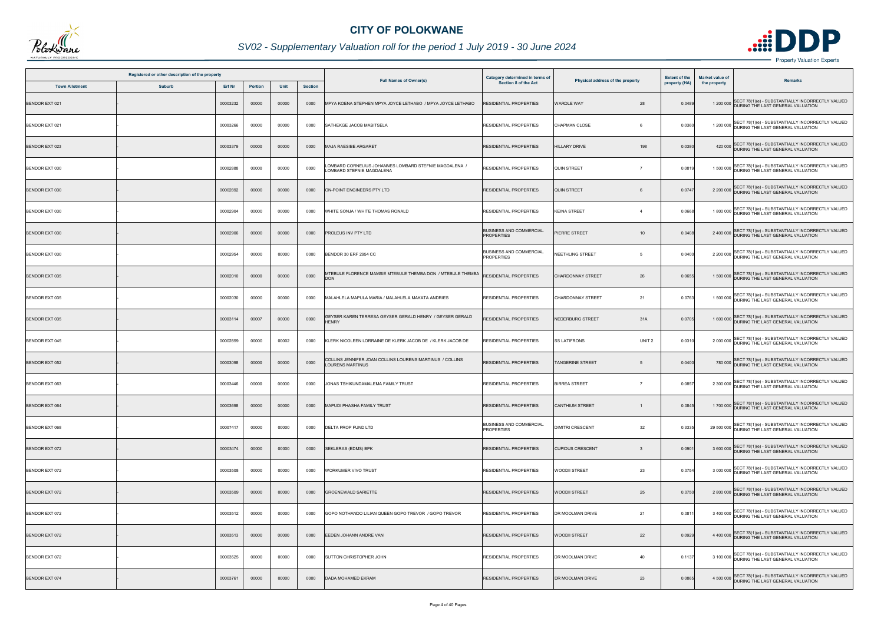# CITY OF POLOKWANE

## SV02 - Supplementary Valuation roll for the period 1 July 2019 - 30 June 2024

| Registered or other description of the property | | | | | | Full Names of Owner(s) | Category determined in terms of Section 8 of the Act | Physical address of the property | | Extent of the property (HA) | Market value of the property | Remarks |
|---|---|---|---|---|---|---|---|---|---|---|---|---|
| Town Allotment | Suburb | Erf Nr | Portion | Unit | Section | | | | | | | |
| BENDOR EXT 021 | - | 00003232 | 00000 | 00000 | 0000 | MPYA KOENA STEPHEN MPYA JOYCE LETHABO / MPYA JOYCE LETHABO | RESIDENTIAL PROPERTIES | WARDLE WAY | 28 | 0.0489 | 1 200 000 | SECT 78(1)(e) - SUBSTANTIALLY INCORRECTLY VALUED DURING THE LAST GENERAL VALUATION |
| BENDOR EXT 021 | - | 00003266 | 00000 | 00000 | 0000 | SATHEKGE JACOB MABITSELA | RESIDENTIAL PROPERTIES | CHAPMAN CLOSE | 6 | 0.0360 | 1 200 000 | SECT 78(1)(e) - SUBSTANTIALLY INCORRECTLY VALUED DURING THE LAST GENERAL VALUATION |
| BENDOR EXT 023 | - | 00003379 | 00000 | 00000 | 0000 | MAJA RAESIBE ARGARET | RESIDENTIAL PROPERTIES | HILLARY DRIVE | 198 | 0.0380 | 420 000 | SECT 78(1)(e) - SUBSTANTIALLY INCORRECTLY VALUED DURING THE LAST GENERAL VALUATION |
| BENDOR EXT 030 | - | 00002888 | 00000 | 00000 | 0000 | LOMBARD CORNELIUS JOHANNES LOMBARD STEFNIE MAGDALENA / LOMBARD STEFNIE MAGDALENA | RESIDENTIAL PROPERTIES | QUIN STREET | 7 | 0.0819 | 1 500 000 | SECT 78(1)(e) - SUBSTANTIALLY INCORRECTLY VALUED DURING THE LAST GENERAL VALUATION |
| BENDOR EXT 030 | - | 00002892 | 00000 | 00000 | 0000 | ON-POINT ENGINEERS PTY LTD | RESIDENTIAL PROPERTIES | QUIN STREET | 6 | 0.0747 | 2 200 000 | SECT 78(1)(e) - SUBSTANTIALLY INCORRECTLY VALUED DURING THE LAST GENERAL VALUATION |
| BENDOR EXT 030 | - | 00002904 | 00000 | 00000 | 0000 | WHITE SONJA / WHITE THOMAS RONALD | RESIDENTIAL PROPERTIES | KEINA STREET | 4 | 0.0668 | 1 800 000 | SECT 78(1)(e) - SUBSTANTIALLY INCORRECTLY VALUED DURING THE LAST GENERAL VALUATION |
| BENDOR EXT 030 | - | 00002906 | 00000 | 00000 | 0000 | PROLEUS INV PTY LTD | BUSINESS AND COMMERCIAL PROPERTIES | PIERRE STREET | 10 | 0.0408 | 2 400 000 | SECT 78(1)(e) - SUBSTANTIALLY INCORRECTLY VALUED DURING THE LAST GENERAL VALUATION |
| BENDOR EXT 030 | - | 00002954 | 00000 | 00000 | 0000 | BENDOR 30 ERF 2954 CC | BUSINESS AND COMMERCIAL PROPERTIES | NEETHLING STREET | 5 | 0.0400 | 2 200 000 | SECT 78(1)(e) - SUBSTANTIALLY INCORRECTLY VALUED DURING THE LAST GENERAL VALUATION |
| BENDOR EXT 035 | - | 00002010 | 00000 | 00000 | 0000 | MTEBULE FLORENCE MAMSIE MTEBULE THEMBA DON / MTEBULE THEMBA DON | RESIDENTIAL PROPERTIES | CHARDONNAY STREET | 26 | 0.0655 | 1 500 000 | SECT 78(1)(e) - SUBSTANTIALLY INCORRECTLY VALUED DURING THE LAST GENERAL VALUATION |
| BENDOR EXT 035 | - | 00002030 | 00000 | 00000 | 0000 | MALAHLELA MAPULA MARIA / MALAHLELA MAKATA ANDRIES | RESIDENTIAL PROPERTIES | CHARDONNAY STREET | 21 | 0.0763 | 1 500 000 | SECT 78(1)(e) - SUBSTANTIALLY INCORRECTLY VALUED DURING THE LAST GENERAL VALUATION |
| BENDOR EXT 035 | - | 00003114 | 00007 | 00000 | 0000 | GEYSER KAREN TERRESA GEYSER GERALD HENRY / GEYSER GERALD HENRY | RESIDENTIAL PROPERTIES | NEDERBURG STREET | 31A | 0.0705 | 1 600 000 | SECT 78(1)(e) - SUBSTANTIALLY INCORRECTLY VALUED DURING THE LAST GENERAL VALUATION |
| BENDOR EXT 045 | - | 00002859 | 00000 | 00002 | 0000 | KLERK NICOLEEN LORRAINE DE KLERK JACOB DE / KLERK JACOB DE | RESIDENTIAL PROPERTIES | SS LATIFRONS | UNIT 2 | 0.0310 | 2 000 000 | SECT 78(1)(e) - SUBSTANTIALLY INCORRECTLY VALUED DURING THE LAST GENERAL VALUATION |
| BENDOR EXT 052 | - | 00003098 | 00000 | 00000 | 0000 | COLLINS JENNIFER JOAN COLLINS LOURENS MARTINUS / COLLINS LOURENS MARTINUS | RESIDENTIAL PROPERTIES | TANGERINE STREET | 5 | 0.0400 | 780 000 | SECT 78(1)(e) - SUBSTANTIALLY INCORRECTLY VALUED DURING THE LAST GENERAL VALUATION |
| BENDOR EXT 063 | - | 00003446 | 00000 | 00000 | 0000 | JONAS TSHIKUNDAMALEMA FAMILY TRUST | RESIDENTIAL PROPERTIES | BIRREA STREET | 7 | 0.0857 | 2 300 000 | SECT 78(1)(e) - SUBSTANTIALLY INCORRECTLY VALUED DURING THE LAST GENERAL VALUATION |
| BENDOR EXT 064 | - | 00003698 | 00000 | 00000 | 0000 | MAPUDI PHASHA FAMILY TRUST | RESIDENTIAL PROPERTIES | CANTHIUM STREET | 1 | 0.0845 | 1 700 000 | SECT 78(1)(e) - SUBSTANTIALLY INCORRECTLY VALUED DURING THE LAST GENERAL VALUATION |
| BENDOR EXT 068 | - | 00007417 | 00000 | 00000 | 0000 | DELTA PROP FUND LTD | BUSINESS AND COMMERCIAL PROPERTIES | DIMITRI CRESCENT | 32 | 0.3335 | 29 500 000 | SECT 78(1)(e) - SUBSTANTIALLY INCORRECTLY VALUED DURING THE LAST GENERAL VALUATION |
| BENDOR EXT 072 | - | 00003474 | 00000 | 00000 | 0000 | SEKLERAS (EDMS) BPK | RESIDENTIAL PROPERTIES | CUPIDUS CRESCENT | 3 | 0.0901 | 3 600 000 | SECT 78(1)(e) - SUBSTANTIALLY INCORRECTLY VALUED DURING THE LAST GENERAL VALUATION |
| BENDOR EXT 072 | - | 00003508 | 00000 | 00000 | 0000 | WORKUMER VIVO TRUST | RESIDENTIAL PROPERTIES | WOODII STREET | 23 | 0.0754 | 3 000 000 | SECT 78(1)(e) - SUBSTANTIALLY INCORRECTLY VALUED DURING THE LAST GENERAL VALUATION |
| BENDOR EXT 072 | - | 00003509 | 00000 | 00000 | 0000 | GROENEWALD SARIETTE | RESIDENTIAL PROPERTIES | WOODII STREET | 25 | 0.0750 | 2 800 000 | SECT 78(1)(e) - SUBSTANTIALLY INCORRECTLY VALUED DURING THE LAST GENERAL VALUATION |
| BENDOR EXT 072 | - | 00003512 | 00000 | 00000 | 0000 | GOPO NOTHANDO LILIAN QUEEN GOPO TREVOR / GOPO TREVOR | RESIDENTIAL PROPERTIES | DR MOOLMAN DRIVE | 21 | 0.0811 | 3 400 000 | SECT 78(1)(e) - SUBSTANTIALLY INCORRECTLY VALUED DURING THE LAST GENERAL VALUATION |
| BENDOR EXT 072 | - | 00003513 | 00000 | 00000 | 0000 | EEDEN JOHANN ANDRE VAN | RESIDENTIAL PROPERTIES | WOODII STREET | 22 | 0.0929 | 4 400 000 | SECT 78(1)(e) - SUBSTANTIALLY INCORRECTLY VALUED DURING THE LAST GENERAL VALUATION |
| BENDOR EXT 072 | - | 00003525 | 00000 | 00000 | 0000 | SUTTON CHRISTOPHER JOHN | RESIDENTIAL PROPERTIES | DR MOOLMAN DRIVE | 40 | 0.1137 | 3 100 000 | SECT 78(1)(e) - SUBSTANTIALLY INCORRECTLY VALUED DURING THE LAST GENERAL VALUATION |
| BENDOR EXT 074 | - | 00003761 | 00000 | 00000 | 0000 | DADA MOHAMED EKRAM | RESIDENTIAL PROPERTIES | DR MOOLMAN DRIVE | 23 | 0.0865 | 4 500 000 | SECT 78(1)(e) - SUBSTANTIALLY INCORRECTLY VALUED DURING THE LAST GENERAL VALUATION |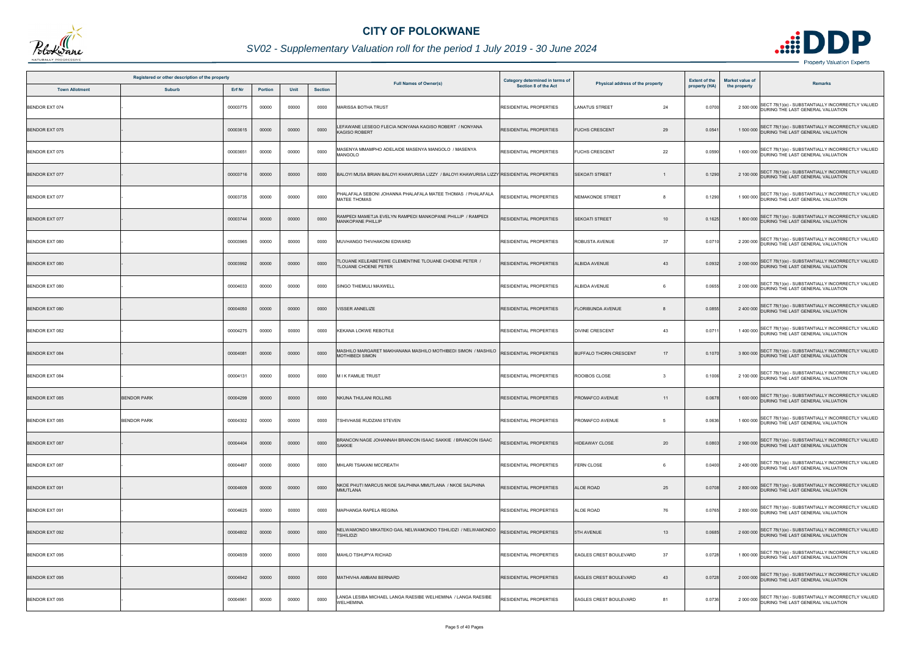# CITY OF POLOKWANE

## SV02 - Supplementary Valuation roll for the period 1 July 2019 - 30 June 2024

| Registered or other description of the property | | | | | | Full Names of Owner(s) | Category determined in terms of Section 8 of the Act | Physical address of the property | | Extent of the property (HA) | Market value of the property | Remarks |
|---|---|---|---|---|---|---|---|---|---|---|---|---|
| Town Allotment | Suburb | Erf Nr | Portion | Unit | Section | | | | | | | |
| BENDOR EXT 074 | - | 00003775 | 00000 | 00000 | 0000 | MARISSA BOTHA TRUST | RESIDENTIAL PROPERTIES | LANATUS STREET | 24 | 0.0700 | 2 500 000 | SECT 78(1)(e) - SUBSTANTIALLY INCORRECTLY VALUED DURING THE LAST GENERAL VALUATION |
| BENDOR EXT 075 | - | 00003615 | 00000 | 00000 | 0000 | LEFAWANE LESEGO FLECIA NONYANA KAGISO ROBERT / NONYANA KAGISO ROBERT | RESIDENTIAL PROPERTIES | FUCHS CRESCENT | 29 | 0.0541 | 1 500 000 | SECT 78(1)(e) - SUBSTANTIALLY INCORRECTLY VALUED DURING THE LAST GENERAL VALUATION |
| BENDOR EXT 075 | - | 00003651 | 00000 | 00000 | 0000 | MASENYA MMAMPHO ADELAIDE MASENYA MANGOLO / MASENYA MANGOLO | RESIDENTIAL PROPERTIES | FUCHS CRESCENT | 22 | 0.0590 | 1 600 000 | SECT 78(1)(e) - SUBSTANTIALLY INCORRECTLY VALUED DURING THE LAST GENERAL VALUATION |
| BENDOR EXT 077 | - | 00003716 | 00000 | 00000 | 0000 | BALOYI MUSA BRIAN BALOYI KHAWURISA LIZZY / BALOYI KHAWURISA LIZZY | RESIDENTIAL PROPERTIES | SEKOATI STREET | 1 | 0.1290 | 2 100 000 | SECT 78(1)(e) - SUBSTANTIALLY INCORRECTLY VALUED DURING THE LAST GENERAL VALUATION |
| BENDOR EXT 077 | - | 00003735 | 00000 | 00000 | 0000 | PHALAFALA SEBONI JOHANNA PHALAFALA MATEE THOMAS / PHALAFALA MATEE THOMAS | RESIDENTIAL PROPERTIES | NEMAKONDE STREET | 8 | 0.1290 | 1 900 000 | SECT 78(1)(e) - SUBSTANTIALLY INCORRECTLY VALUED DURING THE LAST GENERAL VALUATION |
| BENDOR EXT 077 | - | 00003744 | 00000 | 00000 | 0000 | RAMPEDI MAMETJA EVELYN RAMPEDI MANKOPANE PHILLIP / RAMPEDI MANKOPANE PHILLIP | RESIDENTIAL PROPERTIES | SEKOATI STREET | 10 | 0.1625 | 1 800 000 | SECT 78(1)(e) - SUBSTANTIALLY INCORRECTLY VALUED DURING THE LAST GENERAL VALUATION |
| BENDOR EXT 080 | - | 00003965 | 00000 | 00000 | 0000 | MUVHANGO THIVHAKONI EDWARD | RESIDENTIAL PROPERTIES | ROBUSTA AVENUE | 37 | 0.0710 | 2 200 000 | SECT 78(1)(e) - SUBSTANTIALLY INCORRECTLY VALUED DURING THE LAST GENERAL VALUATION |
| BENDOR EXT 080 | - | 00003992 | 00000 | 00000 | 0000 | TLOUANE KELEABETSWE CLEMENTINE TLOUANE CHOENE PETER / TLOUANE CHOENE PETER | RESIDENTIAL PROPERTIES | ALBIDA AVENUE | 43 | 0.0932 | 2 000 000 | SECT 78(1)(e) - SUBSTANTIALLY INCORRECTLY VALUED DURING THE LAST GENERAL VALUATION |
| BENDOR EXT 080 | - | 00004033 | 00000 | 00000 | 0000 | SINGO THIEMULI MAXWELL | RESIDENTIAL PROPERTIES | ALBIDA AVENUE | 6 | 0.0655 | 2 000 000 | SECT 78(1)(e) - SUBSTANTIALLY INCORRECTLY VALUED DURING THE LAST GENERAL VALUATION |
| BENDOR EXT 080 | - | 00004050 | 00000 | 00000 | 0000 | VISSER ANNELIZE | RESIDENTIAL PROPERTIES | FLORIBUNDA AVENUE | 8 | 0.0855 | 2 400 000 | SECT 78(1)(e) - SUBSTANTIALLY INCORRECTLY VALUED DURING THE LAST GENERAL VALUATION |
| BENDOR EXT 082 | - | 00004275 | 00000 | 00000 | 0000 | KEKANA LOKWE REBOTILE | RESIDENTIAL PROPERTIES | DIVINE CRESCENT | 43 | 0.0711 | 1 400 000 | SECT 78(1)(e) - SUBSTANTIALLY INCORRECTLY VALUED DURING THE LAST GENERAL VALUATION |
| BENDOR EXT 084 | - | 00004081 | 00000 | 00000 | 0000 | MASHILO MARGARET MAKHANANA MASHILO MOTHIBEDI SIMON / MASHILO MOTHIBEDI SIMON | RESIDENTIAL PROPERTIES | BUFFALO THORN CRESCENT | 17 | 0.1070 | 3 800 000 | SECT 78(1)(e) - SUBSTANTIALLY INCORRECTLY VALUED DURING THE LAST GENERAL VALUATION |
| BENDOR EXT 084 | - | 00004131 | 00000 | 00000 | 0000 | M I K FAMILIE TRUST | RESIDENTIAL PROPERTIES | ROOIBOS CLOSE | 3 | 0.1006 | 2 100 000 | SECT 78(1)(e) - SUBSTANTIALLY INCORRECTLY VALUED DURING THE LAST GENERAL VALUATION |
| BENDOR EXT 085 | BENDOR PARK | 00004299 | 00000 | 00000 | 0000 | NKUNA THULANI ROLLINS | RESIDENTIAL PROPERTIES | PROMAFCO AVENUE | 11 | 0.0678 | 1 600 000 | SECT 78(1)(e) - SUBSTANTIALLY INCORRECTLY VALUED DURING THE LAST GENERAL VALUATION |
| BENDOR EXT 085 | BENDOR PARK | 00004302 | 00000 | 00000 | 0000 | TSHIVHASE RUDZANI STEVEN | RESIDENTIAL PROPERTIES | PROMAFCO AVENUE | 5 | 0.0636 | 1 600 000 | SECT 78(1)(e) - SUBSTANTIALLY INCORRECTLY VALUED DURING THE LAST GENERAL VALUATION |
| BENDOR EXT 087 | - | 00004404 | 00000 | 00000 | 0000 | BRANCON NAGE JOHANNAH BRANCON ISAAC SAKKIE / BRANCON ISAAC SAKKIE | RESIDENTIAL PROPERTIES | HIDEAWAY CLOSE | 20 | 0.0803 | 2 900 000 | SECT 78(1)(e) - SUBSTANTIALLY INCORRECTLY VALUED DURING THE LAST GENERAL VALUATION |
| BENDOR EXT 087 | - | 00004497 | 00000 | 00000 | 0000 | MHLARI TSAKANI MCCREATH | RESIDENTIAL PROPERTIES | FERN CLOSE | 6 | 0.0400 | 2 400 000 | SECT 78(1)(e) - SUBSTANTIALLY INCORRECTLY VALUED DURING THE LAST GENERAL VALUATION |
| BENDOR EXT 091 | - | 00004609 | 00000 | 00000 | 0000 | NKOE PHUTI MARCUS NKOE SALPHINA MMUTLANA / NKOE SALPHINA MMUTLANA | RESIDENTIAL PROPERTIES | ALOE ROAD | 25 | 0.0708 | 2 800 000 | SECT 78(1)(e) - SUBSTANTIALLY INCORRECTLY VALUED DURING THE LAST GENERAL VALUATION |
| BENDOR EXT 091 | - | 00004625 | 00000 | 00000 | 0000 | MAPHANGA RAPELA REGINA | RESIDENTIAL PROPERTIES | ALOE ROAD | 76 | 0.0765 | 2 800 000 | SECT 78(1)(e) - SUBSTANTIALLY INCORRECTLY VALUED DURING THE LAST GENERAL VALUATION |
| BENDOR EXT 092 | - | 00004802 | 00000 | 00000 | 0000 | NELWAMONDO MIKATEKO GAIL NELWAMONDO TSHILIDZI / NELWAMONDO TSHILIDZI | RESIDENTIAL PROPERTIES | 5TH AVENUE | 13 | 0.0685 | 2 600 000 | SECT 78(1)(e) - SUBSTANTIALLY INCORRECTLY VALUED DURING THE LAST GENERAL VALUATION |
| BENDOR EXT 095 | - | 00004939 | 00000 | 00000 | 0000 | MAHLO TSHUPYA RICHAD | RESIDENTIAL PROPERTIES | EAGLES CREST BOULEVARD | 37 | 0.0728 | 1 800 000 | SECT 78(1)(e) - SUBSTANTIALLY INCORRECTLY VALUED DURING THE LAST GENERAL VALUATION |
| BENDOR EXT 095 | - | 00004942 | 00000 | 00000 | 0000 | MATHIVHA AMBANI BERNARD | RESIDENTIAL PROPERTIES | EAGLES CREST BOULEVARD | 43 | 0.0728 | 2 000 000 | SECT 78(1)(e) - SUBSTANTIALLY INCORRECTLY VALUED DURING THE LAST GENERAL VALUATION |
| BENDOR EXT 095 | - | 00004961 | 00000 | 00000 | 0000 | LANGA LESIBA MICHAEL LANGA RAESIBE WELHEMINA / LANGA RAESIBE WELHEMINA | RESIDENTIAL PROPERTIES | EAGLES CREST BOULEVARD | 81 | 0.0736 | 2 000 000 | SECT 78(1)(e) - SUBSTANTIALLY INCORRECTLY VALUED DURING THE LAST GENERAL VALUATION |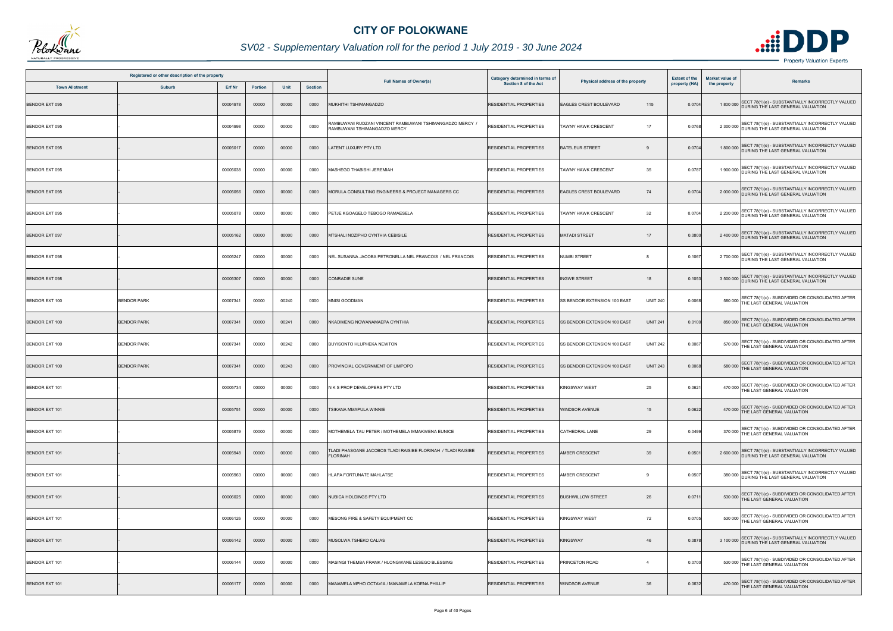# CITY OF POLOKWANE

## SV02 - Supplementary Valuation roll for the period 1 July 2019 - 30 June 2024

| Registered or other description of the property | | | | | | Full Names of Owner(s) | Category determined in terms of Section 8 of the Act | Physical address of the property | | Extent of the property (HA) | Market value of the property | Remarks |
|---|---|---|---|---|---|---|---|---|---|---|---|---|
| Town Allotment | Suburb | Erf Nr | Portion | Unit | Section | | | | | | | |
| BENDOR EXT 095 | - | 00004978 | 00000 | 00000 | 0000 | MUKHITHI TSHIMANGADZO | RESIDENTIAL PROPERTIES | EAGLES CREST BOULEVARD | 115 | 0.0704 | 1 800 000 | SECT 78(1)(e) - SUBSTANTIALLY INCORRECTLY VALUED DURING THE LAST GENERAL VALUATION |
| BENDOR EXT 095 | - | 00004998 | 00000 | 00000 | 0000 | RAMBUWANI RUDZANI VINCENT RAMBUWANI TSHIMANGADZO MERCY / RAMBUWANI TSHIMANGADZO MERCY | RESIDENTIAL PROPERTIES | TAWNY HAWK CRESCENT | 17 | 0.0768 | 2 300 000 | SECT 78(1)(e) - SUBSTANTIALLY INCORRECTLY VALUED DURING THE LAST GENERAL VALUATION |
| BENDOR EXT 095 | - | 00005017 | 00000 | 00000 | 0000 | LATENT LUXURY PTY LTD | RESIDENTIAL PROPERTIES | BATELEUR STREET | 9 | 0.0704 | 1 800 000 | SECT 78(1)(e) - SUBSTANTIALLY INCORRECTLY VALUED DURING THE LAST GENERAL VALUATION |
| BENDOR EXT 095 | - | 00005038 | 00000 | 00000 | 0000 | MASHEGO THABISHI JEREMIAH | RESIDENTIAL PROPERTIES | TAWNY HAWK CRESCENT | 35 | 0.0787 | 1 900 000 | SECT 78(1)(e) - SUBSTANTIALLY INCORRECTLY VALUED DURING THE LAST GENERAL VALUATION |
| BENDOR EXT 095 | - | 00005056 | 00000 | 00000 | 0000 | MORULA CONSULTING ENGINEERS & PROJECT MANAGERS CC | RESIDENTIAL PROPERTIES | EAGLES CREST BOULEVARD | 74 | 0.0704 | 2 000 000 | SECT 78(1)(e) - SUBSTANTIALLY INCORRECTLY VALUED DURING THE LAST GENERAL VALUATION |
| BENDOR EXT 095 | - | 00005078 | 00000 | 00000 | 0000 | PETJE KGOAGELO TEBOGO RAMAESELA | RESIDENTIAL PROPERTIES | TAWNY HAWK CRESCENT | 32 | 0.0704 | 2 200 000 | SECT 78(1)(e) - SUBSTANTIALLY INCORRECTLY VALUED DURING THE LAST GENERAL VALUATION |
| BENDOR EXT 097 | - | 00005162 | 00000 | 00000 | 0000 | MTSHALI NOZIPHO CYNTHIA CEBISILE | RESIDENTIAL PROPERTIES | MATADI STREET | 17 | 0.0800 | 2 400 000 | SECT 78(1)(e) - SUBSTANTIALLY INCORRECTLY VALUED DURING THE LAST GENERAL VALUATION |
| BENDOR EXT 098 | - | 00005247 | 00000 | 00000 | 0000 | NEL SUSANNA JACOBA PETRONELLA NEL FRANCOIS / NEL FRANCOIS | RESIDENTIAL PROPERTIES | NUMBI STREET | 8 | 0.1067 | 2 700 000 | SECT 78(1)(e) - SUBSTANTIALLY INCORRECTLY VALUED DURING THE LAST GENERAL VALUATION |
| BENDOR EXT 098 | - | 00005307 | 00000 | 00000 | 0000 | CONRADIE SUNE | RESIDENTIAL PROPERTIES | INGWE STREET | 18 | 0.1053 | 3 500 000 | SECT 78(1)(e) - SUBSTANTIALLY INCORRECTLY VALUED DURING THE LAST GENERAL VALUATION |
| BENDOR EXT 100 | BENDOR PARK | 00007341 | 00000 | 00240 | 0000 | MNISI GOODMAN | RESIDENTIAL PROPERTIES | SS BENDOR EXTENSION 100 EAST | UNIT 240 | 0.0068 | 580 000 | SECT 78(1)(c) - SUBDIVIDED OR CONSOLIDATED AFTER THE LAST GENERAL VALUATION |
| BENDOR EXT 100 | BENDOR PARK | 00007341 | 00000 | 00241 | 0000 | NKADIMENG NGWANAMAEPA CYNTHIA | RESIDENTIAL PROPERTIES | SS BENDOR EXTENSION 100 EAST | UNIT 241 | 0.0100 | 850 000 | SECT 78(1)(c) - SUBDIVIDED OR CONSOLIDATED AFTER THE LAST GENERAL VALUATION |
| BENDOR EXT 100 | BENDOR PARK | 00007341 | 00000 | 00242 | 0000 | BUYISONTO HLUPHEKA NEWTON | RESIDENTIAL PROPERTIES | SS BENDOR EXTENSION 100 EAST | UNIT 242 | 0.0067 | 570 000 | SECT 78(1)(c) - SUBDIVIDED OR CONSOLIDATED AFTER THE LAST GENERAL VALUATION |
| BENDOR EXT 100 | BENDOR PARK | 00007341 | 00000 | 00243 | 0000 | PROVINCIAL GOVERNMENT OF LIMPOPO | RESIDENTIAL PROPERTIES | SS BENDOR EXTENSION 100 EAST | UNIT 243 | 0.0068 | 580 000 | SECT 78(1)(c) - SUBDIVIDED OR CONSOLIDATED AFTER THE LAST GENERAL VALUATION |
| BENDOR EXT 101 | - | 00005734 | 00000 | 00000 | 0000 | N K S PROP DEVELOPERS PTY LTD | RESIDENTIAL PROPERTIES | KINGSWAY WEST | 25 | 0.0621 | 470 000 | SECT 78(1)(c) - SUBDIVIDED OR CONSOLIDATED AFTER THE LAST GENERAL VALUATION |
| BENDOR EXT 101 | - | 00005751 | 00000 | 00000 | 0000 | TSIKANA MMAPULA WINNIE | RESIDENTIAL PROPERTIES | WINDSOR AVENUE | 15 | 0.0622 | 470 000 | SECT 78(1)(c) - SUBDIVIDED OR CONSOLIDATED AFTER THE LAST GENERAL VALUATION |
| BENDOR EXT 101 | - | 00005879 | 00000 | 00000 | 0000 | MOTHEMELA TAU PETER / MOTHEMELA MMAKWENA EUNICE | RESIDENTIAL PROPERTIES | CATHEDRAL LANE | 29 | 0.0499 | 370 000 | SECT 78(1)(c) - SUBDIVIDED OR CONSOLIDATED AFTER THE LAST GENERAL VALUATION |
| BENDOR EXT 101 | - | 00005948 | 00000 | 00000 | 0000 | TLADI PHASOANE JACOBOS TLADI RAISIBE FLORINAH / TLADI RAISIBE FLORINAH | RESIDENTIAL PROPERTIES | AMBER CRESCENT | 39 | 0.0501 | 2 600 000 | SECT 78(1)(e) - SUBSTANTIALLY INCORRECTLY VALUED DURING THE LAST GENERAL VALUATION |
| BENDOR EXT 101 | - | 00005963 | 00000 | 00000 | 0000 | HLAPA FORTUNATE MAHLATSE | RESIDENTIAL PROPERTIES | AMBER CRESCENT | 9 | 0.0507 | 380 000 | SECT 78(1)(e) - SUBSTANTIALLY INCORRECTLY VALUED DURING THE LAST GENERAL VALUATION |
| BENDOR EXT 101 | - | 00006025 | 00000 | 00000 | 0000 | NUBICA HOLDINGS PTY LTD | RESIDENTIAL PROPERTIES | BUSHWILLOW STREET | 26 | 0.0711 | 530 000 | SECT 78(1)(c) - SUBDIVIDED OR CONSOLIDATED AFTER THE LAST GENERAL VALUATION |
| BENDOR EXT 101 | - | 00006126 | 00000 | 00000 | 0000 | MESONG FIRE & SAFETY EQUIPMENT CC | RESIDENTIAL PROPERTIES | KINGSWAY WEST | 72 | 0.0705 | 530 000 | SECT 78(1)(c) - SUBDIVIDED OR CONSOLIDATED AFTER THE LAST GENERAL VALUATION |
| BENDOR EXT 101 | - | 00006142 | 00000 | 00000 | 0000 | MUSOLWA TSHEKO CALIAS | RESIDENTIAL PROPERTIES | KINGSWAY | 46 | 0.0878 | 3 100 000 | SECT 78(1)(e) - SUBSTANTIALLY INCORRECTLY VALUED DURING THE LAST GENERAL VALUATION |
| BENDOR EXT 101 | - | 00006144 | 00000 | 00000 | 0000 | MASINGI THEMBA FRANK / HLONGWANE LESEGO BLESSING | RESIDENTIAL PROPERTIES | PRINCETON ROAD | 4 | 0.0700 | 530 000 | SECT 78(1)(c) - SUBDIVIDED OR CONSOLIDATED AFTER THE LAST GENERAL VALUATION |
| BENDOR EXT 101 | - | 00006177 | 00000 | 00000 | 0000 | MANAMELA MPHO OCTAVIA / MANAMELA KOENA PHILLIP | RESIDENTIAL PROPERTIES | WINDSOR AVENUE | 36 | 0.0632 | 470 000 | SECT 78(1)(c) - SUBDIVIDED OR CONSOLIDATED AFTER THE LAST GENERAL VALUATION |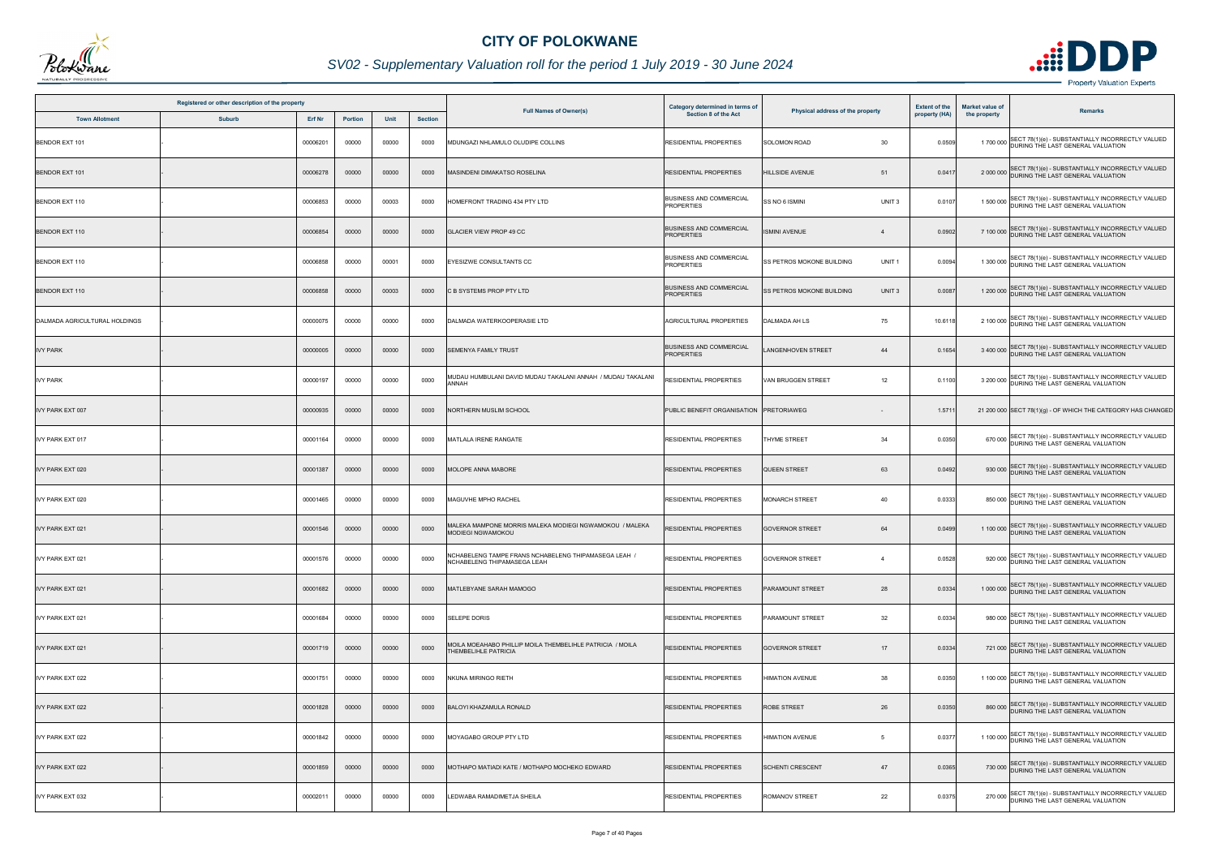# CITY OF POLOKWANE

## SV02 - Supplementary Valuation roll for the period 1 July 2019 - 30 June 2024

| Registered or other description of the property | | | | | | Full Names of Owner(s) | Category determined in terms of Section 8 of the Act | Physical address of the property | | Extent of the property (HA) | Market value of the property | Remarks |
|---|---|---|---|---|---|---|---|---|---|---|---|---|
| Town Allotment | Suburb | Erf Nr | Portion | Unit | Section | | | | | | | |
| BENDOR EXT 101 | - | 00006201 | 00000 | 00000 | 0000 | MDUNGAZI NHLAMULO OLUDIPE COLLINS | RESIDENTIAL PROPERTIES | SOLOMON ROAD | 30 | 0.0509 | 1 700 000 | SECT 78(1)(e) - SUBSTANTIALLY INCORRECTLY VALUED DURING THE LAST GENERAL VALUATION |
| BENDOR EXT 101 | - | 00006278 | 00000 | 00000 | 0000 | MASINDENI DIMAKATSO ROSELINA | RESIDENTIAL PROPERTIES | HILLSIDE AVENUE | 51 | 0.0417 | 2 000 000 | SECT 78(1)(e) - SUBSTANTIALLY INCORRECTLY VALUED DURING THE LAST GENERAL VALUATION |
| BENDOR EXT 110 | - | 00006853 | 00000 | 00003 | 0000 | HOMEFRONT TRADING 434 PTY LTD | BUSINESS AND COMMERCIAL PROPERTIES | SS NO 6 ISMINI | UNIT 3 | 0.0107 | 1 500 000 | SECT 78(1)(e) - SUBSTANTIALLY INCORRECTLY VALUED DURING THE LAST GENERAL VALUATION |
| BENDOR EXT 110 | - | 00006854 | 00000 | 00000 | 0000 | GLACIER VIEW PROP 49 CC | BUSINESS AND COMMERCIAL PROPERTIES | ISMINI AVENUE | 4 | 0.0902 | 7 100 000 | SECT 78(1)(e) - SUBSTANTIALLY INCORRECTLY VALUED DURING THE LAST GENERAL VALUATION |
| BENDOR EXT 110 | - | 00006858 | 00000 | 00001 | 0000 | EYESIZWE CONSULTANTS CC | BUSINESS AND COMMERCIAL PROPERTIES | SS PETROS MOKONE BUILDING | UNIT 1 | 0.0094 | 1 300 000 | SECT 78(1)(e) - SUBSTANTIALLY INCORRECTLY VALUED DURING THE LAST GENERAL VALUATION |
| BENDOR EXT 110 | - | 00006858 | 00000 | 00003 | 0000 | C B SYSTEMS PROP PTY LTD | BUSINESS AND COMMERCIAL PROPERTIES | SS PETROS MOKONE BUILDING | UNIT 3 | 0.0087 | 1 200 000 | SECT 78(1)(e) - SUBSTANTIALLY INCORRECTLY VALUED DURING THE LAST GENERAL VALUATION |
| DALMADA AGRICULTURAL HOLDINGS | - | 00000075 | 00000 | 00000 | 0000 | DALMADA WATERKOOPERASIE LTD | AGRICULTURAL PROPERTIES | DALMADA AH LS | 75 | 10.6118 | 2 100 000 | SECT 78(1)(e) - SUBSTANTIALLY INCORRECTLY VALUED DURING THE LAST GENERAL VALUATION |
| IVY PARK | - | 00000005 | 00000 | 00000 | 0000 | SEMENYA FAMILY TRUST | BUSINESS AND COMMERCIAL PROPERTIES | LANGENHOVEN STREET | 44 | 0.1654 | 3 400 000 | SECT 78(1)(e) - SUBSTANTIALLY INCORRECTLY VALUED DURING THE LAST GENERAL VALUATION |
| IVY PARK | - | 00000197 | 00000 | 00000 | 0000 | MUDAU HUMBULANI DAVID MUDAU TAKALANI ANNAH / MUDAU TAKALANI ANNAH | RESIDENTIAL PROPERTIES | VAN BRUGGEN STREET | 12 | 0.1100 | 3 200 000 | SECT 78(1)(e) - SUBSTANTIALLY INCORRECTLY VALUED DURING THE LAST GENERAL VALUATION |
| IVY PARK EXT 007 | - | 00000935 | 00000 | 00000 | 0000 | NORTHERN MUSLIM SCHOOL | PUBLIC BENEFIT ORGANISATION | PRETORIAWEG | - | 1.5711 | 21 200 000 | SECT 78(1)(g) - OF WHICH THE CATEGORY HAS CHANGED |
| IVY PARK EXT 017 | - | 00001164 | 00000 | 00000 | 0000 | MATLALA IRENE RANGATE | RESIDENTIAL PROPERTIES | THYME STREET | 34 | 0.0350 | 670 000 | SECT 78(1)(e) - SUBSTANTIALLY INCORRECTLY VALUED DURING THE LAST GENERAL VALUATION |
| IVY PARK EXT 020 | - | 00001387 | 00000 | 00000 | 0000 | MOLOPE ANNA MABORE | RESIDENTIAL PROPERTIES | QUEEN STREET | 63 | 0.0492 | 930 000 | SECT 78(1)(e) - SUBSTANTIALLY INCORRECTLY VALUED DURING THE LAST GENERAL VALUATION |
| IVY PARK EXT 020 | - | 00001465 | 00000 | 00000 | 0000 | MAGUVHE MPHO RACHEL | RESIDENTIAL PROPERTIES | MONARCH STREET | 40 | 0.0333 | 850 000 | SECT 78(1)(e) - SUBSTANTIALLY INCORRECTLY VALUED DURING THE LAST GENERAL VALUATION |
| IVY PARK EXT 021 | - | 00001546 | 00000 | 00000 | 0000 | MALEKA MAMPONE MORRIS MALEKA MODIEGI NGWAMOKOU / MALEKA MODIEGI NGWAMOKOU | RESIDENTIAL PROPERTIES | GOVERNOR STREET | 64 | 0.0499 | 1 100 000 | SECT 78(1)(e) - SUBSTANTIALLY INCORRECTLY VALUED DURING THE LAST GENERAL VALUATION |
| IVY PARK EXT 021 | - | 00001576 | 00000 | 00000 | 0000 | NCHABELENG TAMPE FRANS NCHABELENG THIPAMASEGA LEAH / NCHABELENG THIPAMASEGA LEAH | RESIDENTIAL PROPERTIES | GOVERNOR STREET | 4 | 0.0528 | 920 000 | SECT 78(1)(e) - SUBSTANTIALLY INCORRECTLY VALUED DURING THE LAST GENERAL VALUATION |
| IVY PARK EXT 021 | - | 00001682 | 00000 | 00000 | 0000 | MATLEBYANE SARAH MAMOGO | RESIDENTIAL PROPERTIES | PARAMOUNT STREET | 28 | 0.0334 | 1 000 000 | SECT 78(1)(e) - SUBSTANTIALLY INCORRECTLY VALUED DURING THE LAST GENERAL VALUATION |
| IVY PARK EXT 021 | - | 00001684 | 00000 | 00000 | 0000 | SELEPE DORIS | RESIDENTIAL PROPERTIES | PARAMOUNT STREET | 32 | 0.0334 | 980 000 | SECT 78(1)(e) - SUBSTANTIALLY INCORRECTLY VALUED DURING THE LAST GENERAL VALUATION |
| IVY PARK EXT 021 | - | 00001719 | 00000 | 00000 | 0000 | MOILA MOEAHABO PHILLIP MOILA THEMBELIHLE PATRICIA / MOILA THEMBELIHLE PATRICIA | RESIDENTIAL PROPERTIES | GOVERNOR STREET | 17 | 0.0334 | 721 000 | SECT 78(1)(e) - SUBSTANTIALLY INCORRECTLY VALUED DURING THE LAST GENERAL VALUATION |
| IVY PARK EXT 022 | - | 00001751 | 00000 | 00000 | 0000 | NKUNA MIRINGO RIETH | RESIDENTIAL PROPERTIES | HIMATION AVENUE | 38 | 0.0350 | 1 100 000 | SECT 78(1)(e) - SUBSTANTIALLY INCORRECTLY VALUED DURING THE LAST GENERAL VALUATION |
| IVY PARK EXT 022 | - | 00001828 | 00000 | 00000 | 0000 | BALOYI KHAZAMULA RONALD | RESIDENTIAL PROPERTIES | ROBE STREET | 26 | 0.0350 | 860 000 | SECT 78(1)(e) - SUBSTANTIALLY INCORRECTLY VALUED DURING THE LAST GENERAL VALUATION |
| IVY PARK EXT 022 | - | 00001842 | 00000 | 00000 | 0000 | MOYAGABO GROUP PTY LTD | RESIDENTIAL PROPERTIES | HIMATION AVENUE | 5 | 0.0377 | 1 100 000 | SECT 78(1)(e) - SUBSTANTIALLY INCORRECTLY VALUED DURING THE LAST GENERAL VALUATION |
| IVY PARK EXT 022 | - | 00001859 | 00000 | 00000 | 0000 | MOTHAPO MATIADI KATE / MOTHAPO MOCHEKO EDWARD | RESIDENTIAL PROPERTIES | SCHENTI CRESCENT | 47 | 0.0365 | 730 000 | SECT 78(1)(e) - SUBSTANTIALLY INCORRECTLY VALUED DURING THE LAST GENERAL VALUATION |
| IVY PARK EXT 032 | - | 00002011 | 00000 | 00000 | 0000 | LEDWABA RAMADIMETJA SHEILA | RESIDENTIAL PROPERTIES | ROMANOV STREET | 22 | 0.0375 | 270 000 | SECT 78(1)(e) - SUBSTANTIALLY INCORRECTLY VALUED DURING THE LAST GENERAL VALUATION |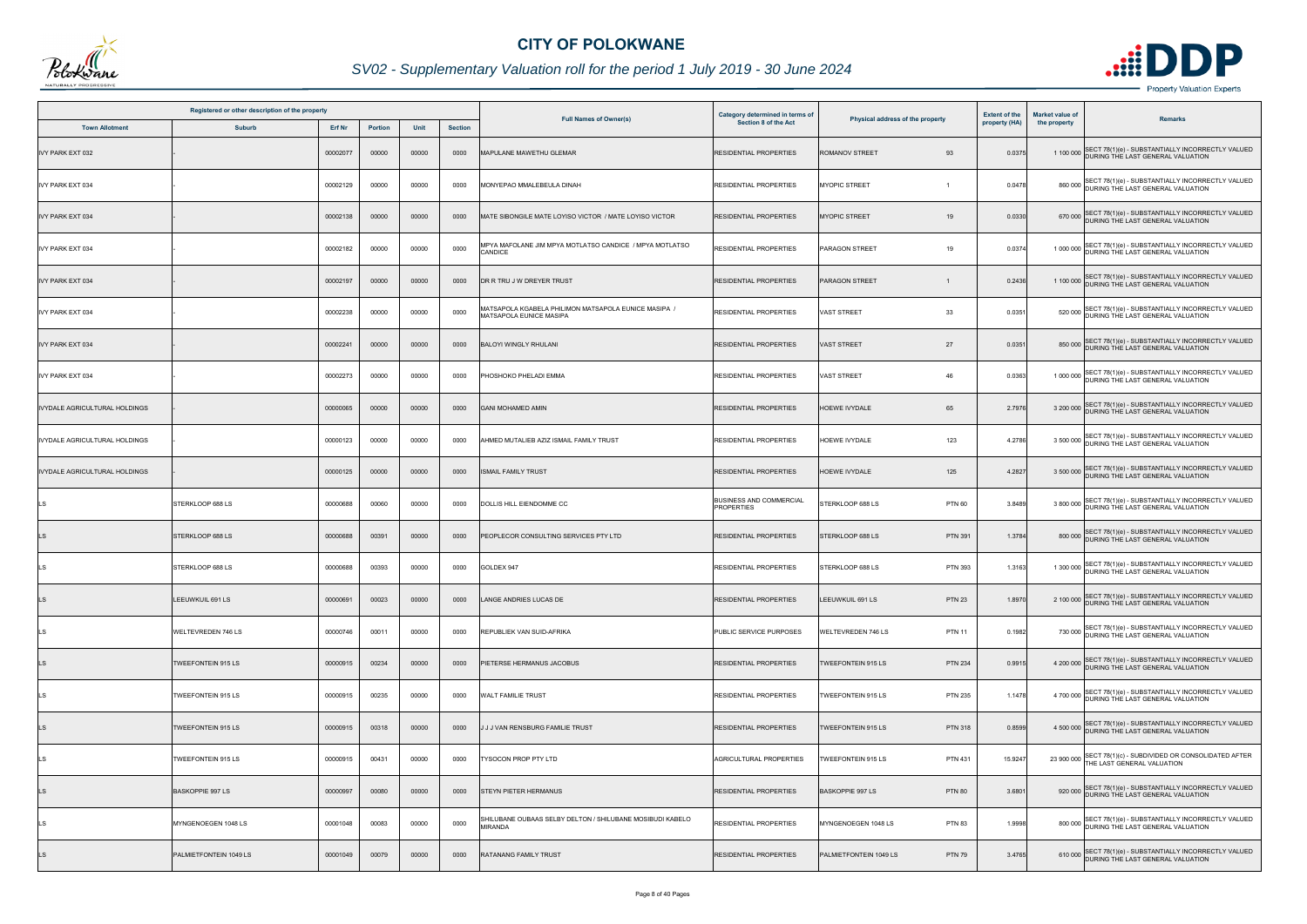# CITY OF POLOKWANE

## SV02 - Supplementary Valuation roll for the period 1 July 2019 - 30 June 2024

| Registered or other description of the property | | | | | | Full Names of Owner(s) | Category determined in terms of Section 8 of the Act | Physical address of the property | | Extent of the property (HA) | Market value of the property | Remarks |
|---|---|---|---|---|---|---|---|---|---|---|---|---|
| Town Allotment | Suburb | Erf Nr | Portion | Unit | Section | | | | | | | |
| IVY PARK EXT 032 | - | 00002077 | 00000 | 00000 | 0000 | MAPULANE MAWETHU GLEMAR | RESIDENTIAL PROPERTIES | ROMANOV STREET | 93 | 0.0375 | 1 100 000 | SECT 78(1)(e) - SUBSTANTIALLY INCORRECTLY VALUED DURING THE LAST GENERAL VALUATION |
| IVY PARK EXT 034 | - | 00002129 | 00000 | 00000 | 0000 | MONYEPAO MMALEBEULA DINAH | RESIDENTIAL PROPERTIES | MYOPIC STREET | 1 | 0.0478 | 860 000 | SECT 78(1)(e) - SUBSTANTIALLY INCORRECTLY VALUED DURING THE LAST GENERAL VALUATION |
| IVY PARK EXT 034 | - | 00002138 | 00000 | 00000 | 0000 | MATE SIBONGILE MATE LOYISO VICTOR / MATE LOYISO VICTOR | RESIDENTIAL PROPERTIES | MYOPIC STREET | 19 | 0.0330 | 670 000 | SECT 78(1)(e) - SUBSTANTIALLY INCORRECTLY VALUED DURING THE LAST GENERAL VALUATION |
| IVY PARK EXT 034 | - | 00002182 | 00000 | 00000 | 0000 | MPYA MAFOLANE JIM MPYA MOTLATSO CANDICE / MPYA MOTLATSO CANDICE | RESIDENTIAL PROPERTIES | PARAGON STREET | 19 | 0.0374 | 1 000 000 | SECT 78(1)(e) - SUBSTANTIALLY INCORRECTLY VALUED DURING THE LAST GENERAL VALUATION |
| IVY PARK EXT 034 | - | 00002197 | 00000 | 00000 | 0000 | DR R TRU J W DREYER TRUST | RESIDENTIAL PROPERTIES | PARAGON STREET | 1 | 0.2436 | 1 100 000 | SECT 78(1)(e) - SUBSTANTIALLY INCORRECTLY VALUED DURING THE LAST GENERAL VALUATION |
| IVY PARK EXT 034 | - | 00002238 | 00000 | 00000 | 0000 | MATSAPOLA KGABELA PHILIMON MATSAPOLA EUNICE MASIPA / MATSAPOLA EUNICE MASIPA | RESIDENTIAL PROPERTIES | VAST STREET | 33 | 0.0351 | 520 000 | SECT 78(1)(e) - SUBSTANTIALLY INCORRECTLY VALUED DURING THE LAST GENERAL VALUATION |
| IVY PARK EXT 034 | - | 00002241 | 00000 | 00000 | 0000 | BALOYI WINGLY RHULANI | RESIDENTIAL PROPERTIES | VAST STREET | 27 | 0.0351 | 850 000 | SECT 78(1)(e) - SUBSTANTIALLY INCORRECTLY VALUED DURING THE LAST GENERAL VALUATION |
| IVY PARK EXT 034 | - | 00002273 | 00000 | 00000 | 0000 | PHOSHOKO PHELADI EMMA | RESIDENTIAL PROPERTIES | VAST STREET | 46 | 0.0363 | 1 000 000 | SECT 78(1)(e) - SUBSTANTIALLY INCORRECTLY VALUED DURING THE LAST GENERAL VALUATION |
| IVYDALE AGRICULTURAL HOLDINGS | - | 00000065 | 00000 | 00000 | 0000 | GANI MOHAMED AMIN | RESIDENTIAL PROPERTIES | HOEWE IVYDALE | 65 | 2.7976 | 3 200 000 | SECT 78(1)(e) - SUBSTANTIALLY INCORRECTLY VALUED DURING THE LAST GENERAL VALUATION |
| IVYDALE AGRICULTURAL HOLDINGS | - | 00000123 | 00000 | 00000 | 0000 | AHMED MUTALIEB AZIZ ISMAIL FAMILY TRUST | RESIDENTIAL PROPERTIES | HOEWE IVYDALE | 123 | 4.2786 | 3 500 000 | SECT 78(1)(e) - SUBSTANTIALLY INCORRECTLY VALUED DURING THE LAST GENERAL VALUATION |
| IVYDALE AGRICULTURAL HOLDINGS | - | 00000125 | 00000 | 00000 | 0000 | ISMAIL FAMILY TRUST | RESIDENTIAL PROPERTIES | HOEWE IVYDALE | 125 | 4.2827 | 3 500 000 | SECT 78(1)(e) - SUBSTANTIALLY INCORRECTLY VALUED DURING THE LAST GENERAL VALUATION |
| LS | STERKLOOP 688 LS | 00000688 | 00060 | 00000 | 0000 | DOLLIS HILL EIENDOMME CC | BUSINESS AND COMMERCIAL PROPERTIES | STERKLOOP 688 LS | PTN 60 | 3.8489 | 3 800 000 | SECT 78(1)(e) - SUBSTANTIALLY INCORRECTLY VALUED DURING THE LAST GENERAL VALUATION |
| LS | STERKLOOP 688 LS | 00000688 | 00391 | 00000 | 0000 | PEOPLECOR CONSULTING SERVICES PTY LTD | RESIDENTIAL PROPERTIES | STERKLOOP 688 LS | PTN 391 | 1.3784 | 800 000 | SECT 78(1)(e) - SUBSTANTIALLY INCORRECTLY VALUED DURING THE LAST GENERAL VALUATION |
| LS | STERKLOOP 688 LS | 00000688 | 00393 | 00000 | 0000 | GOLDEX 947 | RESIDENTIAL PROPERTIES | STERKLOOP 688 LS | PTN 393 | 1.3163 | 1 300 000 | SECT 78(1)(e) - SUBSTANTIALLY INCORRECTLY VALUED DURING THE LAST GENERAL VALUATION |
| LS | LEEUWKUIL 691 LS | 00000691 | 00023 | 00000 | 0000 | LANGE ANDRIES LUCAS DE | RESIDENTIAL PROPERTIES | LEEUWKUIL 691 LS | PTN 23 | 1.8970 | 2 100 000 | SECT 78(1)(e) - SUBSTANTIALLY INCORRECTLY VALUED DURING THE LAST GENERAL VALUATION |
| LS | WELTEVREDEN 746 LS | 00000746 | 00011 | 00000 | 0000 | REPUBLIEK VAN SUID-AFRIKA | PUBLIC SERVICE PURPOSES | WELTEVREDEN 746 LS | PTN 11 | 0.1982 | 730 000 | SECT 78(1)(e) - SUBSTANTIALLY INCORRECTLY VALUED DURING THE LAST GENERAL VALUATION |
| LS | TWEEFONTEIN 915 LS | 00000915 | 00234 | 00000 | 0000 | PIETERSE HERMANUS JACOBUS | RESIDENTIAL PROPERTIES | TWEEFONTEIN 915 LS | PTN 234 | 0.9915 | 4 200 000 | SECT 78(1)(e) - SUBSTANTIALLY INCORRECTLY VALUED DURING THE LAST GENERAL VALUATION |
| LS | TWEEFONTEIN 915 LS | 00000915 | 00235 | 00000 | 0000 | WALT FAMILIE TRUST | RESIDENTIAL PROPERTIES | TWEEFONTEIN 915 LS | PTN 235 | 1.1478 | 4 700 000 | SECT 78(1)(e) - SUBSTANTIALLY INCORRECTLY VALUED DURING THE LAST GENERAL VALUATION |
| LS | TWEEFONTEIN 915 LS | 00000915 | 00318 | 00000 | 0000 | J J J VAN RENSBURG FAMILIE TRUST | RESIDENTIAL PROPERTIES | TWEEFONTEIN 915 LS | PTN 318 | 0.8599 | 4 500 000 | SECT 78(1)(e) - SUBSTANTIALLY INCORRECTLY VALUED DURING THE LAST GENERAL VALUATION |
| LS | TWEEFONTEIN 915 LS | 00000915 | 00431 | 00000 | 0000 | TYSOCON PROP PTY LTD | AGRICULTURAL PROPERTIES | TWEEFONTEIN 915 LS | PTN 431 | 15.9247 | 23 900 000 | SECT 78(1)(c) - SUBDIVIDED OR CONSOLIDATED AFTER THE LAST GENERAL VALUATION |
| LS | BASKOPPIE 997 LS | 00000997 | 00080 | 00000 | 0000 | STEYN PIETER HERMANUS | RESIDENTIAL PROPERTIES | BASKOPPIE 997 LS | PTN 80 | 3.6801 | 920 000 | SECT 78(1)(e) - SUBSTANTIALLY INCORRECTLY VALUED DURING THE LAST GENERAL VALUATION |
| LS | MYNGENOEGEN 1048 LS | 00001048 | 00083 | 00000 | 0000 | SHILUBANE OUBAAS SELBY DELTON / SHILUBANE MOSIBUDI KABELO MIRANDA | RESIDENTIAL PROPERTIES | MYNGENOEGEN 1048 LS | PTN 83 | 1.9998 | 800 000 | SECT 78(1)(e) - SUBSTANTIALLY INCORRECTLY VALUED DURING THE LAST GENERAL VALUATION |
| LS | PALMIETFONTEIN 1049 LS | 00001049 | 00079 | 00000 | 0000 | RATANANG FAMILY TRUST | RESIDENTIAL PROPERTIES | PALMIETFONTEIN 1049 LS | PTN 79 | 3.4765 | 610 000 | SECT 78(1)(e) - SUBSTANTIALLY INCORRECTLY VALUED DURING THE LAST GENERAL VALUATION |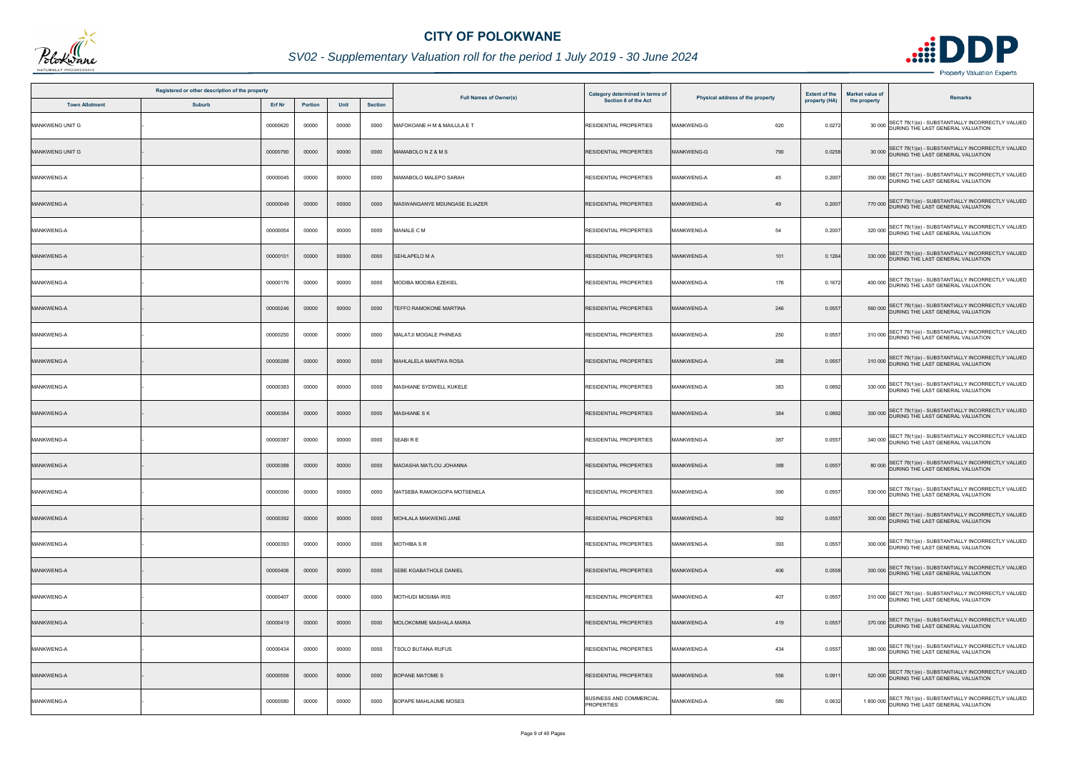# CITY OF POLOKWANE

## *SV02 - Supplementary Valuation roll for the period 1 July 2019 - 30 June 2024*

| Registered or other description of the property | | | | | | Full Names of Owner(s) | Category determined in terms of Section 8 of the Act | Physical address of the property | | Extent of the property (HA) | Market value of the property | Remarks |
|---|---|---|---|---|---|---|---|---|---|---|---|---|
| Town Allotment | Suburb | Erf Nr | Portion | Unit | Section | | | | | | | |
| MANKWENG UNIT G | - | 00000620 | 00000 | 00000 | 0000 | MAFOKOANE H M & MAILULA E T | RESIDENTIAL PROPERTIES | MANKWENG-G | 620 | 0.0272 | 30 000 | SECT 78(1)(e) - SUBSTANTIALLY INCORRECTLY VALUED DURING THE LAST GENERAL VALUATION |
| MANKWENG UNIT G | - | 00000790 | 00000 | 00000 | 0000 | MAMABOLO N Z & M S | RESIDENTIAL PROPERTIES | MANKWENG-G | 790 | 0.0258 | 30 000 | SECT 78(1)(e) - SUBSTANTIALLY INCORRECTLY VALUED DURING THE LAST GENERAL VALUATION |
| MANKWENG-A | - | 00000045 | 00000 | 00000 | 0000 | MAMABOLO MALEPO SARAH | RESIDENTIAL PROPERTIES | MANKWENG-A | 45 | 0.2007 | 350 000 | SECT 78(1)(e) - SUBSTANTIALLY INCORRECTLY VALUED DURING THE LAST GENERAL VALUATION |
| MANKWENG-A | - | 00000049 | 00000 | 00000 | 0000 | MASWANGANYE MDUNGASE ELIAZER | RESIDENTIAL PROPERTIES | MANKWENG-A | 49 | 0.2007 | 770 000 | SECT 78(1)(e) - SUBSTANTIALLY INCORRECTLY VALUED DURING THE LAST GENERAL VALUATION |
| MANKWENG-A | - | 00000054 | 00000 | 00000 | 0000 | MANALE C M | RESIDENTIAL PROPERTIES | MANKWENG-A | 54 | 0.2007 | 320 000 | SECT 78(1)(e) - SUBSTANTIALLY INCORRECTLY VALUED DURING THE LAST GENERAL VALUATION |
| MANKWENG-A | - | 00000101 | 00000 | 00000 | 0000 | SEHLAPELO M A | RESIDENTIAL PROPERTIES | MANKWENG-A | 101 | 0.1264 | 330 000 | SECT 78(1)(e) - SUBSTANTIALLY INCORRECTLY VALUED DURING THE LAST GENERAL VALUATION |
| MANKWENG-A | - | 00000176 | 00000 | 00000 | 0000 | MODIBA MODIBA EZEKIEL | RESIDENTIAL PROPERTIES | MANKWENG-A | 176 | 0.1672 | 400 000 | SECT 78(1)(e) - SUBSTANTIALLY INCORRECTLY VALUED DURING THE LAST GENERAL VALUATION |
| MANKWENG-A | - | 00000246 | 00000 | 00000 | 0000 | TEFFO RAMOKONE MARTINA | RESIDENTIAL PROPERTIES | MANKWENG-A | 246 | 0.0557 | 560 000 | SECT 78(1)(e) - SUBSTANTIALLY INCORRECTLY VALUED DURING THE LAST GENERAL VALUATION |
| MANKWENG-A | - | 00000250 | 00000 | 00000 | 0000 | MALATJI MOGALE PHINEAS | RESIDENTIAL PROPERTIES | MANKWENG-A | 250 | 0.0557 | 310 000 | SECT 78(1)(e) - SUBSTANTIALLY INCORRECTLY VALUED DURING THE LAST GENERAL VALUATION |
| MANKWENG-A | - | 00000288 | 00000 | 00000 | 0000 | MAHLALELA MANTWA ROSA | RESIDENTIAL PROPERTIES | MANKWENG-A | 288 | 0.0557 | 310 000 | SECT 78(1)(e) - SUBSTANTIALLY INCORRECTLY VALUED DURING THE LAST GENERAL VALUATION |
| MANKWENG-A | - | 00000383 | 00000 | 00000 | 0000 | MASHIANE SYDWELL KUKELE | RESIDENTIAL PROPERTIES | MANKWENG-A | 383 | 0.0892 | 330 000 | SECT 78(1)(e) - SUBSTANTIALLY INCORRECTLY VALUED DURING THE LAST GENERAL VALUATION |
| MANKWENG-A | - | 00000384 | 00000 | 00000 | 0000 | MASHIANE S K | RESIDENTIAL PROPERTIES | MANKWENG-A | 384 | 0.0892 | 300 000 | SECT 78(1)(e) - SUBSTANTIALLY INCORRECTLY VALUED DURING THE LAST GENERAL VALUATION |
| MANKWENG-A | - | 00000387 | 00000 | 00000 | 0000 | SEABI R E | RESIDENTIAL PROPERTIES | MANKWENG-A | 387 | 0.0557 | 340 000 | SECT 78(1)(e) - SUBSTANTIALLY INCORRECTLY VALUED DURING THE LAST GENERAL VALUATION |
| MANKWENG-A | - | 00000388 | 00000 | 00000 | 0000 | MAOASHA MATLOU JOHANNA | RESIDENTIAL PROPERTIES | MANKWENG-A | 388 | 0.0557 | 80 000 | SECT 78(1)(e) - SUBSTANTIALLY INCORRECTLY VALUED DURING THE LAST GENERAL VALUATION |
| MANKWENG-A | - | 00000390 | 00000 | 00000 | 0000 | MATSEBA RAMOKGOPA MOTSENELA | RESIDENTIAL PROPERTIES | MANKWENG-A | 390 | 0.0557 | 530 000 | SECT 78(1)(e) - SUBSTANTIALLY INCORRECTLY VALUED DURING THE LAST GENERAL VALUATION |
| MANKWENG-A | - | 00000392 | 00000 | 00000 | 0000 | MOHLALA MAKWENG JANE | RESIDENTIAL PROPERTIES | MANKWENG-A | 392 | 0.0557 | 300 000 | SECT 78(1)(e) - SUBSTANTIALLY INCORRECTLY VALUED DURING THE LAST GENERAL VALUATION |
| MANKWENG-A | - | 00000393 | 00000 | 00000 | 0000 | MOTHIBA S R | RESIDENTIAL PROPERTIES | MANKWENG-A | 393 | 0.0557 | 300 000 | SECT 78(1)(e) - SUBSTANTIALLY INCORRECTLY VALUED DURING THE LAST GENERAL VALUATION |
| MANKWENG-A | - | 00000406 | 00000 | 00000 | 0000 | SEBE KGABATHOLE DANIEL | RESIDENTIAL PROPERTIES | MANKWENG-A | 406 | 0.0558 | 300 000 | SECT 78(1)(e) - SUBSTANTIALLY INCORRECTLY VALUED DURING THE LAST GENERAL VALUATION |
| MANKWENG-A | - | 00000407 | 00000 | 00000 | 0000 | MOTHUDI MOSIMA IRIS | RESIDENTIAL PROPERTIES | MANKWENG-A | 407 | 0.0557 | 310 000 | SECT 78(1)(e) - SUBSTANTIALLY INCORRECTLY VALUED DURING THE LAST GENERAL VALUATION |
| MANKWENG-A | - | 00000419 | 00000 | 00000 | 0000 | MOLOKOMME MASHALA MARIA | RESIDENTIAL PROPERTIES | MANKWENG-A | 419 | 0.0557 | 370 000 | SECT 78(1)(e) - SUBSTANTIALLY INCORRECTLY VALUED DURING THE LAST GENERAL VALUATION |
| MANKWENG-A | - | 00000434 | 00000 | 00000 | 0000 | TSOLO BUTANA RUFUS | RESIDENTIAL PROPERTIES | MANKWENG-A | 434 | 0.0557 | 380 000 | SECT 78(1)(e) - SUBSTANTIALLY INCORRECTLY VALUED DURING THE LAST GENERAL VALUATION |
| MANKWENG-A | - | 00000556 | 00000 | 00000 | 0000 | BOPANE MATOME S | RESIDENTIAL PROPERTIES | MANKWENG-A | 556 | 0.0911 | 520 000 | SECT 78(1)(e) - SUBSTANTIALLY INCORRECTLY VALUED DURING THE LAST GENERAL VALUATION |
| MANKWENG-A | - | 00000580 | 00000 | 00000 | 0000 | BOPAPE MAHLAUME MOSES | BUSINESS AND COMMERCIAL PROPERTIES | MANKWENG-A | 580 | 0.0632 | 1 800 000 | SECT 78(1)(e) - SUBSTANTIALLY INCORRECTLY VALUED DURING THE LAST GENERAL VALUATION |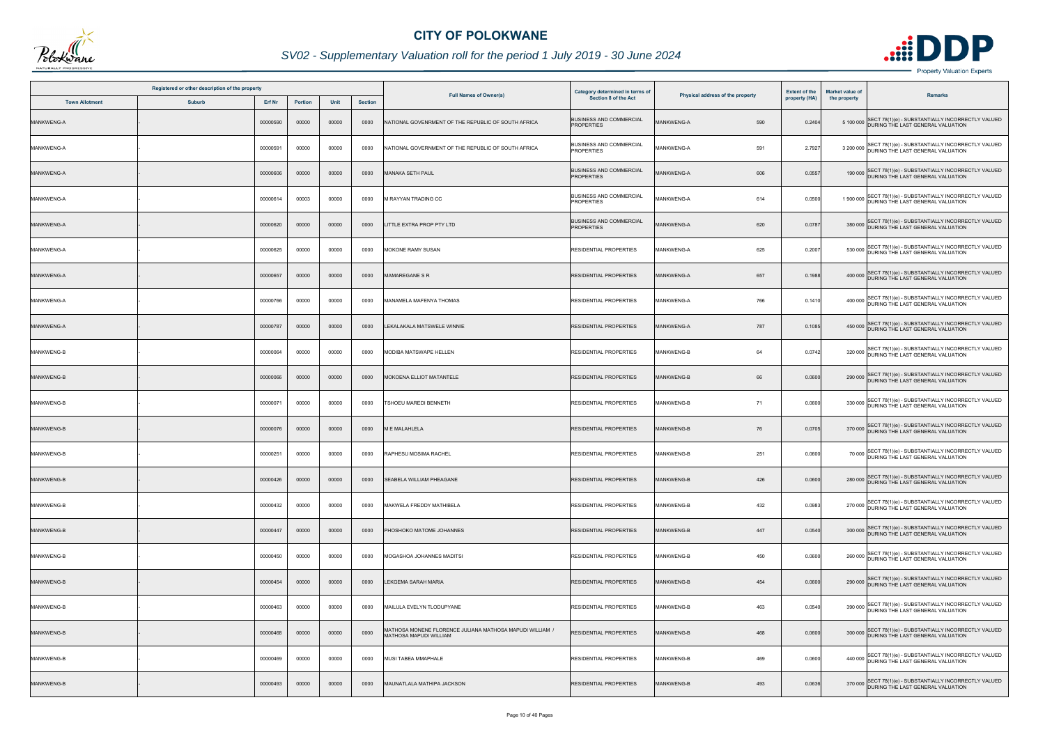# CITY OF POLOKWANE

## SV02 - Supplementary Valuation roll for the period 1 July 2019 - 30 June 2024

| Registered or other description of the property | | | | | | Full Names of Owner(s) | Category determined in terms of Section 8 of the Act | Physical address of the property | Extent of the property (HA) | Market value of the property | Remarks |
|---|---|---|---|---|---|---|---|---|---|---|---|
| Town Allotment | Suburb | Erf Nr | Portion | Unit | Section | | | | | | |
| MANKWENG-A | - | 00000590 | 00000 | 00000 | 0000 | NATIONAL GOVENRMENT OF THE REPUBLIC OF SOUTH AFRICA | BUSINESS AND COMMERCIAL PROPERTIES | MANKWENG-A 590 | 0.2404 | 5 100 000 | SECT 78(1)(e) - SUBSTANTIALLY INCORRECTLY VALUED DURING THE LAST GENERAL VALUATION |
| MANKWENG-A | - | 00000591 | 00000 | 00000 | 0000 | NATIONAL GOVERNMENT OF THE REPUBLIC OF SOUTH AFRICA | BUSINESS AND COMMERCIAL PROPERTIES | MANKWENG-A 591 | 2.7927 | 3 200 000 | SECT 78(1)(e) - SUBSTANTIALLY INCORRECTLY VALUED DURING THE LAST GENERAL VALUATION |
| MANKWENG-A | - | 00000606 | 00000 | 00000 | 0000 | MANAKA SETH PAUL | BUSINESS AND COMMERCIAL PROPERTIES | MANKWENG-A 606 | 0.0557 | 190 000 | SECT 78(1)(e) - SUBSTANTIALLY INCORRECTLY VALUED DURING THE LAST GENERAL VALUATION |
| MANKWENG-A | - | 00000614 | 00003 | 00000 | 0000 | M RAYYAN TRADING CC | BUSINESS AND COMMERCIAL PROPERTIES | MANKWENG-A 614 | 0.0500 | 1 900 000 | SECT 78(1)(e) - SUBSTANTIALLY INCORRECTLY VALUED DURING THE LAST GENERAL VALUATION |
| MANKWENG-A | - | 00000620 | 00000 | 00000 | 0000 | LITTLE EXTRA PROP PTY LTD | BUSINESS AND COMMERCIAL PROPERTIES | MANKWENG-A 620 | 0.0787 | 380 000 | SECT 78(1)(e) - SUBSTANTIALLY INCORRECTLY VALUED DURING THE LAST GENERAL VALUATION |
| MANKWENG-A | - | 00000625 | 00000 | 00000 | 0000 | MOKONE RAMY SUSAN | RESIDENTIAL PROPERTIES | MANKWENG-A 625 | 0.2007 | 530 000 | SECT 78(1)(e) - SUBSTANTIALLY INCORRECTLY VALUED DURING THE LAST GENERAL VALUATION |
| MANKWENG-A | - | 00000657 | 00000 | 00000 | 0000 | MAMAREGANE S R | RESIDENTIAL PROPERTIES | MANKWENG-A 657 | 0.1988 | 400 000 | SECT 78(1)(e) - SUBSTANTIALLY INCORRECTLY VALUED DURING THE LAST GENERAL VALUATION |
| MANKWENG-A | - | 00000766 | 00000 | 00000 | 0000 | MANAMELA MAFENYA THOMAS | RESIDENTIAL PROPERTIES | MANKWENG-A 766 | 0.1410 | 400 000 | SECT 78(1)(e) - SUBSTANTIALLY INCORRECTLY VALUED DURING THE LAST GENERAL VALUATION |
| MANKWENG-A | - | 00000787 | 00000 | 00000 | 0000 | LEKALAKALA MATSWELE WINNIE | RESIDENTIAL PROPERTIES | MANKWENG-A 787 | 0.1085 | 450 000 | SECT 78(1)(e) - SUBSTANTIALLY INCORRECTLY VALUED DURING THE LAST GENERAL VALUATION |
| MANKWENG-B | - | 00000064 | 00000 | 00000 | 0000 | MODIBA MATSWAPE HELLEN | RESIDENTIAL PROPERTIES | MANKWENG-B 64 | 0.0742 | 320 000 | SECT 78(1)(e) - SUBSTANTIALLY INCORRECTLY VALUED DURING THE LAST GENERAL VALUATION |
| MANKWENG-B | - | 00000066 | 00000 | 00000 | 0000 | MOKOENA ELLIOT MATANTELE | RESIDENTIAL PROPERTIES | MANKWENG-B 66 | 0.0600 | 290 000 | SECT 78(1)(e) - SUBSTANTIALLY INCORRECTLY VALUED DURING THE LAST GENERAL VALUATION |
| MANKWENG-B | - | 00000071 | 00000 | 00000 | 0000 | TSHOEU MAREDI BENNETH | RESIDENTIAL PROPERTIES | MANKWENG-B 71 | 0.0600 | 330 000 | SECT 78(1)(e) - SUBSTANTIALLY INCORRECTLY VALUED DURING THE LAST GENERAL VALUATION |
| MANKWENG-B | - | 00000076 | 00000 | 00000 | 0000 | M E MALAHLELA | RESIDENTIAL PROPERTIES | MANKWENG-B 76 | 0.0705 | 370 000 | SECT 78(1)(e) - SUBSTANTIALLY INCORRECTLY VALUED DURING THE LAST GENERAL VALUATION |
| MANKWENG-B | - | 00000251 | 00000 | 00000 | 0000 | RAPHESU MOSIMA RACHEL | RESIDENTIAL PROPERTIES | MANKWENG-B 251 | 0.0600 | 70 000 | SECT 78(1)(e) - SUBSTANTIALLY INCORRECTLY VALUED DURING THE LAST GENERAL VALUATION |
| MANKWENG-B | - | 00000426 | 00000 | 00000 | 0000 | SEABELA WILLIAM PHEAGANE | RESIDENTIAL PROPERTIES | MANKWENG-B 426 | 0.0600 | 280 000 | SECT 78(1)(e) - SUBSTANTIALLY INCORRECTLY VALUED DURING THE LAST GENERAL VALUATION |
| MANKWENG-B | - | 00000432 | 00000 | 00000 | 0000 | MAKWELA FREDDY MATHIBELA | RESIDENTIAL PROPERTIES | MANKWENG-B 432 | 0.0983 | 270 000 | SECT 78(1)(e) - SUBSTANTIALLY INCORRECTLY VALUED DURING THE LAST GENERAL VALUATION |
| MANKWENG-B | - | 00000447 | 00000 | 00000 | 0000 | PHOSHOKO MATOME JOHANNES | RESIDENTIAL PROPERTIES | MANKWENG-B 447 | 0.0540 | 300 000 | SECT 78(1)(e) - SUBSTANTIALLY INCORRECTLY VALUED DURING THE LAST GENERAL VALUATION |
| MANKWENG-B | - | 00000450 | 00000 | 00000 | 0000 | MOGASHOA JOHANNES MADITSI | RESIDENTIAL PROPERTIES | MANKWENG-B 450 | 0.0600 | 260 000 | SECT 78(1)(e) - SUBSTANTIALLY INCORRECTLY VALUED DURING THE LAST GENERAL VALUATION |
| MANKWENG-B | - | 00000454 | 00000 | 00000 | 0000 | LEKGEMA SARAH MARIA | RESIDENTIAL PROPERTIES | MANKWENG-B 454 | 0.0600 | 290 000 | SECT 78(1)(e) - SUBSTANTIALLY INCORRECTLY VALUED DURING THE LAST GENERAL VALUATION |
| MANKWENG-B | - | 00000463 | 00000 | 00000 | 0000 | MAILULA EVELYN TLODUPYANE | RESIDENTIAL PROPERTIES | MANKWENG-B 463 | 0.0540 | 390 000 | SECT 78(1)(e) - SUBSTANTIALLY INCORRECTLY VALUED DURING THE LAST GENERAL VALUATION |
| MANKWENG-B | - | 00000468 | 00000 | 00000 | 0000 | MATHOSA MONENE FLORENCE JULIANA MATHOSA MAPUDI WILLIAM / MATHOSA MAPUDI WILLIAM | RESIDENTIAL PROPERTIES | MANKWENG-B 468 | 0.0600 | 300 000 | SECT 78(1)(e) - SUBSTANTIALLY INCORRECTLY VALUED DURING THE LAST GENERAL VALUATION |
| MANKWENG-B | - | 00000469 | 00000 | 00000 | 0000 | MUSI TABEA MMAPHALE | RESIDENTIAL PROPERTIES | MANKWENG-B 469 | 0.0600 | 440 000 | SECT 78(1)(e) - SUBSTANTIALLY INCORRECTLY VALUED DURING THE LAST GENERAL VALUATION |
| MANKWENG-B | - | 00000493 | 00000 | 00000 | 0000 | MAUNATLALA MATHIPA JACKSON | RESIDENTIAL PROPERTIES | MANKWENG-B 493 | 0.0636 | 370 000 | SECT 78(1)(e) - SUBSTANTIALLY INCORRECTLY VALUED DURING THE LAST GENERAL VALUATION |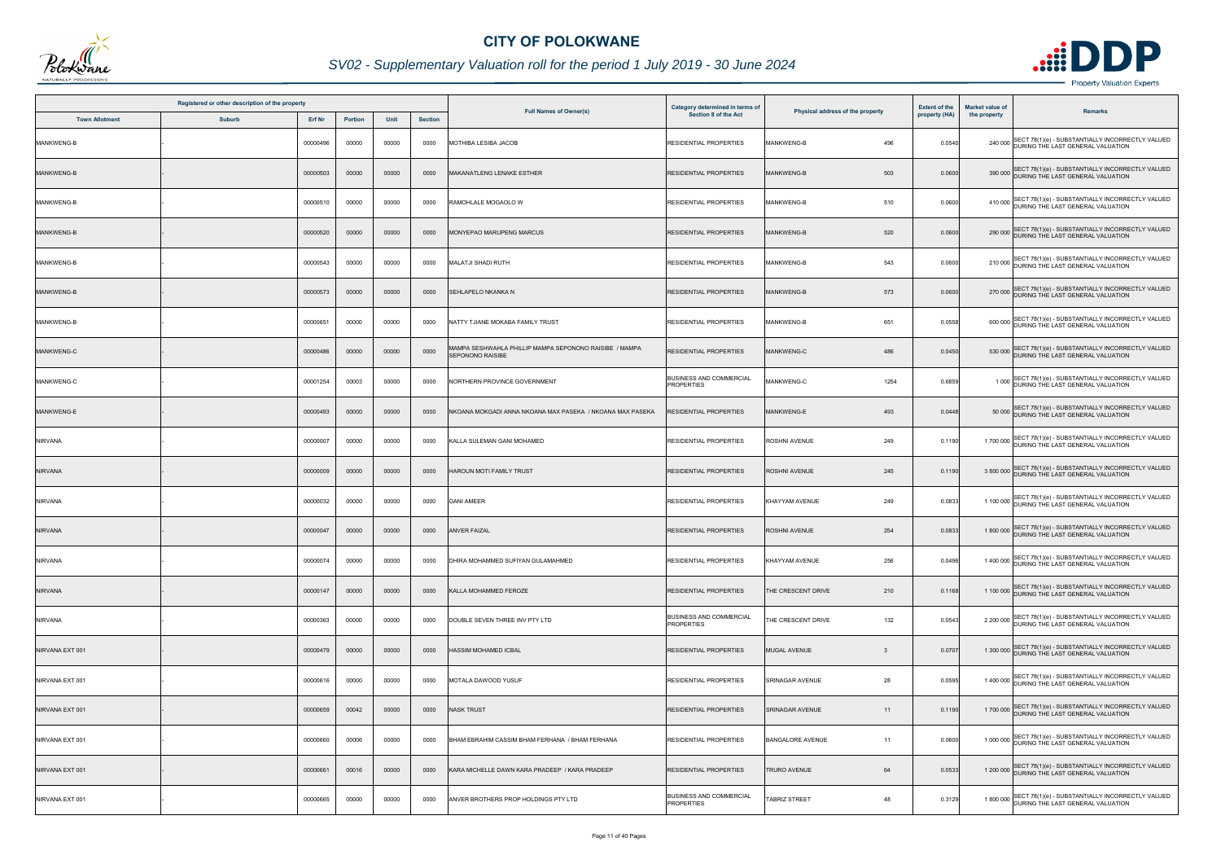# CITY OF POLOKWANE

## SV02 - Supplementary Valuation roll for the period 1 July 2019 - 30 June 2024

| Registered or other description of the property | | | | | | Full Names of Owner(s) | Category determined in terms of Section 8 of the Act | Physical address of the property | | Extent of the property (HA) | Market value of the property | Remarks |
|---|---|---|---|---|---|---|---|---|---|---|---|---|
| Town Allotment | Suburb | Erf Nr | Portion | Unit | Section | | | | | | | |
| MANKWENG-B | - | 00000496 | 00000 | 00000 | 0000 | MOTHIBA LESIBA JACOB | RESIDENTIAL PROPERTIES | MANKWENG-B | 496 | 0.0540 | 240 000 | SECT 78(1)(e) - SUBSTANTIALLY INCORRECTLY VALUED DURING THE LAST GENERAL VALUATION |
| MANKWENG-B | - | 00000503 | 00000 | 00000 | 0000 | MAKANATLENG LENAKE ESTHER | RESIDENTIAL PROPERTIES | MANKWENG-B | 503 | 0.0600 | 390 000 | SECT 78(1)(e) - SUBSTANTIALLY INCORRECTLY VALUED DURING THE LAST GENERAL VALUATION |
| MANKWENG-B | - | 00000510 | 00000 | 00000 | 0000 | RAMOHLALE MOGAOLO W | RESIDENTIAL PROPERTIES | MANKWENG-B | 510 | 0.0600 | 410 000 | SECT 78(1)(e) - SUBSTANTIALLY INCORRECTLY VALUED DURING THE LAST GENERAL VALUATION |
| MANKWENG-B | - | 00000520 | 00000 | 00000 | 0000 | MONYEPAO MARUPENG MARCUS | RESIDENTIAL PROPERTIES | MANKWENG-B | 520 | 0.0600 | 290 000 | SECT 78(1)(e) - SUBSTANTIALLY INCORRECTLY VALUED DURING THE LAST GENERAL VALUATION |
| MANKWENG-B | - | 00000543 | 00000 | 00000 | 0000 | MALATJI SHADI RUTH | RESIDENTIAL PROPERTIES | MANKWENG-B | 543 | 0.0600 | 210 000 | SECT 78(1)(e) - SUBSTANTIALLY INCORRECTLY VALUED DURING THE LAST GENERAL VALUATION |
| MANKWENG-B | - | 00000573 | 00000 | 00000 | 0000 | SEHLAPELO NKANKA N | RESIDENTIAL PROPERTIES | MANKWENG-B | 573 | 0.0600 | 270 000 | SECT 78(1)(e) - SUBSTANTIALLY INCORRECTLY VALUED DURING THE LAST GENERAL VALUATION |
| MANKWENG-B | - | 00000651 | 00000 | 00000 | 0000 | NATTY TJIANE MOKABA FAMILY TRUST | RESIDENTIAL PROPERTIES | MANKWENG-B | 651 | 0.0558 | 600 000 | SECT 78(1)(e) - SUBSTANTIALLY INCORRECTLY VALUED DURING THE LAST GENERAL VALUATION |
| MANKWENG-C | - | 00000486 | 00000 | 00000 | 0000 | MAMPA SESHWAHLA PHILLIP MAMPA SEPONONO RAISIBE / MAMPA SEPONONO RAISIBE | RESIDENTIAL PROPERTIES | MANKWENG-C | 486 | 0.0450 | 530 000 | SECT 78(1)(e) - SUBSTANTIALLY INCORRECTLY VALUED DURING THE LAST GENERAL VALUATION |
| MANKWENG-C | - | 00001254 | 00003 | 00000 | 0000 | NORTHERN PROVINCE GOVERNMENT | BUSINESS AND COMMERCIAL PROPERTIES | MANKWENG-C | 1254 | 0.6859 | 1 000 | SECT 78(1)(e) - SUBSTANTIALLY INCORRECTLY VALUED DURING THE LAST GENERAL VALUATION |
| MANKWENG-E | - | 00000493 | 00000 | 00000 | 0000 | NKOANA MOKGADI ANNA NKOANA MAX PASEKA / NKOANA MAX PASEKA | RESIDENTIAL PROPERTIES | MANKWENG-E | 493 | 0.0448 | 50 000 | SECT 78(1)(e) - SUBSTANTIALLY INCORRECTLY VALUED DURING THE LAST GENERAL VALUATION |
| NIRVANA | - | 00000007 | 00000 | 00000 | 0000 | KALLA SULEMAN GANI MOHAMED | RESIDENTIAL PROPERTIES | ROSHNI AVENUE | 249 | 0.1190 | 1 700 000 | SECT 78(1)(e) - SUBSTANTIALLY INCORRECTLY VALUED DURING THE LAST GENERAL VALUATION |
| NIRVANA | - | 00000009 | 00000 | 00000 | 0000 | HAROUN MOTI FAMILY TRUST | RESIDENTIAL PROPERTIES | ROSHNI AVENUE | 245 | 0.1190 | 3 800 000 | SECT 78(1)(e) - SUBSTANTIALLY INCORRECTLY VALUED DURING THE LAST GENERAL VALUATION |
| NIRVANA | - | 00000032 | 00000 | 00000 | 0000 | GANI AMEER | RESIDENTIAL PROPERTIES | KHAYYAM AVENUE | 249 | 0.0833 | 1 100 000 | SECT 78(1)(e) - SUBSTANTIALLY INCORRECTLY VALUED DURING THE LAST GENERAL VALUATION |
| NIRVANA | - | 00000047 | 00000 | 00000 | 0000 | ANVER FAIZAL | RESIDENTIAL PROPERTIES | ROSHNI AVENUE | 254 | 0.0833 | 1 800 000 | SECT 78(1)(e) - SUBSTANTIALLY INCORRECTLY VALUED DURING THE LAST GENERAL VALUATION |
| NIRVANA | - | 00000074 | 00000 | 00000 | 0000 | DHIRA MOHAMMED SUFIYAN GULAMAHMED | RESIDENTIAL PROPERTIES | KHAYYAM AVENUE | 256 | 0.0496 | 1 400 000 | SECT 78(1)(e) - SUBSTANTIALLY INCORRECTLY VALUED DURING THE LAST GENERAL VALUATION |
| NIRVANA | - | 00000147 | 00000 | 00000 | 0000 | KALLA MOHAMMED FEROZE | RESIDENTIAL PROPERTIES | THE CRESCENT DRIVE | 210 | 0.1168 | 1 100 000 | SECT 78(1)(e) - SUBSTANTIALLY INCORRECTLY VALUED DURING THE LAST GENERAL VALUATION |
| NIRVANA | - | 00000363 | 00000 | 00000 | 0000 | DOUBLE SEVEN THREE INV PTY LTD | BUSINESS AND COMMERCIAL PROPERTIES | THE CRESCENT DRIVE | 132 | 0.0543 | 2 200 000 | SECT 78(1)(e) - SUBSTANTIALLY INCORRECTLY VALUED DURING THE LAST GENERAL VALUATION |
| NIRVANA EXT 001 | - | 00000479 | 00000 | 00000 | 0000 | HASSIM MOHAMED ICBAL | RESIDENTIAL PROPERTIES | MUGAL AVENUE | 3 | 0.0707 | 1 300 000 | SECT 78(1)(e) - SUBSTANTIALLY INCORRECTLY VALUED DURING THE LAST GENERAL VALUATION |
| NIRVANA EXT 001 | - | 00000616 | 00000 | 00000 | 0000 | MOTALA DAWOOD YUSUF | RESIDENTIAL PROPERTIES | SRINAGAR AVENUE | 28 | 0.0595 | 1 400 000 | SECT 78(1)(e) - SUBSTANTIALLY INCORRECTLY VALUED DURING THE LAST GENERAL VALUATION |
| NIRVANA EXT 001 | - | 00000659 | 00042 | 00000 | 0000 | NASK TRUST | RESIDENTIAL PROPERTIES | SRINAGAR AVENUE | 11 | 0.1190 | 1 700 000 | SECT 78(1)(e) - SUBSTANTIALLY INCORRECTLY VALUED DURING THE LAST GENERAL VALUATION |
| NIRVANA EXT 001 | - | 00000660 | 00006 | 00000 | 0000 | BHAM EBRAHIM CASSIM BHAM FERHANA / BHAM FERHANA | RESIDENTIAL PROPERTIES | BANGALORE AVENUE | 11 | 0.0600 | 1 000 000 | SECT 78(1)(e) - SUBSTANTIALLY INCORRECTLY VALUED DURING THE LAST GENERAL VALUATION |
| NIRVANA EXT 001 | - | 00000661 | 00016 | 00000 | 0000 | KARA MICHELLE DAWN KARA PRADEEP / KARA PRADEEP | RESIDENTIAL PROPERTIES | TRURO AVENUE | 64 | 0.0533 | 1 200 000 | SECT 78(1)(e) - SUBSTANTIALLY INCORRECTLY VALUED DURING THE LAST GENERAL VALUATION |
| NIRVANA EXT 001 | - | 00000665 | 00000 | 00000 | 0000 | ANVER BROTHERS PROP HOLDINGS PTY LTD | BUSINESS AND COMMERCIAL PROPERTIES | TABRIZ STREET | 48 | 0.3129 | 1 800 000 | SECT 78(1)(e) - SUBSTANTIALLY INCORRECTLY VALUED DURING THE LAST GENERAL VALUATION |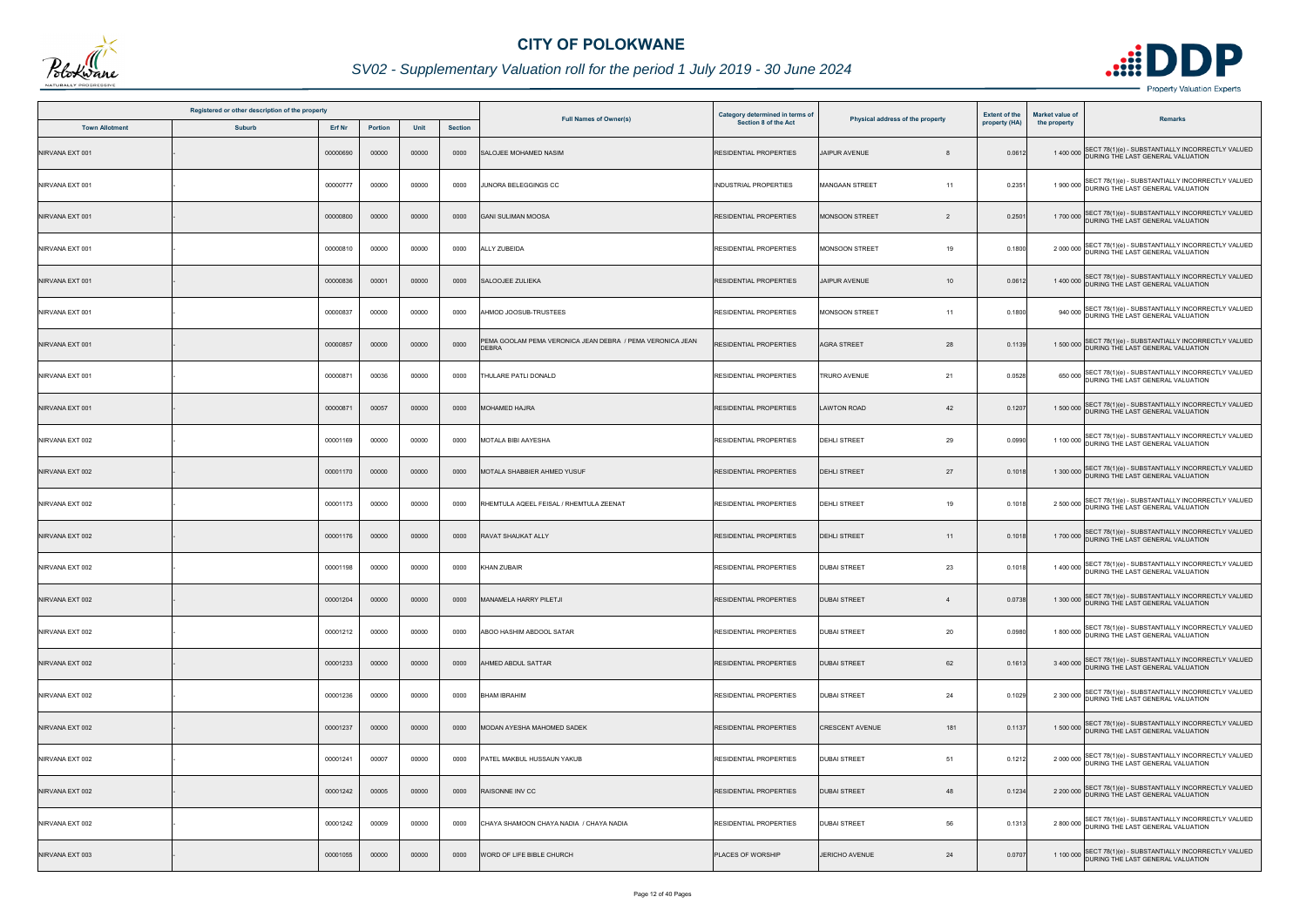# CITY OF POLOKWANE

## SV02 - Supplementary Valuation roll for the period 1 July 2019 - 30 June 2024

| Registered or other description of the property | | | | | | Full Names of Owner(s) | Category determined in terms of Section 8 of the Act | Physical address of the property | | Extent of the property (HA) | Market value of the property | Remarks |
|---|---|---|---|---|---|---|---|---|---|---|---|---|
| Town Allotment | Suburb | Erf Nr | Portion | Unit | Section | | | | | | | |
| NIRVANA EXT 001 | - | 00000690 | 00000 | 00000 | 0000 | SALOJEE MOHAMED NASIM | RESIDENTIAL PROPERTIES | JAIPUR AVENUE | 8 | 0.0612 | 1 400 000 | SECT 78(1)(e) - SUBSTANTIALLY INCORRECTLY VALUED DURING THE LAST GENERAL VALUATION |
| NIRVANA EXT 001 | - | 00000777 | 00000 | 00000 | 0000 | JUNORA BELEGGINGS CC | INDUSTRIAL PROPERTIES | MANGAAN STREET | 11 | 0.2351 | 1 900 000 | SECT 78(1)(e) - SUBSTANTIALLY INCORRECTLY VALUED DURING THE LAST GENERAL VALUATION |
| NIRVANA EXT 001 | - | 00000800 | 00000 | 00000 | 0000 | GANI SULIMAN MOOSA | RESIDENTIAL PROPERTIES | MONSOON STREET | 2 | 0.2501 | 1 700 000 | SECT 78(1)(e) - SUBSTANTIALLY INCORRECTLY VALUED DURING THE LAST GENERAL VALUATION |
| NIRVANA EXT 001 | - | 00000810 | 00000 | 00000 | 0000 | ALLY ZUBEIDA | RESIDENTIAL PROPERTIES | MONSOON STREET | 19 | 0.1800 | 2 000 000 | SECT 78(1)(e) - SUBSTANTIALLY INCORRECTLY VALUED DURING THE LAST GENERAL VALUATION |
| NIRVANA EXT 001 | - | 00000836 | 00001 | 00000 | 0000 | SALOOJEE ZULIEKA | RESIDENTIAL PROPERTIES | JAIPUR AVENUE | 10 | 0.0612 | 1 400 000 | SECT 78(1)(e) - SUBSTANTIALLY INCORRECTLY VALUED DURING THE LAST GENERAL VALUATION |
| NIRVANA EXT 001 | - | 00000837 | 00000 | 00000 | 0000 | AHMOD JOOSUB-TRUSTEES | RESIDENTIAL PROPERTIES | MONSOON STREET | 11 | 0.1800 | 940 000 | SECT 78(1)(e) - SUBSTANTIALLY INCORRECTLY VALUED DURING THE LAST GENERAL VALUATION |
| NIRVANA EXT 001 | - | 00000857 | 00000 | 00000 | 0000 | PEMA GOOLAM PEMA VERONICA JEAN DEBRA / PEMA VERONICA JEAN DEBRA | RESIDENTIAL PROPERTIES | AGRA STREET | 28 | 0.1139 | 1 500 000 | SECT 78(1)(e) - SUBSTANTIALLY INCORRECTLY VALUED DURING THE LAST GENERAL VALUATION |
| NIRVANA EXT 001 | - | 00000871 | 00036 | 00000 | 0000 | THULARE PATLI DONALD | RESIDENTIAL PROPERTIES | TRURO AVENUE | 21 | 0.0528 | 650 000 | SECT 78(1)(e) - SUBSTANTIALLY INCORRECTLY VALUED DURING THE LAST GENERAL VALUATION |
| NIRVANA EXT 001 | - | 00000871 | 00057 | 00000 | 0000 | MOHAMED HAJRA | RESIDENTIAL PROPERTIES | LAWTON ROAD | 42 | 0.1207 | 1 500 000 | SECT 78(1)(e) - SUBSTANTIALLY INCORRECTLY VALUED DURING THE LAST GENERAL VALUATION |
| NIRVANA EXT 002 | - | 00001169 | 00000 | 00000 | 0000 | MOTALA BIBI AAYESHA | RESIDENTIAL PROPERTIES | DEHLI STREET | 29 | 0.0990 | 1 100 000 | SECT 78(1)(e) - SUBSTANTIALLY INCORRECTLY VALUED DURING THE LAST GENERAL VALUATION |
| NIRVANA EXT 002 | - | 00001170 | 00000 | 00000 | 0000 | MOTALA SHABBIER AHMED YUSUF | RESIDENTIAL PROPERTIES | DEHLI STREET | 27 | 0.1018 | 1 300 000 | SECT 78(1)(e) - SUBSTANTIALLY INCORRECTLY VALUED DURING THE LAST GENERAL VALUATION |
| NIRVANA EXT 002 | - | 00001173 | 00000 | 00000 | 0000 | RHEMTULA AQEEL FEISAL / RHEMTULA ZEENAT | RESIDENTIAL PROPERTIES | DEHLI STREET | 19 | 0.1018 | 2 500 000 | SECT 78(1)(e) - SUBSTANTIALLY INCORRECTLY VALUED DURING THE LAST GENERAL VALUATION |
| NIRVANA EXT 002 | - | 00001176 | 00000 | 00000 | 0000 | RAVAT SHAUKAT ALLY | RESIDENTIAL PROPERTIES | DEHLI STREET | 11 | 0.1018 | 1 700 000 | SECT 78(1)(e) - SUBSTANTIALLY INCORRECTLY VALUED DURING THE LAST GENERAL VALUATION |
| NIRVANA EXT 002 | - | 00001198 | 00000 | 00000 | 0000 | KHAN ZUBAIR | RESIDENTIAL PROPERTIES | DUBAI STREET | 23 | 0.1018 | 1 400 000 | SECT 78(1)(e) - SUBSTANTIALLY INCORRECTLY VALUED DURING THE LAST GENERAL VALUATION |
| NIRVANA EXT 002 | - | 00001204 | 00000 | 00000 | 0000 | MANAMELA HARRY PILETJI | RESIDENTIAL PROPERTIES | DUBAI STREET | 4 | 0.0738 | 1 300 000 | SECT 78(1)(e) - SUBSTANTIALLY INCORRECTLY VALUED DURING THE LAST GENERAL VALUATION |
| NIRVANA EXT 002 | - | 00001212 | 00000 | 00000 | 0000 | ABOO HASHIM ABDOOL SATAR | RESIDENTIAL PROPERTIES | DUBAI STREET | 20 | 0.0980 | 1 800 000 | SECT 78(1)(e) - SUBSTANTIALLY INCORRECTLY VALUED DURING THE LAST GENERAL VALUATION |
| NIRVANA EXT 002 | - | 00001233 | 00000 | 00000 | 0000 | AHMED ABDUL SATTAR | RESIDENTIAL PROPERTIES | DUBAI STREET | 62 | 0.1613 | 3 400 000 | SECT 78(1)(e) - SUBSTANTIALLY INCORRECTLY VALUED DURING THE LAST GENERAL VALUATION |
| NIRVANA EXT 002 | - | 00001236 | 00000 | 00000 | 0000 | BHAM IBRAHIM | RESIDENTIAL PROPERTIES | DUBAI STREET | 24 | 0.1029 | 2 300 000 | SECT 78(1)(e) - SUBSTANTIALLY INCORRECTLY VALUED DURING THE LAST GENERAL VALUATION |
| NIRVANA EXT 002 | - | 00001237 | 00000 | 00000 | 0000 | MODAN AYESHA MAHOMED SADEK | RESIDENTIAL PROPERTIES | CRESCENT AVENUE | 181 | 0.1137 | 1 500 000 | SECT 78(1)(e) - SUBSTANTIALLY INCORRECTLY VALUED DURING THE LAST GENERAL VALUATION |
| NIRVANA EXT 002 | - | 00001241 | 00007 | 00000 | 0000 | PATEL MAKBUL HUSSAUN YAKUB | RESIDENTIAL PROPERTIES | DUBAI STREET | 51 | 0.1212 | 2 000 000 | SECT 78(1)(e) - SUBSTANTIALLY INCORRECTLY VALUED DURING THE LAST GENERAL VALUATION |
| NIRVANA EXT 002 | - | 00001242 | 00005 | 00000 | 0000 | RAISONNE INV CC | RESIDENTIAL PROPERTIES | DUBAI STREET | 48 | 0.1234 | 2 200 000 | SECT 78(1)(e) - SUBSTANTIALLY INCORRECTLY VALUED DURING THE LAST GENERAL VALUATION |
| NIRVANA EXT 002 | - | 00001242 | 00009 | 00000 | 0000 | CHAYA SHAMOON CHAYA NADIA / CHAYA NADIA | RESIDENTIAL PROPERTIES | DUBAI STREET | 56 | 0.1313 | 2 800 000 | SECT 78(1)(e) - SUBSTANTIALLY INCORRECTLY VALUED DURING THE LAST GENERAL VALUATION |
| NIRVANA EXT 003 | - | 00001055 | 00000 | 00000 | 0000 | WORD OF LIFE BIBLE CHURCH | PLACES OF WORSHIP | JERICHO AVENUE | 24 | 0.0707 | 1 100 000 | SECT 78(1)(e) - SUBSTANTIALLY INCORRECTLY VALUED DURING THE LAST GENERAL VALUATION |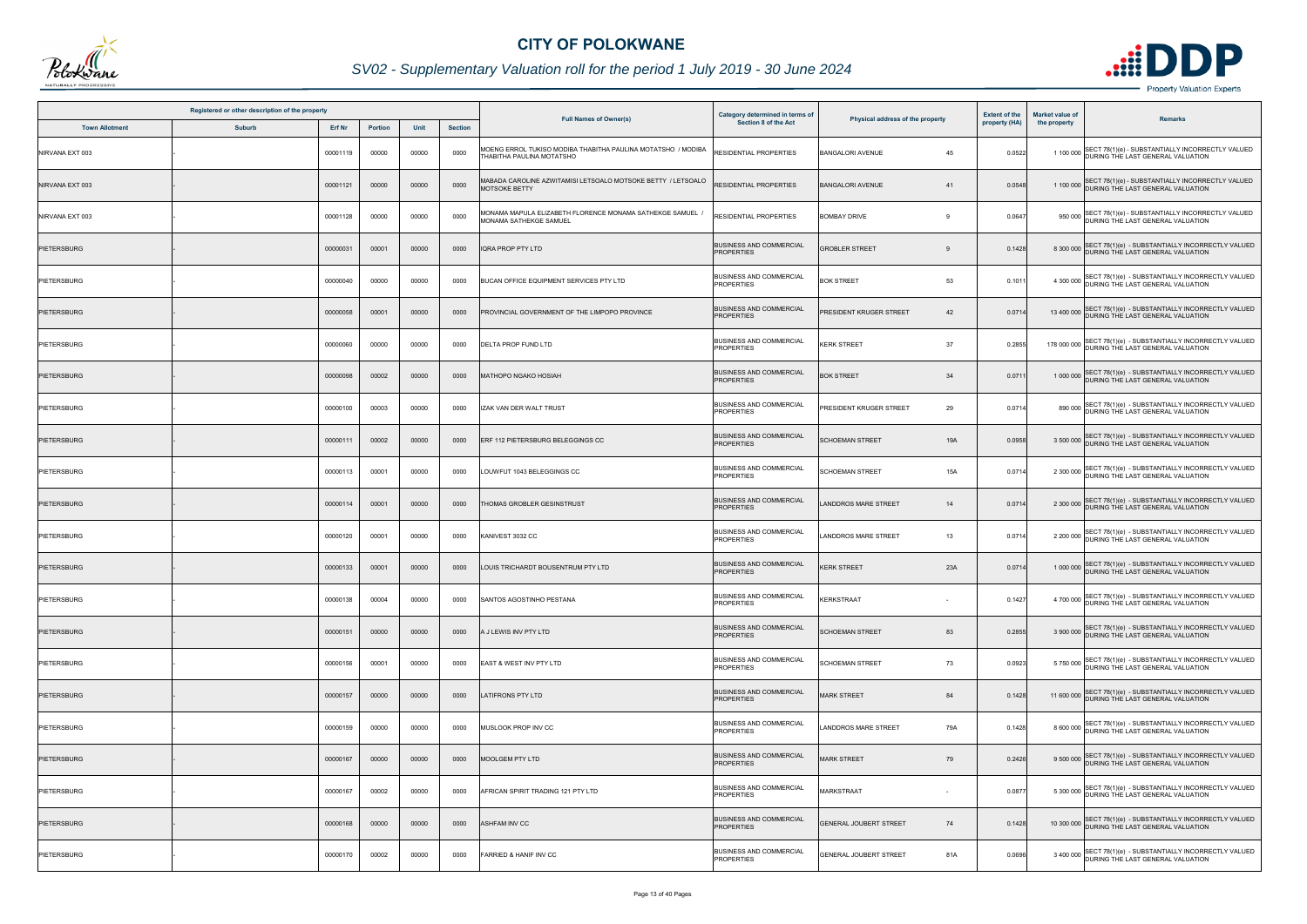# CITY OF POLOKWANE

## SV02 - Supplementary Valuation roll for the period 1 July 2019 - 30 June 2024

| Registered or other description of the property | | | | | | Full Names of Owner(s) | Category determined in terms of Section 8 of the Act | Physical address of the property | | Extent of the property (HA) | Market value of the property | Remarks |
|---|---|---|---|---|---|---|---|---|---|---|---|---|
| Town Allotment | Suburb | Erf Nr | Portion | Unit | Section | | | | | | | |
| NIRVANA EXT 003 | - | 00001119 | 00000 | 00000 | 0000 | MOENG ERROL TUKISO MODIBA THABITHA PAULINA MOTATSHO / MODIBA THABITHA PAULINA MOTATSHO | RESIDENTIAL PROPERTIES | BANGALORI AVENUE | 45 | 0.0522 | 1 100 000 | SECT 78(1)(e) - SUBSTANTIALLY INCORRECTLY VALUED DURING THE LAST GENERAL VALUATION |
| NIRVANA EXT 003 | - | 00001121 | 00000 | 00000 | 0000 | MABADA CAROLINE AZWITAMISI LETSOALO MOTSOKE BETTY / LETSOALO MOTSOKE BETTY | RESIDENTIAL PROPERTIES | BANGALORI AVENUE | 41 | 0.0548 | 1 100 000 | SECT 78(1)(e) - SUBSTANTIALLY INCORRECTLY VALUED DURING THE LAST GENERAL VALUATION |
| NIRVANA EXT 003 | - | 00001128 | 00000 | 00000 | 0000 | MONAMA MAPULA ELIZABETH FLORENCE MONAMA SATHEKGE SAMUEL / MONAMA SATHEKGE SAMUEL | RESIDENTIAL PROPERTIES | BOMBAY DRIVE | 9 | 0.0647 | 950 000 | SECT 78(1)(e) - SUBSTANTIALLY INCORRECTLY VALUED DURING THE LAST GENERAL VALUATION |
| PIETERSBURG | - | 00000031 | 00001 | 00000 | 0000 | IQRA PROP PTY LTD | BUSINESS AND COMMERCIAL PROPERTIES | GROBLER STREET | 9 | 0.1428 | 8 300 000 | SECT 78(1)(e) - SUBSTANTIALLY INCORRECTLY VALUED DURING THE LAST GENERAL VALUATION |
| PIETERSBURG | - | 00000040 | 00000 | 00000 | 0000 | BUCAN OFFICE EQUIPMENT SERVICES PTY LTD | BUSINESS AND COMMERCIAL PROPERTIES | BOK STREET | 53 | 0.1011 | 4 300 000 | SECT 78(1)(e) - SUBSTANTIALLY INCORRECTLY VALUED DURING THE LAST GENERAL VALUATION |
| PIETERSBURG | - | 00000058 | 00001 | 00000 | 0000 | PROVINCIAL GOVERNMENT OF THE LIMPOPO PROVINCE | BUSINESS AND COMMERCIAL PROPERTIES | PRESIDENT KRUGER STREET | 42 | 0.0714 | 13 400 000 | SECT 78(1)(e) - SUBSTANTIALLY INCORRECTLY VALUED DURING THE LAST GENERAL VALUATION |
| PIETERSBURG | - | 00000060 | 00000 | 00000 | 0000 | DELTA PROP FUND LTD | BUSINESS AND COMMERCIAL PROPERTIES | KERK STREET | 37 | 0.2855 | 178 000 000 | SECT 78(1)(e) - SUBSTANTIALLY INCORRECTLY VALUED DURING THE LAST GENERAL VALUATION |
| PIETERSBURG | - | 00000098 | 00002 | 00000 | 0000 | MATHOPO NGAKO HOSIAH | BUSINESS AND COMMERCIAL PROPERTIES | BOK STREET | 34 | 0.0711 | 1 000 000 | SECT 78(1)(e) - SUBSTANTIALLY INCORRECTLY VALUED DURING THE LAST GENERAL VALUATION |
| PIETERSBURG | - | 00000100 | 00003 | 00000 | 0000 | IZAK VAN DER WALT TRUST | BUSINESS AND COMMERCIAL PROPERTIES | PRESIDENT KRUGER STREET | 29 | 0.0714 | 890 000 | SECT 78(1)(e) - SUBSTANTIALLY INCORRECTLY VALUED DURING THE LAST GENERAL VALUATION |
| PIETERSBURG | - | 00000111 | 00002 | 00000 | 0000 | ERF 112 PIETERSBURG BELEGGINGS CC | BUSINESS AND COMMERCIAL PROPERTIES | SCHOEMAN STREET | 19A | 0.0958 | 3 500 000 | SECT 78(1)(e) - SUBSTANTIALLY INCORRECTLY VALUED DURING THE LAST GENERAL VALUATION |
| PIETERSBURG | - | 00000113 | 00001 | 00000 | 0000 | LOUWFUT 1043 BELEGGINGS CC | BUSINESS AND COMMERCIAL PROPERTIES | SCHOEMAN STREET | 15A | 0.0714 | 2 300 000 | SECT 78(1)(e) - SUBSTANTIALLY INCORRECTLY VALUED DURING THE LAST GENERAL VALUATION |
| PIETERSBURG | - | 00000114 | 00001 | 00000 | 0000 | THOMAS GROBLER GESINSTRUST | BUSINESS AND COMMERCIAL PROPERTIES | LANDDROS MARE STREET | 14 | 0.0714 | 2 300 000 | SECT 78(1)(e) - SUBSTANTIALLY INCORRECTLY VALUED DURING THE LAST GENERAL VALUATION |
| PIETERSBURG | - | 00000120 | 00001 | 00000 | 0000 | KANIVEST 3032 CC | BUSINESS AND COMMERCIAL PROPERTIES | LANDDROS MARE STREET | 13 | 0.0714 | 2 200 000 | SECT 78(1)(e) - SUBSTANTIALLY INCORRECTLY VALUED DURING THE LAST GENERAL VALUATION |
| PIETERSBURG | - | 00000133 | 00001 | 00000 | 0000 | LOUIS TRICHARDT BOUSENTRUM PTY LTD | BUSINESS AND COMMERCIAL PROPERTIES | KERK STREET | 23A | 0.0714 | 1 000 000 | SECT 78(1)(e) - SUBSTANTIALLY INCORRECTLY VALUED DURING THE LAST GENERAL VALUATION |
| PIETERSBURG | - | 00000138 | 00004 | 00000 | 0000 | SANTOS AGOSTINHO PESTANA | BUSINESS AND COMMERCIAL PROPERTIES | KERKSTRAAT | - | 0.1427 | 4 700 000 | SECT 78(1)(e) - SUBSTANTIALLY INCORRECTLY VALUED DURING THE LAST GENERAL VALUATION |
| PIETERSBURG | - | 00000151 | 00000 | 00000 | 0000 | A J LEWIS INV PTY LTD | BUSINESS AND COMMERCIAL PROPERTIES | SCHOEMAN STREET | 83 | 0.2855 | 3 900 000 | SECT 78(1)(e) - SUBSTANTIALLY INCORRECTLY VALUED DURING THE LAST GENERAL VALUATION |
| PIETERSBURG | - | 00000156 | 00001 | 00000 | 0000 | EAST & WEST INV PTY LTD | BUSINESS AND COMMERCIAL PROPERTIES | SCHOEMAN STREET | 73 | 0.0923 | 5 750 000 | SECT 78(1)(e) - SUBSTANTIALLY INCORRECTLY VALUED DURING THE LAST GENERAL VALUATION |
| PIETERSBURG | - | 00000157 | 00000 | 00000 | 0000 | LATIFRONS PTY LTD | BUSINESS AND COMMERCIAL PROPERTIES | MARK STREET | 84 | 0.1428 | 11 600 000 | SECT 78(1)(e) - SUBSTANTIALLY INCORRECTLY VALUED DURING THE LAST GENERAL VALUATION |
| PIETERSBURG | - | 00000159 | 00000 | 00000 | 0000 | MUSLOOK PROP INV CC | BUSINESS AND COMMERCIAL PROPERTIES | LANDDROS MARE STREET | 79A | 0.1428 | 8 600 000 | SECT 78(1)(e) - SUBSTANTIALLY INCORRECTLY VALUED DURING THE LAST GENERAL VALUATION |
| PIETERSBURG | - | 00000167 | 00000 | 00000 | 0000 | MOOLGEM PTY LTD | BUSINESS AND COMMERCIAL PROPERTIES | MARK STREET | 79 | 0.2426 | 9 500 000 | SECT 78(1)(e) - SUBSTANTIALLY INCORRECTLY VALUED DURING THE LAST GENERAL VALUATION |
| PIETERSBURG | - | 00000167 | 00002 | 00000 | 0000 | AFRICAN SPIRIT TRADING 121 PTY LTD | BUSINESS AND COMMERCIAL PROPERTIES | MARKSTRAAT | - | 0.0877 | 5 300 000 | SECT 78(1)(e) - SUBSTANTIALLY INCORRECTLY VALUED DURING THE LAST GENERAL VALUATION |
| PIETERSBURG | - | 00000168 | 00000 | 00000 | 0000 | ASHFAM INV CC | BUSINESS AND COMMERCIAL PROPERTIES | GENERAL JOUBERT STREET | 74 | 0.1428 | 10 300 000 | SECT 78(1)(e) - SUBSTANTIALLY INCORRECTLY VALUED DURING THE LAST GENERAL VALUATION |
| PIETERSBURG | - | 00000170 | 00002 | 00000 | 0000 | FARRIED & HANIF INV CC | BUSINESS AND COMMERCIAL PROPERTIES | GENERAL JOUBERT STREET | 81A | 0.0696 | 3 400 000 | SECT 78(1)(e) - SUBSTANTIALLY INCORRECTLY VALUED DURING THE LAST GENERAL VALUATION |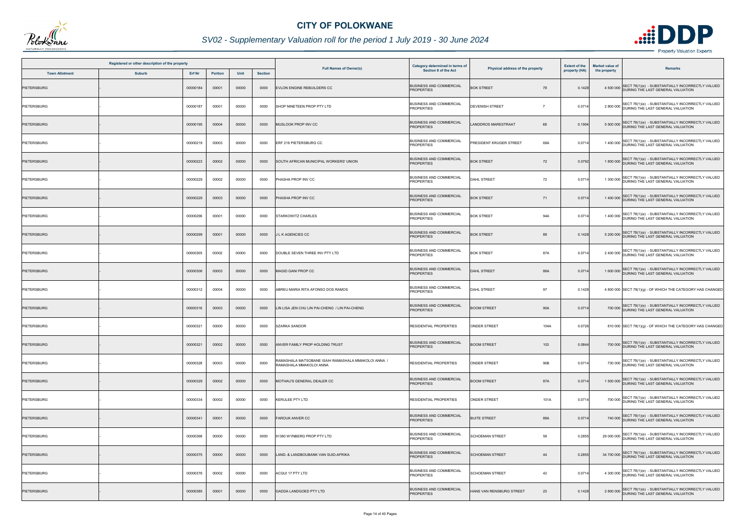# CITY OF POLOKWANE

## SV02 - Supplementary Valuation roll for the period 1 July 2019 - 30 June 2024

| Registered or other description of the property | | | | | | Full Names of Owner(s) | Category determined in terms of Section 8 of the Act | Physical address of the property | | Extent of the property (HA) | Market value of the property | Remarks |
|---|---|---|---|---|---|---|---|---|---|---|---|---|
| Town Allotment | Suburb | Erf Nr | Portion | Unit | Section | | | | | | | |
| PIETERSBURG | - | 00000184 | 00001 | 00000 | 0000 | EVLON ENGINE REBUILDERS CC | BUSINESS AND COMMERCIAL PROPERTIES | BOK STREET | 78 | 0.1428 | 4 500 000 | SECT 78(1)(e) - SUBSTANTIALLY INCORRECTLY VALUED DURING THE LAST GENERAL VALUATION |
| PIETERSBURG | - | 00000187 | 00001 | 00000 | 0000 | SHOP NINETEEN PROP PTY LTD | BUSINESS AND COMMERCIAL PROPERTIES | DEVENISH STREET | 7 | 0.0714 | 2 800 000 | SECT 78(1)(e) - SUBSTANTIALLY INCORRECTLY VALUED DURING THE LAST GENERAL VALUATION |
| PIETERSBURG | - | 00000195 | 00004 | 00000 | 0000 | MUSLOOK PROP INV CC | BUSINESS AND COMMERCIAL PROPERTIES | LANDDROS MARESTRAAT | 68 | 0.1904 | 5 500 000 | SECT 78(1)(e) - SUBSTANTIALLY INCORRECTLY VALUED DURING THE LAST GENERAL VALUATION |
| PIETERSBURG | - | 00000219 | 00003 | 00000 | 0000 | ERF 219 PIETERSBURG CC | BUSINESS AND COMMERCIAL PROPERTIES | PRESIDENT KRUGER STREET | 68A | 0.0714 | 1 400 000 | SECT 78(1)(e) - SUBSTANTIALLY INCORRECTLY VALUED DURING THE LAST GENERAL VALUATION |
| PIETERSBURG | - | 00000223 | 00002 | 00000 | 0000 | SOUTH AFRICAN MUNICIPAL WORKERS' UNION | BUSINESS AND COMMERCIAL PROPERTIES | BOK STREET | 72 | 0.0792 | 1 800 000 | SECT 78(1)(e) - SUBSTANTIALLY INCORRECTLY VALUED DURING THE LAST GENERAL VALUATION |
| PIETERSBURG | - | 00000229 | 00002 | 00000 | 0000 | PHASHA PROP INV CC | BUSINESS AND COMMERCIAL PROPERTIES | DAHL STREET | 72 | 0.0714 | 1 300 000 | SECT 78(1)(e) - SUBSTANTIALLY INCORRECTLY VALUED DURING THE LAST GENERAL VALUATION |
| PIETERSBURG | - | 00000229 | 00003 | 00000 | 0000 | PHASHA PROP INV CC | BUSINESS AND COMMERCIAL PROPERTIES | BOK STREET | 71 | 0.0714 | 1 400 000 | SECT 78(1)(e) - SUBSTANTIALLY INCORRECTLY VALUED DURING THE LAST GENERAL VALUATION |
| PIETERSBURG | - | 00000296 | 00001 | 00000 | 0000 | STARKOWITZ CHARLES | BUSINESS AND COMMERCIAL PROPERTIES | BOK STREET | 94A | 0.0714 | 1 400 000 | SECT 78(1)(e) - SUBSTANTIALLY INCORRECTLY VALUED DURING THE LAST GENERAL VALUATION |
| PIETERSBURG | - | 00000299 | 00001 | 00000 | 0000 | J L K AGENCIES CC | BUSINESS AND COMMERCIAL PROPERTIES | BOK STREET | 88 | 0.1428 | 5 200 000 | SECT 78(1)(e) - SUBSTANTIALLY INCORRECTLY VALUED DURING THE LAST GENERAL VALUATION |
| PIETERSBURG | - | 00000305 | 00002 | 00000 | 0000 | DOUBLE SEVEN THREE INV PTY LTD | BUSINESS AND COMMERCIAL PROPERTIES | BOK STREET | 87A | 0.0714 | 2 400 000 | SECT 78(1)(e) - SUBSTANTIALLY INCORRECTLY VALUED DURING THE LAST GENERAL VALUATION |
| PIETERSBURG | - | 00000306 | 00003 | 00000 | 0000 | MAGID GANI PROP CC | BUSINESS AND COMMERCIAL PROPERTIES | DAHL STREET | 86A | 0.0714 | 1 600 000 | SECT 78(1)(e) - SUBSTANTIALLY INCORRECTLY VALUED DURING THE LAST GENERAL VALUATION |
| PIETERSBURG | - | 00000312 | 00004 | 00000 | 0000 | ABREU MARIA RITA AFONSO DOS RAMOS | BUSINESS AND COMMERCIAL PROPERTIES | DAHL STREET | 97 | 0.1428 | 4 800 000 | SECT 78(1)(g) - OF WHICH THE CATEGORY HAS CHANGED |
| PIETERSBURG | - | 00000316 | 00003 | 00000 | 0000 | LIN LISA JEN CHU LIN PAI-CHENG / LIN PAI-CHENG | BUSINESS AND COMMERCIAL PROPERTIES | BOOM STREET | 90A | 0.0714 | 700 000 | SECT 78(1)(e) - SUBSTANTIALLY INCORRECTLY VALUED DURING THE LAST GENERAL VALUATION |
| PIETERSBURG | - | 00000321 | 00000 | 00000 | 0000 | SZARKA SANDOR | RESIDENTIAL PROPERTIES | ONDER STREET | 104A | 0.0726 | 810 000 | SECT 78(1)(g) - OF WHICH THE CATEGORY HAS CHANGED |
| PIETERSBURG | - | 00000321 | 00002 | 00000 | 0000 | ANVER FAMILY PROP HOLDING TRUST | BUSINESS AND COMMERCIAL PROPERTIES | BOOM STREET | 103 | 0.0844 | 700 000 | SECT 78(1)(e) - SUBSTANTIALLY INCORRECTLY VALUED DURING THE LAST GENERAL VALUATION |
| PIETERSBURG | - | 00000328 | 00003 | 00000 | 0000 | RAMASHALA MATSOBANE ISAIH RAMASHALA MMAKOLOI ANNA / RAMASHALA MMAKOLOI ANNA | RESIDENTIAL PROPERTIES | ONDER STREET | 90B | 0.0714 | 730 000 | SECT 78(1)(e) - SUBSTANTIALLY INCORRECTLY VALUED DURING THE LAST GENERAL VALUATION |
| PIETERSBURG | - | 00000329 | 00002 | 00000 | 0000 | MOTHAU'S GENERAL DEALER CC | BUSINESS AND COMMERCIAL PROPERTIES | BOOM STREET | 87A | 0.0714 | 1 500 000 | SECT 78(1)(e) - SUBSTANTIALLY INCORRECTLY VALUED DURING THE LAST GENERAL VALUATION |
| PIETERSBURG | - | 00000334 | 00002 | 00000 | 0000 | KERULEE PTY LTD | RESIDENTIAL PROPERTIES | ONDER STREET | 101A | 0.0714 | 700 000 | SECT 78(1)(e) - SUBSTANTIALLY INCORRECTLY VALUED DURING THE LAST GENERAL VALUATION |
| PIETERSBURG | - | 00000341 | 00001 | 00000 | 0000 | FAROUK ANVER CC | BUSINESS AND COMMERCIAL PROPERTIES | BUITE STREET | 88A | 0.0714 | 740 000 | SECT 78(1)(e) - SUBSTANTIALLY INCORRECTLY VALUED DURING THE LAST GENERAL VALUATION |
| PIETERSBURG | - | 00000368 | 00000 | 00000 | 0000 | 91380 WYNBERG PROP PTY LTD | BUSINESS AND COMMERCIAL PROPERTIES | SCHOEMAN STREET | 58 | 0.2855 | 29 000 000 | SECT 78(1)(e) - SUBSTANTIALLY INCORRECTLY VALUED DURING THE LAST GENERAL VALUATION |
| PIETERSBURG | - | 00000375 | 00000 | 00000 | 0000 | LAND- & LANDBOUBANK VAN SUID-AFRIKA | BUSINESS AND COMMERCIAL PROPERTIES | SCHOEMAN STREET | 44 | 0.2855 | 34 700 000 | SECT 78(1)(e) - SUBSTANTIALLY INCORRECTLY VALUED DURING THE LAST GENERAL VALUATION |
| PIETERSBURG | - | 00000376 | 00002 | 00000 | 0000 | ACQUI 17 PTY LTD | BUSINESS AND COMMERCIAL PROPERTIES | SCHOEMAN STREET | 42 | 0.0714 | 4 300 000 | SECT 78(1)(e) - SUBSTANTIALLY INCORRECTLY VALUED DURING THE LAST GENERAL VALUATION |
| PIETERSBURG | - | 00000385 | 00001 | 00000 | 0000 | GADDA LANDGOED PTY LTD | BUSINESS AND COMMERCIAL PROPERTIES | HANS VAN RENSBURG STREET | 23 | 0.1428 | 2 800 000 | SECT 78(1)(e) - SUBSTANTIALLY INCORRECTLY VALUED DURING THE LAST GENERAL VALUATION |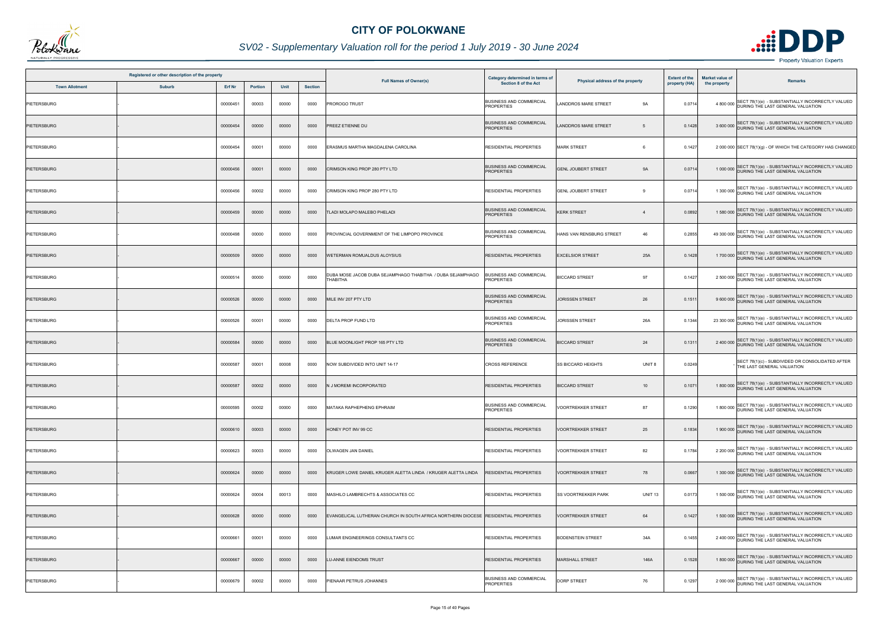# CITY OF POLOKWANE

## SV02 - Supplementary Valuation roll for the period 1 July 2019 - 30 June 2024

| Registered or other description of the property | | | | | | Full Names of Owner(s) | Category determined in terms of Section 8 of the Act | Physical address of the property | | Extent of the property (HA) | Market value of the property | Remarks |
|---|---|---|---|---|---|---|---|---|---|---|---|---|
| Town Allotment | Suburb | Erf Nr | Portion | Unit | Section | | | | | | | |
| PIETERSBURG | - | 00000451 | 00003 | 00000 | 0000 | PROROGO TRUST | BUSINESS AND COMMERCIAL PROPERTIES | LANDDROS MARE STREET | 9A | 0.0714 | 4 800 000 | SECT 78(1)(e) - SUBSTANTIALLY INCORRECTLY VALUED DURING THE LAST GENERAL VALUATION |
| PIETERSBURG | - | 00000454 | 00000 | 00000 | 0000 | PREEZ ETIENNE DU | BUSINESS AND COMMERCIAL PROPERTIES | LANDDROS MARE STREET | 5 | 0.1428 | 3 600 000 | SECT 78(1)(e) - SUBSTANTIALLY INCORRECTLY VALUED DURING THE LAST GENERAL VALUATION |
| PIETERSBURG | - | 00000454 | 00001 | 00000 | 0000 | ERASMUS MARTHA MAGDALENA CAROLINA | RESIDENTIAL PROPERTIES | MARK STREET | 6 | 0.1427 | 2 000 000 | SECT 78(1)(g) - OF WHICH THE CATEGORY HAS CHANGED |
| PIETERSBURG | - | 00000456 | 00001 | 00000 | 0000 | CRIMSON KING PROP 280 PTY LTD | BUSINESS AND COMMERCIAL PROPERTIES | GENL JOUBERT STREET | 9A | 0.0714 | 1 000 000 | SECT 78(1)(e) - SUBSTANTIALLY INCORRECTLY VALUED DURING THE LAST GENERAL VALUATION |
| PIETERSBURG | - | 00000456 | 00002 | 00000 | 0000 | CRIMSON KING PROP 280 PTY LTD | RESIDENTIAL PROPERTIES | GENL JOUBERT STREET | 9 | 0.0714 | 1 300 000 | SECT 78(1)(e) - SUBSTANTIALLY INCORRECTLY VALUED DURING THE LAST GENERAL VALUATION |
| PIETERSBURG | - | 00000459 | 00000 | 00000 | 0000 | TLADI MOLAPO MALEBO PHELADI | BUSINESS AND COMMERCIAL PROPERTIES | KERK STREET | 4 | 0.0892 | 1 580 000 | SECT 78(1)(e) - SUBSTANTIALLY INCORRECTLY VALUED DURING THE LAST GENERAL VALUATION |
| PIETERSBURG | - | 00000498 | 00000 | 00000 | 0000 | PROVINCIAL GOVERNMENT OF THE LIMPOPO PROVINCE | BUSINESS AND COMMERCIAL PROPERTIES | HANS VAN RENSBURG STREET | 46 | 0.2855 | 49 300 000 | SECT 78(1)(e) - SUBSTANTIALLY INCORRECTLY VALUED DURING THE LAST GENERAL VALUATION |
| PIETERSBURG | - | 00000509 | 00000 | 00000 | 0000 | WETERMAN ROMUALDUS ALOYSIUS | RESIDENTIAL PROPERTIES | EXCELSIOR STREET | 25A | 0.1428 | 1 700 000 | SECT 78(1)(e) - SUBSTANTIALLY INCORRECTLY VALUED DURING THE LAST GENERAL VALUATION |
| PIETERSBURG | - | 00000514 | 00000 | 00000 | 0000 | DUBA MOSE JACOB DUBA SEJAMPHAGO THABITHA / DUBA SEJAMPHAGO THABITHA | BUSINESS AND COMMERCIAL PROPERTIES | BICCARD STREET | 97 | 0.1427 | 2 500 000 | SECT 78(1)(e) - SUBSTANTIALLY INCORRECTLY VALUED DURING THE LAST GENERAL VALUATION |
| PIETERSBURG | - | 00000526 | 00000 | 00000 | 0000 | MILE INV 207 PTY LTD | BUSINESS AND COMMERCIAL PROPERTIES | JORISSEN STREET | 26 | 0.1511 | 9 600 000 | SECT 78(1)(e) - SUBSTANTIALLY INCORRECTLY VALUED DURING THE LAST GENERAL VALUATION |
| PIETERSBURG | - | 00000526 | 00001 | 00000 | 0000 | DELTA PROP FUND LTD | BUSINESS AND COMMERCIAL PROPERTIES | JORISSEN STREET | 26A | 0.1344 | 23 300 000 | SECT 78(1)(e) - SUBSTANTIALLY INCORRECTLY VALUED DURING THE LAST GENERAL VALUATION |
| PIETERSBURG | - | 00000584 | 00000 | 00000 | 0000 | BLUE MOONLIGHT PROP 165 PTY LTD | BUSINESS AND COMMERCIAL PROPERTIES | BICCARD STREET | 24 | 0.1311 | 2 400 000 | SECT 78(1)(e) - SUBSTANTIALLY INCORRECTLY VALUED DURING THE LAST GENERAL VALUATION |
| PIETERSBURG | - | 00000587 | 00001 | 00008 | 0000 | NOW SUBDIVIDED INTO UNIT 14-17 | CROSS REFERENCE | SS BICCARD HEIGHTS | UNIT 8 | 0.0249 | - | SECT 78(1)(c) - SUBDIVIDED OR CONSOLIDATED AFTER THE LAST GENERAL VALUATION |
| PIETERSBURG | - | 00000587 | 00002 | 00000 | 0000 | N J MOREMI INCORPORATED | RESIDENTIAL PROPERTIES | BICCARD STREET | 10 | 0.1071 | 1 800 000 | SECT 78(1)(e) - SUBSTANTIALLY INCORRECTLY VALUED DURING THE LAST GENERAL VALUATION |
| PIETERSBURG | - | 00000595 | 00002 | 00000 | 0000 | MATAKA RAPHEPHENG EPHRAIM | BUSINESS AND COMMERCIAL PROPERTIES | VOORTREKKER STREET | 87 | 0.1290 | 1 800 000 | SECT 78(1)(e) - SUBSTANTIALLY INCORRECTLY VALUED DURING THE LAST GENERAL VALUATION |
| PIETERSBURG | - | 00000610 | 00003 | 00000 | 0000 | HONEY POT INV 99 CC | RESIDENTIAL PROPERTIES | VOORTREKKER STREET | 25 | 0.1834 | 1 900 000 | SECT 78(1)(e) - SUBSTANTIALLY INCORRECTLY VALUED DURING THE LAST GENERAL VALUATION |
| PIETERSBURG | - | 00000623 | 00003 | 00000 | 0000 | OLWAGEN JAN DANIEL | RESIDENTIAL PROPERTIES | VOORTREKKER STREET | 82 | 0.1784 | 2 200 000 | SECT 78(1)(e) - SUBSTANTIALLY INCORRECTLY VALUED DURING THE LAST GENERAL VALUATION |
| PIETERSBURG | - | 00000624 | 00000 | 00000 | 0000 | KRUGER LOWE DANIEL KRUGER ALETTA LINDA / KRUGER ALETTA LINDA | RESIDENTIAL PROPERTIES | VOORTREKKER STREET | 78 | 0.0667 | 1 300 000 | SECT 78(1)(e) - SUBSTANTIALLY INCORRECTLY VALUED DURING THE LAST GENERAL VALUATION |
| PIETERSBURG | - | 00000624 | 00004 | 00013 | 0000 | MASHILO LAMBRECHTS & ASSOCIATES CC | RESIDENTIAL PROPERTIES | SS VOORTREKKER PARK | UNIT 13 | 0.0173 | 1 500 000 | SECT 78(1)(e) - SUBSTANTIALLY INCORRECTLY VALUED DURING THE LAST GENERAL VALUATION |
| PIETERSBURG | - | 00000628 | 00000 | 00000 | 0000 | EVANGELICAL LUTHERAN CHURCH IN SOUTH AFRICA NORTHERN DIOCESE | RESIDENTIAL PROPERTIES | VOORTREKKER STREET | 64 | 0.1427 | 1 500 000 | SECT 78(1)(e) - SUBSTANTIALLY INCORRECTLY VALUED DURING THE LAST GENERAL VALUATION |
| PIETERSBURG | - | 00000661 | 00001 | 00000 | 0000 | LUMAR ENGINEERINGS CONSULTANTS CC | RESIDENTIAL PROPERTIES | BODENSTEIN STREET | 34A | 0.1455 | 2 400 000 | SECT 78(1)(e) - SUBSTANTIALLY INCORRECTLY VALUED DURING THE LAST GENERAL VALUATION |
| PIETERSBURG | - | 00000667 | 00000 | 00000 | 0000 | LU-ANNE EIENDOMS TRUST | RESIDENTIAL PROPERTIES | MARSHALL STREET | 146A | 0.1528 | 1 800 000 | SECT 78(1)(e) - SUBSTANTIALLY INCORRECTLY VALUED DURING THE LAST GENERAL VALUATION |
| PIETERSBURG | - | 00000679 | 00002 | 00000 | 0000 | PIENAAR PETRUS JOHANNES | BUSINESS AND COMMERCIAL PROPERTIES | DORP STREET | 76 | 0.1297 | 2 000 000 | SECT 78(1)(e) - SUBSTANTIALLY INCORRECTLY VALUED DURING THE LAST GENERAL VALUATION |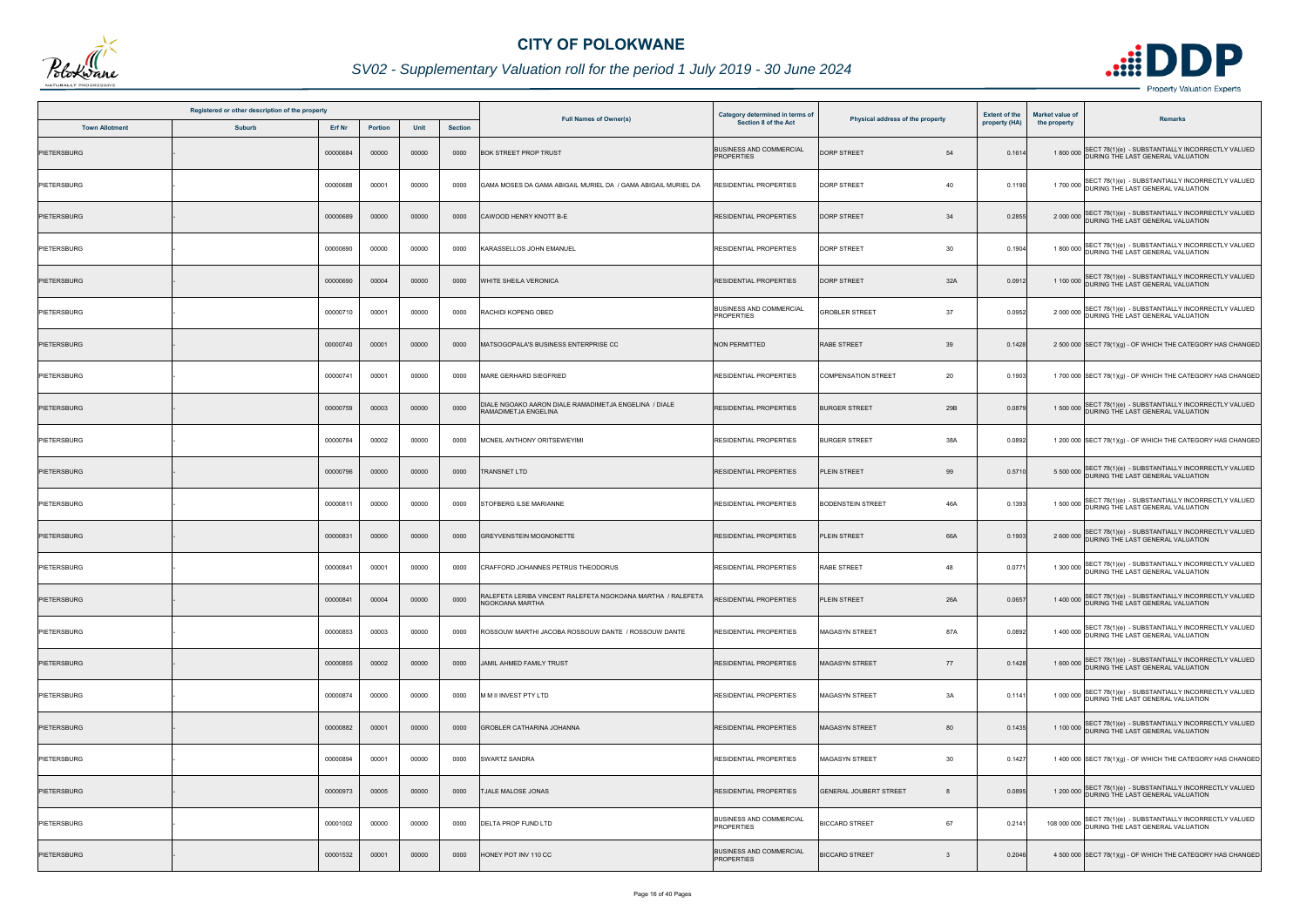# CITY OF POLOKWANE

## SV02 - Supplementary Valuation roll for the period 1 July 2019 - 30 June 2024

| Registered or other description of the property | | | | | | Full Names of Owner(s) | Category determined in terms of Section 8 of the Act | Physical address of the property | | Extent of the property (HA) | Market value of the property | Remarks |
|---|---|---|---|---|---|---|---|---|---|---|---|---|
| Town Allotment | Suburb | Erf Nr | Portion | Unit | Section | | | | | | | |
| PIETERSBURG | - | 00000684 | 00000 | 00000 | 0000 | BOK STREET PROP TRUST | BUSINESS AND COMMERCIAL PROPERTIES | DORP STREET | 54 | 0.1614 | 1 800 000 | SECT 78(1)(e) - SUBSTANTIALLY INCORRECTLY VALUED DURING THE LAST GENERAL VALUATION |
| PIETERSBURG | - | 00000688 | 00001 | 00000 | 0000 | GAMA MOSES DA GAMA ABIGAIL MURIEL DA / GAMA ABIGAIL MURIEL DA | RESIDENTIAL PROPERTIES | DORP STREET | 40 | 0.1190 | 1 700 000 | SECT 78(1)(e) - SUBSTANTIALLY INCORRECTLY VALUED DURING THE LAST GENERAL VALUATION |
| PIETERSBURG | - | 00000689 | 00000 | 00000 | 0000 | CAWOOD HENRY KNOTT B-E | RESIDENTIAL PROPERTIES | DORP STREET | 34 | 0.2855 | 2 000 000 | SECT 78(1)(e) - SUBSTANTIALLY INCORRECTLY VALUED DURING THE LAST GENERAL VALUATION |
| PIETERSBURG | - | 00000690 | 00000 | 00000 | 0000 | KARASSELLOS JOHN EMANUEL | RESIDENTIAL PROPERTIES | DORP STREET | 30 | 0.1904 | 1 800 000 | SECT 78(1)(e) - SUBSTANTIALLY INCORRECTLY VALUED DURING THE LAST GENERAL VALUATION |
| PIETERSBURG | - | 00000690 | 00004 | 00000 | 0000 | WHITE SHEILA VERONICA | RESIDENTIAL PROPERTIES | DORP STREET | 32A | 0.0912 | 1 100 000 | SECT 78(1)(e) - SUBSTANTIALLY INCORRECTLY VALUED DURING THE LAST GENERAL VALUATION |
| PIETERSBURG | - | 00000710 | 00001 | 00000 | 0000 | RACHIDI KOPENG OBED | BUSINESS AND COMMERCIAL PROPERTIES | GROBLER STREET | 37 | 0.0952 | 2 000 000 | SECT 78(1)(e) - SUBSTANTIALLY INCORRECTLY VALUED DURING THE LAST GENERAL VALUATION |
| PIETERSBURG | - | 00000740 | 00001 | 00000 | 0000 | MATSOGOPALA'S BUSINESS ENTERPRISE CC | NON PERMITTED | RABE STREET | 39 | 0.1428 | 2 500 000 | SECT 78(1)(g) - OF WHICH THE CATEGORY HAS CHANGED |
| PIETERSBURG | - | 00000741 | 00001 | 00000 | 0000 | MARE GERHARD SIEGFRIED | RESIDENTIAL PROPERTIES | COMPENSATION STREET | 20 | 0.1903 | 1 700 000 | SECT 78(1)(g) - OF WHICH THE CATEGORY HAS CHANGED |
| PIETERSBURG | - | 00000759 | 00003 | 00000 | 0000 | DIALE NGOAKO AARON DIALE RAMADIMETJA ENGELINA / DIALE RAMADIMETJA ENGELINA | RESIDENTIAL PROPERTIES | BURGER STREET | 29B | 0.0879 | 1 500 000 | SECT 78(1)(e) - SUBSTANTIALLY INCORRECTLY VALUED DURING THE LAST GENERAL VALUATION |
| PIETERSBURG | - | 00000784 | 00002 | 00000 | 0000 | MCNEIL ANTHONY ORITSEWEYIMI | RESIDENTIAL PROPERTIES | BURGER STREET | 38A | 0.0892 | 1 200 000 | SECT 78(1)(g) - OF WHICH THE CATEGORY HAS CHANGED |
| PIETERSBURG | - | 00000796 | 00000 | 00000 | 0000 | TRANSNET LTD | RESIDENTIAL PROPERTIES | PLEIN STREET | 99 | 0.5710 | 5 500 000 | SECT 78(1)(e) - SUBSTANTIALLY INCORRECTLY VALUED DURING THE LAST GENERAL VALUATION |
| PIETERSBURG | - | 00000811 | 00000 | 00000 | 0000 | STOFBERG ILSE MARIANNE | RESIDENTIAL PROPERTIES | BODENSTEIN STREET | 46A | 0.1393 | 1 500 000 | SECT 78(1)(e) - SUBSTANTIALLY INCORRECTLY VALUED DURING THE LAST GENERAL VALUATION |
| PIETERSBURG | - | 00000831 | 00000 | 00000 | 0000 | GREYVENSTEIN MOGNONETTE | RESIDENTIAL PROPERTIES | PLEIN STREET | 66A | 0.1903 | 2 600 000 | SECT 78(1)(e) - SUBSTANTIALLY INCORRECTLY VALUED DURING THE LAST GENERAL VALUATION |
| PIETERSBURG | - | 00000841 | 00001 | 00000 | 0000 | CRAFFORD JOHANNES PETRUS THEODORUS | RESIDENTIAL PROPERTIES | RABE STREET | 48 | 0.0771 | 1 300 000 | SECT 78(1)(e) - SUBSTANTIALLY INCORRECTLY VALUED DURING THE LAST GENERAL VALUATION |
| PIETERSBURG | - | 00000841 | 00004 | 00000 | 0000 | RALEFETA LERIBA VINCENT RALEFETA NGOKOANA MARTHA / RALEFETA NGOKOANA MARTHA | RESIDENTIAL PROPERTIES | PLEIN STREET | 26A | 0.0657 | 1 400 000 | SECT 78(1)(e) - SUBSTANTIALLY INCORRECTLY VALUED DURING THE LAST GENERAL VALUATION |
| PIETERSBURG | - | 00000853 | 00003 | 00000 | 0000 | ROSSOUW MARTHI JACOBA ROSSOUW DANTE / ROSSOUW DANTE | RESIDENTIAL PROPERTIES | MAGASYN STREET | 87A | 0.0892 | 1 400 000 | SECT 78(1)(e) - SUBSTANTIALLY INCORRECTLY VALUED DURING THE LAST GENERAL VALUATION |
| PIETERSBURG | - | 00000855 | 00002 | 00000 | 0000 | JAMIL AHMED FAMILY TRUST | RESIDENTIAL PROPERTIES | MAGASYN STREET | 77 | 0.1428 | 1 600 000 | SECT 78(1)(e) - SUBSTANTIALLY INCORRECTLY VALUED DURING THE LAST GENERAL VALUATION |
| PIETERSBURG | - | 00000874 | 00000 | 00000 | 0000 | M M I INVEST PTY LTD | RESIDENTIAL PROPERTIES | MAGASYN STREET | 3A | 0.1141 | 1 000 000 | SECT 78(1)(e) - SUBSTANTIALLY INCORRECTLY VALUED DURING THE LAST GENERAL VALUATION |
| PIETERSBURG | - | 00000882 | 00001 | 00000 | 0000 | GROBLER CATHARINA JOHANNA | RESIDENTIAL PROPERTIES | MAGASYN STREET | 80 | 0.1435 | 1 100 000 | SECT 78(1)(e) - SUBSTANTIALLY INCORRECTLY VALUED DURING THE LAST GENERAL VALUATION |
| PIETERSBURG | - | 00000894 | 00001 | 00000 | 0000 | SWARTZ SANDRA | RESIDENTIAL PROPERTIES | MAGASYN STREET | 30 | 0.1427 | 1 400 000 | SECT 78(1)(g) - OF WHICH THE CATEGORY HAS CHANGED |
| PIETERSBURG | - | 00000973 | 00005 | 00000 | 0000 | TJALE MALOSE JONAS | RESIDENTIAL PROPERTIES | GENERAL JOUBERT STREET | 8 | 0.0895 | 1 200 000 | SECT 78(1)(e) - SUBSTANTIALLY INCORRECTLY VALUED DURING THE LAST GENERAL VALUATION |
| PIETERSBURG | - | 00001002 | 00000 | 00000 | 0000 | DELTA PROP FUND LTD | BUSINESS AND COMMERCIAL PROPERTIES | BICCARD STREET | 67 | 0.2141 | 108 000 000 | SECT 78(1)(e) - SUBSTANTIALLY INCORRECTLY VALUED DURING THE LAST GENERAL VALUATION |
| PIETERSBURG | - | 00001532 | 00001 | 00000 | 0000 | HONEY POT INV 110 CC | BUSINESS AND COMMERCIAL PROPERTIES | BICCARD STREET | 3 | 0.2046 | 4 500 000 | SECT 78(1)(g) - OF WHICH THE CATEGORY HAS CHANGED |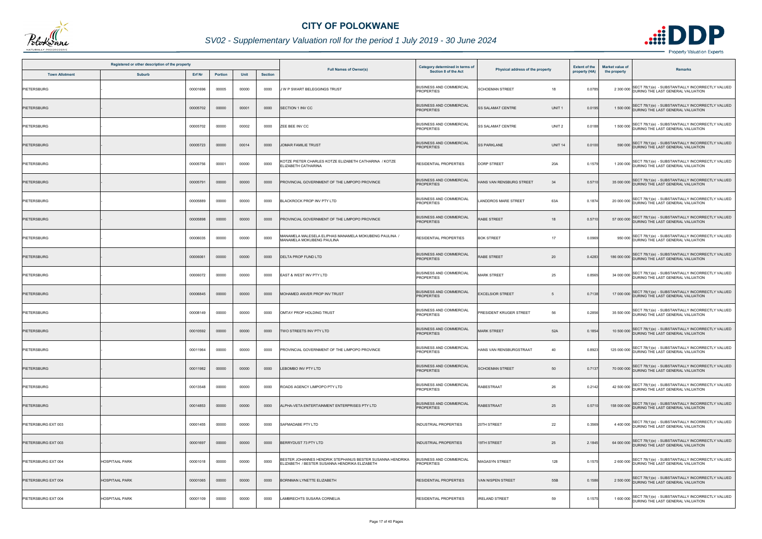# CITY OF POLOKWANE

## SV02 - Supplementary Valuation roll for the period 1 July 2019 - 30 June 2024

| Registered or other description of the property | | | | | | Full Names of Owner(s) | Category determined in terms of Section 8 of the Act | Physical address of the property | | Extent of the property (HA) | Market value of the property | Remarks |
|---|---|---|---|---|---|---|---|---|---|---|---|---|
| Town Allotment | Suburb | Erf Nr | Portion | Unit | Section | | | | | | | |
| PIETERSBURG | - | 00001696 | 00005 | 00000 | 0000 | J W P SWART BELEGGINGS TRUST | BUSINESS AND COMMERCIAL PROPERTIES | SCHOEMAN STREET | 18 | 0.0785 | 2 300 000 | SECT 78(1)(e) - SUBSTANTIALLY INCORRECTLY VALUED DURING THE LAST GENERAL VALUATION |
| PIETERSBURG | - | 00005702 | 00000 | 00001 | 0000 | SECTION 1 INV CC | BUSINESS AND COMMERCIAL PROPERTIES | SS SALAMAT CENTRE | UNIT 1 | 0.0195 | 1 500 000 | SECT 78(1)(e) - SUBSTANTIALLY INCORRECTLY VALUED DURING THE LAST GENERAL VALUATION |
| PIETERSBURG | - | 00005702 | 00000 | 00002 | 0000 | ZEE BEE INV CC | BUSINESS AND COMMERCIAL PROPERTIES | SS SALAMAT CENTRE | UNIT 2 | 0.0188 | 1 500 000 | SECT 78(1)(e) - SUBSTANTIALLY INCORRECTLY VALUED DURING THE LAST GENERAL VALUATION |
| PIETERSBURG | - | 00005723 | 00000 | 00014 | 0000 | JOMAR FAMILIE TRUST | BUSINESS AND COMMERCIAL PROPERTIES | SS PARKLANE | UNIT 14 | 0.0100 | 590 000 | SECT 78(1)(e) - SUBSTANTIALLY INCORRECTLY VALUED DURING THE LAST GENERAL VALUATION |
| PIETERSBURG | - | 00005756 | 00001 | 00000 | 0000 | KOTZE PIETER CHARLES KOTZE ELIZABETH CATHARINA / KOTZE ELIZABETH CATHARINA | RESIDENTIAL PROPERTIES | DORP STREET | 20A | 0.1579 | 1 200 000 | SECT 78(1)(e) - SUBSTANTIALLY INCORRECTLY VALUED DURING THE LAST GENERAL VALUATION |
| PIETERSBURG | - | 00005791 | 00000 | 00000 | 0000 | PROVINCIAL GOVERNMENT OF THE LIMPOPO PROVINCE | BUSINESS AND COMMERCIAL PROPERTIES | HANS VAN RENSBURG STREET | 34 | 0.5710 | 35 000 000 | SECT 78(1)(e) - SUBSTANTIALLY INCORRECTLY VALUED DURING THE LAST GENERAL VALUATION |
| PIETERSBURG | - | 00005889 | 00000 | 00000 | 0000 | BLACKROCK PROP INV PTY LTD | BUSINESS AND COMMERCIAL PROPERTIES | LANDDROS MARE STREET | 63A | 0.1874 | 20 000 000 | SECT 78(1)(e) - SUBSTANTIALLY INCORRECTLY VALUED DURING THE LAST GENERAL VALUATION |
| PIETERSBURG | - | 00005898 | 00000 | 00000 | 0000 | PROVINCIAL GOVERNMENT OF THE LIMPOPO PROVINCE | BUSINESS AND COMMERCIAL PROPERTIES | RABE STREET | 18 | 0.5710 | 57 000 000 | SECT 78(1)(e) - SUBSTANTIALLY INCORRECTLY VALUED DURING THE LAST GENERAL VALUATION |
| PIETERSBURG | - | 00006035 | 00000 | 00000 | 0000 | MANAMELA MALESELA ELIPHAS MANAMELA MOKUBENG PAULINA / MANAMELA MOKUBENG PAULINA | RESIDENTIAL PROPERTIES | BOK STREET | 17 | 0.0969 | 950 000 | SECT 78(1)(e) - SUBSTANTIALLY INCORRECTLY VALUED DURING THE LAST GENERAL VALUATION |
| PIETERSBURG | - | 00006061 | 00000 | 00000 | 0000 | DELTA PROP FUND LTD | BUSINESS AND COMMERCIAL PROPERTIES | RABE STREET | 20 | 0.4283 | 186 000 000 | SECT 78(1)(e) - SUBSTANTIALLY INCORRECTLY VALUED DURING THE LAST GENERAL VALUATION |
| PIETERSBURG | - | 00006072 | 00000 | 00000 | 0000 | EAST & WEST INV PTY LTD | BUSINESS AND COMMERCIAL PROPERTIES | MARK STREET | 25 | 0.8565 | 34 000 000 | SECT 78(1)(e) - SUBSTANTIALLY INCORRECTLY VALUED DURING THE LAST GENERAL VALUATION |
| PIETERSBURG | - | 00006845 | 00000 | 00000 | 0000 | MOHAMED ANVER PROP INV TRUST | BUSINESS AND COMMERCIAL PROPERTIES | EXCELSIOR STREET | 5 | 0.7138 | 17 000 000 | SECT 78(1)(e) - SUBSTANTIALLY INCORRECTLY VALUED DURING THE LAST GENERAL VALUATION |
| PIETERSBURG | - | 00008149 | 00000 | 00000 | 0000 | OMTAY PROP HOLDING TRUST | BUSINESS AND COMMERCIAL PROPERTIES | PRESIDENT KRUGER STREET | 56 | 0.2856 | 35 500 000 | SECT 78(1)(e) - SUBSTANTIALLY INCORRECTLY VALUED DURING THE LAST GENERAL VALUATION |
| PIETERSBURG | - | 00010592 | 00000 | 00000 | 0000 | TWO STREETS INV PTY LTD | BUSINESS AND COMMERCIAL PROPERTIES | MARK STREET | 52A | 0.1854 | 10 500 000 | SECT 78(1)(e) - SUBSTANTIALLY INCORRECTLY VALUED DURING THE LAST GENERAL VALUATION |
| PIETERSBURG | - | 00011964 | 00000 | 00000 | 0000 | PROVINCIAL GOVERNMENT OF THE LIMPOPO PROVINCE | BUSINESS AND COMMERCIAL PROPERTIES | HANS VAN RENSBURGSTRAAT | 40 | 0.8923 | 125 000 000 | SECT 78(1)(e) - SUBSTANTIALLY INCORRECTLY VALUED DURING THE LAST GENERAL VALUATION |
| PIETERSBURG | - | 00011982 | 00000 | 00000 | 0000 | LEBOMBO INV PTY LTD | BUSINESS AND COMMERCIAL PROPERTIES | SCHOEMAN STREET | 50 | 0.7137 | 70 000 000 | SECT 78(1)(e) - SUBSTANTIALLY INCORRECTLY VALUED DURING THE LAST GENERAL VALUATION |
| PIETERSBURG | - | 00013548 | 00000 | 00000 | 0000 | ROADS AGENCY LIMPOPO PTY LTD | BUSINESS AND COMMERCIAL PROPERTIES | RABESTRAAT | 26 | 0.2142 | 42 500 000 | SECT 78(1)(e) - SUBSTANTIALLY INCORRECTLY VALUED DURING THE LAST GENERAL VALUATION |
| PIETERSBURG | - | 00014853 | 00000 | 00000 | 0000 | ALPHA-VETA ENTERTAINMENT ENTERPRISES PTY LTD | BUSINESS AND COMMERCIAL PROPERTIES | RABESTRAAT | 25 | 0.5710 | 158 000 000 | SECT 78(1)(e) - SUBSTANTIALLY INCORRECTLY VALUED DURING THE LAST GENERAL VALUATION |
| PIETERSBURG EXT 003 | - | 00001455 | 00000 | 00000 | 0000 | SAFMADABE PTY LTD | INDUSTRIAL PROPERTIES | 20TH STREET | 22 | 0.3569 | 4 400 000 | SECT 78(1)(e) - SUBSTANTIALLY INCORRECTLY VALUED DURING THE LAST GENERAL VALUATION |
| PIETERSBURG EXT 003 | - | 00001697 | 00000 | 00000 | 0000 | BERRYDUST 73 PTY LTD | INDUSTRIAL PROPERTIES | 19TH STREET | 25 | 2.1845 | 64 000 000 | SECT 78(1)(e) - SUBSTANTIALLY INCORRECTLY VALUED DURING THE LAST GENERAL VALUATION |
| PIETERSBURG EXT 004 | HOSPITAAL PARK | 00001018 | 00000 | 00000 | 0000 | BESTER JOHANNES HENDRIK STEPHANUS BESTER SUSANNA HENDRIKA ELIZABETH / BESTER SUSANNA HENDRIKA ELIZABETH | BUSINESS AND COMMERCIAL PROPERTIES | MAGASYN STREET | 128 | 0.1575 | 2 600 000 | SECT 78(1)(e) - SUBSTANTIALLY INCORRECTLY VALUED DURING THE LAST GENERAL VALUATION |
| PIETERSBURG EXT 004 | HOSPITAAL PARK | 00001065 | 00000 | 00000 | 0000 | BORNMAN LYNETTE ELIZABETH | RESIDENTIAL PROPERTIES | VAN NISPEN STREET | 55B | 0.1586 | 2 500 000 | SECT 78(1)(e) - SUBSTANTIALLY INCORRECTLY VALUED DURING THE LAST GENERAL VALUATION |
| PIETERSBURG EXT 004 | HOSPITAAL PARK | 00001109 | 00000 | 00000 | 0000 | LAMBRECHTS SUSARA CORNELIA | RESIDENTIAL PROPERTIES | IRELAND STREET | 59 | 0.1575 | 1 600 000 | SECT 78(1)(e) - SUBSTANTIALLY INCORRECTLY VALUED DURING THE LAST GENERAL VALUATION |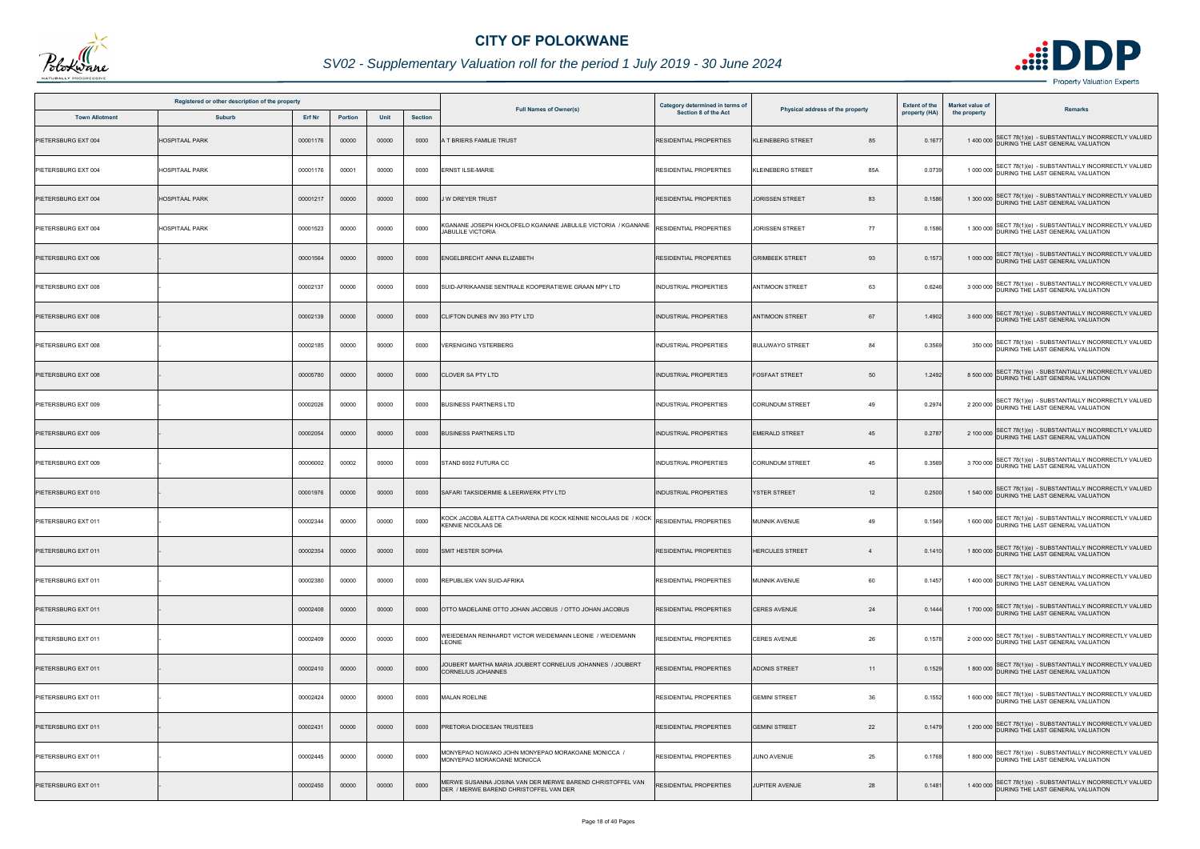# CITY OF POLOKWANE

## SV02 - Supplementary Valuation roll for the period 1 July 2019 - 30 June 2024

| Registered or other description of the property | | | | | | Full Names of Owner(s) | Category determined in terms of Section 8 of the Act | Physical address of the property | | Extent of the property (HA) | Market value of the property | Remarks |
|---|---|---|---|---|---|---|---|---|---|---|---|---|
| Town Allotment | Suburb | Erf Nr | Portion | Unit | Section | | | | | | | |
| PIETERSBURG EXT 004 | HOSPITAAL PARK | 00001176 | 00000 | 00000 | 0000 | A T BRIERS FAMILIE TRUST | RESIDENTIAL PROPERTIES | KLEINEBERG STREET | 85 | 0.1677 | 1 400 000 | SECT 78(1)(e) - SUBSTANTIALLY INCORRECTLY VALUED DURING THE LAST GENERAL VALUATION |
| PIETERSBURG EXT 004 | HOSPITAAL PARK | 00001176 | 00001 | 00000 | 0000 | ERNST ILSE-MARIE | RESIDENTIAL PROPERTIES | KLEINEBERG STREET | 85A | 0.0739 | 1 000 000 | SECT 78(1)(e) - SUBSTANTIALLY INCORRECTLY VALUED DURING THE LAST GENERAL VALUATION |
| PIETERSBURG EXT 004 | HOSPITAAL PARK | 00001217 | 00000 | 00000 | 0000 | J W DREYER TRUST | RESIDENTIAL PROPERTIES | JORISSEN STREET | 83 | 0.1586 | 1 300 000 | SECT 78(1)(e) - SUBSTANTIALLY INCORRECTLY VALUED DURING THE LAST GENERAL VALUATION |
| PIETERSBURG EXT 004 | HOSPITAAL PARK | 00001523 | 00000 | 00000 | 0000 | KGANANE JOSEPH KHOLOFELO KGANANE JABULILE VICTORIA / KGANANE JABULILE VICTORIA | RESIDENTIAL PROPERTIES | JORISSEN STREET | 77 | 0.1586 | 1 300 000 | SECT 78(1)(e) - SUBSTANTIALLY INCORRECTLY VALUED DURING THE LAST GENERAL VALUATION |
| PIETERSBURG EXT 006 | - | 00001564 | 00000 | 00000 | 0000 | ENGELBRECHT ANNA ELIZABETH | RESIDENTIAL PROPERTIES | GRIMBEEK STREET | 93 | 0.1573 | 1 000 000 | SECT 78(1)(e) - SUBSTANTIALLY INCORRECTLY VALUED DURING THE LAST GENERAL VALUATION |
| PIETERSBURG EXT 008 | - | 00002137 | 00000 | 00000 | 0000 | SUID-AFRIKAANSE SENTRALE KOOPERATIEWE GRAAN MPY LTD | INDUSTRIAL PROPERTIES | ANTIMOON STREET | 63 | 0.6246 | 3 000 000 | SECT 78(1)(e) - SUBSTANTIALLY INCORRECTLY VALUED DURING THE LAST GENERAL VALUATION |
| PIETERSBURG EXT 008 | - | 00002139 | 00000 | 00000 | 0000 | CLIFTON DUNES INV 393 PTY LTD | INDUSTRIAL PROPERTIES | ANTIMOON STREET | 67 | 1.4902 | 3 600 000 | SECT 78(1)(e) - SUBSTANTIALLY INCORRECTLY VALUED DURING THE LAST GENERAL VALUATION |
| PIETERSBURG EXT 008 | - | 00002185 | 00000 | 00000 | 0000 | VERENIGING YSTERBERG | INDUSTRIAL PROPERTIES | BULUWAYO STREET | 84 | 0.3569 | 350 000 | SECT 78(1)(e) - SUBSTANTIALLY INCORRECTLY VALUED DURING THE LAST GENERAL VALUATION |
| PIETERSBURG EXT 008 | - | 00005780 | 00000 | 00000 | 0000 | CLOVER SA PTY LTD | INDUSTRIAL PROPERTIES | FOSFAAT STREET | 50 | 1.2492 | 8 500 000 | SECT 78(1)(e) - SUBSTANTIALLY INCORRECTLY VALUED DURING THE LAST GENERAL VALUATION |
| PIETERSBURG EXT 009 | - | 00002026 | 00000 | 00000 | 0000 | BUSINESS PARTNERS LTD | INDUSTRIAL PROPERTIES | CORUNDUM STREET | 49 | 0.2974 | 2 200 000 | SECT 78(1)(e) - SUBSTANTIALLY INCORRECTLY VALUED DURING THE LAST GENERAL VALUATION |
| PIETERSBURG EXT 009 | - | 00002054 | 00000 | 00000 | 0000 | BUSINESS PARTNERS LTD | INDUSTRIAL PROPERTIES | EMERALD STREET | 45 | 0.2787 | 2 100 000 | SECT 78(1)(e) - SUBSTANTIALLY INCORRECTLY VALUED DURING THE LAST GENERAL VALUATION |
| PIETERSBURG EXT 009 | - | 00006002 | 00002 | 00000 | 0000 | STAND 6002 FUTURA CC | INDUSTRIAL PROPERTIES | CORUNDUM STREET | 45 | 0.3569 | 3 700 000 | SECT 78(1)(e) - SUBSTANTIALLY INCORRECTLY VALUED DURING THE LAST GENERAL VALUATION |
| PIETERSBURG EXT 010 | - | 00001976 | 00000 | 00000 | 0000 | SAFARI TAKSIDERMIE & LEERWERK PTY LTD | INDUSTRIAL PROPERTIES | YSTER STREET | 12 | 0.2500 | 1 540 000 | SECT 78(1)(e) - SUBSTANTIALLY INCORRECTLY VALUED DURING THE LAST GENERAL VALUATION |
| PIETERSBURG EXT 011 | - | 00002344 | 00000 | 00000 | 0000 | KOCK JACOBA ALETTA CATHARINA DE KOCK KENNIE NICOLAAS DE / KOCK KENNIE NICOLAAS DE | RESIDENTIAL PROPERTIES | MUNNIK AVENUE | 49 | 0.1549 | 1 600 000 | SECT 78(1)(e) - SUBSTANTIALLY INCORRECTLY VALUED DURING THE LAST GENERAL VALUATION |
| PIETERSBURG EXT 011 | - | 00002354 | 00000 | 00000 | 0000 | SMIT HESTER SOPHIA | RESIDENTIAL PROPERTIES | HERCULES STREET | 4 | 0.1410 | 1 800 000 | SECT 78(1)(e) - SUBSTANTIALLY INCORRECTLY VALUED DURING THE LAST GENERAL VALUATION |
| PIETERSBURG EXT 011 | - | 00002380 | 00000 | 00000 | 0000 | REPUBLIEK VAN SUID-AFRIKA | RESIDENTIAL PROPERTIES | MUNNIK AVENUE | 60 | 0.1457 | 1 400 000 | SECT 78(1)(e) - SUBSTANTIALLY INCORRECTLY VALUED DURING THE LAST GENERAL VALUATION |
| PIETERSBURG EXT 011 | - | 00002408 | 00000 | 00000 | 0000 | OTTO MADELAINE OTTO JOHAN JACOBUS / OTTO JOHAN JACOBUS | RESIDENTIAL PROPERTIES | CERES AVENUE | 24 | 0.1444 | 1 700 000 | SECT 78(1)(e) - SUBSTANTIALLY INCORRECTLY VALUED DURING THE LAST GENERAL VALUATION |
| PIETERSBURG EXT 011 | - | 00002409 | 00000 | 00000 | 0000 | WEIEDEMAN REINHARDT VICTOR WEIDEMANN LEONIE / WEIDEMANN LEONIE | RESIDENTIAL PROPERTIES | CERES AVENUE | 26 | 0.1578 | 2 000 000 | SECT 78(1)(e) - SUBSTANTIALLY INCORRECTLY VALUED DURING THE LAST GENERAL VALUATION |
| PIETERSBURG EXT 011 | - | 00002410 | 00000 | 00000 | 0000 | JOUBERT MARTHA MARIA JOUBERT CORNELIUS JOHANNES / JOUBERT CORNELIUS JOHANNES | RESIDENTIAL PROPERTIES | ADONIS STREET | 11 | 0.1529 | 1 800 000 | SECT 78(1)(e) - SUBSTANTIALLY INCORRECTLY VALUED DURING THE LAST GENERAL VALUATION |
| PIETERSBURG EXT 011 | - | 00002424 | 00000 | 00000 | 0000 | MALAN ROELINE | RESIDENTIAL PROPERTIES | GEMINI STREET | 36 | 0.1552 | 1 600 000 | SECT 78(1)(e) - SUBSTANTIALLY INCORRECTLY VALUED DURING THE LAST GENERAL VALUATION |
| PIETERSBURG EXT 011 | - | 00002431 | 00000 | 00000 | 0000 | PRETORIA DIOCESAN TRUSTEES | RESIDENTIAL PROPERTIES | GEMINI STREET | 22 | 0.1479 | 1 200 000 | SECT 78(1)(e) - SUBSTANTIALLY INCORRECTLY VALUED DURING THE LAST GENERAL VALUATION |
| PIETERSBURG EXT 011 | - | 00002445 | 00000 | 00000 | 0000 | MONYEPAO NGWAKO JOHN MONYEPAO MORAKOANE MONICCA / MONYEPAO MORAKOANE MONICCA | RESIDENTIAL PROPERTIES | JUNO AVENUE | 25 | 0.1768 | 1 800 000 | SECT 78(1)(e) - SUBSTANTIALLY INCORRECTLY VALUED DURING THE LAST GENERAL VALUATION |
| PIETERSBURG EXT 011 | - | 00002450 | 00000 | 00000 | 0000 | MERWE SUSANNA JOSINA VAN DER MERWE BAREND CHRISTOFFEL VAN DER / MERWE BAREND CHRISTOFFEL VAN DER | RESIDENTIAL PROPERTIES | JUPITER AVENUE | 28 | 0.1481 | 1 400 000 | SECT 78(1)(e) - SUBSTANTIALLY INCORRECTLY VALUED DURING THE LAST GENERAL VALUATION |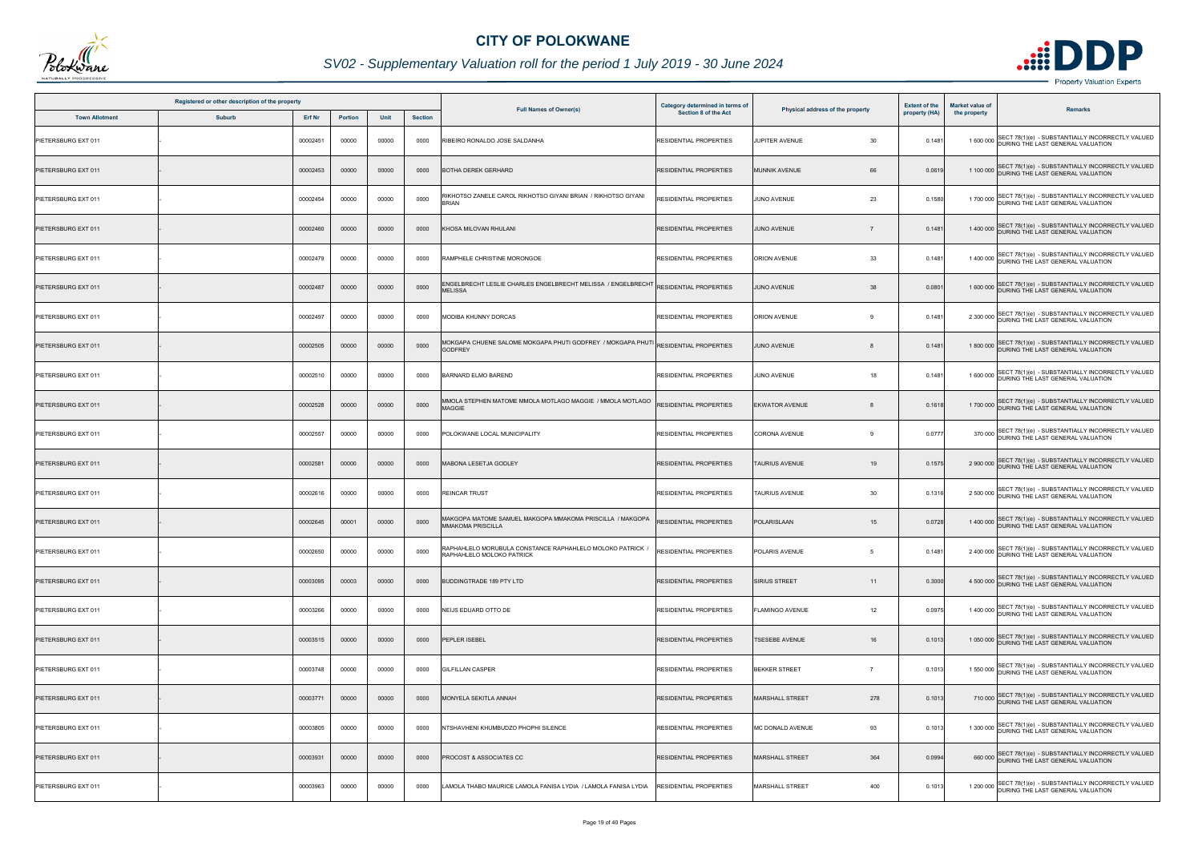# CITY OF POLOKWANE

## SV02 - Supplementary Valuation roll for the period 1 July 2019 - 30 June 2024

| Registered or other description of the property | | | | | | Full Names of Owner(s) | Category determined in terms of Section 8 of the Act | Physical address of the property | | Extent of the property (HA) | Market value of the property | Remarks |
|---|---|---|---|---|---|---|---|---|---|---|---|---|
| Town Allotment | Suburb | Erf Nr | Portion | Unit | Section | | | | | | | |
| PIETERSBURG EXT 011 | - | 00002451 | 00000 | 00000 | 0000 | RIBEIRO RONALDO JOSE SALDANHA | RESIDENTIAL PROPERTIES | JUPITER AVENUE | 30 | 0.1481 | 1 600 000 | SECT 78(1)(e) - SUBSTANTIALLY INCORRECTLY VALUED DURING THE LAST GENERAL VALUATION |
| PIETERSBURG EXT 011 | - | 00002453 | 00000 | 00000 | 0000 | BOTHA DEREK GERHARD | RESIDENTIAL PROPERTIES | MUNNIK AVENUE | 66 | 0.0619 | 1 100 000 | SECT 78(1)(e) - SUBSTANTIALLY INCORRECTLY VALUED DURING THE LAST GENERAL VALUATION |
| PIETERSBURG EXT 011 | - | 00002454 | 00000 | 00000 | 0000 | RIKHOTSO ZANELE CAROL RIKHOTSO GIYANI BRIAN / RIKHOTSO GIYANI BRIAN | RESIDENTIAL PROPERTIES | JUNO AVENUE | 23 | 0.1580 | 1 700 000 | SECT 78(1)(e) - SUBSTANTIALLY INCORRECTLY VALUED DURING THE LAST GENERAL VALUATION |
| PIETERSBURG EXT 011 | - | 00002460 | 00000 | 00000 | 0000 | KHOSA MILOVAN RHULANI | RESIDENTIAL PROPERTIES | JUNO AVENUE | 7 | 0.1481 | 1 400 000 | SECT 78(1)(e) - SUBSTANTIALLY INCORRECTLY VALUED DURING THE LAST GENERAL VALUATION |
| PIETERSBURG EXT 011 | - | 00002479 | 00000 | 00000 | 0000 | RAMPHELE CHRISTINE MORONGOE | RESIDENTIAL PROPERTIES | ORION AVENUE | 33 | 0.1481 | 1 400 000 | SECT 78(1)(e) - SUBSTANTIALLY INCORRECTLY VALUED DURING THE LAST GENERAL VALUATION |
| PIETERSBURG EXT 011 | - | 00002487 | 00000 | 00000 | 0000 | ENGELBRECHT LESLIE CHARLES ENGELBRECHT MELISSA / ENGELBRECHT MELISSA | RESIDENTIAL PROPERTIES | JUNO AVENUE | 38 | 0.0801 | 1 600 000 | SECT 78(1)(e) - SUBSTANTIALLY INCORRECTLY VALUED DURING THE LAST GENERAL VALUATION |
| PIETERSBURG EXT 011 | - | 00002497 | 00000 | 00000 | 0000 | MODIBA KHUNNY DORCAS | RESIDENTIAL PROPERTIES | ORION AVENUE | 9 | 0.1481 | 2 300 000 | SECT 78(1)(e) - SUBSTANTIALLY INCORRECTLY VALUED DURING THE LAST GENERAL VALUATION |
| PIETERSBURG EXT 011 | - | 00002505 | 00000 | 00000 | 0000 | MOKGAPA CHUENE SALOME MOKGAPA PHUTI GODFREY / MOKGAPA PHUTI GODFREY | RESIDENTIAL PROPERTIES | JUNO AVENUE | 8 | 0.1481 | 1 800 000 | SECT 78(1)(e) - SUBSTANTIALLY INCORRECTLY VALUED DURING THE LAST GENERAL VALUATION |
| PIETERSBURG EXT 011 | - | 00002510 | 00000 | 00000 | 0000 | BARNARD ELMO BAREND | RESIDENTIAL PROPERTIES | JUNO AVENUE | 18 | 0.1481 | 1 600 000 | SECT 78(1)(e) - SUBSTANTIALLY INCORRECTLY VALUED DURING THE LAST GENERAL VALUATION |
| PIETERSBURG EXT 011 | - | 00002528 | 00000 | 00000 | 0000 | MMOLA STEPHEN MATOME MMOLA MOTLAGO MAGGIE / MMOLA MOTLAGO MAGGIE | RESIDENTIAL PROPERTIES | EKWATOR AVENUE | 8 | 0.1618 | 1 700 000 | SECT 78(1)(e) - SUBSTANTIALLY INCORRECTLY VALUED DURING THE LAST GENERAL VALUATION |
| PIETERSBURG EXT 011 | - | 00002557 | 00000 | 00000 | 0000 | POLOKWANE LOCAL MUNICIPALITY | RESIDENTIAL PROPERTIES | CORONA AVENUE | 9 | 0.0777 | 370 000 | SECT 78(1)(e) - SUBSTANTIALLY INCORRECTLY VALUED DURING THE LAST GENERAL VALUATION |
| PIETERSBURG EXT 011 | - | 00002581 | 00000 | 00000 | 0000 | MABONA LESETJA GODLEY | RESIDENTIAL PROPERTIES | TAURIUS AVENUE | 19 | 0.1575 | 2 900 000 | SECT 78(1)(e) - SUBSTANTIALLY INCORRECTLY VALUED DURING THE LAST GENERAL VALUATION |
| PIETERSBURG EXT 011 | - | 00002616 | 00000 | 00000 | 0000 | REINCAR TRUST | RESIDENTIAL PROPERTIES | TAURIUS AVENUE | 30 | 0.1316 | 2 500 000 | SECT 78(1)(e) - SUBSTANTIALLY INCORRECTLY VALUED DURING THE LAST GENERAL VALUATION |
| PIETERSBURG EXT 011 | - | 00002645 | 00001 | 00000 | 0000 | MAKGOPA MATOME SAMUEL MAKGOPA MMAKOMA PRISCILLA / MAKGOPA MMAKOMA PRISCILLA | RESIDENTIAL PROPERTIES | POLARISLAAN | 15 | 0.0728 | 1 400 000 | SECT 78(1)(e) - SUBSTANTIALLY INCORRECTLY VALUED DURING THE LAST GENERAL VALUATION |
| PIETERSBURG EXT 011 | - | 00002650 | 00000 | 00000 | 0000 | RAPHAHLELO MORUBULA CONSTANCE RAPHAHLELO MOLOKO PATRICK / RAPHAHLELO MOLOKO PATRICK | RESIDENTIAL PROPERTIES | POLARIS AVENUE | 5 | 0.1481 | 2 400 000 | SECT 78(1)(e) - SUBSTANTIALLY INCORRECTLY VALUED DURING THE LAST GENERAL VALUATION |
| PIETERSBURG EXT 011 | - | 00003095 | 00003 | 00000 | 0000 | BUDDINGTRADE 189 PTY LTD | RESIDENTIAL PROPERTIES | SIRIUS STREET | 11 | 0.3000 | 4 500 000 | SECT 78(1)(e) - SUBSTANTIALLY INCORRECTLY VALUED DURING THE LAST GENERAL VALUATION |
| PIETERSBURG EXT 011 | - | 00003266 | 00000 | 00000 | 0000 | NEIJS EDUARD OTTO DE | RESIDENTIAL PROPERTIES | FLAMINGO AVENUE | 12 | 0.0975 | 1 400 000 | SECT 78(1)(e) - SUBSTANTIALLY INCORRECTLY VALUED DURING THE LAST GENERAL VALUATION |
| PIETERSBURG EXT 011 | - | 00003515 | 00000 | 00000 | 0000 | PEPLER ISEBEL | RESIDENTIAL PROPERTIES | TSESEBE AVENUE | 16 | 0.1013 | 1 050 000 | SECT 78(1)(e) - SUBSTANTIALLY INCORRECTLY VALUED DURING THE LAST GENERAL VALUATION |
| PIETERSBURG EXT 011 | - | 00003748 | 00000 | 00000 | 0000 | GILFILLAN CASPER | RESIDENTIAL PROPERTIES | BEKKER STREET | 7 | 0.1013 | 1 550 000 | SECT 78(1)(e) - SUBSTANTIALLY INCORRECTLY VALUED DURING THE LAST GENERAL VALUATION |
| PIETERSBURG EXT 011 | - | 00003771 | 00000 | 00000 | 0000 | MONYELA SEKITLA ANNAH | RESIDENTIAL PROPERTIES | MARSHALL STREET | 278 | 0.1013 | 710 000 | SECT 78(1)(e) - SUBSTANTIALLY INCORRECTLY VALUED DURING THE LAST GENERAL VALUATION |
| PIETERSBURG EXT 011 | - | 00003805 | 00000 | 00000 | 0000 | NTSHAVHENI KHUMBUDZO PHOPHI SILENCE | RESIDENTIAL PROPERTIES | MC DONALD AVENUE | 93 | 0.1013 | 1 300 000 | SECT 78(1)(e) - SUBSTANTIALLY INCORRECTLY VALUED DURING THE LAST GENERAL VALUATION |
| PIETERSBURG EXT 011 | - | 00003931 | 00000 | 00000 | 0000 | PROCOST & ASSOCIATES CC | RESIDENTIAL PROPERTIES | MARSHALL STREET | 364 | 0.0994 | 660 000 | SECT 78(1)(e) - SUBSTANTIALLY INCORRECTLY VALUED DURING THE LAST GENERAL VALUATION |
| PIETERSBURG EXT 011 | - | 00003963 | 00000 | 00000 | 0000 | LAMOLA THABO MAURICE LAMOLA FANISA LYDIA / LAMOLA FANISA LYDIA | RESIDENTIAL PROPERTIES | MARSHALL STREET | 400 | 0.1013 | 1 200 000 | SECT 78(1)(e) - SUBSTANTIALLY INCORRECTLY VALUED DURING THE LAST GENERAL VALUATION |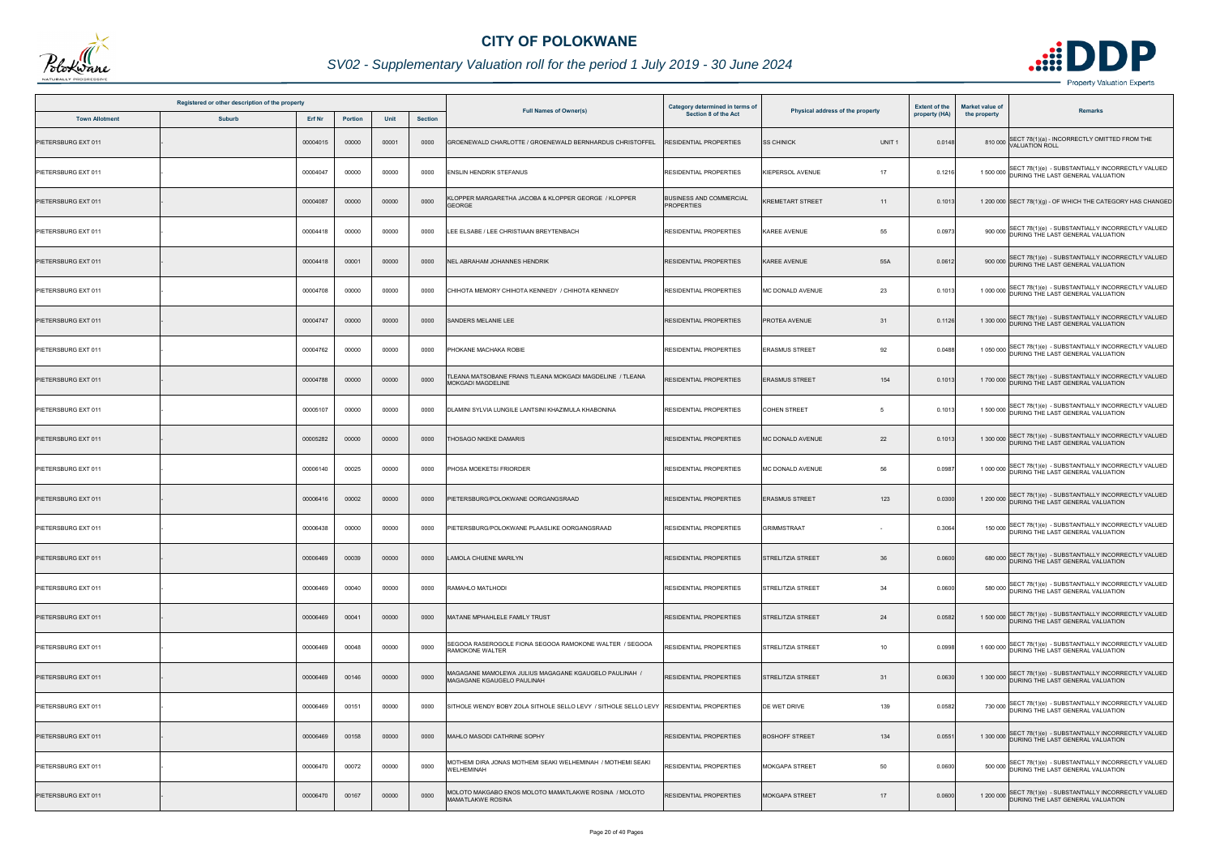# CITY OF POLOKWANE

## SV02 - Supplementary Valuation roll for the period 1 July 2019 - 30 June 2024

| Registered or other description of the property | | | | | | Full Names of Owner(s) | Category determined in terms of Section 8 of the Act | Physical address of the property | | Extent of the property (HA) | Market value of the property | Remarks |
|---|---|---|---|---|---|---|---|---|---|---|---|---|
| Town Allotment | Suburb | Erf Nr | Portion | Unit | Section | | | | | | | |
| PIETERSBURG EXT 011 | - | 00004015 | 00000 | 00001 | 0000 | GROENEWALD CHARLOTTE / GROENEWALD BERNHARDUS CHRISTOFFEL | RESIDENTIAL PROPERTIES | SS CHINICK | UNIT 1 | 0.0148 | 810 000 | SECT 78(1)(a) - INCORRECTLY OMITTED FROM THE VALUATION ROLL |
| PIETERSBURG EXT 011 | - | 00004047 | 00000 | 00000 | 0000 | ENSLIN HENDRIK STEFANUS | RESIDENTIAL PROPERTIES | KIEPERSOL AVENUE | 17 | 0.1216 | 1 500 000 | SECT 78(1)(e) - SUBSTANTIALLY INCORRECTLY VALUED DURING THE LAST GENERAL VALUATION |
| PIETERSBURG EXT 011 | - | 00004087 | 00000 | 00000 | 0000 | KLOPPER MARGARETHA JACOBA & KLOPPER GEORGE / KLOPPER GEORGE | BUSINESS AND COMMERCIAL PROPERTIES | KREMETART STREET | 11 | 0.1013 | 1 200 000 | SECT 78(1)(g) - OF WHICH THE CATEGORY HAS CHANGED |
| PIETERSBURG EXT 011 | - | 00004418 | 00000 | 00000 | 0000 | LEE ELSABE / LEE CHRISTIAAN BREYTENBACH | RESIDENTIAL PROPERTIES | KAREE AVENUE | 55 | 0.0973 | 900 000 | SECT 78(1)(e) - SUBSTANTIALLY INCORRECTLY VALUED DURING THE LAST GENERAL VALUATION |
| PIETERSBURG EXT 011 | - | 00004418 | 00001 | 00000 | 0000 | NEL ABRAHAM JOHANNES HENDRIK | RESIDENTIAL PROPERTIES | KAREE AVENUE | 55A | 0.0612 | 900 000 | SECT 78(1)(e) - SUBSTANTIALLY INCORRECTLY VALUED DURING THE LAST GENERAL VALUATION |
| PIETERSBURG EXT 011 | - | 00004708 | 00000 | 00000 | 0000 | CHIHOTA MEMORY CHIHOTA KENNEDY / CHIHOTA KENNEDY | RESIDENTIAL PROPERTIES | MC DONALD AVENUE | 23 | 0.1013 | 1 000 000 | SECT 78(1)(e) - SUBSTANTIALLY INCORRECTLY VALUED DURING THE LAST GENERAL VALUATION |
| PIETERSBURG EXT 011 | - | 00004747 | 00000 | 00000 | 0000 | SANDERS MELANIE LEE | RESIDENTIAL PROPERTIES | PROTEA AVENUE | 31 | 0.1126 | 1 300 000 | SECT 78(1)(e) - SUBSTANTIALLY INCORRECTLY VALUED DURING THE LAST GENERAL VALUATION |
| PIETERSBURG EXT 011 | - | 00004762 | 00000 | 00000 | 0000 | PHOKANE MACHAKA ROBIE | RESIDENTIAL PROPERTIES | ERASMUS STREET | 92 | 0.0488 | 1 050 000 | SECT 78(1)(e) - SUBSTANTIALLY INCORRECTLY VALUED DURING THE LAST GENERAL VALUATION |
| PIETERSBURG EXT 011 | - | 00004788 | 00000 | 00000 | 0000 | TLEANA MATSOBANE FRANS TLEANA MOKGADI MAGDELINE / TLEANA MOKGADI MAGDELINE | RESIDENTIAL PROPERTIES | ERASMUS STREET | 154 | 0.1013 | 1 700 000 | SECT 78(1)(e) - SUBSTANTIALLY INCORRECTLY VALUED DURING THE LAST GENERAL VALUATION |
| PIETERSBURG EXT 011 | - | 00005107 | 00000 | 00000 | 0000 | DLAMINI SYLVIA LUNGILE LANTSINI KHAZIMULA KHABONINA | RESIDENTIAL PROPERTIES | COHEN STREET | 5 | 0.1013 | 1 500 000 | SECT 78(1)(e) - SUBSTANTIALLY INCORRECTLY VALUED DURING THE LAST GENERAL VALUATION |
| PIETERSBURG EXT 011 | - | 00005282 | 00000 | 00000 | 0000 | THOSAGO NKEKE DAMARIS | RESIDENTIAL PROPERTIES | MC DONALD AVENUE | 22 | 0.1013 | 1 300 000 | SECT 78(1)(e) - SUBSTANTIALLY INCORRECTLY VALUED DURING THE LAST GENERAL VALUATION |
| PIETERSBURG EXT 011 | - | 00006140 | 00025 | 00000 | 0000 | PHOSA MOEKETSI FRIORDER | RESIDENTIAL PROPERTIES | MC DONALD AVENUE | 56 | 0.0987 | 1 000 000 | SECT 78(1)(e) - SUBSTANTIALLY INCORRECTLY VALUED DURING THE LAST GENERAL VALUATION |
| PIETERSBURG EXT 011 | - | 00006416 | 00002 | 00000 | 0000 | PIETERSBURG/POLOKWANE OORGANGSRAAD | RESIDENTIAL PROPERTIES | ERASMUS STREET | 123 | 0.0300 | 1 200 000 | SECT 78(1)(e) - SUBSTANTIALLY INCORRECTLY VALUED DURING THE LAST GENERAL VALUATION |
| PIETERSBURG EXT 011 | - | 00006438 | 00000 | 00000 | 0000 | PIETERSBURG/POLOKWANE PLAASLIKE OORGANGSRAAD | RESIDENTIAL PROPERTIES | GRIMMSTRAAT | - | 0.3064 | 150 000 | SECT 78(1)(e) - SUBSTANTIALLY INCORRECTLY VALUED DURING THE LAST GENERAL VALUATION |
| PIETERSBURG EXT 011 | - | 00006469 | 00039 | 00000 | 0000 | LAMOLA CHUENE MARILYN | RESIDENTIAL PROPERTIES | STRELITZIA STREET | 36 | 0.0600 | 680 000 | SECT 78(1)(e) - SUBSTANTIALLY INCORRECTLY VALUED DURING THE LAST GENERAL VALUATION |
| PIETERSBURG EXT 011 | - | 00006469 | 00040 | 00000 | 0000 | RAMAHLO MATLHODI | RESIDENTIAL PROPERTIES | STRELITZIA STREET | 34 | 0.0600 | 580 000 | SECT 78(1)(e) - SUBSTANTIALLY INCORRECTLY VALUED DURING THE LAST GENERAL VALUATION |
| PIETERSBURG EXT 011 | - | 00006469 | 00041 | 00000 | 0000 | MATANE MPHAHLELE FAMILY TRUST | RESIDENTIAL PROPERTIES | STRELITZIA STREET | 24 | 0.0582 | 1 500 000 | SECT 78(1)(e) - SUBSTANTIALLY INCORRECTLY VALUED DURING THE LAST GENERAL VALUATION |
| PIETERSBURG EXT 011 | - | 00006469 | 00048 | 00000 | 0000 | SEGOOA RASEROGOLE FIONA SEGOOA RAMOKONE WALTER / SEGOOA RAMOKONE WALTER | RESIDENTIAL PROPERTIES | STRELITZIA STREET | 10 | 0.0998 | 1 600 000 | SECT 78(1)(e) - SUBSTANTIALLY INCORRECTLY VALUED DURING THE LAST GENERAL VALUATION |
| PIETERSBURG EXT 011 | - | 00006469 | 00146 | 00000 | 0000 | MAGAGANE MAMOLEWA JULIUS MAGAGANE KGAUGELO PAULINAH / MAGAGANE KGAUGELO PAULINAH | RESIDENTIAL PROPERTIES | STRELITZIA STREET | 31 | 0.0630 | 1 300 000 | SECT 78(1)(e) - SUBSTANTIALLY INCORRECTLY VALUED DURING THE LAST GENERAL VALUATION |
| PIETERSBURG EXT 011 | - | 00006469 | 00151 | 00000 | 0000 | SITHOLE WENDY BOBY ZOLA SITHOLE SELLO LEVY / SITHOLE SELLO LEVY | RESIDENTIAL PROPERTIES | DE WET DRIVE | 139 | 0.0582 | 730 000 | SECT 78(1)(e) - SUBSTANTIALLY INCORRECTLY VALUED DURING THE LAST GENERAL VALUATION |
| PIETERSBURG EXT 011 | - | 00006469 | 00158 | 00000 | 0000 | MAHLO MASODI CATHRINE SOPHY | RESIDENTIAL PROPERTIES | BOSHOFF STREET | 134 | 0.0551 | 1 300 000 | SECT 78(1)(e) - SUBSTANTIALLY INCORRECTLY VALUED DURING THE LAST GENERAL VALUATION |
| PIETERSBURG EXT 011 | - | 00006470 | 00072 | 00000 | 0000 | MOTHEMI DIRA JONAS MOTHEMI SEAKI WELHEMINAH / MOTHEMI SEAKI WELHEMINAH | RESIDENTIAL PROPERTIES | MOKGAPA STREET | 50 | 0.0600 | 500 000 | SECT 78(1)(e) - SUBSTANTIALLY INCORRECTLY VALUED DURING THE LAST GENERAL VALUATION |
| PIETERSBURG EXT 011 | - | 00006470 | 00167 | 00000 | 0000 | MOLOTO MAKGABO ENOS MOLOTO MAMATLAKWE ROSINA / MOLOTO MAMATLAKWE ROSINA | RESIDENTIAL PROPERTIES | MOKGAPA STREET | 17 | 0.0600 | 1 200 000 | SECT 78(1)(e) - SUBSTANTIALLY INCORRECTLY VALUED DURING THE LAST GENERAL VALUATION |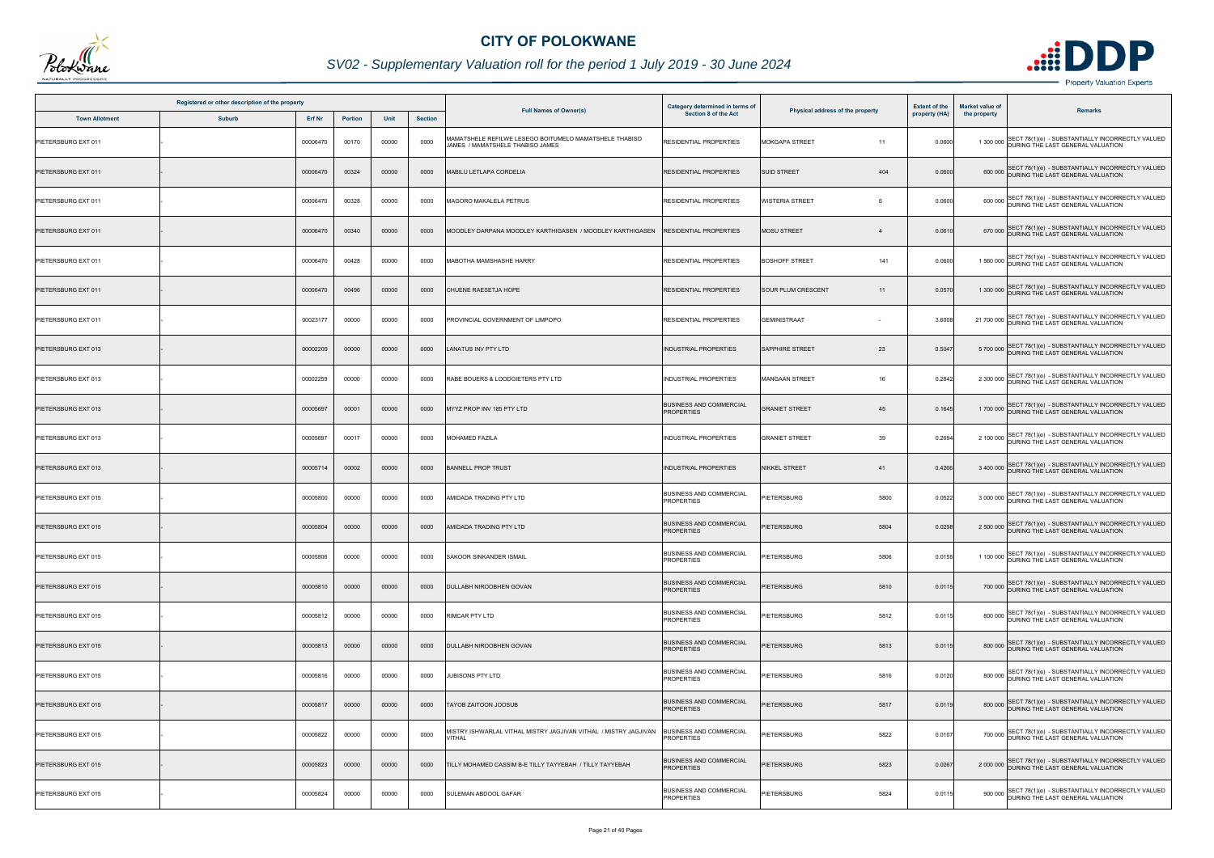# CITY OF POLOKWANE

## SV02 - Supplementary Valuation roll for the period 1 July 2019 - 30 June 2024

| Registered or other description of the property | | | | | | Full Names of Owner(s) | Category determined in terms of Section 8 of the Act | Physical address of the property | | Extent of the property (HA) | Market value of the property | Remarks |
|---|---|---|---|---|---|---|---|---|---|---|---|---|
| Town Allotment | Suburb | Erf Nr | Portion | Unit | Section | | | | | | | |
| PIETERSBURG EXT 011 | - | 00006470 | 00170 | 00000 | 0000 | MAMATSHELE REFILWE LESEGO BOITUMELO MAMATSHELE THABISO JAMES / MAMATSHELE THABISO JAMES | RESIDENTIAL PROPERTIES | MOKGAPA STREET | 11 | 0.0600 | 1 300 000 | SECT 78(1)(e) - SUBSTANTIALLY INCORRECTLY VALUED DURING THE LAST GENERAL VALUATION |
| PIETERSBURG EXT 011 | - | 00006470 | 00324 | 00000 | 0000 | MABILU LETLAPA CORDELIA | RESIDENTIAL PROPERTIES | SUID STREET | 404 | 0.0600 | 600 000 | SECT 78(1)(e) - SUBSTANTIALLY INCORRECTLY VALUED DURING THE LAST GENERAL VALUATION |
| PIETERSBURG EXT 011 | - | 00006470 | 00328 | 00000 | 0000 | MAGORO MAKALELA PETRUS | RESIDENTIAL PROPERTIES | WISTERIA STREET | 6 | 0.0600 | 600 000 | SECT 78(1)(e) - SUBSTANTIALLY INCORRECTLY VALUED DURING THE LAST GENERAL VALUATION |
| PIETERSBURG EXT 011 | - | 00006470 | 00340 | 00000 | 0000 | MOODLEY DARPANA MOODLEY KARTHIGASEN / MOODLEY KARTHIGASEN | RESIDENTIAL PROPERTIES | MOSU STREET | 4 | 0.0610 | 670 000 | SECT 78(1)(e) - SUBSTANTIALLY INCORRECTLY VALUED DURING THE LAST GENERAL VALUATION |
| PIETERSBURG EXT 011 | - | 00006470 | 00428 | 00000 | 0000 | MABOTHA MAMSHASHE HARRY | RESIDENTIAL PROPERTIES | BOSHOFF STREET | 141 | 0.0600 | 1 560 000 | SECT 78(1)(e) - SUBSTANTIALLY INCORRECTLY VALUED DURING THE LAST GENERAL VALUATION |
| PIETERSBURG EXT 011 | - | 00006470 | 00496 | 00000 | 0000 | CHUENE RAESETJA HOPE | RESIDENTIAL PROPERTIES | SOUR PLUM CRESCENT | 11 | 0.0570 | 1 300 000 | SECT 78(1)(e) - SUBSTANTIALLY INCORRECTLY VALUED DURING THE LAST GENERAL VALUATION |
| PIETERSBURG EXT 011 | - | 00023177 | 00000 | 00000 | 0000 | PROVINCIAL GOVERNMENT OF LIMPOPO | RESIDENTIAL PROPERTIES | GEMINISTRAAT | - | 3.6008 | 21 700 000 | SECT 78(1)(e) - SUBSTANTIALLY INCORRECTLY VALUED DURING THE LAST GENERAL VALUATION |
| PIETERSBURG EXT 013 | - | 00002209 | 00000 | 00000 | 0000 | LANATUS INV PTY LTD | INDUSTRIAL PROPERTIES | SAPPHIRE STREET | 23 | 0.5047 | 5 700 000 | SECT 78(1)(e) - SUBSTANTIALLY INCORRECTLY VALUED DURING THE LAST GENERAL VALUATION |
| PIETERSBURG EXT 013 | - | 00002259 | 00000 | 00000 | 0000 | RABE BOUERS & LOODGIETERS PTY LTD | INDUSTRIAL PROPERTIES | MANGAAN STREET | 16 | 0.2842 | 2 300 000 | SECT 78(1)(e) - SUBSTANTIALLY INCORRECTLY VALUED DURING THE LAST GENERAL VALUATION |
| PIETERSBURG EXT 013 | - | 00005697 | 00001 | 00000 | 0000 | MYYZ PROP INV 185 PTY LTD | BUSINESS AND COMMERCIAL PROPERTIES | GRANIET STREET | 45 | 0.1645 | 1 700 000 | SECT 78(1)(e) - SUBSTANTIALLY INCORRECTLY VALUED DURING THE LAST GENERAL VALUATION |
| PIETERSBURG EXT 013 | - | 00005697 | 00017 | 00000 | 0000 | MOHAMED FAZILA | INDUSTRIAL PROPERTIES | GRANIET STREET | 39 | 0.2694 | 2 100 000 | SECT 78(1)(e) - SUBSTANTIALLY INCORRECTLY VALUED DURING THE LAST GENERAL VALUATION |
| PIETERSBURG EXT 013 | - | 00005714 | 00002 | 00000 | 0000 | BANNELL PROP TRUST | INDUSTRIAL PROPERTIES | NIKKEL STREET | 41 | 0.4266 | 3 400 000 | SECT 78(1)(e) - SUBSTANTIALLY INCORRECTLY VALUED DURING THE LAST GENERAL VALUATION |
| PIETERSBURG EXT 015 | - | 00005800 | 00000 | 00000 | 0000 | AMIDADA TRADING PTY LTD | BUSINESS AND COMMERCIAL PROPERTIES | PIETERSBURG | 5800 | 0.0522 | 3 000 000 | SECT 78(1)(e) - SUBSTANTIALLY INCORRECTLY VALUED DURING THE LAST GENERAL VALUATION |
| PIETERSBURG EXT 015 | - | 00005804 | 00000 | 00000 | 0000 | AMIDADA TRADING PTY LTD | BUSINESS AND COMMERCIAL PROPERTIES | PIETERSBURG | 5804 | 0.0298 | 2 500 000 | SECT 78(1)(e) - SUBSTANTIALLY INCORRECTLY VALUED DURING THE LAST GENERAL VALUATION |
| PIETERSBURG EXT 015 | - | 00005806 | 00000 | 00000 | 0000 | SAKOOR SINKANDER ISMAIL | BUSINESS AND COMMERCIAL PROPERTIES | PIETERSBURG | 5806 | 0.0155 | 1 100 000 | SECT 78(1)(e) - SUBSTANTIALLY INCORRECTLY VALUED DURING THE LAST GENERAL VALUATION |
| PIETERSBURG EXT 015 | - | 00005810 | 00000 | 00000 | 0000 | DULLABH NIROOBHEN GOVAN | BUSINESS AND COMMERCIAL PROPERTIES | PIETERSBURG | 5810 | 0.0115 | 700 000 | SECT 78(1)(e) - SUBSTANTIALLY INCORRECTLY VALUED DURING THE LAST GENERAL VALUATION |
| PIETERSBURG EXT 015 | - | 00005812 | 00000 | 00000 | 0000 | RIMCAR PTY LTD | BUSINESS AND COMMERCIAL PROPERTIES | PIETERSBURG | 5812 | 0.0115 | 800 000 | SECT 78(1)(e) - SUBSTANTIALLY INCORRECTLY VALUED DURING THE LAST GENERAL VALUATION |
| PIETERSBURG EXT 015 | - | 00005813 | 00000 | 00000 | 0000 | DULLABH NIROOBHEN GOVAN | BUSINESS AND COMMERCIAL PROPERTIES | PIETERSBURG | 5813 | 0.0115 | 800 000 | SECT 78(1)(e) - SUBSTANTIALLY INCORRECTLY VALUED DURING THE LAST GENERAL VALUATION |
| PIETERSBURG EXT 015 | - | 00005816 | 00000 | 00000 | 0000 | JUBISONS PTY LTD | BUSINESS AND COMMERCIAL PROPERTIES | PIETERSBURG | 5816 | 0.0120 | 800 000 | SECT 78(1)(e) - SUBSTANTIALLY INCORRECTLY VALUED DURING THE LAST GENERAL VALUATION |
| PIETERSBURG EXT 015 | - | 00005817 | 00000 | 00000 | 0000 | TAYOB ZAITOON JOOSUB | BUSINESS AND COMMERCIAL PROPERTIES | PIETERSBURG | 5817 | 0.0119 | 800 000 | SECT 78(1)(e) - SUBSTANTIALLY INCORRECTLY VALUED DURING THE LAST GENERAL VALUATION |
| PIETERSBURG EXT 015 | - | 00005822 | 00000 | 00000 | 0000 | MISTRY ISHWARLAL VITHAL MISTRY JAGJIVAN VITHAL / MISTRY JAGJIVAN VITHAL | BUSINESS AND COMMERCIAL PROPERTIES | PIETERSBURG | 5822 | 0.0107 | 700 000 | SECT 78(1)(e) - SUBSTANTIALLY INCORRECTLY VALUED DURING THE LAST GENERAL VALUATION |
| PIETERSBURG EXT 015 | - | 00005823 | 00000 | 00000 | 0000 | TILLY MOHAMED CASSIM B-E TILLY TAYYEBAH / TILLY TAYYEBAH | BUSINESS AND COMMERCIAL PROPERTIES | PIETERSBURG | 5823 | 0.0267 | 2 000 000 | SECT 78(1)(e) - SUBSTANTIALLY INCORRECTLY VALUED DURING THE LAST GENERAL VALUATION |
| PIETERSBURG EXT 015 | - | 00005824 | 00000 | 00000 | 0000 | SULEMAN ABDOOL GAFAR | BUSINESS AND COMMERCIAL PROPERTIES | PIETERSBURG | 5824 | 0.0115 | 900 000 | SECT 78(1)(e) - SUBSTANTIALLY INCORRECTLY VALUED DURING THE LAST GENERAL VALUATION |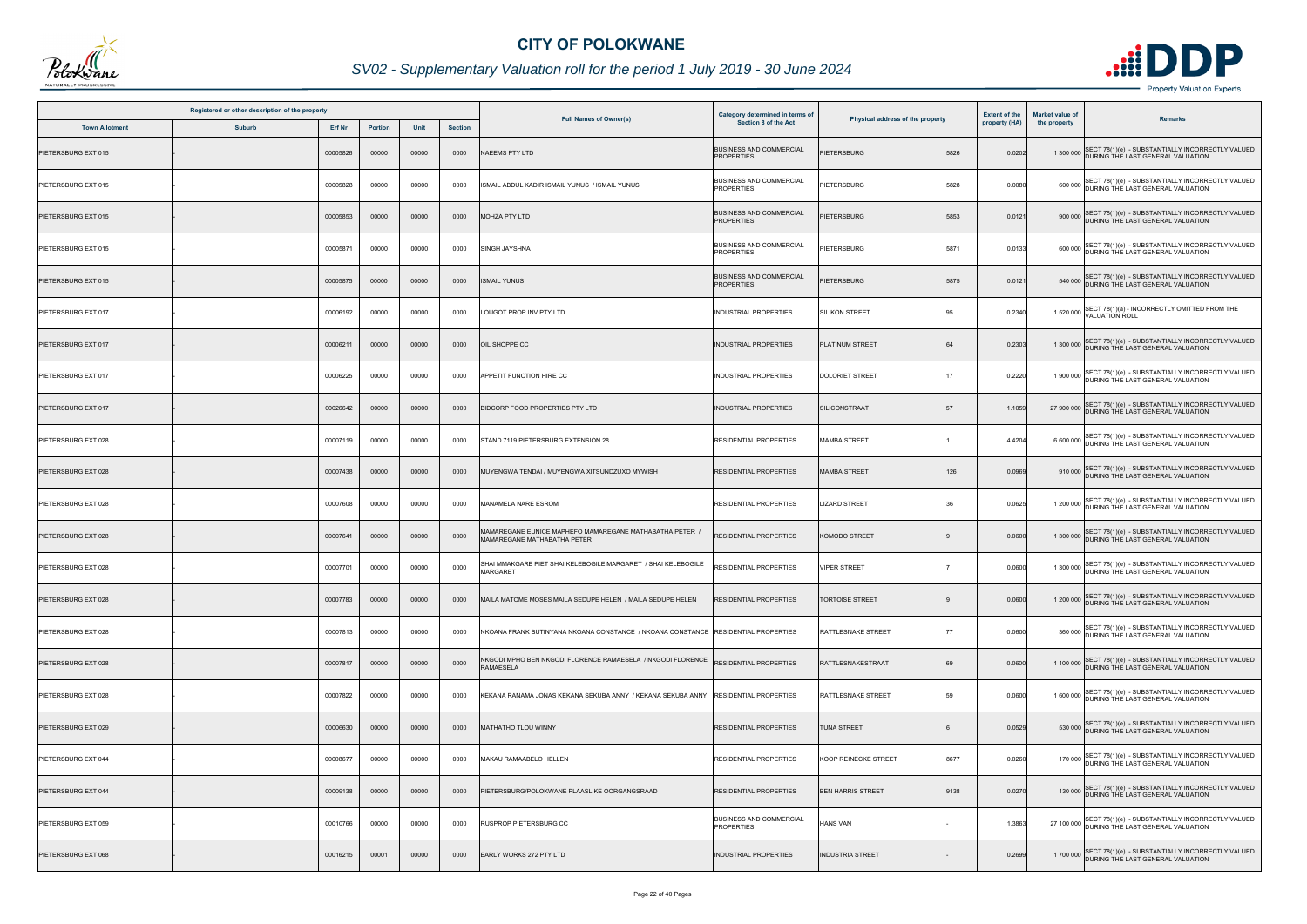# CITY OF POLOKWANE

*SV02 - Supplementary Valuation roll for the period 1 July 2019 - 30 June 2024*

| Registered or other description of the property | | | | | | Full Names of Owner(s) | Category determined in terms of Section 8 of the Act | Physical address of the property | | Extent of the property (HA) | Market value of the property | Remarks |
|---|---|---|---|---|---|---|---|---|---|---|---|---|
| Town Allotment | Suburb | Erf Nr | Portion | Unit | Section | | | | | | | |
| PIETERSBURG EXT 015 | - | 00005826 | 00000 | 00000 | 0000 | NAEEMS PTY LTD | BUSINESS AND COMMERCIAL PROPERTIES | PIETERSBURG | 5826 | 0.0202 | 1 300 000 | SECT 78(1)(e) - SUBSTANTIALLY INCORRECTLY VALUED DURING THE LAST GENERAL VALUATION |
| PIETERSBURG EXT 015 | - | 00005828 | 00000 | 00000 | 0000 | ISMAIL ABDUL KADIR ISMAIL YUNUS / ISMAIL YUNUS | BUSINESS AND COMMERCIAL PROPERTIES | PIETERSBURG | 5828 | 0.0080 | 600 000 | SECT 78(1)(e) - SUBSTANTIALLY INCORRECTLY VALUED DURING THE LAST GENERAL VALUATION |
| PIETERSBURG EXT 015 | - | 00005853 | 00000 | 00000 | 0000 | MOHZA PTY LTD | BUSINESS AND COMMERCIAL PROPERTIES | PIETERSBURG | 5853 | 0.0121 | 900 000 | SECT 78(1)(e) - SUBSTANTIALLY INCORRECTLY VALUED DURING THE LAST GENERAL VALUATION |
| PIETERSBURG EXT 015 | - | 00005871 | 00000 | 00000 | 0000 | SINGH JAYSHNA | BUSINESS AND COMMERCIAL PROPERTIES | PIETERSBURG | 5871 | 0.0133 | 600 000 | SECT 78(1)(e) - SUBSTANTIALLY INCORRECTLY VALUED DURING THE LAST GENERAL VALUATION |
| PIETERSBURG EXT 015 | - | 00005875 | 00000 | 00000 | 0000 | ISMAIL YUNUS | BUSINESS AND COMMERCIAL PROPERTIES | PIETERSBURG | 5875 | 0.0121 | 540 000 | SECT 78(1)(e) - SUBSTANTIALLY INCORRECTLY VALUED DURING THE LAST GENERAL VALUATION |
| PIETERSBURG EXT 017 | - | 00006192 | 00000 | 00000 | 0000 | LOUGOT PROP INV PTY LTD | INDUSTRIAL PROPERTIES | SILIKON STREET | 95 | 0.2340 | 1 520 000 | SECT 78(1)(a) - INCORRECTLY OMITTED FROM THE VALUATION ROLL |
| PIETERSBURG EXT 017 | - | 00006211 | 00000 | 00000 | 0000 | OIL SHOPPE CC | INDUSTRIAL PROPERTIES | PLATINUM STREET | 64 | 0.2303 | 1 300 000 | SECT 78(1)(e) - SUBSTANTIALLY INCORRECTLY VALUED DURING THE LAST GENERAL VALUATION |
| PIETERSBURG EXT 017 | - | 00006225 | 00000 | 00000 | 0000 | APPETIT FUNCTION HIRE CC | INDUSTRIAL PROPERTIES | DOLORIET STREET | 17 | 0.2220 | 1 900 000 | SECT 78(1)(e) - SUBSTANTIALLY INCORRECTLY VALUED DURING THE LAST GENERAL VALUATION |
| PIETERSBURG EXT 017 | - | 00026642 | 00000 | 00000 | 0000 | BIDCORP FOOD PROPERTIES PTY LTD | INDUSTRIAL PROPERTIES | SILICONSTRAAT | 57 | 1.1059 | 27 900 000 | SECT 78(1)(e) - SUBSTANTIALLY INCORRECTLY VALUED DURING THE LAST GENERAL VALUATION |
| PIETERSBURG EXT 028 | - | 00007119 | 00000 | 00000 | 0000 | STAND 7119 PIETERSBURG EXTENSION 28 | RESIDENTIAL PROPERTIES | MAMBA STREET | 1 | 4.4204 | 6 600 000 | SECT 78(1)(e) - SUBSTANTIALLY INCORRECTLY VALUED DURING THE LAST GENERAL VALUATION |
| PIETERSBURG EXT 028 | - | 00007438 | 00000 | 00000 | 0000 | MUYENGWA TENDAI / MUYENGWA XITSUNDZUXO MYWISH | RESIDENTIAL PROPERTIES | MAMBA STREET | 126 | 0.0969 | 910 000 | SECT 78(1)(e) - SUBSTANTIALLY INCORRECTLY VALUED DURING THE LAST GENERAL VALUATION |
| PIETERSBURG EXT 028 | - | 00007608 | 00000 | 00000 | 0000 | MANAMELA NARE ESROM | RESIDENTIAL PROPERTIES | LIZARD STREET | 36 | 0.0625 | 1 200 000 | SECT 78(1)(e) - SUBSTANTIALLY INCORRECTLY VALUED DURING THE LAST GENERAL VALUATION |
| PIETERSBURG EXT 028 | - | 00007641 | 00000 | 00000 | 0000 | MAMAREGANE EUNICE MAPHEFO MAMAREGANE MATHABATHA PETER / MAMAREGANE MATHABATHA PETER | RESIDENTIAL PROPERTIES | KOMODO STREET | 9 | 0.0600 | 1 300 000 | SECT 78(1)(e) - SUBSTANTIALLY INCORRECTLY VALUED DURING THE LAST GENERAL VALUATION |
| PIETERSBURG EXT 028 | - | 00007701 | 00000 | 00000 | 0000 | SHAI MMAKGARE PIET SHAI KELEBOGILE MARGARET / SHAI KELEBOGILE MARGARET | RESIDENTIAL PROPERTIES | VIPER STREET | 7 | 0.0600 | 1 300 000 | SECT 78(1)(e) - SUBSTANTIALLY INCORRECTLY VALUED DURING THE LAST GENERAL VALUATION |
| PIETERSBURG EXT 028 | - | 00007783 | 00000 | 00000 | 0000 | MAILA MATOME MOSES MAILA SEDUPE HELEN / MAILA SEDUPE HELEN | RESIDENTIAL PROPERTIES | TORTOISE STREET | 9 | 0.0600 | 1 200 000 | SECT 78(1)(e) - SUBSTANTIALLY INCORRECTLY VALUED DURING THE LAST GENERAL VALUATION |
| PIETERSBURG EXT 028 | - | 00007813 | 00000 | 00000 | 0000 | NKOANA FRANK BUTINYANA NKOANA CONSTANCE / NKOANA CONSTANCE | RESIDENTIAL PROPERTIES | RATTLESNAKE STREET | 77 | 0.0600 | 360 000 | SECT 78(1)(e) - SUBSTANTIALLY INCORRECTLY VALUED DURING THE LAST GENERAL VALUATION |
| PIETERSBURG EXT 028 | - | 00007817 | 00000 | 00000 | 0000 | NKGODI MPHO BEN NKGODI FLORENCE RAMAESELA / NKGODI FLORENCE RAMAESELA | RESIDENTIAL PROPERTIES | RATTLESNAKESTRAAT | 69 | 0.0600 | 1 100 000 | SECT 78(1)(e) - SUBSTANTIALLY INCORRECTLY VALUED DURING THE LAST GENERAL VALUATION |
| PIETERSBURG EXT 028 | - | 00007822 | 00000 | 00000 | 0000 | KEKANA RANAMA JONAS KEKANA SEKUBA ANNY / KEKANA SEKUBA ANNY | RESIDENTIAL PROPERTIES | RATTLESNAKE STREET | 59 | 0.0600 | 1 600 000 | SECT 78(1)(e) - SUBSTANTIALLY INCORRECTLY VALUED DURING THE LAST GENERAL VALUATION |
| PIETERSBURG EXT 029 | - | 00006630 | 00000 | 00000 | 0000 | MATHATHO TLOU WINNY | RESIDENTIAL PROPERTIES | TUNA STREET | 6 | 0.0529 | 530 000 | SECT 78(1)(e) - SUBSTANTIALLY INCORRECTLY VALUED DURING THE LAST GENERAL VALUATION |
| PIETERSBURG EXT 044 | - | 00008677 | 00000 | 00000 | 0000 | MAKAU RAMAABELO HELLEN | RESIDENTIAL PROPERTIES | KOOP REINECKE STREET | 8677 | 0.0260 | 170 000 | SECT 78(1)(e) - SUBSTANTIALLY INCORRECTLY VALUED DURING THE LAST GENERAL VALUATION |
| PIETERSBURG EXT 044 | - | 00009138 | 00000 | 00000 | 0000 | PIETERSBURG/POLOKWANE PLAASLIKE OORGANGSRAAD | RESIDENTIAL PROPERTIES | BEN HARRIS STREET | 9138 | 0.0270 | 130 000 | SECT 78(1)(e) - SUBSTANTIALLY INCORRECTLY VALUED DURING THE LAST GENERAL VALUATION |
| PIETERSBURG EXT 059 | - | 00010766 | 00000 | 00000 | 0000 | RUSPROP PIETERSBURG CC | BUSINESS AND COMMERCIAL PROPERTIES | HANS VAN | - | 1.3863 | 27 100 000 | SECT 78(1)(e) - SUBSTANTIALLY INCORRECTLY VALUED DURING THE LAST GENERAL VALUATION |
| PIETERSBURG EXT 068 | - | 00016215 | 00001 | 00000 | 0000 | EARLY WORKS 272 PTY LTD | INDUSTRIAL PROPERTIES | INDUSTRIA STREET | - | 0.2699 | 1 700 000 | SECT 78(1)(e) - SUBSTANTIALLY INCORRECTLY VALUED DURING THE LAST GENERAL VALUATION |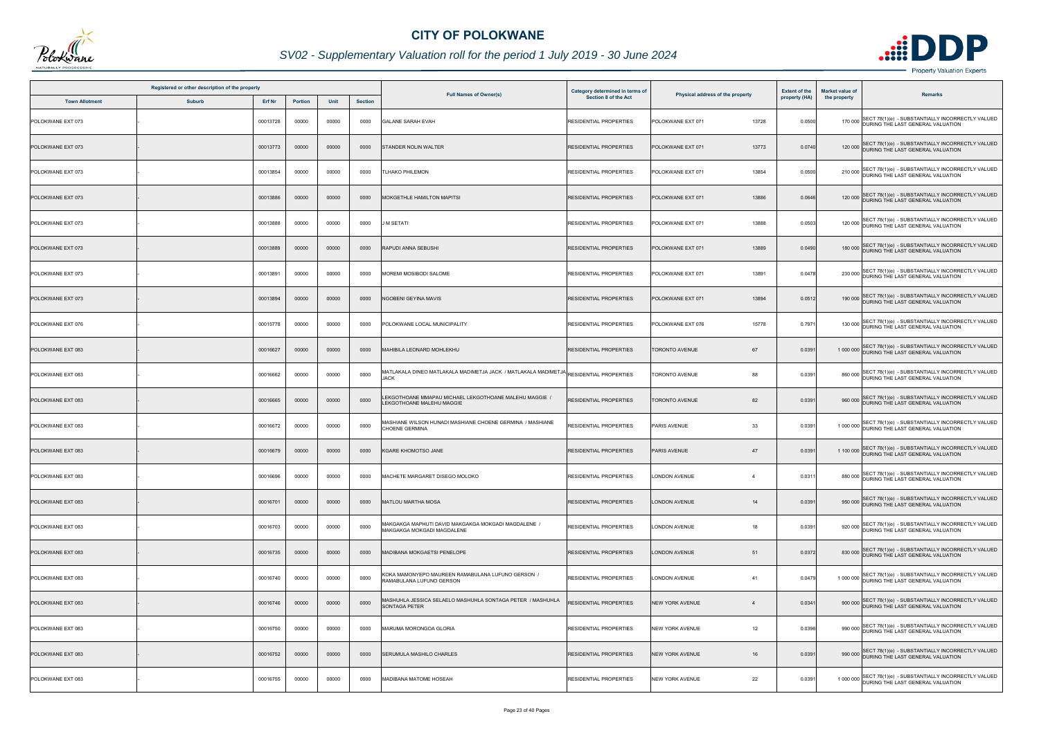# CITY OF POLOKWANE

## SV02 - Supplementary Valuation roll for the period 1 July 2019 - 30 June 2024

| Registered or other description of the property | | | | | | Full Names of Owner(s) | Category determined in terms of Section 8 of the Act | Physical address of the property | | Extent of the property (HA) | Market value of the property | Remarks |
|---|---|---|---|---|---|---|---|---|---|---|---|---|
| Town Allotment | Suburb | Erf Nr | Portion | Unit | Section | | | | | | | |
| POLOKWANE EXT 073 | - | 00013728 | 00000 | 00000 | 0000 | GALANE SARAH EVAH | RESIDENTIAL PROPERTIES | POLOKWANE EXT 071 | 13728 | 0.0500 | 170 000 | SECT 78(1)(e) - SUBSTANTIALLY INCORRECTLY VALUED DURING THE LAST GENERAL VALUATION |
| POLOKWANE EXT 073 | - | 00013773 | 00000 | 00000 | 0000 | STANDER NOLIN WALTER | RESIDENTIAL PROPERTIES | POLOKWANE EXT 071 | 13773 | 0.0740 | 120 000 | SECT 78(1)(e) - SUBSTANTIALLY INCORRECTLY VALUED DURING THE LAST GENERAL VALUATION |
| POLOKWANE EXT 073 | - | 00013854 | 00000 | 00000 | 0000 | TLHAKO PHILEMON | RESIDENTIAL PROPERTIES | POLOKWANE EXT 071 | 13854 | 0.0500 | 210 000 | SECT 78(1)(e) - SUBSTANTIALLY INCORRECTLY VALUED DURING THE LAST GENERAL VALUATION |
| POLOKWANE EXT 073 | - | 00013886 | 00000 | 00000 | 0000 | MOKGETHLE HAMILTON MAPITSI | RESIDENTIAL PROPERTIES | POLOKWANE EXT 071 | 13886 | 0.0646 | 120 000 | SECT 78(1)(e) - SUBSTANTIALLY INCORRECTLY VALUED DURING THE LAST GENERAL VALUATION |
| POLOKWANE EXT 073 | - | 00013888 | 00000 | 00000 | 0000 | J M SETATI | RESIDENTIAL PROPERTIES | POLOKWANE EXT 071 | 13888 | 0.0503 | 120 000 | SECT 78(1)(e) - SUBSTANTIALLY INCORRECTLY VALUED DURING THE LAST GENERAL VALUATION |
| POLOKWANE EXT 073 | - | 00013889 | 00000 | 00000 | 0000 | RAPUDI ANNA SEBUSHI | RESIDENTIAL PROPERTIES | POLOKWANE EXT 071 | 13889 | 0.0490 | 180 000 | SECT 78(1)(e) - SUBSTANTIALLY INCORRECTLY VALUED DURING THE LAST GENERAL VALUATION |
| POLOKWANE EXT 073 | - | 00013891 | 00000 | 00000 | 0000 | MOREMI MOSIBODI SALOME | RESIDENTIAL PROPERTIES | POLOKWANE EXT 071 | 13891 | 0.0478 | 230 000 | SECT 78(1)(e) - SUBSTANTIALLY INCORRECTLY VALUED DURING THE LAST GENERAL VALUATION |
| POLOKWANE EXT 073 | - | 00013894 | 00000 | 00000 | 0000 | NGOBENI GEYINA MAVIS | RESIDENTIAL PROPERTIES | POLOKWANE EXT 071 | 13894 | 0.0512 | 190 000 | SECT 78(1)(e) - SUBSTANTIALLY INCORRECTLY VALUED DURING THE LAST GENERAL VALUATION |
| POLOKWANE EXT 076 | - | 00015778 | 00000 | 00000 | 0000 | POLOKWANE LOCAL MUNICIPALITY | RESIDENTIAL PROPERTIES | POLOKWANE EXT 076 | 15778 | 0.7971 | 130 000 | SECT 78(1)(e) - SUBSTANTIALLY INCORRECTLY VALUED DURING THE LAST GENERAL VALUATION |
| POLOKWANE EXT 083 | - | 00016627 | 00000 | 00000 | 0000 | MAHIBILA LEONARD MOHLEKHU | RESIDENTIAL PROPERTIES | TORONTO AVENUE | 67 | 0.0391 | 1 000 000 | SECT 78(1)(e) - SUBSTANTIALLY INCORRECTLY VALUED DURING THE LAST GENERAL VALUATION |
| POLOKWANE EXT 083 | - | 00016662 | 00000 | 00000 | 0000 | MATLAKALA DINEO MATLAKALA MADIMETJA JACK / MATLAKALA MADIMETJA JACK | RESIDENTIAL PROPERTIES | TORONTO AVENUE | 88 | 0.0391 | 860 000 | SECT 78(1)(e) - SUBSTANTIALLY INCORRECTLY VALUED DURING THE LAST GENERAL VALUATION |
| POLOKWANE EXT 083 | - | 00016665 | 00000 | 00000 | 0000 | LEKGOTHOANE MMAPAU MICHAEL LEKGOTHOANE MALEHU MAGGIE / LEKGOTHOANE MALEHU MAGGIE | RESIDENTIAL PROPERTIES | TORONTO AVENUE | 82 | 0.0391 | 960 000 | SECT 78(1)(e) - SUBSTANTIALLY INCORRECTLY VALUED DURING THE LAST GENERAL VALUATION |
| POLOKWANE EXT 083 | - | 00016672 | 00000 | 00000 | 0000 | MASHIANE WILSON HUNADI MASHIANE CHOENE GERMINA / MASHIANE CHOENE GERMINA | RESIDENTIAL PROPERTIES | PARIS AVENUE | 33 | 0.0391 | 1 000 000 | SECT 78(1)(e) - SUBSTANTIALLY INCORRECTLY VALUED DURING THE LAST GENERAL VALUATION |
| POLOKWANE EXT 083 | - | 00016679 | 00000 | 00000 | 0000 | KGARE KHOMOTSO JANE | RESIDENTIAL PROPERTIES | PARIS AVENUE | 47 | 0.0391 | 1 100 000 | SECT 78(1)(e) - SUBSTANTIALLY INCORRECTLY VALUED DURING THE LAST GENERAL VALUATION |
| POLOKWANE EXT 083 | - | 00016696 | 00000 | 00000 | 0000 | MACHETE MARGARET DISEGO MOLOKO | RESIDENTIAL PROPERTIES | LONDON AVENUE | 4 | 0.0311 | 880 000 | SECT 78(1)(e) - SUBSTANTIALLY INCORRECTLY VALUED DURING THE LAST GENERAL VALUATION |
| POLOKWANE EXT 083 | - | 00016701 | 00000 | 00000 | 0000 | MATLOU MARTHA MOSA | RESIDENTIAL PROPERTIES | LONDON AVENUE | 14 | 0.0391 | 950 000 | SECT 78(1)(e) - SUBSTANTIALLY INCORRECTLY VALUED DURING THE LAST GENERAL VALUATION |
| POLOKWANE EXT 083 | - | 00016703 | 00000 | 00000 | 0000 | MAKGAKGA MAPHUTI DAVID MAKGAKGA MOKGADI MAGDALENE / MAKGAKGA MOKGADI MAGDALENE | RESIDENTIAL PROPERTIES | LONDON AVENUE | 18 | 0.0391 | 920 000 | SECT 78(1)(e) - SUBSTANTIALLY INCORRECTLY VALUED DURING THE LAST GENERAL VALUATION |
| POLOKWANE EXT 083 | - | 00016735 | 00000 | 00000 | 0000 | MADIBANA MOKGAETSI PENELOPE | RESIDENTIAL PROPERTIES | LONDON AVENUE | 51 | 0.0372 | 830 000 | SECT 78(1)(e) - SUBSTANTIALLY INCORRECTLY VALUED DURING THE LAST GENERAL VALUATION |
| POLOKWANE EXT 083 | - | 00016740 | 00000 | 00000 | 0000 | KOKA MAMONYEPO MAUREEN RAMABULANA LUFUNO GERSON / RAMABULANA LUFUNO GERSON | RESIDENTIAL PROPERTIES | LONDON AVENUE | 41 | 0.0479 | 1 000 000 | SECT 78(1)(e) - SUBSTANTIALLY INCORRECTLY VALUED DURING THE LAST GENERAL VALUATION |
| POLOKWANE EXT 083 | - | 00016746 | 00000 | 00000 | 0000 | MASHUHLA JESSICA SELAELO MASHUHLA SONTAGA PETER / MASHUHLA SONTAGA PETER | RESIDENTIAL PROPERTIES | NEW YORK AVENUE | 4 | 0.0341 | 900 000 | SECT 78(1)(e) - SUBSTANTIALLY INCORRECTLY VALUED DURING THE LAST GENERAL VALUATION |
| POLOKWANE EXT 083 | - | 00016750 | 00000 | 00000 | 0000 | MARUMA MORONGOA GLORIA | RESIDENTIAL PROPERTIES | NEW YORK AVENUE | 12 | 0.0396 | 990 000 | SECT 78(1)(e) - SUBSTANTIALLY INCORRECTLY VALUED DURING THE LAST GENERAL VALUATION |
| POLOKWANE EXT 083 | - | 00016752 | 00000 | 00000 | 0000 | SERUMULA MASHILO CHARLES | RESIDENTIAL PROPERTIES | NEW YORK AVENUE | 16 | 0.0391 | 990 000 | SECT 78(1)(e) - SUBSTANTIALLY INCORRECTLY VALUED DURING THE LAST GENERAL VALUATION |
| POLOKWANE EXT 083 | - | 00016755 | 00000 | 00000 | 0000 | MADIBANA MATOME HOSEAH | RESIDENTIAL PROPERTIES | NEW YORK AVENUE | 22 | 0.0391 | 1 000 000 | SECT 78(1)(e) - SUBSTANTIALLY INCORRECTLY VALUED DURING THE LAST GENERAL VALUATION |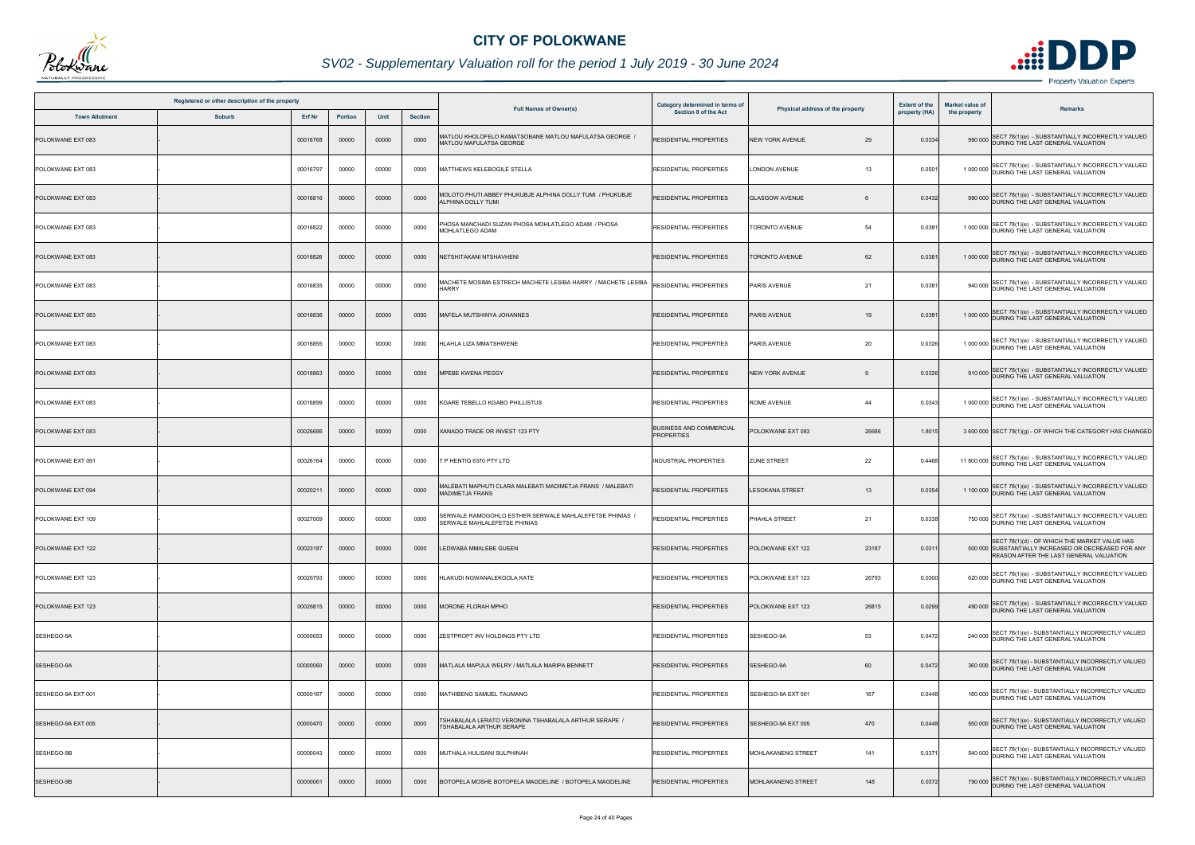# CITY OF POLOKWANE

## SV02 - Supplementary Valuation roll for the period 1 July 2019 - 30 June 2024

| Registered or other description of the property | | | | | | Full Names of Owner(s) | Category determined in terms of Section 8 of the Act | Physical address of the property | | Extent of the property (HA) | Market value of the property | Remarks |
|---|---|---|---|---|---|---|---|---|---|---|---|---|
| Town Allotment | Suburb | Erf Nr | Portion | Unit | Section | | | | | | | |
| POLOKWANE EXT 083 | - | 00016768 | 00000 | 00000 | 0000 | MATLOU KHOLOFELO RAMATSOBANE MATLOU MAFULATSA GEORGE / MATLOU MAFULATSA GEORGE | RESIDENTIAL PROPERTIES | NEW YORK AVENUE | 29 | 0.0334 | 990 000 | SECT 78(1)(e) - SUBSTANTIALLY INCORRECTLY VALUED DURING THE LAST GENERAL VALUATION |
| POLOKWANE EXT 083 | - | 00016797 | 00000 | 00000 | 0000 | MATTHEWS KELEBOGILE STELLA | RESIDENTIAL PROPERTIES | LONDON AVENUE | 13 | 0.0501 | 1 000 000 | SECT 78(1)(e) - SUBSTANTIALLY INCORRECTLY VALUED DURING THE LAST GENERAL VALUATION |
| POLOKWANE EXT 083 | - | 00016816 | 00000 | 00000 | 0000 | MOLOTO PHUTI ABBEY PHUKUBJE ALPHINA DOLLY TUMI / PHUKUBJE ALPHINA DOLLY TUMI | RESIDENTIAL PROPERTIES | GLASGOW AVENUE | 6 | 0.0432 | 990 000 | SECT 78(1)(e) - SUBSTANTIALLY INCORRECTLY VALUED DURING THE LAST GENERAL VALUATION |
| POLOKWANE EXT 083 | - | 00016822 | 00000 | 00000 | 0000 | PHOSA MANCHADI SUZAN PHOSA MOHLATLEGO ADAM / PHOSA MOHLATLEGO ADAM | RESIDENTIAL PROPERTIES | TORONTO AVENUE | 54 | 0.0381 | 1 000 000 | SECT 78(1)(e) - SUBSTANTIALLY INCORRECTLY VALUED DURING THE LAST GENERAL VALUATION |
| POLOKWANE EXT 083 | - | 00016826 | 00000 | 00000 | 0000 | NETSHITAKANI NTSHAVHENI | RESIDENTIAL PROPERTIES | TORONTO AVENUE | 62 | 0.0381 | 1 000 000 | SECT 78(1)(e) - SUBSTANTIALLY INCORRECTLY VALUED DURING THE LAST GENERAL VALUATION |
| POLOKWANE EXT 083 | - | 00016835 | 00000 | 00000 | 0000 | MACHETE MOSIMA ESTRECH MACHETE LESIBA HARRY / MACHETE LESIBA HARRY | RESIDENTIAL PROPERTIES | PARIS AVENUE | 21 | 0.0381 | 940 000 | SECT 78(1)(e) - SUBSTANTIALLY INCORRECTLY VALUED DURING THE LAST GENERAL VALUATION |
| POLOKWANE EXT 083 | - | 00016836 | 00000 | 00000 | 0000 | MAFELA MUTSHINYA JOHANNES | RESIDENTIAL PROPERTIES | PARIS AVENUE | 19 | 0.0381 | 1 000 000 | SECT 78(1)(e) - SUBSTANTIALLY INCORRECTLY VALUED DURING THE LAST GENERAL VALUATION |
| POLOKWANE EXT 083 | - | 00016855 | 00000 | 00000 | 0000 | HLAHLA LIZA MMATSHWENE | RESIDENTIAL PROPERTIES | PARIS AVENUE | 20 | 0.0326 | 1 000 000 | SECT 78(1)(e) - SUBSTANTIALLY INCORRECTLY VALUED DURING THE LAST GENERAL VALUATION |
| POLOKWANE EXT 083 | - | 00016863 | 00000 | 00000 | 0000 | MPEBE KWENA PEGGY | RESIDENTIAL PROPERTIES | NEW YORK AVENUE | 9 | 0.0326 | 910 000 | SECT 78(1)(e) - SUBSTANTIALLY INCORRECTLY VALUED DURING THE LAST GENERAL VALUATION |
| POLOKWANE EXT 083 | - | 00016899 | 00000 | 00000 | 0000 | KGARE TEBELLO KGABO PHILLISTUS | RESIDENTIAL PROPERTIES | ROME AVENUE | 44 | 0.0343 | 1 000 000 | SECT 78(1)(e) - SUBSTANTIALLY INCORRECTLY VALUED DURING THE LAST GENERAL VALUATION |
| POLOKWANE EXT 083 | - | 00026686 | 00000 | 00000 | 0000 | XANADO TRADE OR INVEST 123 PTY | BUSINESS AND COMMERCIAL PROPERTIES | POLOKWANE EXT 083 | 26686 | 1.8015 | 3 600 000 | SECT 78(1)(g) - OF WHICH THE CATEGORY HAS CHANGED |
| POLOKWANE EXT 091 | - | 00026164 | 00000 | 00000 | 0000 | T P HENTIQ 6370 PTY LTD | INDUSTRIAL PROPERTIES | ZUNE STREET | 22 | 0.4468 | 11 800 000 | SECT 78(1)(e) - SUBSTANTIALLY INCORRECTLY VALUED DURING THE LAST GENERAL VALUATION |
| POLOKWANE EXT 094 | - | 00020211 | 00000 | 00000 | 0000 | MALEBATI MAPHUTI CLARA MALEBATI MADIMETJA FRANS / MALEBATI MADIMETJA FRANS | RESIDENTIAL PROPERTIES | LESOKANA STREET | 13 | 0.0354 | 1 100 000 | SECT 78(1)(e) - SUBSTANTIALLY INCORRECTLY VALUED DURING THE LAST GENERAL VALUATION |
| POLOKWANE EXT 109 | - | 00027009 | 00000 | 00000 | 0000 | SERWALE RAMOGOHLO ESTHER SERWALE MAHLALEFETSE PHINIAS / SERWALE MAHLALEFETSE PHINIAS | RESIDENTIAL PROPERTIES | PHAHLA STREET | 21 | 0.0338 | 750 000 | SECT 78(1)(e) - SUBSTANTIALLY INCORRECTLY VALUED DURING THE LAST GENERAL VALUATION |
| POLOKWANE EXT 122 | - | 00023187 | 00000 | 00000 | 0000 | LEDWABA MMALEBE GUEEN | RESIDENTIAL PROPERTIES | POLOKWANE EXT 122 | 23187 | 0.0311 | 500 000 | SECT 78(1)(d) - OF WHICH THE MARKET VALUE HAS SUBSTANTIALLY INCREASED OR DECREASED FOR ANY REASON AFTER THE LAST GENERAL VALUATION |
| POLOKWANE EXT 123 | - | 00026793 | 00000 | 00000 | 0000 | HLAKUDI NGWANALEKGOLA KATE | RESIDENTIAL PROPERTIES | POLOKWANE EXT 123 | 26793 | 0.0300 | 620 000 | SECT 78(1)(e) - SUBSTANTIALLY INCORRECTLY VALUED DURING THE LAST GENERAL VALUATION |
| POLOKWANE EXT 123 | - | 00026815 | 00000 | 00000 | 0000 | MORONE FLORAH MPHO | RESIDENTIAL PROPERTIES | POLOKWANE EXT 123 | 26815 | 0.0299 | 490 000 | SECT 78(1)(e) - SUBSTANTIALLY INCORRECTLY VALUED DURING THE LAST GENERAL VALUATION |
| SESHEGO-9A | - | 00000053 | 00000 | 00000 | 0000 | ZESTPROPT INV HOLDINGS PTY LTD | RESIDENTIAL PROPERTIES | SESHEGO-9A | 53 | 0.0472 | 240 000 | SECT 78(1)(e) - SUBSTANTIALLY INCORRECTLY VALUED DURING THE LAST GENERAL VALUATION |
| SESHEGO-9A | - | 00000060 | 00000 | 00000 | 0000 | MATLALA MAPULA WELRY / MATLALA MARIPA BENNETT | RESIDENTIAL PROPERTIES | SESHEGO-9A | 60 | 0.0472 | 360 000 | SECT 78(1)(e) - SUBSTANTIALLY INCORRECTLY VALUED DURING THE LAST GENERAL VALUATION |
| SESHEGO-9A EXT 001 | - | 00000167 | 00000 | 00000 | 0000 | MATHIBENG SAMUEL TAUMANG | RESIDENTIAL PROPERTIES | SESHEGO-9A EXT 001 | 167 | 0.0448 | 180 000 | SECT 78(1)(e) - SUBSTANTIALLY INCORRECTLY VALUED DURING THE LAST GENERAL VALUATION |
| SESHEGO-9A EXT 005 | - | 00000470 | 00000 | 00000 | 0000 | TSHABALALA LERATO VERONINA TSHABALALA ARTHUR SERAPE / TSHABALALA ARTHUR SERAPE | RESIDENTIAL PROPERTIES | SESHEGO-9A EXT 005 | 470 | 0.0448 | 550 000 | SECT 78(1)(e) - SUBSTANTIALLY INCORRECTLY VALUED DURING THE LAST GENERAL VALUATION |
| SESHEGO-9B | - | 00000043 | 00000 | 00000 | 0000 | MUTHALA HULISANI SULPHINAH | RESIDENTIAL PROPERTIES | MOHLAKANENG STREET | 141 | 0.0371 | 540 000 | SECT 78(1)(e) - SUBSTANTIALLY INCORRECTLY VALUED DURING THE LAST GENERAL VALUATION |
| SESHEGO-9B | - | 00000061 | 00000 | 00000 | 0000 | BOTOPELA MOSHE BOTOPELA MAGDELINE / BOTOPELA MAGDELINE | RESIDENTIAL PROPERTIES | MOHLAKANENG STREET | 148 | 0.0372 | 790 000 | SECT 78(1)(e) - SUBSTANTIALLY INCORRECTLY VALUED DURING THE LAST GENERAL VALUATION |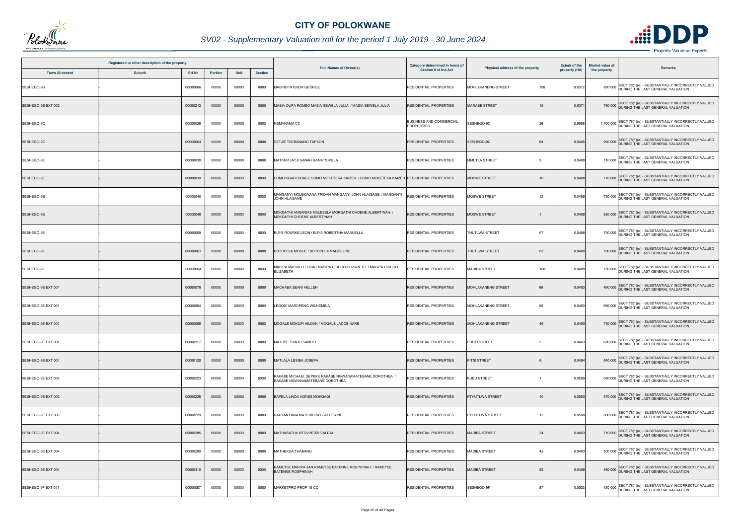# CITY OF POLOKWANE

## SV02 - Supplementary Valuation roll for the period 1 July 2019 - 30 June 2024

| Registered or other description of the property | | | | | | Full Names of Owner(s) | Category determined in terms of Section 8 of the Act | Physical address of the property | | Extent of the property (HA) | Market value of the property | Remarks |
|---|---|---|---|---|---|---|---|---|---|---|---|---|
| Town Allotment | Suburb | Erf Nr | Portion | Unit | Section | | | | | | | |
| SESHEGO-9B | - | 00000066 | 00000 | 00000 | 0000 | MASINDI NTSIENI GEORGE | RESIDENTIAL PROPERTIES | MOHLAKANENG STREET | 158 | 0.0372 | 690 000 | SECT 78(1)(e) - SUBSTANTIALLY INCORRECTLY VALUED DURING THE LAST GENERAL VALUATION |
| SESHEGO-9B EXT 002 | - | 00000213 | 00000 | 00000 | 0000 | MASIA OUPA ROMEO MASIA SEWELA JULIA / MASIA SEWELA JULIA | RESIDENTIAL PROPERTIES | MARABE STREET | 15 | 0.0371 | 790 000 | SECT 78(1)(e) - SUBSTANTIALLY INCORRECTLY VALUED DURING THE LAST GENERAL VALUATION |
| SESHEGO-9C | - | 00000026 | 00000 | 00000 | 0000 | NEMANAMA CC | BUSINESS AND COMMERCIAL PROPERTIES | SESHEGO-9C | 26 | 0.9988 | 1 400 000 | SECT 78(1)(e) - SUBSTANTIALLY INCORRECTLY VALUED DURING THE LAST GENERAL VALUATION |
| SESHEGO-9C | - | 00000064 | 00000 | 00000 | 0000 | SETJIE TSEBANANG TAPSON | RESIDENTIAL PROPERTIES | SESHEGO-9C | 64 | 0.0405 | 290 000 | SECT 78(1)(e) - SUBSTANTIALLY INCORRECTLY VALUED DURING THE LAST GENERAL VALUATION |
| SESHEGO-9E | - | 00000030 | 00000 | 00000 | 0000 | MATIMATJATJI SANAH RAMATSIMELA | RESIDENTIAL PROPERTIES | MMUTLA STREET | 9 | 0.0488 | 710 000 | SECT 78(1)(e) - SUBSTANTIALLY INCORRECTLY VALUED DURING THE LAST GENERAL VALUATION |
| SESHEGO-9E | - | 00000039 | 00000 | 00000 | 0000 | SOMO KGADI GRACE SOMO MOKETEKA KAIZER / SOMO MOKETEKA KAIZER | RESIDENTIAL PROPERTIES | MOSWE STREET | 10 | 0.0488 | 770 000 | SECT 78(1)(e) - SUBSTANTIALLY INCORRECTLY VALUED DURING THE LAST GENERAL VALUATION |
| SESHEGO-9E | - | 00000040 | 00000 | 00000 | 0000 | MANGANYI MOLEKWANA FRIDAH MANGANYI JOHN HLAISANE / MANGANYI JOHN HLAISANE | RESIDENTIAL PROPERTIES | MOSWE STREET | 12 | 0.0488 | 730 000 | SECT 78(1)(e) - SUBSTANTIALLY INCORRECTLY VALUED DURING THE LAST GENERAL VALUATION |
| SESHEGO-9E | - | 00000048 | 00000 | 00000 | 0000 | MOKGATHI ANNANIAS MALESELA MOKGATHI CHOENE ALBERTINAH / MOKGATHI CHOENE ALBERTINAH | RESIDENTIAL PROPERTIES | MOSWE STREET | 1 | 0.0488 | 620 000 | SECT 78(1)(e) - SUBSTANTIALLY INCORRECTLY VALUED DURING THE LAST GENERAL VALUATION |
| SESHEGO-9E | - | 00000059 | 00000 | 00000 | 0000 | BUYS ROURKE LEON / BUYS ROBERTHA MANUELLA | RESIDENTIAL PROPERTIES | THUTLWA STREET | 67 | 0.0488 | 750 000 | SECT 78(1)(e) - SUBSTANTIALLY INCORRECTLY VALUED DURING THE LAST GENERAL VALUATION |
| SESHEGO-9E | - | 00000061 | 00000 | 00000 | 0000 | BOTOPELA MOSHE / BOTOPELA MAGDELINE | RESIDENTIAL PROPERTIES | THUTLWA STREET | 63 | 0.0488 | 790 000 | SECT 78(1)(e) - SUBSTANTIALLY INCORRECTLY VALUED DURING THE LAST GENERAL VALUATION |
| SESHEGO-9E | - | 00000064 | 00000 | 00000 | 0000 | MASIPA MASHILO LUCAS MASIPA DISEGO ELIZABETH / MASIPA DISEGO ELIZABETH | RESIDENTIAL PROPERTIES | MADIBA STREET | 100 | 0.0488 | 750 000 | SECT 78(1)(e) - SUBSTANTIALLY INCORRECTLY VALUED DURING THE LAST GENERAL VALUATION |
| SESHEGO-9E EXT 001 | - | 00000076 | 00000 | 00000 | 0000 | MACHABA SEANI HELLEN | RESIDENTIAL PROPERTIES | MOHLAKANENG STREET | 66 | 0.0450 | 490 000 | SECT 78(1)(e) - SUBSTANTIALLY INCORRECTLY VALUED DURING THE LAST GENERAL VALUATION |
| SESHEGO-9E EXT 001 | - | 00000084 | 00000 | 00000 | 0000 | LEGODI MAROPENG WILHEMINA | RESIDENTIAL PROPERTIES | MOHLAKANENG STREET | 50 | 0.0450 | 690 000 | SECT 78(1)(e) - SUBSTANTIALLY INCORRECTLY VALUED DURING THE LAST GENERAL VALUATION |
| SESHEGO-9E EXT 001 | - | 00000086 | 00000 | 00000 | 0000 | MOGALE MOKUPI HILDAH / MOGALE JACOB NARE | RESIDENTIAL PROPERTIES | MOHLAKANENG STREET | 46 | 0.0450 | 730 000 | SECT 78(1)(e) - SUBSTANTIALLY INCORRECTLY VALUED DURING THE LAST GENERAL VALUATION |
| SESHEGO-9E EXT 001 | - | 00000117 | 00000 | 00000 | 0000 | MATHYE THABO SAMUEL | RESIDENTIAL PROPERTIES | PHUTI STREET | 5 | 0.0463 | 680 000 | SECT 78(1)(e) - SUBSTANTIALLY INCORRECTLY VALUED DURING THE LAST GENERAL VALUATION |
| SESHEGO-9E EXT 001 | - | 00000120 | 00000 | 00000 | 0000 | MATLALA LESIBA JOSEPH | RESIDENTIAL PROPERTIES | PITSI STREET | 6 | 0.0494 | 640 000 | SECT 78(1)(e) - SUBSTANTIALLY INCORRECTLY VALUED DURING THE LAST GENERAL VALUATION |
| SESHEGO-9E EXT 003 | - | 00000223 | 00000 | 00000 | 0000 | RAKABE MICHAEL SEPEKE RAKABE NGWANAMATEBANE DOROTHEA / RAKABE NGWANAMATEBANE DOROTHEA | RESIDENTIAL PROPERTIES | KUBU STREET | 1 | 0.0509 | 680 000 | SECT 78(1)(e) - SUBSTANTIALLY INCORRECTLY VALUED DURING THE LAST GENERAL VALUATION |
| SESHEGO-9E EXT 003 | - | 00000228 | 00000 | 00000 | 0000 | BAPELA LINDA AGNES MOKGADI | RESIDENTIAL PROPERTIES | PTHUTLWA STREET | 10 | 0.0500 | 570 000 | SECT 78(1)(e) - SUBSTANTIALLY INCORRECTLY VALUED DURING THE LAST GENERAL VALUATION |
| SESHEGO-9E EXT 003 | - | 00000229 | 00000 | 00000 | 0000 | RABYANYANA MATSHIDISO CATHERINE | RESIDENTIAL PROPERTIES | PTHUTLWA STREET | 12 | 0.0500 | 800 000 | SECT 78(1)(e) - SUBSTANTIALLY INCORRECTLY VALUED DURING THE LAST GENERAL VALUATION |
| SESHEGO-9E EXT 004 | - | 00000285 | 00000 | 00000 | 0000 | MATHABATHA NTOVHEDZI VALDAH | RESIDENTIAL PROPERTIES | MADIBA STREET | 34 | 0.0463 | 710 000 | SECT 78(1)(e) - SUBSTANTIALLY INCORRECTLY VALUED DURING THE LAST GENERAL VALUATION |
| SESHEGO-9E EXT 004 | - | 00000289 | 00000 | 00000 | 0000 | MATHEKGA THABANG | RESIDENTIAL PROPERTIES | MADIBA STREET | 42 | 0.0463 | 500 000 | SECT 78(1)(e) - SUBSTANTIALLY INCORRECTLY VALUED DURING THE LAST GENERAL VALUATION |
| SESHEGO-9E EXT 004 | - | 00000310 | 00000 | 00000 | 0000 | RAMETSE MARIPA JAN RAMETSE BATENNE ROSPHINAH / RAMETSE BATENNE ROSPHINAH | RESIDENTIAL PROPERTIES | MADIBA STREET | 92 | 0.0488 | 580 000 | SECT 78(1)(e) - SUBSTANTIALLY INCORRECTLY VALUED DURING THE LAST GENERAL VALUATION |
| SESHEGO-9F EXT 001 | - | 00000087 | 00000 | 00000 | 0000 | MARKETPRO PROP 18 CC | RESIDENTIAL PROPERTIES | SESHEGO-9F | 87 | 0.0533 | 430 000 | SECT 78(1)(e) - SUBSTANTIALLY INCORRECTLY VALUED DURING THE LAST GENERAL VALUATION |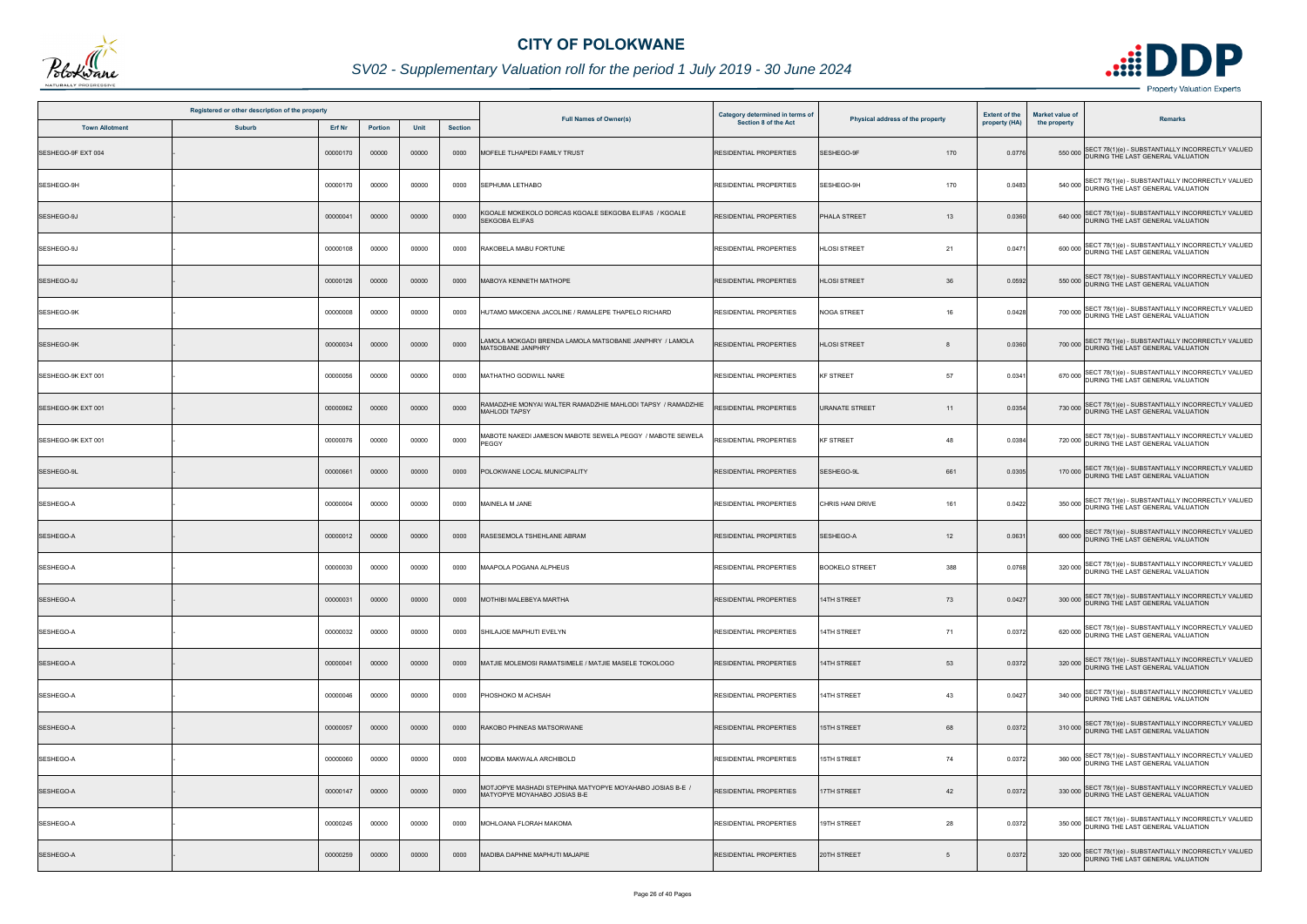# CITY OF POLOKWANE

## SV02 - Supplementary Valuation roll for the period 1 July 2019 - 30 June 2024

| Registered or other description of the property | | | | | | Full Names of Owner(s) | Category determined in terms of Section 8 of the Act | Physical address of the property | | Extent of the property (HA) | Market value of the property | Remarks |
|---|---|---|---|---|---|---|---|---|---|---|---|---|
| Town Allotment | Suburb | Erf Nr | Portion | Unit | Section | | | | | | | |
| SESHEGO-9F EXT 004 | - | 00000170 | 00000 | 00000 | 0000 | MOFELE TLHAPEDI FAMILY TRUST | RESIDENTIAL PROPERTIES | SESHEGO-9F | 170 | 0.0776 | 550 000 | SECT 78(1)(e) - SUBSTANTIALLY INCORRECTLY VALUED DURING THE LAST GENERAL VALUATION |
| SESHEGO-9H | - | 00000170 | 00000 | 00000 | 0000 | SEPHUMA LETHABO | RESIDENTIAL PROPERTIES | SESHEGO-9H | 170 | 0.0483 | 540 000 | SECT 78(1)(e) - SUBSTANTIALLY INCORRECTLY VALUED DURING THE LAST GENERAL VALUATION |
| SESHEGO-9J | - | 00000041 | 00000 | 00000 | 0000 | KGOALE MOKEKOLO DORCAS KGOALE SEKGOBA ELIFAS / KGOALE SEKGOBA ELIFAS | RESIDENTIAL PROPERTIES | PHALA STREET | 13 | 0.0360 | 640 000 | SECT 78(1)(e) - SUBSTANTIALLY INCORRECTLY VALUED DURING THE LAST GENERAL VALUATION |
| SESHEGO-9J | - | 00000108 | 00000 | 00000 | 0000 | RAKOBELA MABU FORTUNE | RESIDENTIAL PROPERTIES | HLOSI STREET | 21 | 0.0471 | 600 000 | SECT 78(1)(e) - SUBSTANTIALLY INCORRECTLY VALUED DURING THE LAST GENERAL VALUATION |
| SESHEGO-9J | - | 00000126 | 00000 | 00000 | 0000 | MABOYA KENNETH MATHOPE | RESIDENTIAL PROPERTIES | HLOSI STREET | 36 | 0.0592 | 550 000 | SECT 78(1)(e) - SUBSTANTIALLY INCORRECTLY VALUED DURING THE LAST GENERAL VALUATION |
| SESHEGO-9K | - | 00000008 | 00000 | 00000 | 0000 | HUTAMO MAKOENA JACOLINE / RAMALEPE THAPELO RICHARD | RESIDENTIAL PROPERTIES | NOGA STREET | 16 | 0.0428 | 700 000 | SECT 78(1)(e) - SUBSTANTIALLY INCORRECTLY VALUED DURING THE LAST GENERAL VALUATION |
| SESHEGO-9K | - | 00000034 | 00000 | 00000 | 0000 | LAMOLA MOKGADI BRENDA LAMOLA MATSOBANE JANPHRY / LAMOLA MATSOBANE JANPHRY | RESIDENTIAL PROPERTIES | HLOSI STREET | 8 | 0.0360 | 700 000 | SECT 78(1)(e) - SUBSTANTIALLY INCORRECTLY VALUED DURING THE LAST GENERAL VALUATION |
| SESHEGO-9K EXT 001 | - | 00000056 | 00000 | 00000 | 0000 | MATHATHO GODWILL NARE | RESIDENTIAL PROPERTIES | KF STREET | 57 | 0.0341 | 670 000 | SECT 78(1)(e) - SUBSTANTIALLY INCORRECTLY VALUED DURING THE LAST GENERAL VALUATION |
| SESHEGO-9K EXT 001 | - | 00000062 | 00000 | 00000 | 0000 | RAMADZHIE MONYAI WALTER RAMADZHIE MAHLODI TAPSY / RAMADZHIE MAHLODI TAPSY | RESIDENTIAL PROPERTIES | URANATE STREET | 11 | 0.0354 | 730 000 | SECT 78(1)(e) - SUBSTANTIALLY INCORRECTLY VALUED DURING THE LAST GENERAL VALUATION |
| SESHEGO-9K EXT 001 | - | 00000076 | 00000 | 00000 | 0000 | MABOTE NAKEDI JAMESON MABOTE SEWELA PEGGY / MABOTE SEWELA PEGGY | RESIDENTIAL PROPERTIES | KF STREET | 48 | 0.0384 | 720 000 | SECT 78(1)(e) - SUBSTANTIALLY INCORRECTLY VALUED DURING THE LAST GENERAL VALUATION |
| SESHEGO-9L | - | 00000661 | 00000 | 00000 | 0000 | POLOKWANE LOCAL MUNICIPALITY | RESIDENTIAL PROPERTIES | SESHEGO-9L | 661 | 0.0305 | 170 000 | SECT 78(1)(e) - SUBSTANTIALLY INCORRECTLY VALUED DURING THE LAST GENERAL VALUATION |
| SESHEGO-A | - | 00000004 | 00000 | 00000 | 0000 | MAINELA M JANE | RESIDENTIAL PROPERTIES | CHRIS HANI DRIVE | 161 | 0.0422 | 350 000 | SECT 78(1)(e) - SUBSTANTIALLY INCORRECTLY VALUED DURING THE LAST GENERAL VALUATION |
| SESHEGO-A | - | 00000012 | 00000 | 00000 | 0000 | RASESEMOLA TSHEHLANE ABRAM | RESIDENTIAL PROPERTIES | SESHEGO-A | 12 | 0.0631 | 600 000 | SECT 78(1)(e) - SUBSTANTIALLY INCORRECTLY VALUED DURING THE LAST GENERAL VALUATION |
| SESHEGO-A | - | 00000030 | 00000 | 00000 | 0000 | MAAPOLA POGANA ALPHEUS | RESIDENTIAL PROPERTIES | BOOKELO STREET | 388 | 0.0768 | 320 000 | SECT 78(1)(e) - SUBSTANTIALLY INCORRECTLY VALUED DURING THE LAST GENERAL VALUATION |
| SESHEGO-A | - | 00000031 | 00000 | 00000 | 0000 | MOTHIBI MALEBEYA MARTHA | RESIDENTIAL PROPERTIES | 14TH STREET | 73 | 0.0427 | 300 000 | SECT 78(1)(e) - SUBSTANTIALLY INCORRECTLY VALUED DURING THE LAST GENERAL VALUATION |
| SESHEGO-A | - | 00000032 | 00000 | 00000 | 0000 | SHILAJOE MAPHUTI EVELYN | RESIDENTIAL PROPERTIES | 14TH STREET | 71 | 0.0372 | 620 000 | SECT 78(1)(e) - SUBSTANTIALLY INCORRECTLY VALUED DURING THE LAST GENERAL VALUATION |
| SESHEGO-A | - | 00000041 | 00000 | 00000 | 0000 | MATJIE MOLEMOSI RAMATSIMELE / MATJIE MASELE TOKOLOGO | RESIDENTIAL PROPERTIES | 14TH STREET | 53 | 0.0372 | 320 000 | SECT 78(1)(e) - SUBSTANTIALLY INCORRECTLY VALUED DURING THE LAST GENERAL VALUATION |
| SESHEGO-A | - | 00000046 | 00000 | 00000 | 0000 | PHOSHOKO M ACHSAH | RESIDENTIAL PROPERTIES | 14TH STREET | 43 | 0.0427 | 340 000 | SECT 78(1)(e) - SUBSTANTIALLY INCORRECTLY VALUED DURING THE LAST GENERAL VALUATION |
| SESHEGO-A | - | 00000057 | 00000 | 00000 | 0000 | RAKOBO PHINEAS MATSORWANE | RESIDENTIAL PROPERTIES | 15TH STREET | 68 | 0.0372 | 310 000 | SECT 78(1)(e) - SUBSTANTIALLY INCORRECTLY VALUED DURING THE LAST GENERAL VALUATION |
| SESHEGO-A | - | 00000060 | 00000 | 00000 | 0000 | MODIBA MAKWALA ARCHIBOLD | RESIDENTIAL PROPERTIES | 15TH STREET | 74 | 0.0372 | 360 000 | SECT 78(1)(e) - SUBSTANTIALLY INCORRECTLY VALUED DURING THE LAST GENERAL VALUATION |
| SESHEGO-A | - | 00000147 | 00000 | 00000 | 0000 | MOTJOPYE MASHADI STEPHINA MATYOPYE MOYAHABO JOSIAS B-E / MATYOPYE MOYAHABO JOSIAS B-E | RESIDENTIAL PROPERTIES | 17TH STREET | 42 | 0.0372 | 330 000 | SECT 78(1)(e) - SUBSTANTIALLY INCORRECTLY VALUED DURING THE LAST GENERAL VALUATION |
| SESHEGO-A | - | 00000245 | 00000 | 00000 | 0000 | MOHLOANA FLORAH MAKOMA | RESIDENTIAL PROPERTIES | 19TH STREET | 28 | 0.0372 | 350 000 | SECT 78(1)(e) - SUBSTANTIALLY INCORRECTLY VALUED DURING THE LAST GENERAL VALUATION |
| SESHEGO-A | - | 00000259 | 00000 | 00000 | 0000 | MADIBA DAPHNE MAPHUTI MAJAPIE | RESIDENTIAL PROPERTIES | 20TH STREET | 5 | 0.0372 | 320 000 | SECT 78(1)(e) - SUBSTANTIALLY INCORRECTLY VALUED DURING THE LAST GENERAL VALUATION |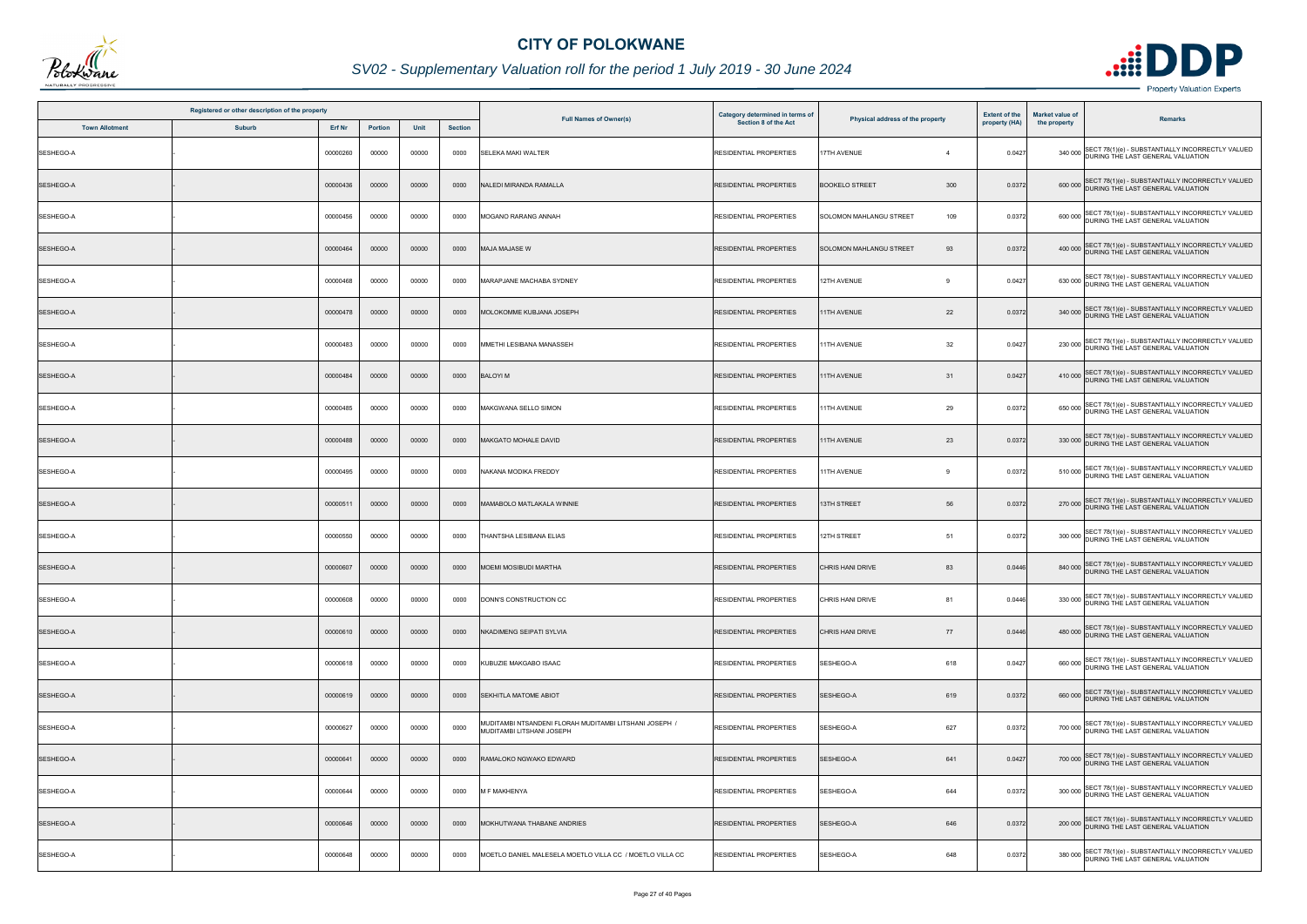# CITY OF POLOKWANE

## SV02 - Supplementary Valuation roll for the period 1 July 2019 - 30 June 2024

| Registered or other description of the property | | | | | | Full Names of Owner(s) | Category determined in terms of Section 8 of the Act | Physical address of the property | | Extent of the property (HA) | Market value of the property | Remarks |
|---|---|---|---|---|---|---|---|---|---|---|---|---|
| Town Allotment | Suburb | Erf Nr | Portion | Unit | Section | | | | | | | |
| SESHEGO-A | - | 00000260 | 00000 | 00000 | 0000 | SELEKA MAKI WALTER | RESIDENTIAL PROPERTIES | 17TH AVENUE | 4 | 0.0427 | 340 000 | SECT 78(1)(e) - SUBSTANTIALLY INCORRECTLY VALUED DURING THE LAST GENERAL VALUATION |
| SESHEGO-A | - | 00000436 | 00000 | 00000 | 0000 | NALEDI MIRANDA RAMALLA | RESIDENTIAL PROPERTIES | BOOKELO STREET | 300 | 0.0372 | 600 000 | SECT 78(1)(e) - SUBSTANTIALLY INCORRECTLY VALUED DURING THE LAST GENERAL VALUATION |
| SESHEGO-A | - | 00000456 | 00000 | 00000 | 0000 | MOGANO RARANG ANNAH | RESIDENTIAL PROPERTIES | SOLOMON MAHLANGU STREET | 109 | 0.0372 | 600 000 | SECT 78(1)(e) - SUBSTANTIALLY INCORRECTLY VALUED DURING THE LAST GENERAL VALUATION |
| SESHEGO-A | - | 00000464 | 00000 | 00000 | 0000 | MAJA MAJASE W | RESIDENTIAL PROPERTIES | SOLOMON MAHLANGU STREET | 93 | 0.0372 | 400 000 | SECT 78(1)(e) - SUBSTANTIALLY INCORRECTLY VALUED DURING THE LAST GENERAL VALUATION |
| SESHEGO-A | - | 00000468 | 00000 | 00000 | 0000 | MARAPJANE MACHABA SYDNEY | RESIDENTIAL PROPERTIES | 12TH AVENUE | 9 | 0.0427 | 630 000 | SECT 78(1)(e) - SUBSTANTIALLY INCORRECTLY VALUED DURING THE LAST GENERAL VALUATION |
| SESHEGO-A | - | 00000478 | 00000 | 00000 | 0000 | MOLOKOMME KUBJANA JOSEPH | RESIDENTIAL PROPERTIES | 11TH AVENUE | 22 | 0.0372 | 340 000 | SECT 78(1)(e) - SUBSTANTIALLY INCORRECTLY VALUED DURING THE LAST GENERAL VALUATION |
| SESHEGO-A | - | 00000483 | 00000 | 00000 | 0000 | MMETHI LESIBANA MANASSEH | RESIDENTIAL PROPERTIES | 11TH AVENUE | 32 | 0.0427 | 230 000 | SECT 78(1)(e) - SUBSTANTIALLY INCORRECTLY VALUED DURING THE LAST GENERAL VALUATION |
| SESHEGO-A | - | 00000484 | 00000 | 00000 | 0000 | BALOYI M | RESIDENTIAL PROPERTIES | 11TH AVENUE | 31 | 0.0427 | 410 000 | SECT 78(1)(e) - SUBSTANTIALLY INCORRECTLY VALUED DURING THE LAST GENERAL VALUATION |
| SESHEGO-A | - | 00000485 | 00000 | 00000 | 0000 | MAKGWANA SELLO SIMON | RESIDENTIAL PROPERTIES | 11TH AVENUE | 29 | 0.0372 | 650 000 | SECT 78(1)(e) - SUBSTANTIALLY INCORRECTLY VALUED DURING THE LAST GENERAL VALUATION |
| SESHEGO-A | - | 00000488 | 00000 | 00000 | 0000 | MAKGATO MOHALE DAVID | RESIDENTIAL PROPERTIES | 11TH AVENUE | 23 | 0.0372 | 330 000 | SECT 78(1)(e) - SUBSTANTIALLY INCORRECTLY VALUED DURING THE LAST GENERAL VALUATION |
| SESHEGO-A | - | 00000495 | 00000 | 00000 | 0000 | NAKANA MODIKA FREDDY | RESIDENTIAL PROPERTIES | 11TH AVENUE | 9 | 0.0372 | 510 000 | SECT 78(1)(e) - SUBSTANTIALLY INCORRECTLY VALUED DURING THE LAST GENERAL VALUATION |
| SESHEGO-A | - | 00000511 | 00000 | 00000 | 0000 | MAMABOLO MATLAKALA WINNIE | RESIDENTIAL PROPERTIES | 13TH STREET | 56 | 0.0372 | 270 000 | SECT 78(1)(e) - SUBSTANTIALLY INCORRECTLY VALUED DURING THE LAST GENERAL VALUATION |
| SESHEGO-A | - | 00000550 | 00000 | 00000 | 0000 | THANTSHA LESIBANA ELIAS | RESIDENTIAL PROPERTIES | 12TH STREET | 51 | 0.0372 | 300 000 | SECT 78(1)(e) - SUBSTANTIALLY INCORRECTLY VALUED DURING THE LAST GENERAL VALUATION |
| SESHEGO-A | - | 00000607 | 00000 | 00000 | 0000 | MOEMI MOSIBUDI MARTHA | RESIDENTIAL PROPERTIES | CHRIS HANI DRIVE | 83 | 0.0446 | 840 000 | SECT 78(1)(e) - SUBSTANTIALLY INCORRECTLY VALUED DURING THE LAST GENERAL VALUATION |
| SESHEGO-A | - | 00000608 | 00000 | 00000 | 0000 | DONN'S CONSTRUCTION CC | RESIDENTIAL PROPERTIES | CHRIS HANI DRIVE | 81 | 0.0446 | 330 000 | SECT 78(1)(e) - SUBSTANTIALLY INCORRECTLY VALUED DURING THE LAST GENERAL VALUATION |
| SESHEGO-A | - | 00000610 | 00000 | 00000 | 0000 | NKADIMENG SEIPATI SYLVIA | RESIDENTIAL PROPERTIES | CHRIS HANI DRIVE | 77 | 0.0446 | 480 000 | SECT 78(1)(e) - SUBSTANTIALLY INCORRECTLY VALUED DURING THE LAST GENERAL VALUATION |
| SESHEGO-A | - | 00000618 | 00000 | 00000 | 0000 | KUBUZIE MAKGABO ISAAC | RESIDENTIAL PROPERTIES | SESHEGO-A | 618 | 0.0427 | 660 000 | SECT 78(1)(e) - SUBSTANTIALLY INCORRECTLY VALUED DURING THE LAST GENERAL VALUATION |
| SESHEGO-A | - | 00000619 | 00000 | 00000 | 0000 | SEKHITLA MATOME ABIOT | RESIDENTIAL PROPERTIES | SESHEGO-A | 619 | 0.0372 | 660 000 | SECT 78(1)(e) - SUBSTANTIALLY INCORRECTLY VALUED DURING THE LAST GENERAL VALUATION |
| SESHEGO-A | - | 00000627 | 00000 | 00000 | 0000 | MUDITAMBI NTSANDENI FLORAH MUDITAMBI LITSHANI JOSEPH / MUDITAMBI LITSHANI JOSEPH | RESIDENTIAL PROPERTIES | SESHEGO-A | 627 | 0.0372 | 700 000 | SECT 78(1)(e) - SUBSTANTIALLY INCORRECTLY VALUED DURING THE LAST GENERAL VALUATION |
| SESHEGO-A | - | 00000641 | 00000 | 00000 | 0000 | RAMALOKO NGWAKO EDWARD | RESIDENTIAL PROPERTIES | SESHEGO-A | 641 | 0.0427 | 700 000 | SECT 78(1)(e) - SUBSTANTIALLY INCORRECTLY VALUED DURING THE LAST GENERAL VALUATION |
| SESHEGO-A | - | 00000644 | 00000 | 00000 | 0000 | M F MAKHENYA | RESIDENTIAL PROPERTIES | SESHEGO-A | 644 | 0.0372 | 300 000 | SECT 78(1)(e) - SUBSTANTIALLY INCORRECTLY VALUED DURING THE LAST GENERAL VALUATION |
| SESHEGO-A | - | 00000646 | 00000 | 00000 | 0000 | MOKHUTWANA THABANE ANDRIES | RESIDENTIAL PROPERTIES | SESHEGO-A | 646 | 0.0372 | 200 000 | SECT 78(1)(e) - SUBSTANTIALLY INCORRECTLY VALUED DURING THE LAST GENERAL VALUATION |
| SESHEGO-A | - | 00000648 | 00000 | 00000 | 0000 | MOETLO DANIEL MALESELA MOETLO VILLA CC / MOETLO VILLA CC | RESIDENTIAL PROPERTIES | SESHEGO-A | 648 | 0.0372 | 380 000 | SECT 78(1)(e) - SUBSTANTIALLY INCORRECTLY VALUED DURING THE LAST GENERAL VALUATION |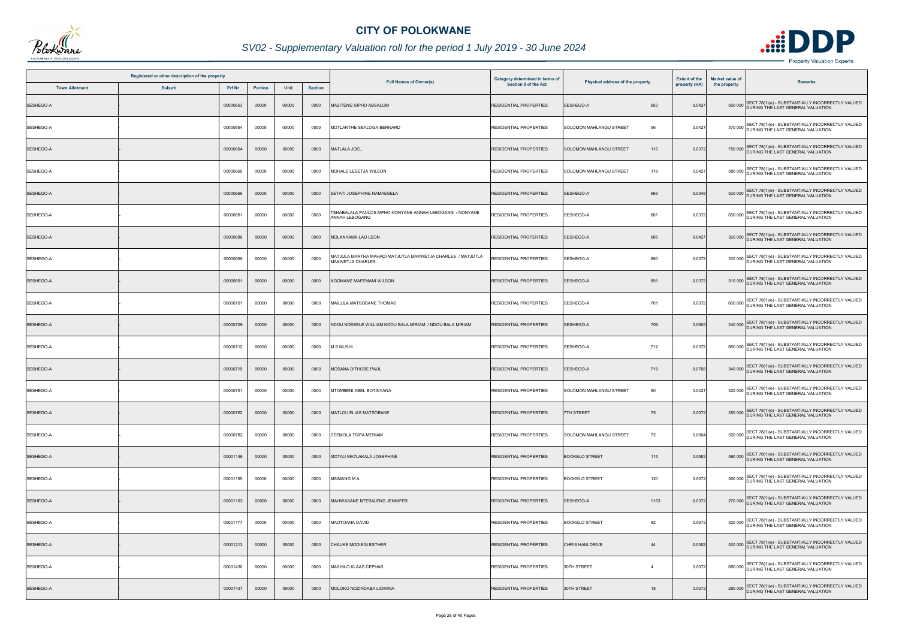# CITY OF POLOKWANE

## SV02 - Supplementary Valuation roll for the period 1 July 2019 - 30 June 2024

| Registered or other description of the property | | | | | | Full Names of Owner(s) | Category determined in terms of Section 8 of the Act | Physical address of the property | | Extent of the property (HA) | Market value of the property | Remarks |
|---|---|---|---|---|---|---|---|---|---|---|---|---|
| Town Allotment | Suburb | Erf Nr | Portion | Unit | Section | | | | | | | |
| SESHEGO-A | - | 00000653 | 00000 | 00000 | 0000 | MASITENG SIPHO ABSALOM | RESIDENTIAL PROPERTIES | SESHEGO-A | 653 | 0.0427 | 580 000 | SECT 78(1)(e) - SUBSTANTIALLY INCORRECTLY VALUED DURING THE LAST GENERAL VALUATION |
| SESHEGO-A | - | 00000654 | 00000 | 00000 | 0000 | MOTLANTHE SEALOGA BERNARD | RESIDENTIAL PROPERTIES | SOLOMON MAHLANGU STREET | 96 | 0.0427 | 370 000 | SECT 78(1)(e) - SUBSTANTIALLY INCORRECTLY VALUED DURING THE LAST GENERAL VALUATION |
| SESHEGO-A | - | 00000664 | 00000 | 00000 | 0000 | MATLALA JOEL | RESIDENTIAL PROPERTIES | SOLOMON MAHLANGU STREET | 116 | 0.0372 | 750 000 | SECT 78(1)(e) - SUBSTANTIALLY INCORRECTLY VALUED DURING THE LAST GENERAL VALUATION |
| SESHEGO-A | - | 00000665 | 00000 | 00000 | 0000 | MOHALE LESETJA WILSON | RESIDENTIAL PROPERTIES | SOLOMON MAHLANGU STREET | 118 | 0.0427 | 580 000 | SECT 78(1)(e) - SUBSTANTIALLY INCORRECTLY VALUED DURING THE LAST GENERAL VALUATION |
| SESHEGO-A | - | 00000666 | 00000 | 00000 | 0000 | SETATI JOSEPHINE RAMAESELA | RESIDENTIAL PROPERTIES | SESHEGO-A | 666 | 0.0548 | 530 000 | SECT 78(1)(e) - SUBSTANTIALLY INCORRECTLY VALUED DURING THE LAST GENERAL VALUATION |
| SESHEGO-A | - | 00000681 | 00000 | 00000 | 0000 | TSHABALALA PAULOS MPHO NONYANE ANNAH LEBOGANG / NONYANE ANNAH LEBOGANG | RESIDENTIAL PROPERTIES | SESHEGO-A | 681 | 0.0372 | 650 000 | SECT 78(1)(e) - SUBSTANTIALLY INCORRECTLY VALUED DURING THE LAST GENERAL VALUATION |
| SESHEGO-A | - | 00000686 | 00000 | 00000 | 0000 | MOLANYAMA LAU LEON | RESIDENTIAL PROPERTIES | SESHEGO-A | 686 | 0.0427 | 320 000 | SECT 78(1)(e) - SUBSTANTIALLY INCORRECTLY VALUED DURING THE LAST GENERAL VALUATION |
| SESHEGO-A | - | 00000690 | 00000 | 00000 | 0000 | MATJULA MARTHA MAHADI MATJUTLA MAKWETJA CHARLES / MATJUTLA MAKWETJA CHARLES | RESIDENTIAL PROPERTIES | SESHEGO-A | 690 | 0.0372 | 330 000 | SECT 78(1)(e) - SUBSTANTIALLY INCORRECTLY VALUED DURING THE LAST GENERAL VALUATION |
| SESHEGO-A | - | 00000691 | 00000 | 00000 | 0000 | NGOMANE MAFEMANI WILSON | RESIDENTIAL PROPERTIES | SESHEGO-A | 691 | 0.0372 | 310 000 | SECT 78(1)(e) - SUBSTANTIALLY INCORRECTLY VALUED DURING THE LAST GENERAL VALUATION |
| SESHEGO-A | - | 00000701 | 00000 | 00000 | 0000 | MAILULA MATSOBANE THOMAS | RESIDENTIAL PROPERTIES | SESHEGO-A | 701 | 0.0372 | 660 000 | SECT 78(1)(e) - SUBSTANTIALLY INCORRECTLY VALUED DURING THE LAST GENERAL VALUATION |
| SESHEGO-A | - | 00000709 | 00000 | 00000 | 0000 | NDOU NDEBELE WILLIAM NDOU BALA MIRIAM / NDOU BALA MIRIAM | RESIDENTIAL PROPERTIES | SESHEGO-A | 709 | 0.0505 | 340 000 | SECT 78(1)(e) - SUBSTANTIALLY INCORRECTLY VALUED DURING THE LAST GENERAL VALUATION |
| SESHEGO-A | - | 00000712 | 00000 | 00000 | 0000 | M S MUSHI | RESIDENTIAL PROPERTIES | SESHEGO-A | 712 | 0.0372 | 680 000 | SECT 78(1)(e) - SUBSTANTIALLY INCORRECTLY VALUED DURING THE LAST GENERAL VALUATION |
| SESHEGO-A | - | 00000719 | 00000 | 00000 | 0000 | MOSANA DITHOBE PAUL | RESIDENTIAL PROPERTIES | SESHEGO-A | 719 | 0.0768 | 340 000 | SECT 78(1)(e) - SUBSTANTIALLY INCORRECTLY VALUED DURING THE LAST GENERAL VALUATION |
| SESHEGO-A | - | 00000751 | 00000 | 00000 | 0000 | MTOMBENI ABEL BOTINYANA | RESIDENTIAL PROPERTIES | SOLOMON MAHLANGU STREET | 90 | 0.0427 | 320 000 | SECT 78(1)(e) - SUBSTANTIALLY INCORRECTLY VALUED DURING THE LAST GENERAL VALUATION |
| SESHEGO-A | - | 00000762 | 00000 | 00000 | 0000 | MATLOU ELIAS MATSOBANE | RESIDENTIAL PROPERTIES | 7TH STREET | 75 | 0.0372 | 350 000 | SECT 78(1)(e) - SUBSTANTIALLY INCORRECTLY VALUED DURING THE LAST GENERAL VALUATION |
| SESHEGO-A | - | 00000782 | 00000 | 00000 | 0000 | SEEMOLA TSIPA MERIAM | RESIDENTIAL PROPERTIES | SOLOMON MAHLANGU STREET | 72 | 0.0604 | 520 000 | SECT 78(1)(e) - SUBSTANTIALLY INCORRECTLY VALUED DURING THE LAST GENERAL VALUATION |
| SESHEGO-A | - | 00001146 | 00000 | 00000 | 0000 | MOTAU MATLAKALA JOSEPHINE | RESIDENTIAL PROPERTIES | BOOKELO STREET | 115 | 0.0582 | 590 000 | SECT 78(1)(e) - SUBSTANTIALLY INCORRECTLY VALUED DURING THE LAST GENERAL VALUATION |
| SESHEGO-A | - | 00001155 | 00000 | 00000 | 0000 | MSIMANG M A | RESIDENTIAL PROPERTIES | BOOKELO STREET | 120 | 0.0372 | 500 000 | SECT 78(1)(e) - SUBSTANTIALLY INCORRECTLY VALUED DURING THE LAST GENERAL VALUATION |
| SESHEGO-A | - | 00001163 | 00000 | 00000 | 0000 | MAHWASANE NTEBALENG JENNIFER | RESIDENTIAL PROPERTIES | SESHEGO-A | 1163 | 0.0372 | 270 000 | SECT 78(1)(e) - SUBSTANTIALLY INCORRECTLY VALUED DURING THE LAST GENERAL VALUATION |
| SESHEGO-A | - | 00001177 | 00000 | 00000 | 0000 | MAOTOANA DAVID | RESIDENTIAL PROPERTIES | BOOKELO STREET | 82 | 0.0372 | 320 000 | SECT 78(1)(e) - SUBSTANTIALLY INCORRECTLY VALUED DURING THE LAST GENERAL VALUATION |
| SESHEGO-A | - | 00001213 | 00000 | 00000 | 0000 | CHAUKE MODIEGI ESTHER | RESIDENTIAL PROPERTIES | CHRIS HANI DRIVE | 44 | 0.0502 | 530 000 | SECT 78(1)(e) - SUBSTANTIALLY INCORRECTLY VALUED DURING THE LAST GENERAL VALUATION |
| SESHEGO-A | - | 00001430 | 00000 | 00000 | 0000 | MASHILO KLAAS CEPHAS | RESIDENTIAL PROPERTIES | 30TH STREET | 4 | 0.0372 | 680 000 | SECT 78(1)(e) - SUBSTANTIALLY INCORRECTLY VALUED DURING THE LAST GENERAL VALUATION |
| SESHEGO-A | - | 00001437 | 00000 | 00000 | 0000 | MOLOKO NOZINDABA LIDWINA | RESIDENTIAL PROPERTIES | 30TH STREET | 18 | 0.0372 | 290 000 | SECT 78(1)(e) - SUBSTANTIALLY INCORRECTLY VALUED DURING THE LAST GENERAL VALUATION |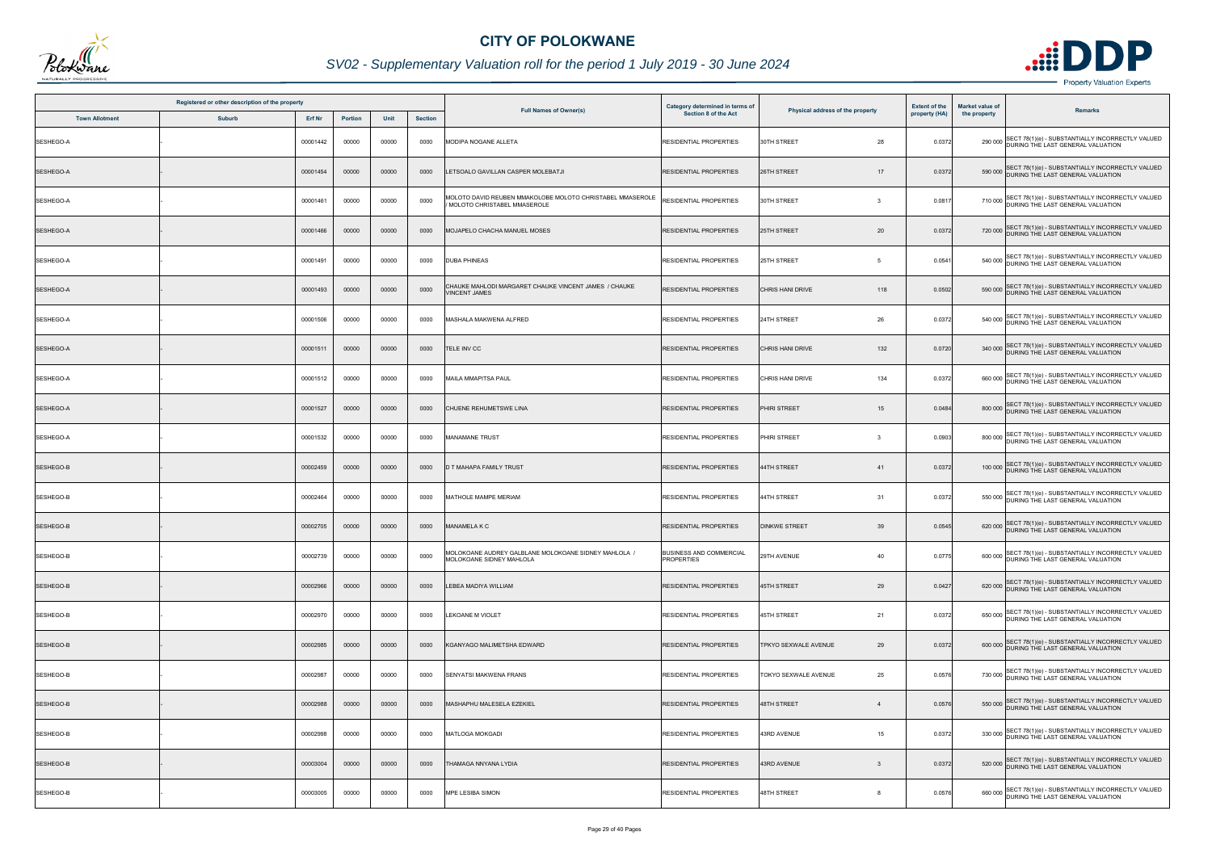# CITY OF POLOKWANE

## SV02 - Supplementary Valuation roll for the period 1 July 2019 - 30 June 2024

| Registered or other description of the property | | | | | | Full Names of Owner(s) | Category determined in terms of Section 8 of the Act | Physical address of the property | | Extent of the property (HA) | Market value of the property | Remarks |
|---|---|---|---|---|---|---|---|---|---|---|---|---|
| Town Allotment | Suburb | Erf Nr | Portion | Unit | Section | | | | | | | |
| SESHEGO-A | - | 00001442 | 00000 | 00000 | 0000 | MODIPA NOGANE ALLETA | RESIDENTIAL PROPERTIES | 30TH STREET | 28 | 0.0372 | 290 000 | SECT 78(1)(e) - SUBSTANTIALLY INCORRECTLY VALUED DURING THE LAST GENERAL VALUATION |
| SESHEGO-A | - | 00001454 | 00000 | 00000 | 0000 | LETSOALO GAVILLAN CASPER MOLEBATJI | RESIDENTIAL PROPERTIES | 26TH STREET | 17 | 0.0372 | 590 000 | SECT 78(1)(e) - SUBSTANTIALLY INCORRECTLY VALUED DURING THE LAST GENERAL VALUATION |
| SESHEGO-A | - | 00001461 | 00000 | 00000 | 0000 | MOLOTO DAVID REUBEN MMAKOLOBE MOLOTO CHRISTABEL MMASEROLE / MOLOTO CHRISTABEL MMASEROLE | RESIDENTIAL PROPERTIES | 30TH STREET | 3 | 0.0817 | 710 000 | SECT 78(1)(e) - SUBSTANTIALLY INCORRECTLY VALUED DURING THE LAST GENERAL VALUATION |
| SESHEGO-A | - | 00001466 | 00000 | 00000 | 0000 | MOJAPELO CHACHA MANUEL MOSES | RESIDENTIAL PROPERTIES | 25TH STREET | 20 | 0.0372 | 720 000 | SECT 78(1)(e) - SUBSTANTIALLY INCORRECTLY VALUED DURING THE LAST GENERAL VALUATION |
| SESHEGO-A | - | 00001491 | 00000 | 00000 | 0000 | DUBA PHINEAS | RESIDENTIAL PROPERTIES | 25TH STREET | 5 | 0.0541 | 540 000 | SECT 78(1)(e) - SUBSTANTIALLY INCORRECTLY VALUED DURING THE LAST GENERAL VALUATION |
| SESHEGO-A | - | 00001493 | 00000 | 00000 | 0000 | CHAUKE MAHLODI MARGARET CHAUKE VINCENT JAMES / CHAUKE VINCENT JAMES | RESIDENTIAL PROPERTIES | CHRIS HANI DRIVE | 118 | 0.0502 | 590 000 | SECT 78(1)(e) - SUBSTANTIALLY INCORRECTLY VALUED DURING THE LAST GENERAL VALUATION |
| SESHEGO-A | - | 00001506 | 00000 | 00000 | 0000 | MASHALA MAKWENA ALFRED | RESIDENTIAL PROPERTIES | 24TH STREET | 26 | 0.0372 | 540 000 | SECT 78(1)(e) - SUBSTANTIALLY INCORRECTLY VALUED DURING THE LAST GENERAL VALUATION |
| SESHEGO-A | - | 00001511 | 00000 | 00000 | 0000 | TELE INV CC | RESIDENTIAL PROPERTIES | CHRIS HANI DRIVE | 132 | 0.0720 | 340 000 | SECT 78(1)(e) - SUBSTANTIALLY INCORRECTLY VALUED DURING THE LAST GENERAL VALUATION |
| SESHEGO-A | - | 00001512 | 00000 | 00000 | 0000 | MAILA MMAPITSA PAUL | RESIDENTIAL PROPERTIES | CHRIS HANI DRIVE | 134 | 0.0372 | 660 000 | SECT 78(1)(e) - SUBSTANTIALLY INCORRECTLY VALUED DURING THE LAST GENERAL VALUATION |
| SESHEGO-A | - | 00001527 | 00000 | 00000 | 0000 | CHUENE REHUMETSWE LINA | RESIDENTIAL PROPERTIES | PHIRI STREET | 15 | 0.0484 | 800 000 | SECT 78(1)(e) - SUBSTANTIALLY INCORRECTLY VALUED DURING THE LAST GENERAL VALUATION |
| SESHEGO-A | - | 00001532 | 00000 | 00000 | 0000 | MANAMANE TRUST | RESIDENTIAL PROPERTIES | PHIRI STREET | 3 | 0.0903 | 800 000 | SECT 78(1)(e) - SUBSTANTIALLY INCORRECTLY VALUED DURING THE LAST GENERAL VALUATION |
| SESHEGO-B | - | 00002459 | 00000 | 00000 | 0000 | D T MAHAPA FAMILY TRUST | RESIDENTIAL PROPERTIES | 44TH STREET | 41 | 0.0372 | 100 000 | SECT 78(1)(e) - SUBSTANTIALLY INCORRECTLY VALUED DURING THE LAST GENERAL VALUATION |
| SESHEGO-B | - | 00002464 | 00000 | 00000 | 0000 | MATHOLE MAMPE MERIAM | RESIDENTIAL PROPERTIES | 44TH STREET | 31 | 0.0372 | 550 000 | SECT 78(1)(e) - SUBSTANTIALLY INCORRECTLY VALUED DURING THE LAST GENERAL VALUATION |
| SESHEGO-B | - | 00002705 | 00000 | 00000 | 0000 | MANAMELA K C | RESIDENTIAL PROPERTIES | DINKWE STREET | 39 | 0.0545 | 620 000 | SECT 78(1)(e) - SUBSTANTIALLY INCORRECTLY VALUED DURING THE LAST GENERAL VALUATION |
| SESHEGO-B | - | 00002739 | 00000 | 00000 | 0000 | MOLOKOANE AUDREY GALBLANE MOLOKOANE SIDNEY MAHLOLA / MOLOKOANE SIDNEY MAHLOLA | BUSINESS AND COMMERCIAL PROPERTIES | 29TH AVENUE | 40 | 0.0775 | 600 000 | SECT 78(1)(e) - SUBSTANTIALLY INCORRECTLY VALUED DURING THE LAST GENERAL VALUATION |
| SESHEGO-B | - | 00002966 | 00000 | 00000 | 0000 | LEBEA MADIYA WILLIAM | RESIDENTIAL PROPERTIES | 45TH STREET | 29 | 0.0427 | 620 000 | SECT 78(1)(e) - SUBSTANTIALLY INCORRECTLY VALUED DURING THE LAST GENERAL VALUATION |
| SESHEGO-B | - | 00002970 | 00000 | 00000 | 0000 | LEKOANE M VIOLET | RESIDENTIAL PROPERTIES | 45TH STREET | 21 | 0.0372 | 650 000 | SECT 78(1)(e) - SUBSTANTIALLY INCORRECTLY VALUED DURING THE LAST GENERAL VALUATION |
| SESHEGO-B | - | 00002985 | 00000 | 00000 | 0000 | KGANYAGO MALIMETSHA EDWARD | RESIDENTIAL PROPERTIES | TPKYO SEXWALE AVENUE | 29 | 0.0372 | 600 000 | SECT 78(1)(e) - SUBSTANTIALLY INCORRECTLY VALUED DURING THE LAST GENERAL VALUATION |
| SESHEGO-B | - | 00002987 | 00000 | 00000 | 0000 | SENYATSI MAKWENA FRANS | RESIDENTIAL PROPERTIES | TOKYO SEXWALE AVENUE | 25 | 0.0576 | 730 000 | SECT 78(1)(e) - SUBSTANTIALLY INCORRECTLY VALUED DURING THE LAST GENERAL VALUATION |
| SESHEGO-B | - | 00002988 | 00000 | 00000 | 0000 | MASHAPHU MALESELA EZEKIEL | RESIDENTIAL PROPERTIES | 48TH STREET | 4 | 0.0576 | 550 000 | SECT 78(1)(e) - SUBSTANTIALLY INCORRECTLY VALUED DURING THE LAST GENERAL VALUATION |
| SESHEGO-B | - | 00002998 | 00000 | 00000 | 0000 | MATLOGA MOKGADI | RESIDENTIAL PROPERTIES | 43RD AVENUE | 15 | 0.0372 | 330 000 | SECT 78(1)(e) - SUBSTANTIALLY INCORRECTLY VALUED DURING THE LAST GENERAL VALUATION |
| SESHEGO-B | - | 00003004 | 00000 | 00000 | 0000 | THAMAGA NNYANA LYDIA | RESIDENTIAL PROPERTIES | 43RD AVENUE | 3 | 0.0372 | 520 000 | SECT 78(1)(e) - SUBSTANTIALLY INCORRECTLY VALUED DURING THE LAST GENERAL VALUATION |
| SESHEGO-B | - | 00003005 | 00000 | 00000 | 0000 | MPE LESIBA SIMON | RESIDENTIAL PROPERTIES | 48TH STREET | 8 | 0.0576 | 660 000 | SECT 78(1)(e) - SUBSTANTIALLY INCORRECTLY VALUED DURING THE LAST GENERAL VALUATION |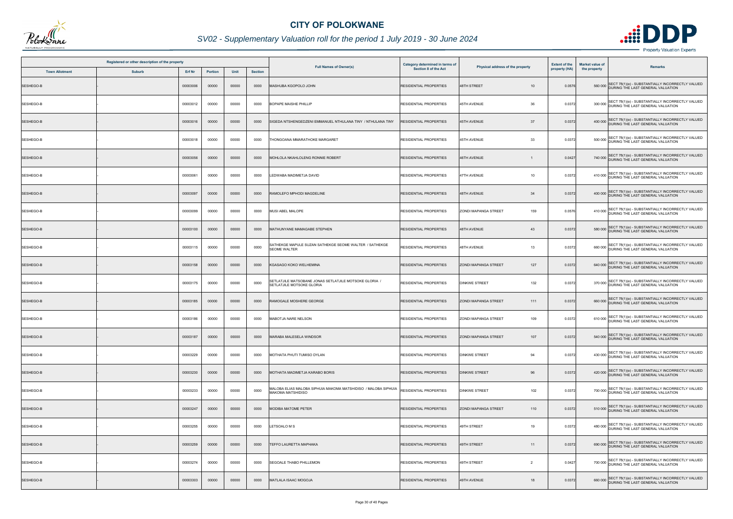# CITY OF POLOKWANE

## SV02 - Supplementary Valuation roll for the period 1 July 2019 - 30 June 2024

| Registered or other description of the property | | | | | | Full Names of Owner(s) | Category determined in terms of Section 8 of the Act | Physical address of the property | | Extent of the property (HA) | Market value of the property | Remarks |
|---|---|---|---|---|---|---|---|---|---|---|---|---|
| Town Allotment | Suburb | Erf Nr | Portion | Unit | Section | | | | | | | |
| SESHEGO-B | - | 00003006 | 00000 | 00000 | 0000 | MASHUBA KGOPOLO JOHN | RESIDENTIAL PROPERTIES | 48TH STREET | 10 | 0.0576 | 560 000 | SECT 78(1)(e) - SUBSTANTIALLY INCORRECTLY VALUED DURING THE LAST GENERAL VALUATION |
| SESHEGO-B | - | 00003012 | 00000 | 00000 | 0000 | BOPAPE MAISHE PHILLIP | RESIDENTIAL PROPERTIES | 45TH AVENUE | 36 | 0.0372 | 300 000 | SECT 78(1)(e) - SUBSTANTIALLY INCORRECTLY VALUED DURING THE LAST GENERAL VALUATION |
| SESHEGO-B | - | 00003016 | 00000 | 00000 | 0000 | SIGEDA NTSHENGEDZENI EMMANUEL NTHULANA TINY / NTHULANA TINY | RESIDENTIAL PROPERTIES | 45TH AVENUE | 37 | 0.0372 | 400 000 | SECT 78(1)(e) - SUBSTANTIALLY INCORRECTLY VALUED DURING THE LAST GENERAL VALUATION |
| SESHEGO-B | - | 00003018 | 00000 | 00000 | 0000 | THONGOANA MMARATHOKE MARGARET | RESIDENTIAL PROPERTIES | 45TH AVENUE | 33 | 0.0372 | 500 000 | SECT 78(1)(e) - SUBSTANTIALLY INCORRECTLY VALUED DURING THE LAST GENERAL VALUATION |
| SESHEGO-B | - | 00003056 | 00000 | 00000 | 0000 | MOHLOLA NKAHLOLENG RONNIE ROBERT | RESIDENTIAL PROPERTIES | 46TH AVENUE | 1 | 0.0427 | 740 000 | SECT 78(1)(e) - SUBSTANTIALLY INCORRECTLY VALUED DURING THE LAST GENERAL VALUATION |
| SESHEGO-B | - | 00003061 | 00000 | 00000 | 0000 | LEDWABA MADIMETJA DAVID | RESIDENTIAL PROPERTIES | 47TH AVENUE | 10 | 0.0372 | 410 000 | SECT 78(1)(e) - SUBSTANTIALLY INCORRECTLY VALUED DURING THE LAST GENERAL VALUATION |
| SESHEGO-B | - | 00003097 | 00000 | 00000 | 0000 | RAMOLEFO MPHODI MAGDELINE | RESIDENTIAL PROPERTIES | 48TH AVENUE | 34 | 0.0372 | 400 000 | SECT 78(1)(e) - SUBSTANTIALLY INCORRECTLY VALUED DURING THE LAST GENERAL VALUATION |
| SESHEGO-B | - | 00003099 | 00000 | 00000 | 0000 | MUSI ABEL MALOPE | RESIDENTIAL PROPERTIES | ZONDI MAPANGA STREET | 159 | 0.0576 | 410 000 | SECT 78(1)(e) - SUBSTANTIALLY INCORRECTLY VALUED DURING THE LAST GENERAL VALUATION |
| SESHEGO-B | - | 00003100 | 00000 | 00000 | 0000 | MATHUNYANE MAMAGABE STEPHEN | RESIDENTIAL PROPERTIES | 48TH AVENUE | 43 | 0.0372 | 580 000 | SECT 78(1)(e) - SUBSTANTIALLY INCORRECTLY VALUED DURING THE LAST GENERAL VALUATION |
| SESHEGO-B | - | 00003115 | 00000 | 00000 | 0000 | SATHEKGE MAPULE SUZAN SATHEKGE SEOME WALTER / SATHEKGE SEOME WALTER | RESIDENTIAL PROPERTIES | 48TH AVENUE | 13 | 0.0372 | 660 000 | SECT 78(1)(e) - SUBSTANTIALLY INCORRECTLY VALUED DURING THE LAST GENERAL VALUATION |
| SESHEGO-B | - | 00003158 | 00000 | 00000 | 0000 | KGASAGO KOKO WELHEMINA | RESIDENTIAL PROPERTIES | ZONDI MAPANGA STREET | 127 | 0.0372 | 640 000 | SECT 78(1)(e) - SUBSTANTIALLY INCORRECTLY VALUED DURING THE LAST GENERAL VALUATION |
| SESHEGO-B | - | 00003175 | 00000 | 00000 | 0000 | SETLATJILE MATSOBANE JONAS SETLATJILE MOTSOKE GLORIA / SETLATJILE MOTSOKE GLORIA | RESIDENTIAL PROPERTIES | DINKWE STREET | 132 | 0.0372 | 370 000 | SECT 78(1)(e) - SUBSTANTIALLY INCORRECTLY VALUED DURING THE LAST GENERAL VALUATION |
| SESHEGO-B | - | 00003185 | 00000 | 00000 | 0000 | RAMOGALE MOSHERE GEORGE | RESIDENTIAL PROPERTIES | ZONDI MAPANGA STREET | 111 | 0.0372 | 660 000 | SECT 78(1)(e) - SUBSTANTIALLY INCORRECTLY VALUED DURING THE LAST GENERAL VALUATION |
| SESHEGO-B | - | 00003186 | 00000 | 00000 | 0000 | MABOTJA NARE NELSON | RESIDENTIAL PROPERTIES | ZONDI MAPANGA STREET | 109 | 0.0372 | 610 000 | SECT 78(1)(e) - SUBSTANTIALLY INCORRECTLY VALUED DURING THE LAST GENERAL VALUATION |
| SESHEGO-B | - | 00003187 | 00000 | 00000 | 0000 | MARABA MALESELA WINDSOR | RESIDENTIAL PROPERTIES | ZONDI MAPANGA STREET | 107 | 0.0372 | 540 000 | SECT 78(1)(e) - SUBSTANTIALLY INCORRECTLY VALUED DURING THE LAST GENERAL VALUATION |
| SESHEGO-B | - | 00003229 | 00000 | 00000 | 0000 | MOTHATA PHUTI TUMISO DYLAN | RESIDENTIAL PROPERTIES | DINKWE STREET | 94 | 0.0372 | 430 000 | SECT 78(1)(e) - SUBSTANTIALLY INCORRECTLY VALUED DURING THE LAST GENERAL VALUATION |
| SESHEGO-B | - | 00003230 | 00000 | 00000 | 0000 | MOTHATA MADIMETJA KARABO BORIS | RESIDENTIAL PROPERTIES | DINKWE STREET | 96 | 0.0372 | 420 000 | SECT 78(1)(e) - SUBSTANTIALLY INCORRECTLY VALUED DURING THE LAST GENERAL VALUATION |
| SESHEGO-B | - | 00003233 | 00000 | 00000 | 0000 | MALOBA ELIAS MALOBA SIPHUIA MAKOMA MATSHIDISO / MALOBA SIPHUIA MAKOMA MATSHIDISO | RESIDENTIAL PROPERTIES | DINKWE STREET | 102 | 0.0372 | 700 000 | SECT 78(1)(e) - SUBSTANTIALLY INCORRECTLY VALUED DURING THE LAST GENERAL VALUATION |
| SESHEGO-B | - | 00003247 | 00000 | 00000 | 0000 | MODIBA MATOME PETER | RESIDENTIAL PROPERTIES | ZONDI MAPANGA STREET | 110 | 0.0372 | 510 000 | SECT 78(1)(e) - SUBSTANTIALLY INCORRECTLY VALUED DURING THE LAST GENERAL VALUATION |
| SESHEGO-B | - | 00003255 | 00000 | 00000 | 0000 | LETSOALO M S | RESIDENTIAL PROPERTIES | 49TH STREET | 19 | 0.0372 | 480 000 | SECT 78(1)(e) - SUBSTANTIALLY INCORRECTLY VALUED DURING THE LAST GENERAL VALUATION |
| SESHEGO-B | - | 00003259 | 00000 | 00000 | 0000 | TEFFO LAURETTA MAPHAKA | RESIDENTIAL PROPERTIES | 49TH STREET | 11 | 0.0372 | 690 000 | SECT 78(1)(e) - SUBSTANTIALLY INCORRECTLY VALUED DURING THE LAST GENERAL VALUATION |
| SESHEGO-B | - | 00003274 | 00000 | 00000 | 0000 | SEGOALE THABO PHILLEMON | RESIDENTIAL PROPERTIES | 49TH STREET | 2 | 0.0427 | 700 000 | SECT 78(1)(e) - SUBSTANTIALLY INCORRECTLY VALUED DURING THE LAST GENERAL VALUATION |
| SESHEGO-B | - | 00003303 | 00000 | 00000 | 0000 | MATLALA ISAAC MOGOJA | RESIDENTIAL PROPERTIES | 49TH AVENUE | 18 | 0.0372 | 660 000 | SECT 78(1)(e) - SUBSTANTIALLY INCORRECTLY VALUED DURING THE LAST GENERAL VALUATION |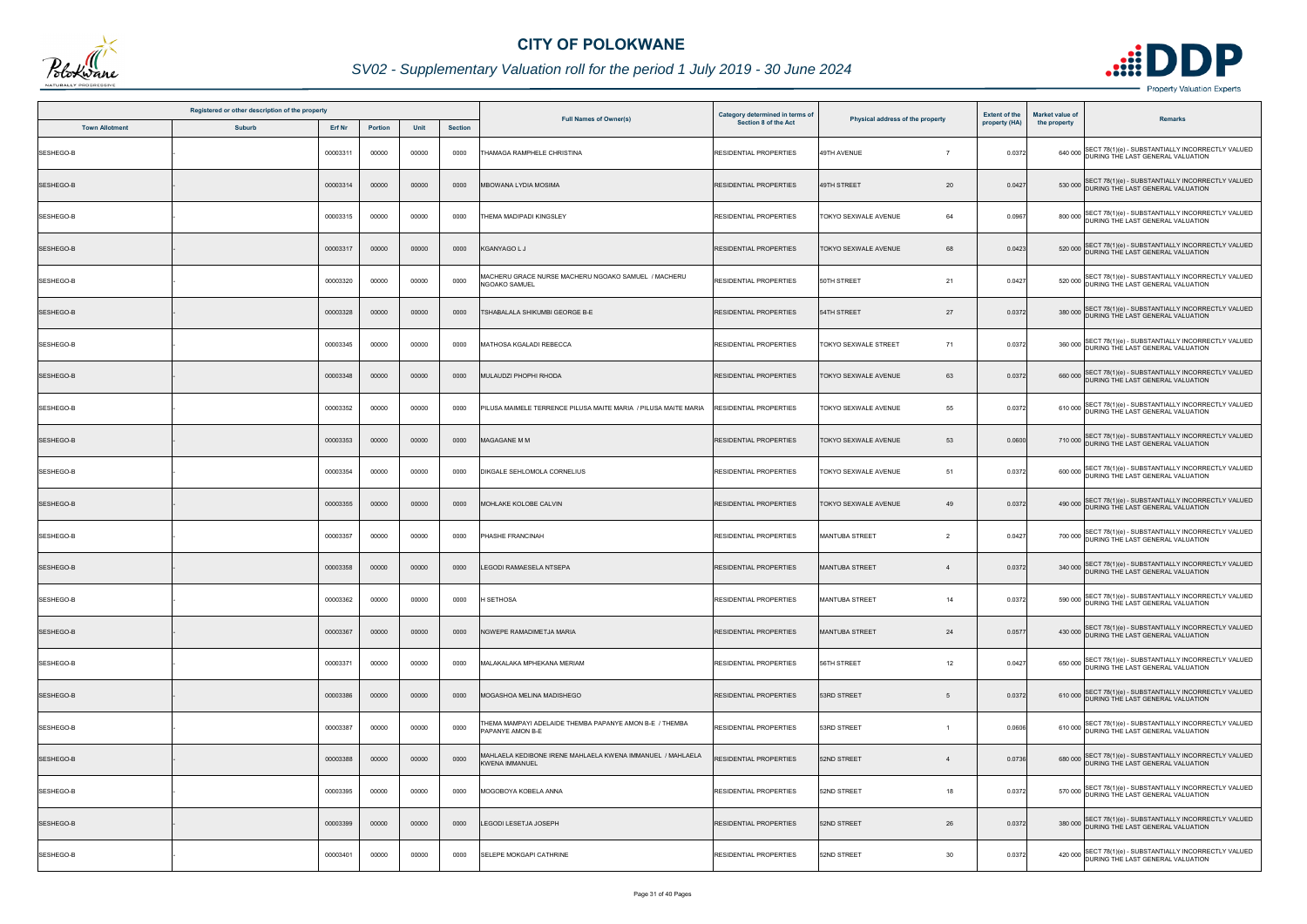# CITY OF POLOKWANE

## SV02 - Supplementary Valuation roll for the period 1 July 2019 - 30 June 2024

| Registered or other description of the property | | | | | | Full Names of Owner(s) | Category determined in terms of Section 8 of the Act | Physical address of the property | | Extent of the property (HA) | Market value of the property | Remarks |
|---|---|---|---|---|---|---|---|---|---|---|---|---|
| Town Allotment | Suburb | Erf Nr | Portion | Unit | Section | | | | | | | |
| SESHEGO-B | - | 00003311 | 00000 | 00000 | 0000 | THAMAGA RAMPHELE CHRISTINA | RESIDENTIAL PROPERTIES | 49TH AVENUE | 7 | 0.0372 | 640 000 | SECT 78(1)(e) - SUBSTANTIALLY INCORRECTLY VALUED DURING THE LAST GENERAL VALUATION |
| SESHEGO-B | - | 00003314 | 00000 | 00000 | 0000 | MBOWANA LYDIA MOSIMA | RESIDENTIAL PROPERTIES | 49TH STREET | 20 | 0.0427 | 530 000 | SECT 78(1)(e) - SUBSTANTIALLY INCORRECTLY VALUED DURING THE LAST GENERAL VALUATION |
| SESHEGO-B | - | 00003315 | 00000 | 00000 | 0000 | THEMA MADIPADI KINGSLEY | RESIDENTIAL PROPERTIES | TOKYO SEXWALE AVENUE | 64 | 0.0967 | 800 000 | SECT 78(1)(e) - SUBSTANTIALLY INCORRECTLY VALUED DURING THE LAST GENERAL VALUATION |
| SESHEGO-B | - | 00003317 | 00000 | 00000 | 0000 | KGANYAGO L J | RESIDENTIAL PROPERTIES | TOKYO SEXWALE AVENUE | 68 | 0.0423 | 520 000 | SECT 78(1)(e) - SUBSTANTIALLY INCORRECTLY VALUED DURING THE LAST GENERAL VALUATION |
| SESHEGO-B | - | 00003320 | 00000 | 00000 | 0000 | MACHERU GRACE NURSE MACHERU NGOAKO SAMUEL / MACHERU NGOAKO SAMUEL | RESIDENTIAL PROPERTIES | 50TH STREET | 21 | 0.0427 | 520 000 | SECT 78(1)(e) - SUBSTANTIALLY INCORRECTLY VALUED DURING THE LAST GENERAL VALUATION |
| SESHEGO-B | - | 00003328 | 00000 | 00000 | 0000 | TSHABALALA SHIKUMBI GEORGE B-E | RESIDENTIAL PROPERTIES | 54TH STREET | 27 | 0.0372 | 380 000 | SECT 78(1)(e) - SUBSTANTIALLY INCORRECTLY VALUED DURING THE LAST GENERAL VALUATION |
| SESHEGO-B | - | 00003345 | 00000 | 00000 | 0000 | MATHOSA KGALADI REBECCA | RESIDENTIAL PROPERTIES | TOKYO SEXWALE STREET | 71 | 0.0372 | 360 000 | SECT 78(1)(e) - SUBSTANTIALLY INCORRECTLY VALUED DURING THE LAST GENERAL VALUATION |
| SESHEGO-B | - | 00003348 | 00000 | 00000 | 0000 | MULAUDZI PHOPHI RHODA | RESIDENTIAL PROPERTIES | TOKYO SEXWALE AVENUE | 63 | 0.0372 | 660 000 | SECT 78(1)(e) - SUBSTANTIALLY INCORRECTLY VALUED DURING THE LAST GENERAL VALUATION |
| SESHEGO-B | - | 00003352 | 00000 | 00000 | 0000 | PILUSA MAIMELE TERRENCE PILUSA MAITE MARIA / PILUSA MAITE MARIA | RESIDENTIAL PROPERTIES | TOKYO SEXWALE AVENUE | 55 | 0.0372 | 610 000 | SECT 78(1)(e) - SUBSTANTIALLY INCORRECTLY VALUED DURING THE LAST GENERAL VALUATION |
| SESHEGO-B | - | 00003353 | 00000 | 00000 | 0000 | MAGAGANE M M | RESIDENTIAL PROPERTIES | TOKYO SEXWALE AVENUE | 53 | 0.0600 | 710 000 | SECT 78(1)(e) - SUBSTANTIALLY INCORRECTLY VALUED DURING THE LAST GENERAL VALUATION |
| SESHEGO-B | - | 00003354 | 00000 | 00000 | 0000 | DIKGALE SEHLOMOLA CORNELIUS | RESIDENTIAL PROPERTIES | TOKYO SEXWALE AVENUE | 51 | 0.0372 | 600 000 | SECT 78(1)(e) - SUBSTANTIALLY INCORRECTLY VALUED DURING THE LAST GENERAL VALUATION |
| SESHEGO-B | - | 00003355 | 00000 | 00000 | 0000 | MOHLAKE KOLOBE CALVIN | RESIDENTIAL PROPERTIES | TOKYO SEXWALE AVENUE | 49 | 0.0372 | 490 000 | SECT 78(1)(e) - SUBSTANTIALLY INCORRECTLY VALUED DURING THE LAST GENERAL VALUATION |
| SESHEGO-B | - | 00003357 | 00000 | 00000 | 0000 | PHASHE FRANCINAH | RESIDENTIAL PROPERTIES | MANTUBA STREET | 2 | 0.0427 | 700 000 | SECT 78(1)(e) - SUBSTANTIALLY INCORRECTLY VALUED DURING THE LAST GENERAL VALUATION |
| SESHEGO-B | - | 00003358 | 00000 | 00000 | 0000 | LEGODI RAMAESELA NTSEPA | RESIDENTIAL PROPERTIES | MANTUBA STREET | 4 | 0.0372 | 340 000 | SECT 78(1)(e) - SUBSTANTIALLY INCORRECTLY VALUED DURING THE LAST GENERAL VALUATION |
| SESHEGO-B | - | 00003362 | 00000 | 00000 | 0000 | H SETHOSA | RESIDENTIAL PROPERTIES | MANTUBA STREET | 14 | 0.0372 | 590 000 | SECT 78(1)(e) - SUBSTANTIALLY INCORRECTLY VALUED DURING THE LAST GENERAL VALUATION |
| SESHEGO-B | - | 00003367 | 00000 | 00000 | 0000 | NGWEPE RAMADIMETJA MARIA | RESIDENTIAL PROPERTIES | MANTUBA STREET | 24 | 0.0577 | 430 000 | SECT 78(1)(e) - SUBSTANTIALLY INCORRECTLY VALUED DURING THE LAST GENERAL VALUATION |
| SESHEGO-B | - | 00003371 | 00000 | 00000 | 0000 | MALAKALAKA MPHEKANA MERIAM | RESIDENTIAL PROPERTIES | 56TH STREET | 12 | 0.0427 | 650 000 | SECT 78(1)(e) - SUBSTANTIALLY INCORRECTLY VALUED DURING THE LAST GENERAL VALUATION |
| SESHEGO-B | - | 00003386 | 00000 | 00000 | 0000 | MOGASHOA MELINA MADISHEGO | RESIDENTIAL PROPERTIES | 53RD STREET | 5 | 0.0372 | 610 000 | SECT 78(1)(e) - SUBSTANTIALLY INCORRECTLY VALUED DURING THE LAST GENERAL VALUATION |
| SESHEGO-B | - | 00003387 | 00000 | 00000 | 0000 | THEMA MAMPAYI ADELAIDE THEMBA PAPANYE AMON B-E / THEMBA PAPANYE AMON B-E | RESIDENTIAL PROPERTIES | 53RD STREET | 1 | 0.0606 | 610 000 | SECT 78(1)(e) - SUBSTANTIALLY INCORRECTLY VALUED DURING THE LAST GENERAL VALUATION |
| SESHEGO-B | - | 00003388 | 00000 | 00000 | 0000 | MAHLAELA KEDIBONE IRENE MAHLAELA KWENA IMMANUEL / MAHLAELA KWENA IMMANUEL | RESIDENTIAL PROPERTIES | 52ND STREET | 4 | 0.0736 | 680 000 | SECT 78(1)(e) - SUBSTANTIALLY INCORRECTLY VALUED DURING THE LAST GENERAL VALUATION |
| SESHEGO-B | - | 00003395 | 00000 | 00000 | 0000 | MOGOBOYA KOBELA ANNA | RESIDENTIAL PROPERTIES | 52ND STREET | 18 | 0.0372 | 570 000 | SECT 78(1)(e) - SUBSTANTIALLY INCORRECTLY VALUED DURING THE LAST GENERAL VALUATION |
| SESHEGO-B | - | 00003399 | 00000 | 00000 | 0000 | LEGODI LESETJA JOSEPH | RESIDENTIAL PROPERTIES | 52ND STREET | 26 | 0.0372 | 380 000 | SECT 78(1)(e) - SUBSTANTIALLY INCORRECTLY VALUED DURING THE LAST GENERAL VALUATION |
| SESHEGO-B | - | 00003401 | 00000 | 00000 | 0000 | SELEPE MOKGAPI CATHRINE | RESIDENTIAL PROPERTIES | 52ND STREET | 30 | 0.0372 | 420 000 | SECT 78(1)(e) - SUBSTANTIALLY INCORRECTLY VALUED DURING THE LAST GENERAL VALUATION |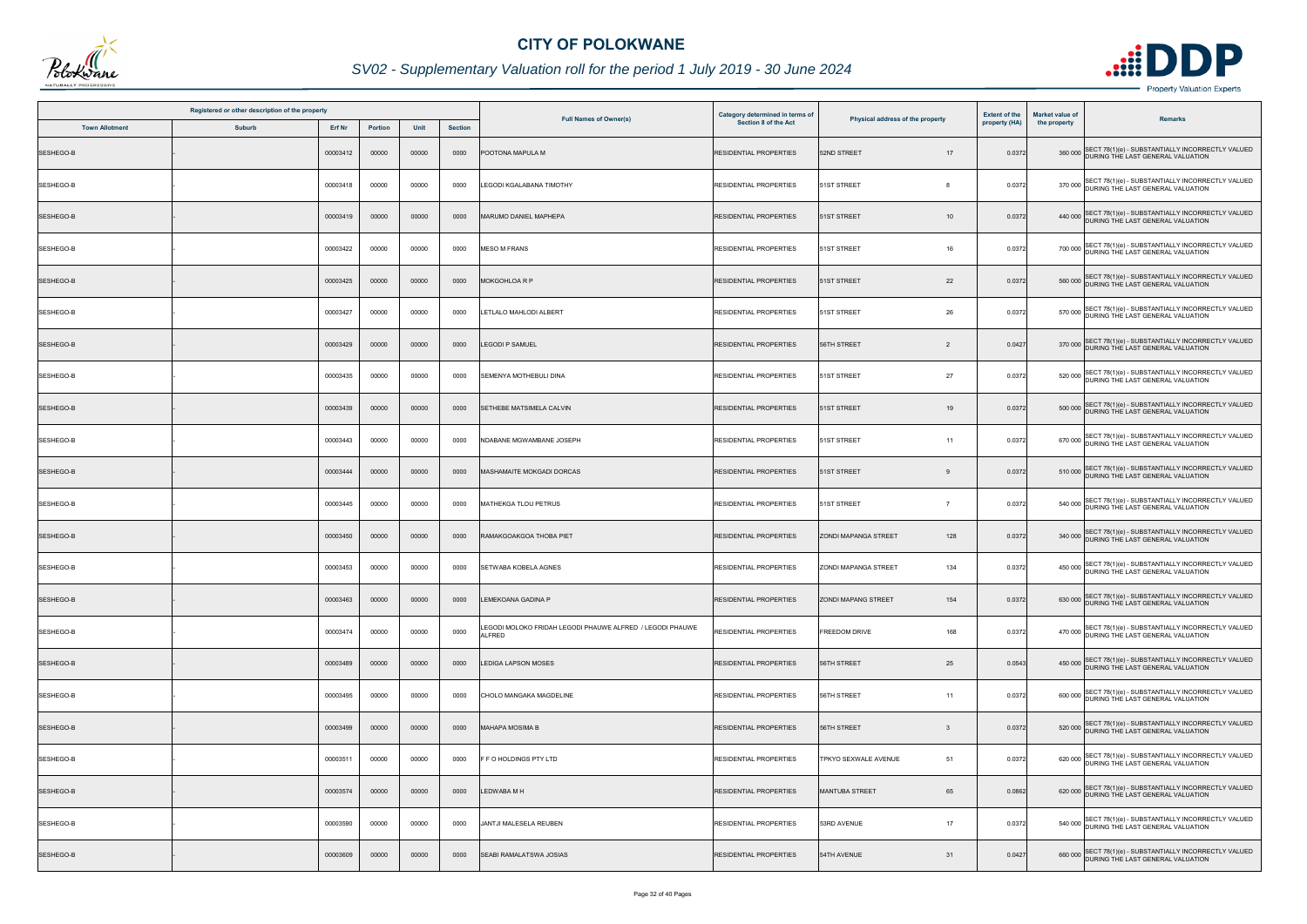# CITY OF POLOKWANE

## SV02 - Supplementary Valuation roll for the period 1 July 2019 - 30 June 2024

| Registered or other description of the property | | | | | | Full Names of Owner(s) | Category determined in terms of Section 8 of the Act | Physical address of the property | | Extent of the property (HA) | Market value of the property | Remarks |
|---|---|---|---|---|---|---|---|---|---|---|---|---|
| Town Allotment | Suburb | Erf Nr | Portion | Unit | Section | | | | | | | |
| SESHEGO-B | - | 00003412 | 00000 | 00000 | 0000 | POOTONA MAPULA M | RESIDENTIAL PROPERTIES | 52ND STREET | 17 | 0.0372 | 360 000 | SECT 78(1)(e) - SUBSTANTIALLY INCORRECTLY VALUED DURING THE LAST GENERAL VALUATION |
| SESHEGO-B | - | 00003418 | 00000 | 00000 | 0000 | LEGODI KGALABANA TIMOTHY | RESIDENTIAL PROPERTIES | 51ST STREET | 8 | 0.0372 | 370 000 | SECT 78(1)(e) - SUBSTANTIALLY INCORRECTLY VALUED DURING THE LAST GENERAL VALUATION |
| SESHEGO-B | - | 00003419 | 00000 | 00000 | 0000 | MARUMO DANIEL MAPHEPA | RESIDENTIAL PROPERTIES | 51ST STREET | 10 | 0.0372 | 440 000 | SECT 78(1)(e) - SUBSTANTIALLY INCORRECTLY VALUED DURING THE LAST GENERAL VALUATION |
| SESHEGO-B | - | 00003422 | 00000 | 00000 | 0000 | MESO M FRANS | RESIDENTIAL PROPERTIES | 51ST STREET | 16 | 0.0372 | 700 000 | SECT 78(1)(e) - SUBSTANTIALLY INCORRECTLY VALUED DURING THE LAST GENERAL VALUATION |
| SESHEGO-B | - | 00003425 | 00000 | 00000 | 0000 | MOKGOHLOA R P | RESIDENTIAL PROPERTIES | 51ST STREET | 22 | 0.0372 | 560 000 | SECT 78(1)(e) - SUBSTANTIALLY INCORRECTLY VALUED DURING THE LAST GENERAL VALUATION |
| SESHEGO-B | - | 00003427 | 00000 | 00000 | 0000 | LETLALO MAHLODI ALBERT | RESIDENTIAL PROPERTIES | 51ST STREET | 26 | 0.0372 | 570 000 | SECT 78(1)(e) - SUBSTANTIALLY INCORRECTLY VALUED DURING THE LAST GENERAL VALUATION |
| SESHEGO-B | - | 00003429 | 00000 | 00000 | 0000 | LEGODI P SAMUEL | RESIDENTIAL PROPERTIES | 56TH STREET | 2 | 0.0427 | 370 000 | SECT 78(1)(e) - SUBSTANTIALLY INCORRECTLY VALUED DURING THE LAST GENERAL VALUATION |
| SESHEGO-B | - | 00003435 | 00000 | 00000 | 0000 | SEMENYA MOTHEBULI DINA | RESIDENTIAL PROPERTIES | 51ST STREET | 27 | 0.0372 | 520 000 | SECT 78(1)(e) - SUBSTANTIALLY INCORRECTLY VALUED DURING THE LAST GENERAL VALUATION |
| SESHEGO-B | - | 00003439 | 00000 | 00000 | 0000 | SETHEBE MATSIMELA CALVIN | RESIDENTIAL PROPERTIES | 51ST STREET | 19 | 0.0372 | 500 000 | SECT 78(1)(e) - SUBSTANTIALLY INCORRECTLY VALUED DURING THE LAST GENERAL VALUATION |
| SESHEGO-B | - | 00003443 | 00000 | 00000 | 0000 | NDABANE MGWAMBANE JOSEPH | RESIDENTIAL PROPERTIES | 51ST STREET | 11 | 0.0372 | 670 000 | SECT 78(1)(e) - SUBSTANTIALLY INCORRECTLY VALUED DURING THE LAST GENERAL VALUATION |
| SESHEGO-B | - | 00003444 | 00000 | 00000 | 0000 | MASHAMAITE MOKGADI DORCAS | RESIDENTIAL PROPERTIES | 51ST STREET | 9 | 0.0372 | 510 000 | SECT 78(1)(e) - SUBSTANTIALLY INCORRECTLY VALUED DURING THE LAST GENERAL VALUATION |
| SESHEGO-B | - | 00003445 | 00000 | 00000 | 0000 | MATHEKGA TLOU PETRUS | RESIDENTIAL PROPERTIES | 51ST STREET | 7 | 0.0372 | 540 000 | SECT 78(1)(e) - SUBSTANTIALLY INCORRECTLY VALUED DURING THE LAST GENERAL VALUATION |
| SESHEGO-B | - | 00003450 | 00000 | 00000 | 0000 | RAMAKGOAKGOA THOBA PIET | RESIDENTIAL PROPERTIES | ZONDI MAPANGA STREET | 128 | 0.0372 | 340 000 | SECT 78(1)(e) - SUBSTANTIALLY INCORRECTLY VALUED DURING THE LAST GENERAL VALUATION |
| SESHEGO-B | - | 00003453 | 00000 | 00000 | 0000 | SETWABA KOBELA AGNES | RESIDENTIAL PROPERTIES | ZONDI MAPANGA STREET | 134 | 0.0372 | 450 000 | SECT 78(1)(e) - SUBSTANTIALLY INCORRECTLY VALUED DURING THE LAST GENERAL VALUATION |
| SESHEGO-B | - | 00003463 | 00000 | 00000 | 0000 | LEMEKOANA GADINA P | RESIDENTIAL PROPERTIES | ZONDI MAPANG STREET | 154 | 0.0372 | 630 000 | SECT 78(1)(e) - SUBSTANTIALLY INCORRECTLY VALUED DURING THE LAST GENERAL VALUATION |
| SESHEGO-B | - | 00003474 | 00000 | 00000 | 0000 | LEGODI MOLOKO FRIDAH LEGODI PHAUWE ALFRED / LEGODI PHAUWE ALFRED | RESIDENTIAL PROPERTIES | FREEDOM DRIVE | 168 | 0.0372 | 470 000 | SECT 78(1)(e) - SUBSTANTIALLY INCORRECTLY VALUED DURING THE LAST GENERAL VALUATION |
| SESHEGO-B | - | 00003489 | 00000 | 00000 | 0000 | LEDIGA LAPSON MOSES | RESIDENTIAL PROPERTIES | 56TH STREET | 25 | 0.0543 | 450 000 | SECT 78(1)(e) - SUBSTANTIALLY INCORRECTLY VALUED DURING THE LAST GENERAL VALUATION |
| SESHEGO-B | - | 00003495 | 00000 | 00000 | 0000 | CHOLO MANGAKA MAGDELINE | RESIDENTIAL PROPERTIES | 56TH STREET | 11 | 0.0372 | 600 000 | SECT 78(1)(e) - SUBSTANTIALLY INCORRECTLY VALUED DURING THE LAST GENERAL VALUATION |
| SESHEGO-B | - | 00003499 | 00000 | 00000 | 0000 | MAHAPA MOSIMA B | RESIDENTIAL PROPERTIES | 56TH STREET | 3 | 0.0372 | 520 000 | SECT 78(1)(e) - SUBSTANTIALLY INCORRECTLY VALUED DURING THE LAST GENERAL VALUATION |
| SESHEGO-B | - | 00003511 | 00000 | 00000 | 0000 | F F O HOLDINGS PTY LTD | RESIDENTIAL PROPERTIES | TPKYO SEXWALE AVENUE | 51 | 0.0372 | 620 000 | SECT 78(1)(e) - SUBSTANTIALLY INCORRECTLY VALUED DURING THE LAST GENERAL VALUATION |
| SESHEGO-B | - | 00003574 | 00000 | 00000 | 0000 | LEDWABA M H | RESIDENTIAL PROPERTIES | MANTUBA STREET | 65 | 0.0862 | 620 000 | SECT 78(1)(e) - SUBSTANTIALLY INCORRECTLY VALUED DURING THE LAST GENERAL VALUATION |
| SESHEGO-B | - | 00003590 | 00000 | 00000 | 0000 | JANTJI MALESELA REUBEN | RESIDENTIAL PROPERTIES | 53RD AVENUE | 17 | 0.0372 | 540 000 | SECT 78(1)(e) - SUBSTANTIALLY INCORRECTLY VALUED DURING THE LAST GENERAL VALUATION |
| SESHEGO-B | - | 00003609 | 00000 | 00000 | 0000 | SEABI RAMALATSWA JOSIAS | RESIDENTIAL PROPERTIES | 54TH AVENUE | 31 | 0.0427 | 660 000 | SECT 78(1)(e) - SUBSTANTIALLY INCORRECTLY VALUED DURING THE LAST GENERAL VALUATION |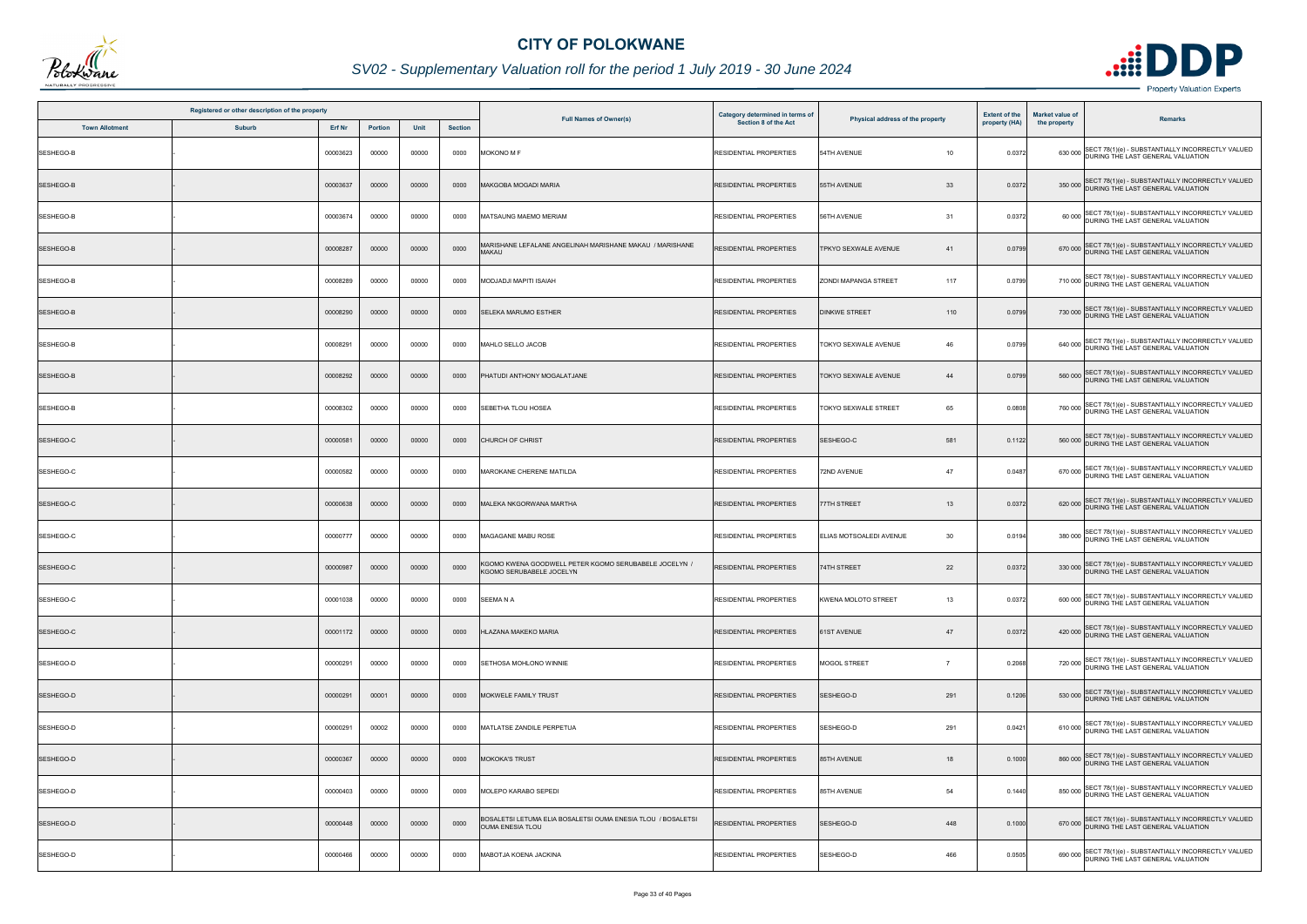# CITY OF POLOKWANE

## SV02 - Supplementary Valuation roll for the period 1 July 2019 - 30 June 2024

| Registered or other description of the property | | | | | | Full Names of Owner(s) | Category determined in terms of Section 8 of the Act | Physical address of the property | | Extent of the property (HA) | Market value of the property | Remarks |
|---|---|---|---|---|---|---|---|---|---|---|---|---|
| Town Allotment | Suburb | Erf Nr | Portion | Unit | Section | | | | | | | |
| SESHEGO-B | - | 00003623 | 00000 | 00000 | 0000 | MOKONO M F | RESIDENTIAL PROPERTIES | 54TH AVENUE | 10 | 0.0372 | 630 000 | SECT 78(1)(e) - SUBSTANTIALLY INCORRECTLY VALUED DURING THE LAST GENERAL VALUATION |
| SESHEGO-B | - | 00003637 | 00000 | 00000 | 0000 | MAKGOBA MOGADI MARIA | RESIDENTIAL PROPERTIES | 55TH AVENUE | 33 | 0.0372 | 350 000 | SECT 78(1)(e) - SUBSTANTIALLY INCORRECTLY VALUED DURING THE LAST GENERAL VALUATION |
| SESHEGO-B | - | 00003674 | 00000 | 00000 | 0000 | MATSAUNG MAEMO MERIAM | RESIDENTIAL PROPERTIES | 56TH AVENUE | 31 | 0.0372 | 60 000 | SECT 78(1)(e) - SUBSTANTIALLY INCORRECTLY VALUED DURING THE LAST GENERAL VALUATION |
| SESHEGO-B | - | 00008287 | 00000 | 00000 | 0000 | MARISHANE LEFALANE ANGELINAH MARISHANE MAKAU / MARISHANE MAKAU | RESIDENTIAL PROPERTIES | TPKYO SEXWALE AVENUE | 41 | 0.0799 | 670 000 | SECT 78(1)(e) - SUBSTANTIALLY INCORRECTLY VALUED DURING THE LAST GENERAL VALUATION |
| SESHEGO-B | - | 00008289 | 00000 | 00000 | 0000 | MODJADJI MAPITI ISAIAH | RESIDENTIAL PROPERTIES | ZONDI MAPANGA STREET | 117 | 0.0799 | 710 000 | SECT 78(1)(e) - SUBSTANTIALLY INCORRECTLY VALUED DURING THE LAST GENERAL VALUATION |
| SESHEGO-B | - | 00008290 | 00000 | 00000 | 0000 | SELEKA MARUMO ESTHER | RESIDENTIAL PROPERTIES | DINKWE STREET | 110 | 0.0799 | 730 000 | SECT 78(1)(e) - SUBSTANTIALLY INCORRECTLY VALUED DURING THE LAST GENERAL VALUATION |
| SESHEGO-B | - | 00008291 | 00000 | 00000 | 0000 | MAHLO SELLO JACOB | RESIDENTIAL PROPERTIES | TOKYO SEXWALE AVENUE | 46 | 0.0799 | 640 000 | SECT 78(1)(e) - SUBSTANTIALLY INCORRECTLY VALUED DURING THE LAST GENERAL VALUATION |
| SESHEGO-B | - | 00008292 | 00000 | 00000 | 0000 | PHATUDI ANTHONY MOGALATJANE | RESIDENTIAL PROPERTIES | TOKYO SEXWALE AVENUE | 44 | 0.0799 | 560 000 | SECT 78(1)(e) - SUBSTANTIALLY INCORRECTLY VALUED DURING THE LAST GENERAL VALUATION |
| SESHEGO-B | - | 00008302 | 00000 | 00000 | 0000 | SEBETHA TLOU HOSEA | RESIDENTIAL PROPERTIES | TOKYO SEXWALE STREET | 65 | 0.0808 | 760 000 | SECT 78(1)(e) - SUBSTANTIALLY INCORRECTLY VALUED DURING THE LAST GENERAL VALUATION |
| SESHEGO-C | - | 00000581 | 00000 | 00000 | 0000 | CHURCH OF CHRIST | RESIDENTIAL PROPERTIES | SESHEGO-C | 581 | 0.1122 | 560 000 | SECT 78(1)(e) - SUBSTANTIALLY INCORRECTLY VALUED DURING THE LAST GENERAL VALUATION |
| SESHEGO-C | - | 00000582 | 00000 | 00000 | 0000 | MAROKANE CHERENE MATILDA | RESIDENTIAL PROPERTIES | 72ND AVENUE | 47 | 0.0487 | 670 000 | SECT 78(1)(e) - SUBSTANTIALLY INCORRECTLY VALUED DURING THE LAST GENERAL VALUATION |
| SESHEGO-C | - | 00000638 | 00000 | 00000 | 0000 | MALEKA NKGORWANA MARTHA | RESIDENTIAL PROPERTIES | 77TH STREET | 13 | 0.0372 | 620 000 | SECT 78(1)(e) - SUBSTANTIALLY INCORRECTLY VALUED DURING THE LAST GENERAL VALUATION |
| SESHEGO-C | - | 00000777 | 00000 | 00000 | 0000 | MAGAGANE MABU ROSE | RESIDENTIAL PROPERTIES | ELIAS MOTSOALEDI AVENUE | 30 | 0.0194 | 380 000 | SECT 78(1)(e) - SUBSTANTIALLY INCORRECTLY VALUED DURING THE LAST GENERAL VALUATION |
| SESHEGO-C | - | 00000987 | 00000 | 00000 | 0000 | KGOMO KWENA GOODWELL PETER KGOMO SERUBABELE JOCELYN / KGOMO SERUBABELE JOCELYN | RESIDENTIAL PROPERTIES | 74TH STREET | 22 | 0.0372 | 330 000 | SECT 78(1)(e) - SUBSTANTIALLY INCORRECTLY VALUED DURING THE LAST GENERAL VALUATION |
| SESHEGO-C | - | 00001038 | 00000 | 00000 | 0000 | SEEMA N A | RESIDENTIAL PROPERTIES | KWENA MOLOTO STREET | 13 | 0.0372 | 600 000 | SECT 78(1)(e) - SUBSTANTIALLY INCORRECTLY VALUED DURING THE LAST GENERAL VALUATION |
| SESHEGO-C | - | 00001172 | 00000 | 00000 | 0000 | HLAZANA MAKEKO MARIA | RESIDENTIAL PROPERTIES | 61ST AVENUE | 47 | 0.0372 | 420 000 | SECT 78(1)(e) - SUBSTANTIALLY INCORRECTLY VALUED DURING THE LAST GENERAL VALUATION |
| SESHEGO-D | - | 00000291 | 00000 | 00000 | 0000 | SETHOSA MOHLONO WINNIE | RESIDENTIAL PROPERTIES | MOGOL STREET | 7 | 0.2068 | 720 000 | SECT 78(1)(e) - SUBSTANTIALLY INCORRECTLY VALUED DURING THE LAST GENERAL VALUATION |
| SESHEGO-D | - | 00000291 | 00001 | 00000 | 0000 | MOKWELE FAMILY TRUST | RESIDENTIAL PROPERTIES | SESHEGO-D | 291 | 0.1206 | 530 000 | SECT 78(1)(e) - SUBSTANTIALLY INCORRECTLY VALUED DURING THE LAST GENERAL VALUATION |
| SESHEGO-D | - | 00000291 | 00002 | 00000 | 0000 | MATLATSE ZANDILE PERPETUA | RESIDENTIAL PROPERTIES | SESHEGO-D | 291 | 0.0421 | 610 000 | SECT 78(1)(e) - SUBSTANTIALLY INCORRECTLY VALUED DURING THE LAST GENERAL VALUATION |
| SESHEGO-D | - | 00000367 | 00000 | 00000 | 0000 | MOKOKA'S TRUST | RESIDENTIAL PROPERTIES | 85TH AVENUE | 18 | 0.1000 | 860 000 | SECT 78(1)(e) - SUBSTANTIALLY INCORRECTLY VALUED DURING THE LAST GENERAL VALUATION |
| SESHEGO-D | - | 00000403 | 00000 | 00000 | 0000 | MOLEPO KARABO SEPEDI | RESIDENTIAL PROPERTIES | 85TH AVENUE | 54 | 0.1440 | 850 000 | SECT 78(1)(e) - SUBSTANTIALLY INCORRECTLY VALUED DURING THE LAST GENERAL VALUATION |
| SESHEGO-D | - | 00000448 | 00000 | 00000 | 0000 | BOSALETSI LETUMA ELIA BOSALETSI OUMA ENESIA TLOU / BOSALETSI OUMA ENESIA TLOU | RESIDENTIAL PROPERTIES | SESHEGO-D | 448 | 0.1000 | 670 000 | SECT 78(1)(e) - SUBSTANTIALLY INCORRECTLY VALUED DURING THE LAST GENERAL VALUATION |
| SESHEGO-D | - | 00000466 | 00000 | 00000 | 0000 | MABOTJA KOENA JACKINA | RESIDENTIAL PROPERTIES | SESHEGO-D | 466 | 0.0505 | 690 000 | SECT 78(1)(e) - SUBSTANTIALLY INCORRECTLY VALUED DURING THE LAST GENERAL VALUATION |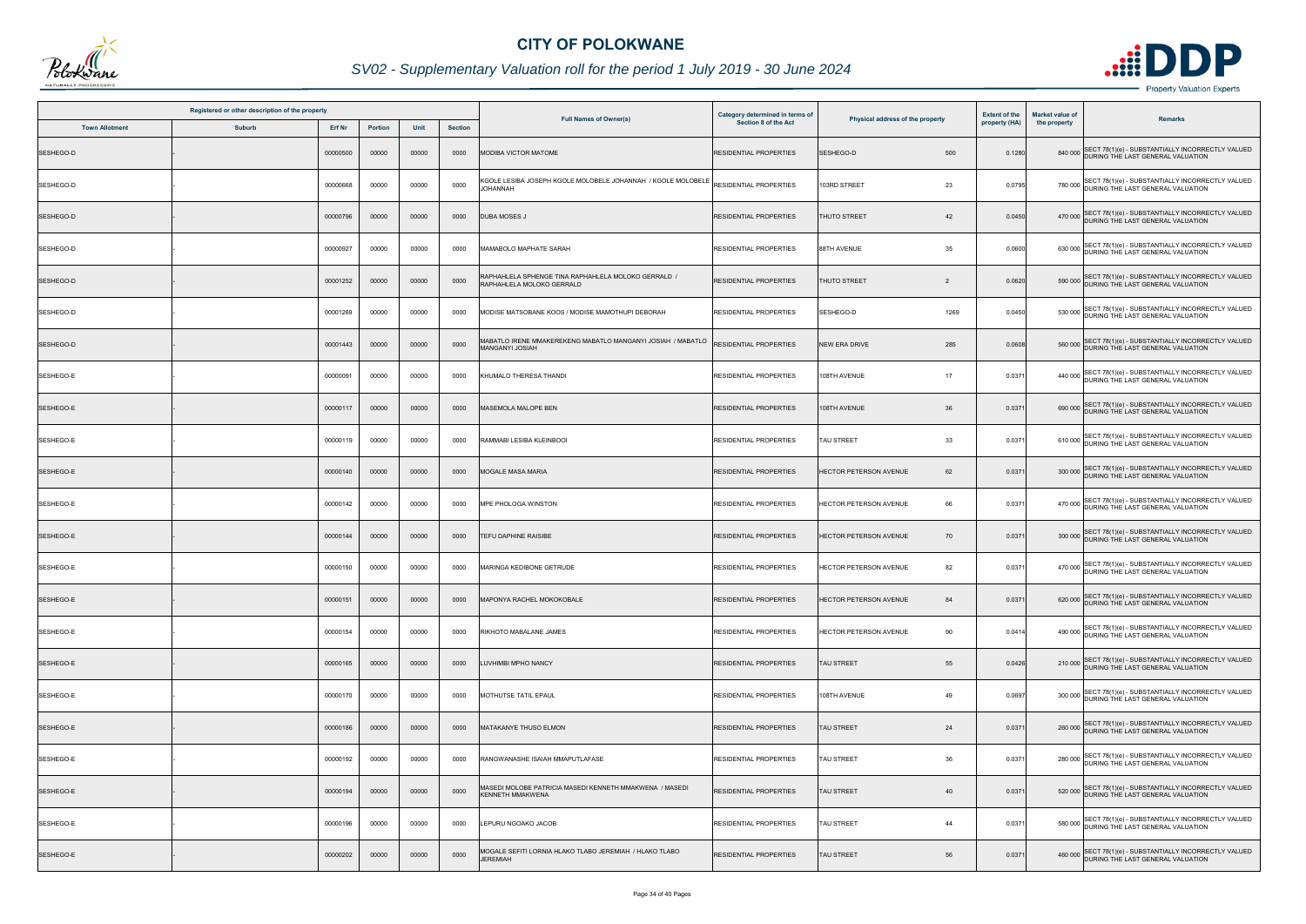# CITY OF POLOKWANE

## SV02 - Supplementary Valuation roll for the period 1 July 2019 - 30 June 2024

| Registered or other description of the property | | | | | | Full Names of Owner(s) | Category determined in terms of Section 8 of the Act | Physical address of the property | | Extent of the property (HA) | Market value of the property | Remarks |
|---|---|---|---|---|---|---|---|---|---|---|---|---|
| Town Allotment | Suburb | Erf Nr | Portion | Unit | Section | | | | | | | |
| SESHEGO-D | - | 00000500 | 00000 | 00000 | 0000 | MODIBA VICTOR MATOME | RESIDENTIAL PROPERTIES | SESHEGO-D | 500 | 0.1280 | 840 000 | SECT 78(1)(e) - SUBSTANTIALLY INCORRECTLY VALUED DURING THE LAST GENERAL VALUATION |
| SESHEGO-D | - | 00000668 | 00000 | 00000 | 0000 | KGOLE LESIBA JOSEPH KGOLE MOLOBELE JOHANNAH / KGOLE MOLOBELE JOHANNAH | RESIDENTIAL PROPERTIES | 103RD STREET | 23 | 0.0795 | 780 000 | SECT 78(1)(e) - SUBSTANTIALLY INCORRECTLY VALUED DURING THE LAST GENERAL VALUATION |
| SESHEGO-D | - | 00000796 | 00000 | 00000 | 0000 | DUBA MOSES J | RESIDENTIAL PROPERTIES | THUTO STREET | 42 | 0.0450 | 470 000 | SECT 78(1)(e) - SUBSTANTIALLY INCORRECTLY VALUED DURING THE LAST GENERAL VALUATION |
| SESHEGO-D | - | 00000927 | 00000 | 00000 | 0000 | MAMABOLO MAPHATE SARAH | RESIDENTIAL PROPERTIES | 88TH AVENUE | 35 | 0.0600 | 630 000 | SECT 78(1)(e) - SUBSTANTIALLY INCORRECTLY VALUED DURING THE LAST GENERAL VALUATION |
| SESHEGO-D | - | 00001252 | 00000 | 00000 | 0000 | RAPHAHLELA SPHENGE TINA RAPHAHLELA MOLOKO GERRALD / RAPHAHLELA MOLOKO GERRALD | RESIDENTIAL PROPERTIES | THUTO STREET | 2 | 0.0620 | 590 000 | SECT 78(1)(e) - SUBSTANTIALLY INCORRECTLY VALUED DURING THE LAST GENERAL VALUATION |
| SESHEGO-D | - | 00001269 | 00000 | 00000 | 0000 | MODISE MATSOBANE KOOS / MODISE MAMOTHUPI DEBORAH | RESIDENTIAL PROPERTIES | SESHEGO-D | 1269 | 0.0450 | 530 000 | SECT 78(1)(e) - SUBSTANTIALLY INCORRECTLY VALUED DURING THE LAST GENERAL VALUATION |
| SESHEGO-D | - | 00001443 | 00000 | 00000 | 0000 | MABATLO IRENE MMAKEREKENG MABATLO MANGANYI JOSIAH / MABATLO MANGANYI JOSIAH | RESIDENTIAL PROPERTIES | NEW ERA DRIVE | 285 | 0.0608 | 560 000 | SECT 78(1)(e) - SUBSTANTIALLY INCORRECTLY VALUED DURING THE LAST GENERAL VALUATION |
| SESHEGO-E | - | 00000091 | 00000 | 00000 | 0000 | KHUMALO THERESA THANDI | RESIDENTIAL PROPERTIES | 108TH AVENUE | 17 | 0.0371 | 440 000 | SECT 78(1)(e) - SUBSTANTIALLY INCORRECTLY VALUED DURING THE LAST GENERAL VALUATION |
| SESHEGO-E | - | 00000117 | 00000 | 00000 | 0000 | MASEMOLA MALOPE BEN | RESIDENTIAL PROPERTIES | 108TH AVENUE | 36 | 0.0371 | 690 000 | SECT 78(1)(e) - SUBSTANTIALLY INCORRECTLY VALUED DURING THE LAST GENERAL VALUATION |
| SESHEGO-E | - | 00000119 | 00000 | 00000 | 0000 | RAMMABI LESIBA KLEINBOOI | RESIDENTIAL PROPERTIES | TAU STREET | 33 | 0.0371 | 610 000 | SECT 78(1)(e) - SUBSTANTIALLY INCORRECTLY VALUED DURING THE LAST GENERAL VALUATION |
| SESHEGO-E | - | 00000140 | 00000 | 00000 | 0000 | MOGALE MASA MARIA | RESIDENTIAL PROPERTIES | HECTOR PETERSON AVENUE | 62 | 0.0371 | 300 000 | SECT 78(1)(e) - SUBSTANTIALLY INCORRECTLY VALUED DURING THE LAST GENERAL VALUATION |
| SESHEGO-E | - | 00000142 | 00000 | 00000 | 0000 | MPE PHOLOGA WINSTON | RESIDENTIAL PROPERTIES | HECTOR PETERSON AVENUE | 66 | 0.0371 | 470 000 | SECT 78(1)(e) - SUBSTANTIALLY INCORRECTLY VALUED DURING THE LAST GENERAL VALUATION |
| SESHEGO-E | - | 00000144 | 00000 | 00000 | 0000 | TEFU DAPHINE RAISIBE | RESIDENTIAL PROPERTIES | HECTOR PETERSON AVENUE | 70 | 0.0371 | 300 000 | SECT 78(1)(e) - SUBSTANTIALLY INCORRECTLY VALUED DURING THE LAST GENERAL VALUATION |
| SESHEGO-E | - | 00000150 | 00000 | 00000 | 0000 | MARINGA KEDIBONE GETRUDE | RESIDENTIAL PROPERTIES | HECTOR PETERSON AVENUE | 82 | 0.0371 | 470 000 | SECT 78(1)(e) - SUBSTANTIALLY INCORRECTLY VALUED DURING THE LAST GENERAL VALUATION |
| SESHEGO-E | - | 00000151 | 00000 | 00000 | 0000 | MAPONYA RACHEL MOKOKOBALE | RESIDENTIAL PROPERTIES | HECTOR PETERSON AVENUE | 84 | 0.0371 | 620 000 | SECT 78(1)(e) - SUBSTANTIALLY INCORRECTLY VALUED DURING THE LAST GENERAL VALUATION |
| SESHEGO-E | - | 00000154 | 00000 | 00000 | 0000 | RIKHOTO MABALANE JAMES | RESIDENTIAL PROPERTIES | HECTOR PETERSON AVENUE | 90 | 0.0414 | 490 000 | SECT 78(1)(e) - SUBSTANTIALLY INCORRECTLY VALUED DURING THE LAST GENERAL VALUATION |
| SESHEGO-E | - | 00000165 | 00000 | 00000 | 0000 | LUVHIMBI MPHO NANCY | RESIDENTIAL PROPERTIES | TAU STREET | 55 | 0.0426 | 210 000 | SECT 78(1)(e) - SUBSTANTIALLY INCORRECTLY VALUED DURING THE LAST GENERAL VALUATION |
| SESHEGO-E | - | 00000170 | 00000 | 00000 | 0000 | MOTHUTSE TATIL EPAUL | RESIDENTIAL PROPERTIES | 108TH AVENUE | 49 | 0.0697 | 300 000 | SECT 78(1)(e) - SUBSTANTIALLY INCORRECTLY VALUED DURING THE LAST GENERAL VALUATION |
| SESHEGO-E | - | 00000186 | 00000 | 00000 | 0000 | MATAKANYE THUSO ELMON | RESIDENTIAL PROPERTIES | TAU STREET | 24 | 0.0371 | 260 000 | SECT 78(1)(e) - SUBSTANTIALLY INCORRECTLY VALUED DURING THE LAST GENERAL VALUATION |
| SESHEGO-E | - | 00000192 | 00000 | 00000 | 0000 | RANGWANASHE ISAIAH MMAPUTLAFASE | RESIDENTIAL PROPERTIES | TAU STREET | 36 | 0.0371 | 280 000 | SECT 78(1)(e) - SUBSTANTIALLY INCORRECTLY VALUED DURING THE LAST GENERAL VALUATION |
| SESHEGO-E | - | 00000194 | 00000 | 00000 | 0000 | MASEDI MOLOBE PATRICIA MASEDI KENNETH MMAKWENA / MASEDI KENNETH MMAKWENA | RESIDENTIAL PROPERTIES | TAU STREET | 40 | 0.0371 | 520 000 | SECT 78(1)(e) - SUBSTANTIALLY INCORRECTLY VALUED DURING THE LAST GENERAL VALUATION |
| SESHEGO-E | - | 00000196 | 00000 | 00000 | 0000 | LEPURU NGOAKO JACOB | RESIDENTIAL PROPERTIES | TAU STREET | 44 | 0.0371 | 580 000 | SECT 78(1)(e) - SUBSTANTIALLY INCORRECTLY VALUED DURING THE LAST GENERAL VALUATION |
| SESHEGO-E | - | 00000202 | 00000 | 00000 | 0000 | MOGALE SEFITI LORNIA HLAKO TLABO JEREMIAH / HLAKO TLABO JEREMIAH | RESIDENTIAL PROPERTIES | TAU STREET | 56 | 0.0371 | 460 000 | SECT 78(1)(e) - SUBSTANTIALLY INCORRECTLY VALUED DURING THE LAST GENERAL VALUATION |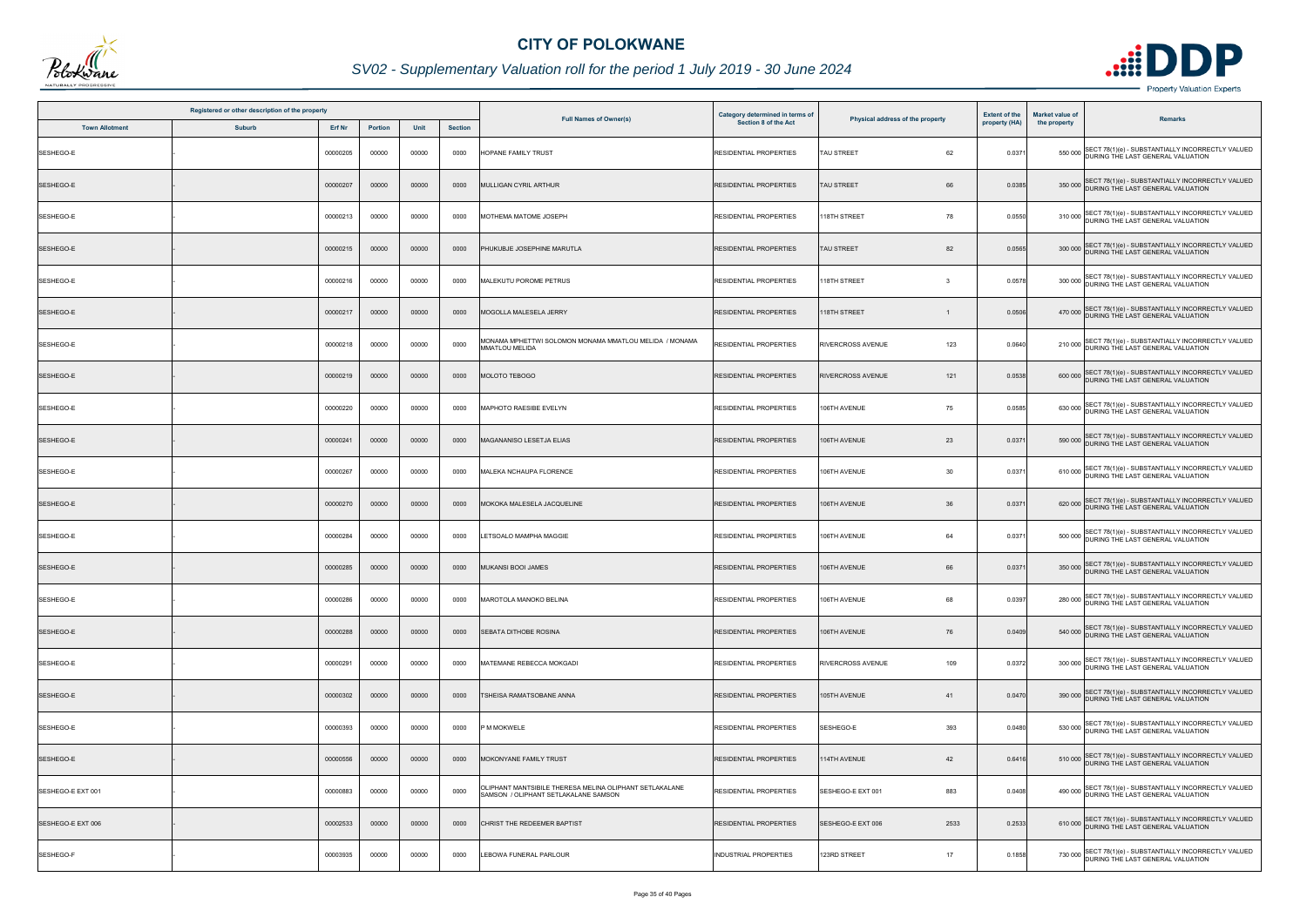# CITY OF POLOKWANE

## SV02 - Supplementary Valuation roll for the period 1 July 2019 - 30 June 2024

| Registered or other description of the property | | | | | | Full Names of Owner(s) | Category determined in terms of Section 8 of the Act | Physical address of the property | | Extent of the property (HA) | Market value of the property | Remarks |
|---|---|---|---|---|---|---|---|---|---|---|---|---|
| Town Allotment | Suburb | Erf Nr | Portion | Unit | Section | | | | | | | |
| SESHEGO-E | - | 00000205 | 00000 | 00000 | 0000 | HOPANE FAMILY TRUST | RESIDENTIAL PROPERTIES | TAU STREET | 62 | 0.0371 | 550 000 | SECT 78(1)(e) - SUBSTANTIALLY INCORRECTLY VALUED DURING THE LAST GENERAL VALUATION |
| SESHEGO-E | - | 00000207 | 00000 | 00000 | 0000 | MULLIGAN CYRIL ARTHUR | RESIDENTIAL PROPERTIES | TAU STREET | 66 | 0.0385 | 350 000 | SECT 78(1)(e) - SUBSTANTIALLY INCORRECTLY VALUED DURING THE LAST GENERAL VALUATION |
| SESHEGO-E | - | 00000213 | 00000 | 00000 | 0000 | MOTHEMA MATOME JOSEPH | RESIDENTIAL PROPERTIES | 118TH STREET | 78 | 0.0550 | 310 000 | SECT 78(1)(e) - SUBSTANTIALLY INCORRECTLY VALUED DURING THE LAST GENERAL VALUATION |
| SESHEGO-E | - | 00000215 | 00000 | 00000 | 0000 | PHUKUBJE JOSEPHINE MARUTLA | RESIDENTIAL PROPERTIES | TAU STREET | 82 | 0.0565 | 300 000 | SECT 78(1)(e) - SUBSTANTIALLY INCORRECTLY VALUED DURING THE LAST GENERAL VALUATION |
| SESHEGO-E | - | 00000216 | 00000 | 00000 | 0000 | MALEKUTU POROME PETRUS | RESIDENTIAL PROPERTIES | 118TH STREET | 3 | 0.0578 | 300 000 | SECT 78(1)(e) - SUBSTANTIALLY INCORRECTLY VALUED DURING THE LAST GENERAL VALUATION |
| SESHEGO-E | - | 00000217 | 00000 | 00000 | 0000 | MOGOLLA MALESELA JERRY | RESIDENTIAL PROPERTIES | 118TH STREET | 1 | 0.0506 | 470 000 | SECT 78(1)(e) - SUBSTANTIALLY INCORRECTLY VALUED DURING THE LAST GENERAL VALUATION |
| SESHEGO-E | - | 00000218 | 00000 | 00000 | 0000 | MONAMA MPHETTWI SOLOMON MONAMA MMATLOU MELIDA / MONAMA MMATLOU MELIDA | RESIDENTIAL PROPERTIES | RIVERCROSS AVENUE | 123 | 0.0640 | 210 000 | SECT 78(1)(e) - SUBSTANTIALLY INCORRECTLY VALUED DURING THE LAST GENERAL VALUATION |
| SESHEGO-E | - | 00000219 | 00000 | 00000 | 0000 | MOLOTO TEBOGO | RESIDENTIAL PROPERTIES | RIVERCROSS AVENUE | 121 | 0.0538 | 600 000 | SECT 78(1)(e) - SUBSTANTIALLY INCORRECTLY VALUED DURING THE LAST GENERAL VALUATION |
| SESHEGO-E | - | 00000220 | 00000 | 00000 | 0000 | MAPHOTO RAESIBE EVELYN | RESIDENTIAL PROPERTIES | 106TH AVENUE | 75 | 0.0585 | 630 000 | SECT 78(1)(e) - SUBSTANTIALLY INCORRECTLY VALUED DURING THE LAST GENERAL VALUATION |
| SESHEGO-E | - | 00000241 | 00000 | 00000 | 0000 | MAGANANISO LESETJA ELIAS | RESIDENTIAL PROPERTIES | 106TH AVENUE | 23 | 0.0371 | 590 000 | SECT 78(1)(e) - SUBSTANTIALLY INCORRECTLY VALUED DURING THE LAST GENERAL VALUATION |
| SESHEGO-E | - | 00000267 | 00000 | 00000 | 0000 | MALEKA NCHAUPA FLORENCE | RESIDENTIAL PROPERTIES | 106TH AVENUE | 30 | 0.0371 | 610 000 | SECT 78(1)(e) - SUBSTANTIALLY INCORRECTLY VALUED DURING THE LAST GENERAL VALUATION |
| SESHEGO-E | - | 00000270 | 00000 | 00000 | 0000 | MOKOKA MALESELA JACQUELINE | RESIDENTIAL PROPERTIES | 106TH AVENUE | 36 | 0.0371 | 620 000 | SECT 78(1)(e) - SUBSTANTIALLY INCORRECTLY VALUED DURING THE LAST GENERAL VALUATION |
| SESHEGO-E | - | 00000284 | 00000 | 00000 | 0000 | LETSOALO MAMPHA MAGGIE | RESIDENTIAL PROPERTIES | 106TH AVENUE | 64 | 0.0371 | 500 000 | SECT 78(1)(e) - SUBSTANTIALLY INCORRECTLY VALUED DURING THE LAST GENERAL VALUATION |
| SESHEGO-E | - | 00000285 | 00000 | 00000 | 0000 | MUKANSI BOOI JAMES | RESIDENTIAL PROPERTIES | 106TH AVENUE | 66 | 0.0371 | 350 000 | SECT 78(1)(e) - SUBSTANTIALLY INCORRECTLY VALUED DURING THE LAST GENERAL VALUATION |
| SESHEGO-E | - | 00000286 | 00000 | 00000 | 0000 | MAROTOLA MANOKO BELINA | RESIDENTIAL PROPERTIES | 106TH AVENUE | 68 | 0.0397 | 280 000 | SECT 78(1)(e) - SUBSTANTIALLY INCORRECTLY VALUED DURING THE LAST GENERAL VALUATION |
| SESHEGO-E | - | 00000288 | 00000 | 00000 | 0000 | SEBATA DITHOBE ROSINA | RESIDENTIAL PROPERTIES | 106TH AVENUE | 76 | 0.0409 | 540 000 | SECT 78(1)(e) - SUBSTANTIALLY INCORRECTLY VALUED DURING THE LAST GENERAL VALUATION |
| SESHEGO-E | - | 00000291 | 00000 | 00000 | 0000 | MATEMANE REBECCA MOKGADI | RESIDENTIAL PROPERTIES | RIVERCROSS AVENUE | 109 | 0.0372 | 300 000 | SECT 78(1)(e) - SUBSTANTIALLY INCORRECTLY VALUED DURING THE LAST GENERAL VALUATION |
| SESHEGO-E | - | 00000302 | 00000 | 00000 | 0000 | TSHEISA RAMATSOBANE ANNA | RESIDENTIAL PROPERTIES | 105TH AVENUE | 41 | 0.0470 | 390 000 | SECT 78(1)(e) - SUBSTANTIALLY INCORRECTLY VALUED DURING THE LAST GENERAL VALUATION |
| SESHEGO-E | - | 00000393 | 00000 | 00000 | 0000 | P M MOKWELE | RESIDENTIAL PROPERTIES | SESHEGO-E | 393 | 0.0480 | 530 000 | SECT 78(1)(e) - SUBSTANTIALLY INCORRECTLY VALUED DURING THE LAST GENERAL VALUATION |
| SESHEGO-E | - | 00000556 | 00000 | 00000 | 0000 | MOKONYANE FAMILY TRUST | RESIDENTIAL PROPERTIES | 114TH AVENUE | 42 | 0.6416 | 510 000 | SECT 78(1)(e) - SUBSTANTIALLY INCORRECTLY VALUED DURING THE LAST GENERAL VALUATION |
| SESHEGO-E EXT 001 | - | 00000883 | 00000 | 00000 | 0000 | OLIPHANT MANTSIBILE THERESA MELINA OLIPHANT SETLAKALANE SAMSON / OLIPHANT SETLAKALANE SAMSON | RESIDENTIAL PROPERTIES | SESHEGO-E EXT 001 | 883 | 0.0408 | 490 000 | SECT 78(1)(e) - SUBSTANTIALLY INCORRECTLY VALUED DURING THE LAST GENERAL VALUATION |
| SESHEGO-E EXT 006 | - | 00002533 | 00000 | 00000 | 0000 | CHRIST THE REDEEMER BAPTIST | RESIDENTIAL PROPERTIES | SESHEGO-E EXT 006 | 2533 | 0.2533 | 610 000 | SECT 78(1)(e) - SUBSTANTIALLY INCORRECTLY VALUED DURING THE LAST GENERAL VALUATION |
| SESHEGO-F | - | 00003935 | 00000 | 00000 | 0000 | LEBOWA FUNERAL PARLOUR | INDUSTRIAL PROPERTIES | 123RD STREET | 17 | 0.1858 | 730 000 | SECT 78(1)(e) - SUBSTANTIALLY INCORRECTLY VALUED DURING THE LAST GENERAL VALUATION |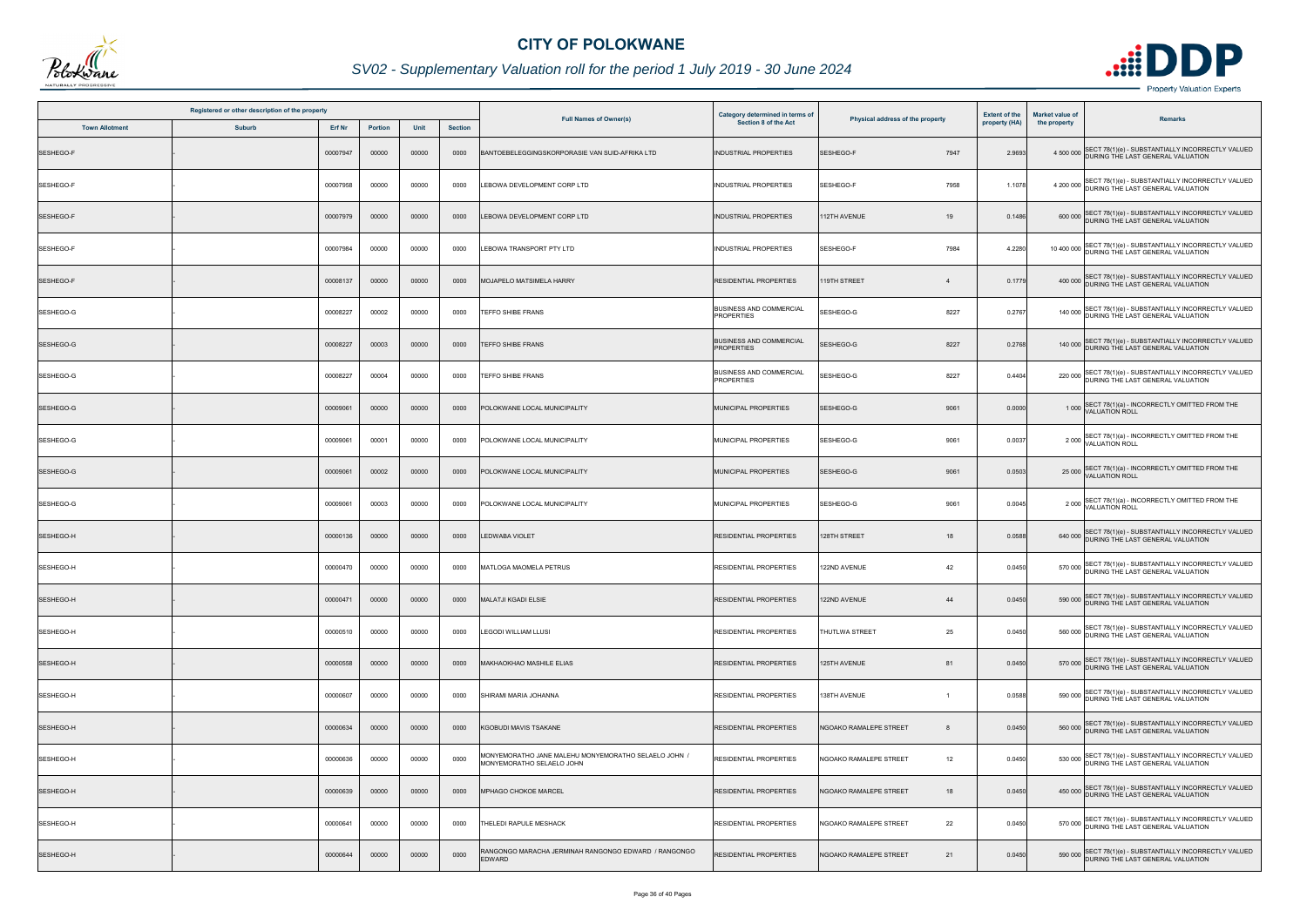# CITY OF POLOKWANE

## SV02 - Supplementary Valuation roll for the period 1 July 2019 - 30 June 2024

| Registered or other description of the property | | | | | | Full Names of Owner(s) | Category determined in terms of Section 8 of the Act | Physical address of the property | Extent of the property (HA) | Market value of the property | Remarks |
|---|---|---|---|---|---|---|---|---|---|---|---|
| Town Allotment | Suburb | Erf Nr | Portion | Unit | Section | | | | | | |
| SESHEGO-F | - | 00007947 | 00000 | 00000 | 0000 | BANTOEBELEGGINGSKORPORASIE VAN SUID-AFRIKA LTD | INDUSTRIAL PROPERTIES | SESHEGO-F 7947 | 2.9693 | 4 500 000 | SECT 78(1)(e) - SUBSTANTIALLY INCORRECTLY VALUED DURING THE LAST GENERAL VALUATION |
| SESHEGO-F | - | 00007958 | 00000 | 00000 | 0000 | LEBOWA DEVELOPMENT CORP LTD | INDUSTRIAL PROPERTIES | SESHEGO-F 7958 | 1.1078 | 4 200 000 | SECT 78(1)(e) - SUBSTANTIALLY INCORRECTLY VALUED DURING THE LAST GENERAL VALUATION |
| SESHEGO-F | - | 00007979 | 00000 | 00000 | 0000 | LEBOWA DEVELOPMENT CORP LTD | INDUSTRIAL PROPERTIES | 112TH AVENUE 19 | 0.1486 | 600 000 | SECT 78(1)(e) - SUBSTANTIALLY INCORRECTLY VALUED DURING THE LAST GENERAL VALUATION |
| SESHEGO-F | - | 00007984 | 00000 | 00000 | 0000 | LEBOWA TRANSPORT PTY LTD | INDUSTRIAL PROPERTIES | SESHEGO-F 7984 | 4.2280 | 10 400 000 | SECT 78(1)(e) - SUBSTANTIALLY INCORRECTLY VALUED DURING THE LAST GENERAL VALUATION |
| SESHEGO-F | - | 00008137 | 00000 | 00000 | 0000 | MOJAPELO MATSIMELA HARRY | RESIDENTIAL PROPERTIES | 119TH STREET 4 | 0.1779 | 400 000 | SECT 78(1)(e) - SUBSTANTIALLY INCORRECTLY VALUED DURING THE LAST GENERAL VALUATION |
| SESHEGO-G | - | 00008227 | 00002 | 00000 | 0000 | TEFFO SHIBE FRANS | BUSINESS AND COMMERCIAL PROPERTIES | SESHEGO-G 8227 | 0.2767 | 140 000 | SECT 78(1)(e) - SUBSTANTIALLY INCORRECTLY VALUED DURING THE LAST GENERAL VALUATION |
| SESHEGO-G | - | 00008227 | 00003 | 00000 | 0000 | TEFFO SHIBE FRANS | BUSINESS AND COMMERCIAL PROPERTIES | SESHEGO-G 8227 | 0.2768 | 140 000 | SECT 78(1)(e) - SUBSTANTIALLY INCORRECTLY VALUED DURING THE LAST GENERAL VALUATION |
| SESHEGO-G | - | 00008227 | 00004 | 00000 | 0000 | TEFFO SHIBE FRANS | BUSINESS AND COMMERCIAL PROPERTIES | SESHEGO-G 8227 | 0.4404 | 220 000 | SECT 78(1)(e) - SUBSTANTIALLY INCORRECTLY VALUED DURING THE LAST GENERAL VALUATION |
| SESHEGO-G | - | 00009061 | 00000 | 00000 | 0000 | POLOKWANE LOCAL MUNICIPALITY | MUNICIPAL PROPERTIES | SESHEGO-G 9061 | 0.0000 | 1 000 | SECT 78(1)(a) - INCORRECTLY OMITTED FROM THE VALUATION ROLL |
| SESHEGO-G | - | 00009061 | 00001 | 00000 | 0000 | POLOKWANE LOCAL MUNICIPALITY | MUNICIPAL PROPERTIES | SESHEGO-G 9061 | 0.0037 | 2 000 | SECT 78(1)(a) - INCORRECTLY OMITTED FROM THE VALUATION ROLL |
| SESHEGO-G | - | 00009061 | 00002 | 00000 | 0000 | POLOKWANE LOCAL MUNICIPALITY | MUNICIPAL PROPERTIES | SESHEGO-G 9061 | 0.0503 | 25 000 | SECT 78(1)(a) - INCORRECTLY OMITTED FROM THE VALUATION ROLL |
| SESHEGO-G | - | 00009061 | 00003 | 00000 | 0000 | POLOKWANE LOCAL MUNICIPALITY | MUNICIPAL PROPERTIES | SESHEGO-G 9061 | 0.0045 | 2 000 | SECT 78(1)(a) - INCORRECTLY OMITTED FROM THE VALUATION ROLL |
| SESHEGO-H | - | 00000136 | 00000 | 00000 | 0000 | LEDWABA VIOLET | RESIDENTIAL PROPERTIES | 128TH STREET 18 | 0.0588 | 640 000 | SECT 78(1)(e) - SUBSTANTIALLY INCORRECTLY VALUED DURING THE LAST GENERAL VALUATION |
| SESHEGO-H | - | 00000470 | 00000 | 00000 | 0000 | MATLOGA MAOMELA PETRUS | RESIDENTIAL PROPERTIES | 122ND AVENUE 42 | 0.0450 | 570 000 | SECT 78(1)(e) - SUBSTANTIALLY INCORRECTLY VALUED DURING THE LAST GENERAL VALUATION |
| SESHEGO-H | - | 00000471 | 00000 | 00000 | 0000 | MALATJI KGADI ELSIE | RESIDENTIAL PROPERTIES | 122ND AVENUE 44 | 0.0450 | 590 000 | SECT 78(1)(e) - SUBSTANTIALLY INCORRECTLY VALUED DURING THE LAST GENERAL VALUATION |
| SESHEGO-H | - | 00000510 | 00000 | 00000 | 0000 | LEGODI WILLIAM LLUSI | RESIDENTIAL PROPERTIES | THUTLWA STREET 25 | 0.0450 | 560 000 | SECT 78(1)(e) - SUBSTANTIALLY INCORRECTLY VALUED DURING THE LAST GENERAL VALUATION |
| SESHEGO-H | - | 00000558 | 00000 | 00000 | 0000 | MAKHAOKHAO MASHILE ELIAS | RESIDENTIAL PROPERTIES | 125TH AVENUE 81 | 0.0450 | 570 000 | SECT 78(1)(e) - SUBSTANTIALLY INCORRECTLY VALUED DURING THE LAST GENERAL VALUATION |
| SESHEGO-H | - | 00000607 | 00000 | 00000 | 0000 | SHIRAMI MARIA JOHANNA | RESIDENTIAL PROPERTIES | 138TH AVENUE 1 | 0.0588 | 590 000 | SECT 78(1)(e) - SUBSTANTIALLY INCORRECTLY VALUED DURING THE LAST GENERAL VALUATION |
| SESHEGO-H | - | 00000634 | 00000 | 00000 | 0000 | KGOBUDI MAVIS TSAKANE | RESIDENTIAL PROPERTIES | NGOAKO RAMALEPE STREET 8 | 0.0450 | 560 000 | SECT 78(1)(e) - SUBSTANTIALLY INCORRECTLY VALUED DURING THE LAST GENERAL VALUATION |
| SESHEGO-H | - | 00000636 | 00000 | 00000 | 0000 | MONYEMORATHO JANE MALEHU MONYEMORATHO SELAELO JOHN / MONYEMORATHO SELAELO JOHN | RESIDENTIAL PROPERTIES | NGOAKO RAMALEPE STREET 12 | 0.0450 | 530 000 | SECT 78(1)(e) - SUBSTANTIALLY INCORRECTLY VALUED DURING THE LAST GENERAL VALUATION |
| SESHEGO-H | - | 00000639 | 00000 | 00000 | 0000 | MPHAGO CHOKOE MARCEL | RESIDENTIAL PROPERTIES | NGOAKO RAMALEPE STREET 18 | 0.0450 | 450 000 | SECT 78(1)(e) - SUBSTANTIALLY INCORRECTLY VALUED DURING THE LAST GENERAL VALUATION |
| SESHEGO-H | - | 00000641 | 00000 | 00000 | 0000 | THELEDI RAPULE MESHACK | RESIDENTIAL PROPERTIES | NGOAKO RAMALEPE STREET 22 | 0.0450 | 570 000 | SECT 78(1)(e) - SUBSTANTIALLY INCORRECTLY VALUED DURING THE LAST GENERAL VALUATION |
| SESHEGO-H | - | 00000644 | 00000 | 00000 | 0000 | RANGONGO MARACHA JERMINAH RANGONGO EDWARD / RANGONGO EDWARD | RESIDENTIAL PROPERTIES | NGOAKO RAMALEPE STREET 21 | 0.0450 | 590 000 | SECT 78(1)(e) - SUBSTANTIALLY INCORRECTLY VALUED DURING THE LAST GENERAL VALUATION |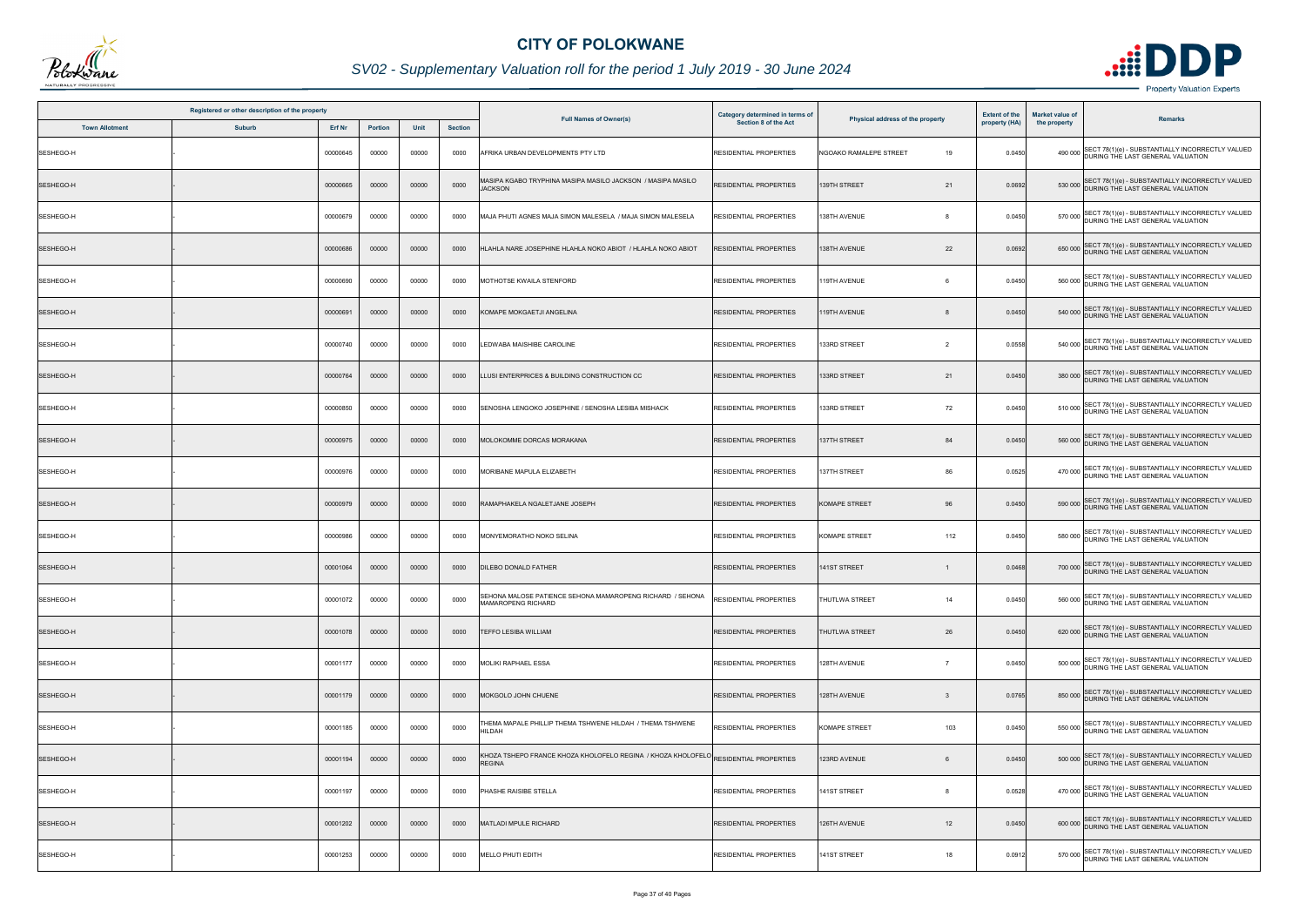# CITY OF POLOKWANE

## SV02 - Supplementary Valuation roll for the period 1 July 2019 - 30 June 2024

| Registered or other description of the property | | | | | | Full Names of Owner(s) | Category determined in terms of Section 8 of the Act | Physical address of the property | | Extent of the property (HA) | Market value of the property | Remarks |
|---|---|---|---|---|---|---|---|---|---|---|---|---|
| Town Allotment | Suburb | Erf Nr | Portion | Unit | Section | | | | | | | |
| SESHEGO-H | - | 00000645 | 00000 | 00000 | 0000 | AFRIKA URBAN DEVELOPMENTS PTY LTD | RESIDENTIAL PROPERTIES | NGOAKO RAMALEPE STREET | 19 | 0.0450 | 490 000 | SECT 78(1)(e) - SUBSTANTIALLY INCORRECTLY VALUED DURING THE LAST GENERAL VALUATION |
| SESHEGO-H | - | 00000665 | 00000 | 00000 | 0000 | MASIPA KGABO TRYPHINA MASIPA MASILO JACKSON / MASIPA MASILO JACKSON | RESIDENTIAL PROPERTIES | 139TH STREET | 21 | 0.0692 | 530 000 | SECT 78(1)(e) - SUBSTANTIALLY INCORRECTLY VALUED DURING THE LAST GENERAL VALUATION |
| SESHEGO-H | - | 00000679 | 00000 | 00000 | 0000 | MAJA PHUTI AGNES MAJA SIMON MALESELA / MAJA SIMON MALESELA | RESIDENTIAL PROPERTIES | 138TH AVENUE | 8 | 0.0450 | 570 000 | SECT 78(1)(e) - SUBSTANTIALLY INCORRECTLY VALUED DURING THE LAST GENERAL VALUATION |
| SESHEGO-H | - | 00000686 | 00000 | 00000 | 0000 | HLAHLA NARE JOSEPHINE HLAHLA NOKO ABIOT / HLAHLA NOKO ABIOT | RESIDENTIAL PROPERTIES | 138TH AVENUE | 22 | 0.0692 | 650 000 | SECT 78(1)(e) - SUBSTANTIALLY INCORRECTLY VALUED DURING THE LAST GENERAL VALUATION |
| SESHEGO-H | - | 00000690 | 00000 | 00000 | 0000 | MOTHOTSE KWAILA STENFORD | RESIDENTIAL PROPERTIES | 119TH AVENUE | 6 | 0.0450 | 560 000 | SECT 78(1)(e) - SUBSTANTIALLY INCORRECTLY VALUED DURING THE LAST GENERAL VALUATION |
| SESHEGO-H | - | 00000691 | 00000 | 00000 | 0000 | KOMAPE MOKGAETJI ANGELINA | RESIDENTIAL PROPERTIES | 119TH AVENUE | 8 | 0.0450 | 540 000 | SECT 78(1)(e) - SUBSTANTIALLY INCORRECTLY VALUED DURING THE LAST GENERAL VALUATION |
| SESHEGO-H | - | 00000740 | 00000 | 00000 | 0000 | LEDWABA MAISHIBE CAROLINE | RESIDENTIAL PROPERTIES | 133RD STREET | 2 | 0.0558 | 540 000 | SECT 78(1)(e) - SUBSTANTIALLY INCORRECTLY VALUED DURING THE LAST GENERAL VALUATION |
| SESHEGO-H | - | 00000764 | 00000 | 00000 | 0000 | LLUSI ENTERPRICES & BUILDING CONSTRUCTION CC | RESIDENTIAL PROPERTIES | 133RD STREET | 21 | 0.0450 | 380 000 | SECT 78(1)(e) - SUBSTANTIALLY INCORRECTLY VALUED DURING THE LAST GENERAL VALUATION |
| SESHEGO-H | - | 00000850 | 00000 | 00000 | 0000 | SENOSHA LENGOKO JOSEPHINE / SENOSHA LESIBA MISHACK | RESIDENTIAL PROPERTIES | 133RD STREET | 72 | 0.0450 | 510 000 | SECT 78(1)(e) - SUBSTANTIALLY INCORRECTLY VALUED DURING THE LAST GENERAL VALUATION |
| SESHEGO-H | - | 00000975 | 00000 | 00000 | 0000 | MOLOKOMME DORCAS MORAKANA | RESIDENTIAL PROPERTIES | 137TH STREET | 84 | 0.0450 | 560 000 | SECT 78(1)(e) - SUBSTANTIALLY INCORRECTLY VALUED DURING THE LAST GENERAL VALUATION |
| SESHEGO-H | - | 00000976 | 00000 | 00000 | 0000 | MORIBANE MAPULA ELIZABETH | RESIDENTIAL PROPERTIES | 137TH STREET | 86 | 0.0525 | 470 000 | SECT 78(1)(e) - SUBSTANTIALLY INCORRECTLY VALUED DURING THE LAST GENERAL VALUATION |
| SESHEGO-H | - | 00000979 | 00000 | 00000 | 0000 | RAMAPHAKELA NGALETJANE JOSEPH | RESIDENTIAL PROPERTIES | KOMAPE STREET | 96 | 0.0450 | 590 000 | SECT 78(1)(e) - SUBSTANTIALLY INCORRECTLY VALUED DURING THE LAST GENERAL VALUATION |
| SESHEGO-H | - | 00000986 | 00000 | 00000 | 0000 | MONYEMORATHO NOKO SELINA | RESIDENTIAL PROPERTIES | KOMAPE STREET | 112 | 0.0450 | 580 000 | SECT 78(1)(e) - SUBSTANTIALLY INCORRECTLY VALUED DURING THE LAST GENERAL VALUATION |
| SESHEGO-H | - | 00001064 | 00000 | 00000 | 0000 | DILEBO DONALD FATHER | RESIDENTIAL PROPERTIES | 141ST STREET | 1 | 0.0468 | 700 000 | SECT 78(1)(e) - SUBSTANTIALLY INCORRECTLY VALUED DURING THE LAST GENERAL VALUATION |
| SESHEGO-H | - | 00001072 | 00000 | 00000 | 0000 | SEHONA MALOSE PATIENCE SEHONA MAMAROPENG RICHARD / SEHONA MAMAROPENG RICHARD | RESIDENTIAL PROPERTIES | THUTLWA STREET | 14 | 0.0450 | 560 000 | SECT 78(1)(e) - SUBSTANTIALLY INCORRECTLY VALUED DURING THE LAST GENERAL VALUATION |
| SESHEGO-H | - | 00001078 | 00000 | 00000 | 0000 | TEFFO LESIBA WILLIAM | RESIDENTIAL PROPERTIES | THUTLWA STREET | 26 | 0.0450 | 620 000 | SECT 78(1)(e) - SUBSTANTIALLY INCORRECTLY VALUED DURING THE LAST GENERAL VALUATION |
| SESHEGO-H | - | 00001177 | 00000 | 00000 | 0000 | MOLIKI RAPHAEL ESSA | RESIDENTIAL PROPERTIES | 128TH AVENUE | 7 | 0.0450 | 500 000 | SECT 78(1)(e) - SUBSTANTIALLY INCORRECTLY VALUED DURING THE LAST GENERAL VALUATION |
| SESHEGO-H | - | 00001179 | 00000 | 00000 | 0000 | MOKGOLO JOHN CHUENE | RESIDENTIAL PROPERTIES | 128TH AVENUE | 3 | 0.0765 | 850 000 | SECT 78(1)(e) - SUBSTANTIALLY INCORRECTLY VALUED DURING THE LAST GENERAL VALUATION |
| SESHEGO-H | - | 00001185 | 00000 | 00000 | 0000 | THEMA MAPALE PHILLIP THEMA TSHWENE HILDAH / THEMA TSHWENE HILDAH | RESIDENTIAL PROPERTIES | KOMAPE STREET | 103 | 0.0450 | 550 000 | SECT 78(1)(e) - SUBSTANTIALLY INCORRECTLY VALUED DURING THE LAST GENERAL VALUATION |
| SESHEGO-H | - | 00001194 | 00000 | 00000 | 0000 | KHOZA TSHEPO FRANCE KHOZA KHOLOFELO REGINA / KHOZA KHOLOFELO REGINA | RESIDENTIAL PROPERTIES | 123RD AVENUE | 6 | 0.0450 | 500 000 | SECT 78(1)(e) - SUBSTANTIALLY INCORRECTLY VALUED DURING THE LAST GENERAL VALUATION |
| SESHEGO-H | - | 00001197 | 00000 | 00000 | 0000 | PHASHE RAISIBE STELLA | RESIDENTIAL PROPERTIES | 141ST STREET | 8 | 0.0528 | 470 000 | SECT 78(1)(e) - SUBSTANTIALLY INCORRECTLY VALUED DURING THE LAST GENERAL VALUATION |
| SESHEGO-H | - | 00001202 | 00000 | 00000 | 0000 | MATLADI MPULE RICHARD | RESIDENTIAL PROPERTIES | 126TH AVENUE | 12 | 0.0450 | 600 000 | SECT 78(1)(e) - SUBSTANTIALLY INCORRECTLY VALUED DURING THE LAST GENERAL VALUATION |
| SESHEGO-H | - | 00001253 | 00000 | 00000 | 0000 | MELLO PHUTI EDITH | RESIDENTIAL PROPERTIES | 141ST STREET | 18 | 0.0912 | 570 000 | SECT 78(1)(e) - SUBSTANTIALLY INCORRECTLY VALUED DURING THE LAST GENERAL VALUATION |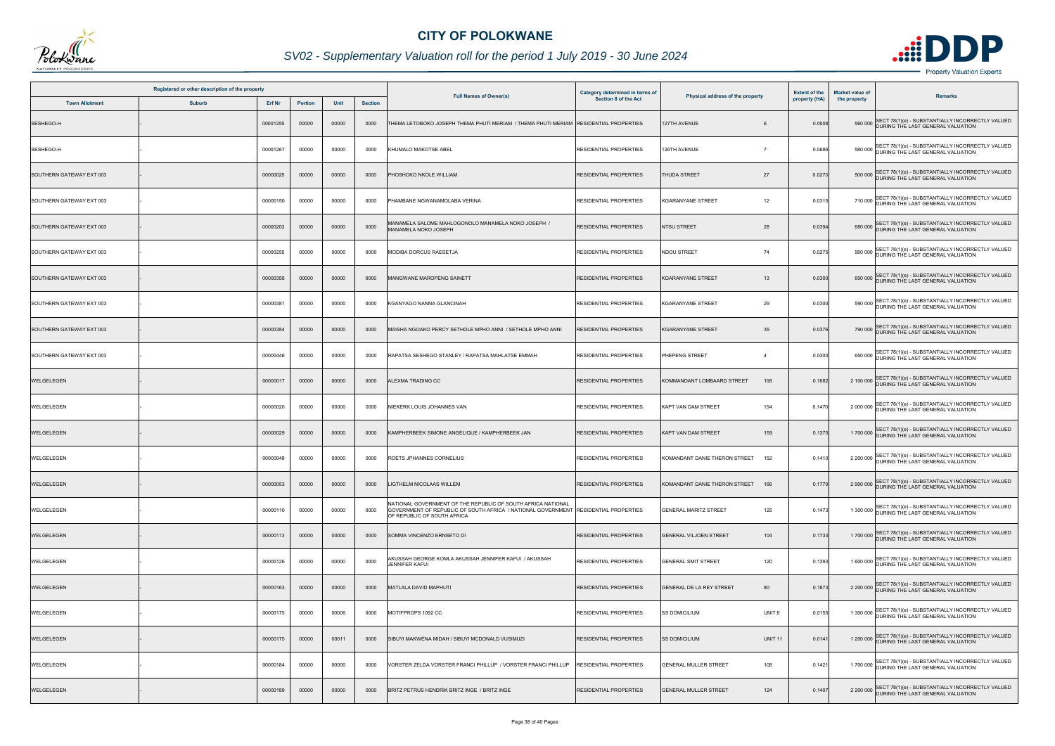# CITY OF POLOKWANE

## SV02 - Supplementary Valuation roll for the period 1 July 2019 - 30 June 2024

| Registered or other description of the property | | | | | | Full Names of Owner(s) | Category determined in terms of Section 8 of the Act | Physical address of the property | | Extent of the property (HA) | Market value of the property | Remarks |
|---|---|---|---|---|---|---|---|---|---|---|---|---|
| Town Allotment | Suburb | Erf Nr | Portion | Unit | Section | | | | | | | |
| SESHEGO-H | - | 00001255 | 00000 | 00000 | 0000 | THEMA LETOBOKO JOSEPH THEMA PHUTI MERIAM / THEMA PHUTI MERIAM | RESIDENTIAL PROPERTIES | 127TH AVENUE | 6 | 0.0508 | 560 000 | SECT 78(1)(e) - SUBSTANTIALLY INCORRECTLY VALUED DURING THE LAST GENERAL VALUATION |
| SESHEGO-H | - | 00001267 | 00000 | 00000 | 0000 | KHUMALO MAKOTSE ABEL | RESIDENTIAL PROPERTIES | 126TH AVENUE | 7 | 0.0686 | 580 000 | SECT 78(1)(e) - SUBSTANTIALLY INCORRECTLY VALUED DURING THE LAST GENERAL VALUATION |
| SOUTHERN GATEWAY EXT 003 | - | 00000025 | 00000 | 00000 | 0000 | PHOSHOKO NKOLE WILLIAM | RESIDENTIAL PROPERTIES | THUDA STREET | 27 | 0.0273 | 500 000 | SECT 78(1)(e) - SUBSTANTIALLY INCORRECTLY VALUED DURING THE LAST GENERAL VALUATION |
| SOUTHERN GATEWAY EXT 003 | - | 00000150 | 00000 | 00000 | 0000 | PHAMBANE NGWANAMOLABA VERINA | RESIDENTIAL PROPERTIES | KGARANYANE STREET | 12 | 0.0315 | 710 000 | SECT 78(1)(e) - SUBSTANTIALLY INCORRECTLY VALUED DURING THE LAST GENERAL VALUATION |
| SOUTHERN GATEWAY EXT 003 | - | 00000203 | 00000 | 00000 | 0000 | MANAMELA SALOME MAHLOGONOLO MANAMELA NOKO JOSEPH / MANAMELA NOKO JOSEPH | RESIDENTIAL PROPERTIES | NTSU STREET | 28 | 0.0394 | 680 000 | SECT 78(1)(e) - SUBSTANTIALLY INCORRECTLY VALUED DURING THE LAST GENERAL VALUATION |
| SOUTHERN GATEWAY EXT 003 | - | 00000255 | 00000 | 00000 | 0000 | MODIBA DORCUS RAESETJA | RESIDENTIAL PROPERTIES | NDOU STREET | 74 | 0.0275 | 580 000 | SECT 78(1)(e) - SUBSTANTIALLY INCORRECTLY VALUED DURING THE LAST GENERAL VALUATION |
| SOUTHERN GATEWAY EXT 003 | - | 00000358 | 00000 | 00000 | 0000 | MANGWANE MAROPENG SAINETT | RESIDENTIAL PROPERTIES | KGARANYANE STREET | 13 | 0.0300 | 600 000 | SECT 78(1)(e) - SUBSTANTIALLY INCORRECTLY VALUED DURING THE LAST GENERAL VALUATION |
| SOUTHERN GATEWAY EXT 003 | - | 00000381 | 00000 | 00000 | 0000 | KGANYAGO NANNA GLANCINAH | RESIDENTIAL PROPERTIES | KGARANYANE STREET | 29 | 0.0300 | 590 000 | SECT 78(1)(e) - SUBSTANTIALLY INCORRECTLY VALUED DURING THE LAST GENERAL VALUATION |
| SOUTHERN GATEWAY EXT 003 | - | 00000384 | 00000 | 00000 | 0000 | MAISHA NGOAKO PERCY SETHOLE MPHO ANNI / SETHOLE MPHO ANNI | RESIDENTIAL PROPERTIES | KGARANYANE STREET | 35 | 0.0376 | 790 000 | SECT 78(1)(e) - SUBSTANTIALLY INCORRECTLY VALUED DURING THE LAST GENERAL VALUATION |
| SOUTHERN GATEWAY EXT 003 | - | 00000446 | 00000 | 00000 | 0000 | RAPATSA SESHEGO STANLEY / RAPATSA MAHLATSE EMMAH | RESIDENTIAL PROPERTIES | PHEPENG STREET | 4 | 0.0300 | 650 000 | SECT 78(1)(e) - SUBSTANTIALLY INCORRECTLY VALUED DURING THE LAST GENERAL VALUATION |
| WELGELEGEN | - | 00000017 | 00000 | 00000 | 0000 | ALEXMA TRADING CC | RESIDENTIAL PROPERTIES | KOMMANDANT LOMBAARD STREET | 108 | 0.1682 | 2 100 000 | SECT 78(1)(e) - SUBSTANTIALLY INCORRECTLY VALUED DURING THE LAST GENERAL VALUATION |
| WELGELEGEN | - | 00000020 | 00000 | 00000 | 0000 | NIEKERK LOUIS JOHANNES VAN | RESIDENTIAL PROPERTIES | KAPT VAN DAM STREET | 154 | 0.1470 | 2 000 000 | SECT 78(1)(e) - SUBSTANTIALLY INCORRECTLY VALUED DURING THE LAST GENERAL VALUATION |
| WELGELEGEN | - | 00000029 | 00000 | 00000 | 0000 | KAMPHERBEEK SIMONE ANGELIQUE / KAMPHERBEEK JAN | RESIDENTIAL PROPERTIES | KAPT VAN DAM STREET | 159 | 0.1375 | 1 700 000 | SECT 78(1)(e) - SUBSTANTIALLY INCORRECTLY VALUED DURING THE LAST GENERAL VALUATION |
| WELGELEGEN | - | 00000048 | 00000 | 00000 | 0000 | ROETS JPHANNES CORNELIUS | RESIDENTIAL PROPERTIES | KOMANDANT DANIE THERON STREET | 152 | 0.1410 | 2 200 000 | SECT 78(1)(e) - SUBSTANTIALLY INCORRECTLY VALUED DURING THE LAST GENERAL VALUATION |
| WELGELEGEN | - | 00000053 | 00000 | 00000 | 0000 | LIGTHELM NICOLAAS WILLEM | RESIDENTIAL PROPERTIES | KOMANDANT DANIE THERON STREET | 166 | 0.1770 | 2 900 000 | SECT 78(1)(e) - SUBSTANTIALLY INCORRECTLY VALUED DURING THE LAST GENERAL VALUATION |
| WELGELEGEN | - | 00000110 | 00000 | 00000 | 0000 | NATIONAL GOVERNMENT OF THE REPUBLIC OF SOUTH AFRICA NATIONAL GOVERNMENT OF REPUBLIC OF SOUTH AFRICA / NATIONAL GOVERNMENT OF REPUBLIC OF SOUTH AFRICA | RESIDENTIAL PROPERTIES | GENERAL MARITZ STREET | 125 | 0.1473 | 1 300 000 | SECT 78(1)(e) - SUBSTANTIALLY INCORRECTLY VALUED DURING THE LAST GENERAL VALUATION |
| WELGELEGEN | - | 00000113 | 00000 | 00000 | 0000 | SOMMA VINCENZO ERNSETO DI | RESIDENTIAL PROPERTIES | GENERAL VILJOEN STREET | 104 | 0.1733 | 1 700 000 | SECT 78(1)(e) - SUBSTANTIALLY INCORRECTLY VALUED DURING THE LAST GENERAL VALUATION |
| WELGELEGEN | - | 00000126 | 00000 | 00000 | 0000 | AKUSSAH GEORGE KOMLA AKUSSAH JENNIFER KAFUI / AKUSSAH JENNIFER KAFUI | RESIDENTIAL PROPERTIES | GENERAL SMIT STREET | 120 | 0.1393 | 1 600 000 | SECT 78(1)(e) - SUBSTANTIALLY INCORRECTLY VALUED DURING THE LAST GENERAL VALUATION |
| WELGELEGEN | - | 00000163 | 00000 | 00000 | 0000 | MATLALA DAVID MAPHUTI | RESIDENTIAL PROPERTIES | GENERAL DE LA REY STREET | 80 | 0.1873 | 2 200 000 | SECT 78(1)(e) - SUBSTANTIALLY INCORRECTLY VALUED DURING THE LAST GENERAL VALUATION |
| WELGELEGEN | - | 00000175 | 00000 | 00006 | 0000 | MOTIFPROPS 1092 CC | RESIDENTIAL PROPERTIES | SS DOMICILIUM | UNIT 6 | 0.0155 | 1 300 000 | SECT 78(1)(e) - SUBSTANTIALLY INCORRECTLY VALUED DURING THE LAST GENERAL VALUATION |
| WELGELEGEN | - | 00000175 | 00000 | 00011 | 0000 | SIBUYI MAKWENA MIDAH / SIBUYI MCDONALD VUSIMUZI | RESIDENTIAL PROPERTIES | SS DOMICILIUM | UNIT 11 | 0.0141 | 1 200 000 | SECT 78(1)(e) - SUBSTANTIALLY INCORRECTLY VALUED DURING THE LAST GENERAL VALUATION |
| WELGELEGEN | - | 00000184 | 00000 | 00000 | 0000 | VORSTER ZELDA VORSTER FRANCI PHILLUP / VORSTER FRANCI PHILLUP | RESIDENTIAL PROPERTIES | GENERAL MULLER STREET | 108 | 0.1421 | 1 700 000 | SECT 78(1)(e) - SUBSTANTIALLY INCORRECTLY VALUED DURING THE LAST GENERAL VALUATION |
| WELGELEGEN | - | 00000189 | 00000 | 00000 | 0000 | BRITZ PETRUS HENDRIK BRITZ INGE / BRITZ INGE | RESIDENTIAL PROPERTIES | GENERAL MULLER STREET | 124 | 0.1407 | 2 200 000 | SECT 78(1)(e) - SUBSTANTIALLY INCORRECTLY VALUED DURING THE LAST GENERAL VALUATION |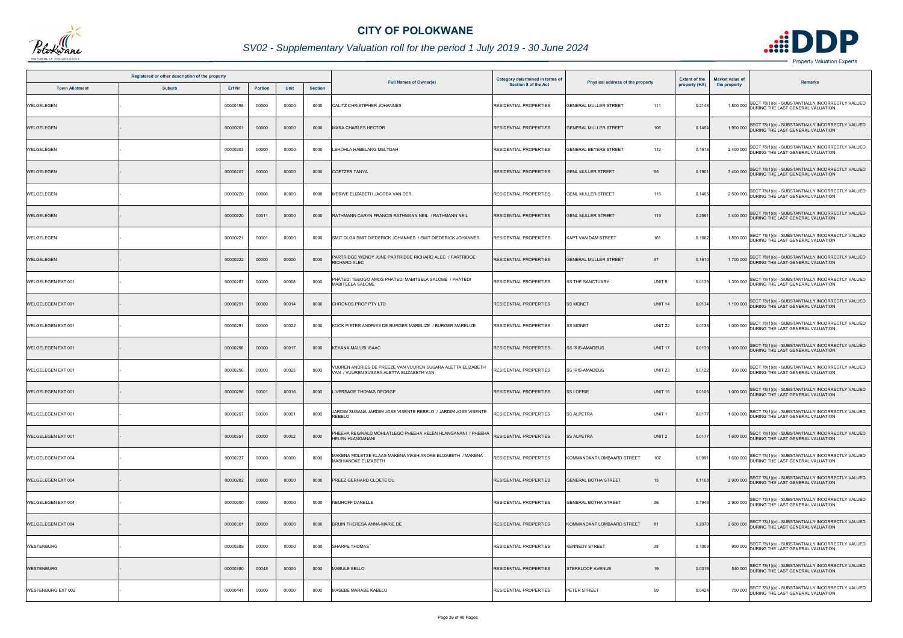# CITY OF POLOKWANE

## SV02 - Supplementary Valuation roll for the period 1 July 2019 - 30 June 2024

| Registered or other description of the property | | | | | | Full Names of Owner(s) | Category determined in terms of Section 8 of the Act | Physical address of the property | | Extent of the property (HA) | Market value of the property | Remarks |
|---|---|---|---|---|---|---|---|---|---|---|---|---|
| Town Allotment | Suburb | Erf Nr | Portion | Unit | Section | | | | | | | |
| WELGELEGEN | - | 00000198 | 00000 | 00000 | 0000 | CALITZ CHRISTIPHER JOHANNES | RESIDENTIAL PROPERTIES | GENERAL MULLER STREET | 111 | 0.2148 | 1 800 000 | SECT 78(1)(e) - SUBSTANTIALLY INCORRECTLY VALUED DURING THE LAST GENERAL VALUATION |
| WELGELEGEN | - | 00000201 | 00000 | 00000 | 0000 | MARA CHARLES HECTOR | RESIDENTIAL PROPERTIES | GENERAL MULLER STREET | 105 | 0.1454 | 1 900 000 | SECT 78(1)(e) - SUBSTANTIALLY INCORRECTLY VALUED DURING THE LAST GENERAL VALUATION |
| WELGELEGEN | - | 00000203 | 00000 | 00000 | 0000 | LEHOHLA HABELANG MELYDAH | RESIDENTIAL PROPERTIES | GENERAL BEYERS STREET | 112 | 0.1618 | 2 400 000 | SECT 78(1)(e) - SUBSTANTIALLY INCORRECTLY VALUED DURING THE LAST GENERAL VALUATION |
| WELGELEGEN | - | 00000207 | 00000 | 00000 | 0000 | COETZER TANYA | RESIDENTIAL PROPERTIES | GENL MULLER STREET | 95 | 0.1901 | 3 400 000 | SECT 78(1)(e) - SUBSTANTIALLY INCORRECTLY VALUED DURING THE LAST GENERAL VALUATION |
| WELGELEGEN | - | 00000220 | 00006 | 00000 | 0000 | MERWE ELIZABETH JACOBA VAN DER | RESIDENTIAL PROPERTIES | GENL MULLER STREET | 115 | 0.1405 | 2 500 000 | SECT 78(1)(e) - SUBSTANTIALLY INCORRECTLY VALUED DURING THE LAST GENERAL VALUATION |
| WELGELEGEN | - | 00000220 | 00011 | 00000 | 0000 | RATHMANN CARYN FRANCIS RATHMANN NEIL / RATHMANN NEIL | RESIDENTIAL PROPERTIES | GENL MULLER STREET | 119 | 0.2591 | 3 400 000 | SECT 78(1)(e) - SUBSTANTIALLY INCORRECTLY VALUED DURING THE LAST GENERAL VALUATION |
| WELGELEGEN | - | 00000221 | 00001 | 00000 | 0000 | SMIT OLGA SMIT DIEDERICK JOHANNES / SMIT DIEDERICK JOHANNES | RESIDENTIAL PROPERTIES | KAPT VAN DAM STREET | 161 | 0.1662 | 1 800 000 | SECT 78(1)(e) - SUBSTANTIALLY INCORRECTLY VALUED DURING THE LAST GENERAL VALUATION |
| WELGELEGEN | - | 00000222 | 00000 | 00000 | 0000 | PARTRIDGE WENDY JUNE PARTRIDGE RICHARD ALEC / PARTRIDGE RICHARD ALEC | RESIDENTIAL PROPERTIES | GENERAL MULLER STREET | 97 | 0.1610 | 1 700 000 | SECT 78(1)(e) - SUBSTANTIALLY INCORRECTLY VALUED DURING THE LAST GENERAL VALUATION |
| WELGELEGEN EXT 001 | - | 00000287 | 00000 | 00008 | 0000 | PHATEDI TEBOGO AMOS PHATEDI MABITSELA SALOME / PHATEDI MABITSELA SALOME | RESIDENTIAL PROPERTIES | SS THE SANCTUARY | UNIT 8 | 0.0139 | 1 300 000 | SECT 78(1)(e) - SUBSTANTIALLY INCORRECTLY VALUED DURING THE LAST GENERAL VALUATION |
| WELGELEGEN EXT 001 | - | 00000291 | 00000 | 00014 | 0000 | CHRONOS PROP PTY LTD | RESIDENTIAL PROPERTIES | SS MONET | UNIT 14 | 0.0134 | 1 100 000 | SECT 78(1)(e) - SUBSTANTIALLY INCORRECTLY VALUED DURING THE LAST GENERAL VALUATION |
| WELGELEGEN EXT 001 | - | 00000291 | 00000 | 00022 | 0000 | KOCK PIETER ANDRIES DE BURGER MARELIZE / BURGER MARELIZE | RESIDENTIAL PROPERTIES | SS MONET | UNIT 22 | 0.0138 | 1 000 000 | SECT 78(1)(e) - SUBSTANTIALLY INCORRECTLY VALUED DURING THE LAST GENERAL VALUATION |
| WELGELEGEN EXT 001 | - | 00000296 | 00000 | 00017 | 0000 | KEKANA MALUSI ISAAC | RESIDENTIAL PROPERTIES | SS IRIS-AMADEUS | UNIT 17 | 0.0139 | 1 000 000 | SECT 78(1)(e) - SUBSTANTIALLY INCORRECTLY VALUED DURING THE LAST GENERAL VALUATION |
| WELGELEGEN EXT 001 | - | 00000296 | 00000 | 00023 | 0000 | VUUREN ANDRIES DE PREEZE VAN VUUREN SUSARA ALETTA ELIZABETH VAN / VUUREN SUSARA ALETTA ELIZABETH VAN | RESIDENTIAL PROPERTIES | SS IRIS-AMADEUS | UNIT 23 | 0.0122 | 930 000 | SECT 78(1)(e) - SUBSTANTIALLY INCORRECTLY VALUED DURING THE LAST GENERAL VALUATION |
| WELGELEGEN EXT 001 | - | 00000296 | 00001 | 00016 | 0000 | LIVERSAGE THOMAS GEORGE | RESIDENTIAL PROPERTIES | SS LOERIE | UNIT 16 | 0.0106 | 1 000 000 | SECT 78(1)(e) - SUBSTANTIALLY INCORRECTLY VALUED DURING THE LAST GENERAL VALUATION |
| WELGELEGEN EXT 001 | - | 00000297 | 00000 | 00001 | 0000 | JARDIM SUSANA JARDIM JOSE VISENTE REBELO / JARDIM JOSE VISENTE REBELO | RESIDENTIAL PROPERTIES | SS ALPETRA | UNIT 1 | 0.0177 | 1 600 000 | SECT 78(1)(e) - SUBSTANTIALLY INCORRECTLY VALUED DURING THE LAST GENERAL VALUATION |
| WELGELEGEN EXT 001 | - | 00000297 | 00000 | 00002 | 0000 | PHEEHA REGINALD MOHLATLEGO PHEEHA HELEN HLANGANANI / PHEEHA HELEN HLANGANANI | RESIDENTIAL PROPERTIES | SS ALPETRA | UNIT 2 | 0.0177 | 1 600 000 | SECT 78(1)(e) - SUBSTANTIALLY INCORRECTLY VALUED DURING THE LAST GENERAL VALUATION |
| WELGELEGEN EXT 004 | - | 00000237 | 00000 | 00000 | 0000 | MAKENA MOLETSE KLAAS MAKENA MASHIANOKE ELIZABETH / MAKENA MASHIANOKE ELIZABETH | RESIDENTIAL PROPERTIES | KOMMANDANT LOMBAARD STREET | 107 | 0.0991 | 1 600 000 | SECT 78(1)(e) - SUBSTANTIALLY INCORRECTLY VALUED DURING THE LAST GENERAL VALUATION |
| WELGELEGEN EXT 004 | - | 00000282 | 00000 | 00000 | 0000 | PREEZ GERHARD CLOETE DU | RESIDENTIAL PROPERTIES | GENERAL BOTHA STREET | 13 | 0.1108 | 2 900 000 | SECT 78(1)(e) - SUBSTANTIALLY INCORRECTLY VALUED DURING THE LAST GENERAL VALUATION |
| WELGELEGEN EXT 004 | - | 00000300 | 00000 | 00000 | 0000 | NEUHOFF DANELLE | RESIDENTIAL PROPERTIES | GENERAL BOTHA STREET | 36 | 0.1943 | 2 900 000 | SECT 78(1)(e) - SUBSTANTIALLY INCORRECTLY VALUED DURING THE LAST GENERAL VALUATION |
| WELGELEGEN EXT 004 | - | 00000301 | 00000 | 00000 | 0000 | BRUIN THERESA ANNA-MARIE DE | RESIDENTIAL PROPERTIES | KOMMANDANT LOMBAARD STREET | 81 | 0.2070 | 2 600 000 | SECT 78(1)(e) - SUBSTANTIALLY INCORRECTLY VALUED DURING THE LAST GENERAL VALUATION |
| WESTENBURG | - | 00000289 | 00000 | 00000 | 0000 | SHARPE THOMAS | RESIDENTIAL PROPERTIES | KENNEDY STREET | 38 | 0.1009 | 950 000 | SECT 78(1)(e) - SUBSTANTIALLY INCORRECTLY VALUED DURING THE LAST GENERAL VALUATION |
| WESTENBURG | - | 00000380 | 00048 | 00000 | 0000 | MABULE SELLO | RESIDENTIAL PROPERTIES | STERKLOOP AVENUE | 19 | 0.0319 | 540 000 | SECT 78(1)(e) - SUBSTANTIALLY INCORRECTLY VALUED DURING THE LAST GENERAL VALUATION |
| WESTENBURG EXT 002 | - | 00000441 | 00000 | 00000 | 0000 | MASEBE MARABE KABELO | RESIDENTIAL PROPERTIES | PETER STREET | 69 | 0.0424 | 750 000 | SECT 78(1)(e) - SUBSTANTIALLY INCORRECTLY VALUED DURING THE LAST GENERAL VALUATION |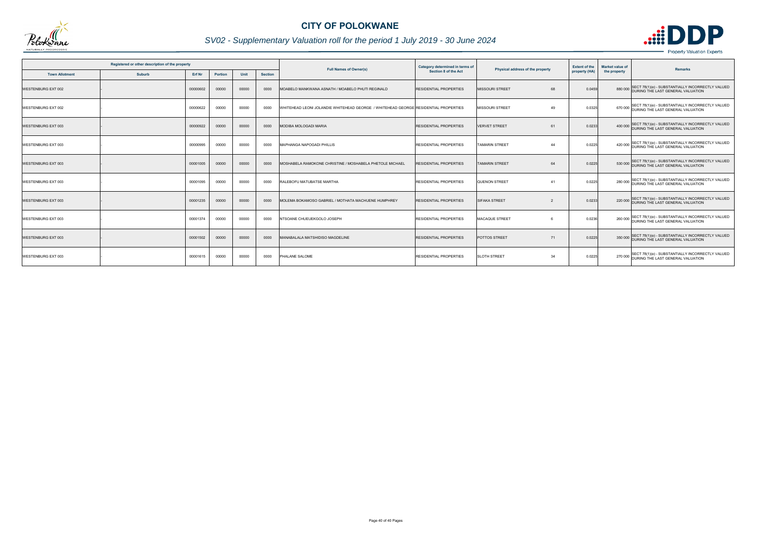# CITY OF POLOKWANE

*SV02 - Supplementary Valuation roll for the period 1 July 2019 - 30 June 2024*

| Registered or other description of the property | | | | | | Full Names of Owner(s) | Category determined in terms of Section 8 of the Act | Physical address of the property | | Extent of the property (HA) | Market value of the property | Remarks |
|---|---|---|---|---|---|---|---|---|---|---|---|---|
| Town Allotment | Suburb | Erf Nr | Portion | Unit | Section | | | | | | | |
| WESTENBURG EXT 002 | - | 00000602 | 00000 | 00000 | 0000 | MOABELO MANKWANA ASNATH / MOABELO PHUTI REGINALD | RESIDENTIAL PROPERTIES | MISSOURI STREET | 68 | 0.0459 | 880 000 | SECT 78(1)(e) - SUBSTANTIALLY INCORRECTLY VALUED DURING THE LAST GENERAL VALUATION |
| WESTENBURG EXT 002 | - | 00000622 | 00000 | 00000 | 0000 | WHITEHEAD LEONI JOLANDIE WHITEHEAD GEORGE / WHITEHEAD GEORGE | RESIDENTIAL PROPERTIES | MISSOURI STREET | 49 | 0.0325 | 670 000 | SECT 78(1)(e) - SUBSTANTIALLY INCORRECTLY VALUED DURING THE LAST GENERAL VALUATION |
| WESTENBURG EXT 003 | - | 00000922 | 00000 | 00000 | 0000 | MODIBA MOLOGADI MARIA | RESIDENTIAL PROPERTIES | VERVET STREET | 61 | 0.0233 | 400 000 | SECT 78(1)(e) - SUBSTANTIALLY INCORRECTLY VALUED DURING THE LAST GENERAL VALUATION |
| WESTENBURG EXT 003 | - | 00000995 | 00000 | 00000 | 0000 | MAPHANGA NAPOGADI PHILLIS | RESIDENTIAL PROPERTIES | TAMARIN STREET | 44 | 0.0225 | 420 000 | SECT 78(1)(e) - SUBSTANTIALLY INCORRECTLY VALUED DURING THE LAST GENERAL VALUATION |
| WESTENBURG EXT 003 | - | 00001005 | 00000 | 00000 | 0000 | MOSHABELA RAMOKONE CHRISTINE / MOSHABELA PHETOLE MICHAEL | RESIDENTIAL PROPERTIES | TAMARIN STREET | 64 | 0.0225 | 530 000 | SECT 78(1)(e) - SUBSTANTIALLY INCORRECTLY VALUED DURING THE LAST GENERAL VALUATION |
| WESTENBURG EXT 003 | - | 00001095 | 00000 | 00000 | 0000 | RALEBOFU MATUBATSE MARTHA | RESIDENTIAL PROPERTIES | QUENON STREET | 41 | 0.0225 | 280 000 | SECT 78(1)(e) - SUBSTANTIALLY INCORRECTLY VALUED DURING THE LAST GENERAL VALUATION |
| WESTENBURG EXT 003 | - | 00001235 | 00000 | 00000 | 0000 | MOLEMA BOKAMOSO GABRIEL / MOTHATA MACHUENE HUMPHREY | RESIDENTIAL PROPERTIES | SIFAKA STREET | 2 | 0.0233 | 220 000 | SECT 78(1)(e) - SUBSTANTIALLY INCORRECTLY VALUED DURING THE LAST GENERAL VALUATION |
| WESTENBURG EXT 003 | - | 00001374 | 00000 | 00000 | 0000 | NTSOANE CHUEUEKGOLO JOSEPH | RESIDENTIAL PROPERTIES | MACAQUE STREET | 6 | 0.0236 | 260 000 | SECT 78(1)(e) - SUBSTANTIALLY INCORRECTLY VALUED DURING THE LAST GENERAL VALUATION |
| WESTENBURG EXT 003 | - | 00001502 | 00000 | 00000 | 0000 | MANABALALA MATSHIDISO MAGDELINE | RESIDENTIAL PROPERTIES | POTTOS STREET | 71 | 0.0225 | 350 000 | SECT 78(1)(e) - SUBSTANTIALLY INCORRECTLY VALUED DURING THE LAST GENERAL VALUATION |
| WESTENBURG EXT 003 | - | 00001615 | 00000 | 00000 | 0000 | PHALANE SALOME | RESIDENTIAL PROPERTIES | SLOTH STREET | 34 | 0.0225 | 270 000 | SECT 78(1)(e) - SUBSTANTIALLY INCORRECTLY VALUED DURING THE LAST GENERAL VALUATION |